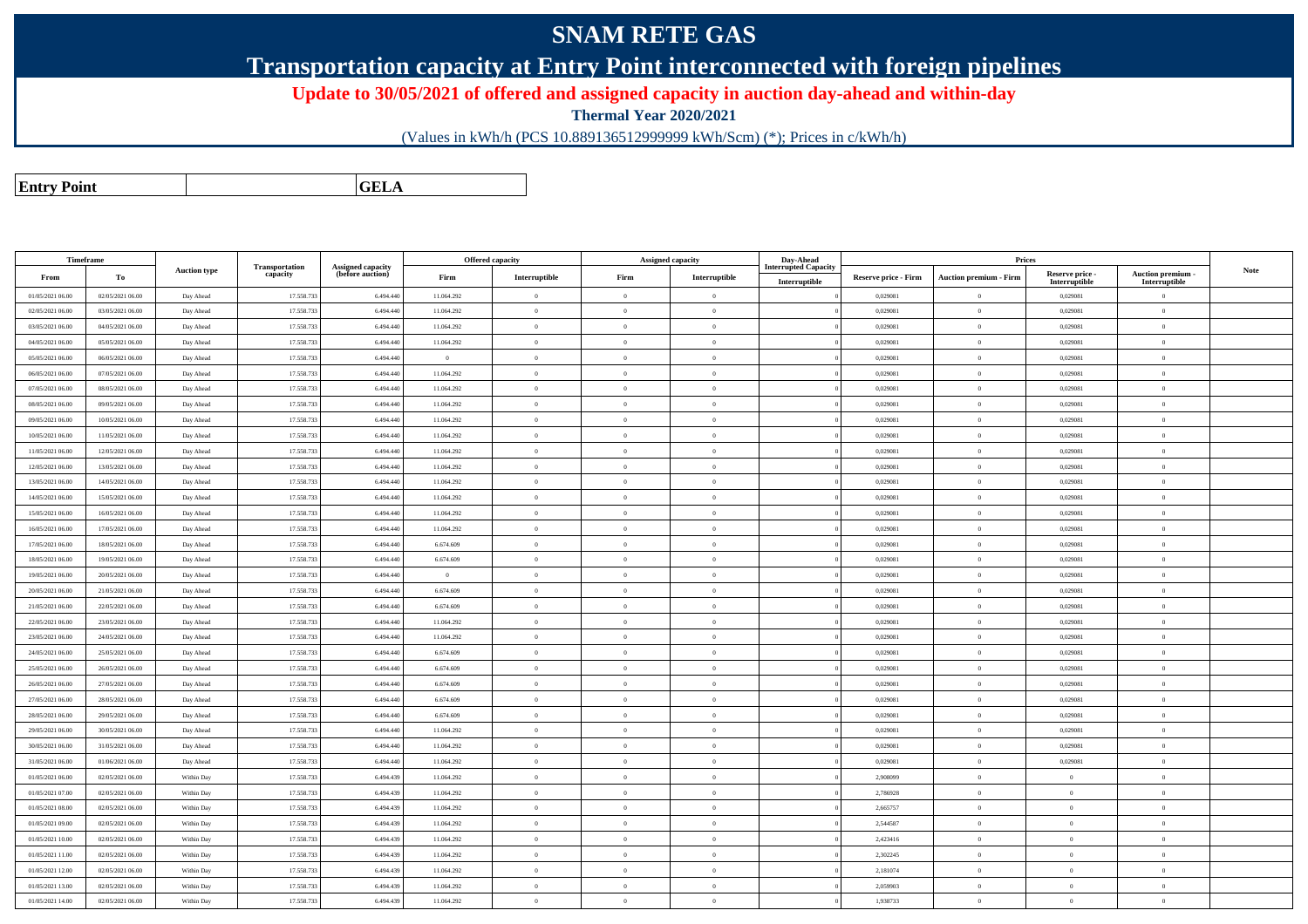# SNAM RETE GAS

## Transportation capacity at Entry Point interconnected with foreign pipelines

### Update to 30/05/2021 of offered and assigned capacity in auction day-ahead and within-day

**Thermal Year 2020/2021**

(Values in kWh/h (PCS 10.889136512999999 kWh/Scm) (*); Prices in c/kWh/h)

| Entry Point | GELA |
|---|---|

| Timeframe | | Auction type | Transportation capacity | Assigned capacity (before auction) | Offered capacity | | Assigned capacity | | Day-Ahead Interrupted Capacity | Prices | | | | Note |
|---|---|---|---|---|---|---|---|---|---|---|---|---|---|---|
| From | To | | | | Firm | Interruptible | Firm | Interruptible | Interruptible | Reserve price - Firm | Auction premium - Firm | Reserve price - Interruptible | Auction premium - Interruptible | |
| 01/05/2021 06.00 | 02/05/2021 06.00 | Day Ahead | 17.558.733 | 6.494.440 | 11.064.292 | 0 | 0 | 0 | 0 | 0,029081 | 0 | 0,029081 | 0 | |
| 02/05/2021 06.00 | 03/05/2021 06.00 | Day Ahead | 17.558.733 | 6.494.440 | 11.064.292 | 0 | 0 | 0 | 0 | 0,029081 | 0 | 0,029081 | 0 | |
| 03/05/2021 06.00 | 04/05/2021 06.00 | Day Ahead | 17.558.733 | 6.494.440 | 11.064.292 | 0 | 0 | 0 | 0 | 0,029081 | 0 | 0,029081 | 0 | |
| 04/05/2021 06.00 | 05/05/2021 06.00 | Day Ahead | 17.558.733 | 6.494.440 | 11.064.292 | 0 | 0 | 0 | 0 | 0,029081 | 0 | 0,029081 | 0 | |
| 05/05/2021 06.00 | 06/05/2021 06.00 | Day Ahead | 17.558.733 | 6.494.440 | 0 | 0 | 0 | 0 | 0 | 0,029081 | 0 | 0,029081 | 0 | |
| 06/05/2021 06.00 | 07/05/2021 06.00 | Day Ahead | 17.558.733 | 6.494.440 | 11.064.292 | 0 | 0 | 0 | 0 | 0,029081 | 0 | 0,029081 | 0 | |
| 07/05/2021 06.00 | 08/05/2021 06.00 | Day Ahead | 17.558.733 | 6.494.440 | 11.064.292 | 0 | 0 | 0 | 0 | 0,029081 | 0 | 0,029081 | 0 | |
| 08/05/2021 06.00 | 09/05/2021 06.00 | Day Ahead | 17.558.733 | 6.494.440 | 11.064.292 | 0 | 0 | 0 | 0 | 0,029081 | 0 | 0,029081 | 0 | |
| 09/05/2021 06.00 | 10/05/2021 06.00 | Day Ahead | 17.558.733 | 6.494.440 | 11.064.292 | 0 | 0 | 0 | 0 | 0,029081 | 0 | 0,029081 | 0 | |
| 10/05/2021 06.00 | 11/05/2021 06.00 | Day Ahead | 17.558.733 | 6.494.440 | 11.064.292 | 0 | 0 | 0 | 0 | 0,029081 | 0 | 0,029081 | 0 | |
| 11/05/2021 06.00 | 12/05/2021 06.00 | Day Ahead | 17.558.733 | 6.494.440 | 11.064.292 | 0 | 0 | 0 | 0 | 0,029081 | 0 | 0,029081 | 0 | |
| 12/05/2021 06.00 | 13/05/2021 06.00 | Day Ahead | 17.558.733 | 6.494.440 | 11.064.292 | 0 | 0 | 0 | 0 | 0,029081 | 0 | 0,029081 | 0 | |
| 13/05/2021 06.00 | 14/05/2021 06.00 | Day Ahead | 17.558.733 | 6.494.440 | 11.064.292 | 0 | 0 | 0 | 0 | 0,029081 | 0 | 0,029081 | 0 | |
| 14/05/2021 06.00 | 15/05/2021 06.00 | Day Ahead | 17.558.733 | 6.494.440 | 11.064.292 | 0 | 0 | 0 | 0 | 0,029081 | 0 | 0,029081 | 0 | |
| 15/05/2021 06.00 | 16/05/2021 06.00 | Day Ahead | 17.558.733 | 6.494.440 | 11.064.292 | 0 | 0 | 0 | 0 | 0,029081 | 0 | 0,029081 | 0 | |
| 16/05/2021 06.00 | 17/05/2021 06.00 | Day Ahead | 17.558.733 | 6.494.440 | 11.064.292 | 0 | 0 | 0 | 0 | 0,029081 | 0 | 0,029081 | 0 | |
| 17/05/2021 06.00 | 18/05/2021 06.00 | Day Ahead | 17.558.733 | 6.494.440 | 6.674.609 | 0 | 0 | 0 | 0 | 0,029081 | 0 | 0,029081 | 0 | |
| 18/05/2021 06.00 | 19/05/2021 06.00 | Day Ahead | 17.558.733 | 6.494.440 | 6.674.609 | 0 | 0 | 0 | 0 | 0,029081 | 0 | 0,029081 | 0 | |
| 19/05/2021 06.00 | 20/05/2021 06.00 | Day Ahead | 17.558.733 | 6.494.440 | 0 | 0 | 0 | 0 | 0 | 0,029081 | 0 | 0,029081 | 0 | |
| 20/05/2021 06.00 | 21/05/2021 06.00 | Day Ahead | 17.558.733 | 6.494.440 | 6.674.609 | 0 | 0 | 0 | 0 | 0,029081 | 0 | 0,029081 | 0 | |
| 21/05/2021 06.00 | 22/05/2021 06.00 | Day Ahead | 17.558.733 | 6.494.440 | 6.674.609 | 0 | 0 | 0 | 0 | 0,029081 | 0 | 0,029081 | 0 | |
| 22/05/2021 06.00 | 23/05/2021 06.00 | Day Ahead | 17.558.733 | 6.494.440 | 11.064.292 | 0 | 0 | 0 | 0 | 0,029081 | 0 | 0,029081 | 0 | |
| 23/05/2021 06.00 | 24/05/2021 06.00 | Day Ahead | 17.558.733 | 6.494.440 | 11.064.292 | 0 | 0 | 0 | 0 | 0,029081 | 0 | 0,029081 | 0 | |
| 24/05/2021 06.00 | 25/05/2021 06.00 | Day Ahead | 17.558.733 | 6.494.440 | 6.674.609 | 0 | 0 | 0 | 0 | 0,029081 | 0 | 0,029081 | 0 | |
| 25/05/2021 06.00 | 26/05/2021 06.00 | Day Ahead | 17.558.733 | 6.494.440 | 6.674.609 | 0 | 0 | 0 | 0 | 0,029081 | 0 | 0,029081 | 0 | |
| 26/05/2021 06.00 | 27/05/2021 06.00 | Day Ahead | 17.558.733 | 6.494.440 | 6.674.609 | 0 | 0 | 0 | 0 | 0,029081 | 0 | 0,029081 | 0 | |
| 27/05/2021 06.00 | 28/05/2021 06.00 | Day Ahead | 17.558.733 | 6.494.440 | 6.674.609 | 0 | 0 | 0 | 0 | 0,029081 | 0 | 0,029081 | 0 | |
| 28/05/2021 06.00 | 29/05/2021 06.00 | Day Ahead | 17.558.733 | 6.494.440 | 6.674.609 | 0 | 0 | 0 | 0 | 0,029081 | 0 | 0,029081 | 0 | |
| 29/05/2021 06.00 | 30/05/2021 06.00 | Day Ahead | 17.558.733 | 6.494.440 | 11.064.292 | 0 | 0 | 0 | 0 | 0,029081 | 0 | 0,029081 | 0 | |
| 30/05/2021 06.00 | 31/05/2021 06.00 | Day Ahead | 17.558.733 | 6.494.440 | 11.064.292 | 0 | 0 | 0 | 0 | 0,029081 | 0 | 0,029081 | 0 | |
| 31/05/2021 06.00 | 01/06/2021 06.00 | Day Ahead | 17.558.733 | 6.494.440 | 11.064.292 | 0 | 0 | 0 | 0 | 0,029081 | 0 | 0,029081 | 0 | |
| 01/05/2021 06.00 | 02/05/2021 06.00 | Within Day | 17.558.733 | 6.494.439 | 11.064.292 | 0 | 0 | 0 | 0 | 2,908099 | 0 | 0 | 0 | |
| 01/05/2021 07.00 | 02/05/2021 06.00 | Within Day | 17.558.733 | 6.494.439 | 11.064.292 | 0 | 0 | 0 | 0 | 2,786928 | 0 | 0 | 0 | |
| 01/05/2021 08.00 | 02/05/2021 06.00 | Within Day | 17.558.733 | 6.494.439 | 11.064.292 | 0 | 0 | 0 | 0 | 2,665757 | 0 | 0 | 0 | |
| 01/05/2021 09.00 | 02/05/2021 06.00 | Within Day | 17.558.733 | 6.494.439 | 11.064.292 | 0 | 0 | 0 | 0 | 2,544587 | 0 | 0 | 0 | |
| 01/05/2021 10.00 | 02/05/2021 06.00 | Within Day | 17.558.733 | 6.494.439 | 11.064.292 | 0 | 0 | 0 | 0 | 2,423416 | 0 | 0 | 0 | |
| 01/05/2021 11.00 | 02/05/2021 06.00 | Within Day | 17.558.733 | 6.494.439 | 11.064.292 | 0 | 0 | 0 | 0 | 2,302245 | 0 | 0 | 0 | |
| 01/05/2021 12.00 | 02/05/2021 06.00 | Within Day | 17.558.733 | 6.494.439 | 11.064.292 | 0 | 0 | 0 | 0 | 2,181074 | 0 | 0 | 0 | |
| 01/05/2021 13.00 | 02/05/2021 06.00 | Within Day | 17.558.733 | 6.494.439 | 11.064.292 | 0 | 0 | 0 | 0 | 2,059903 | 0 | 0 | 0 | |
| 01/05/2021 14.00 | 02/05/2021 06.00 | Within Day | 17.558.733 | 6.494.439 | 11.064.292 | 0 | 0 | 0 | 0 | 1,938733 | 0 | 0 | 0 | |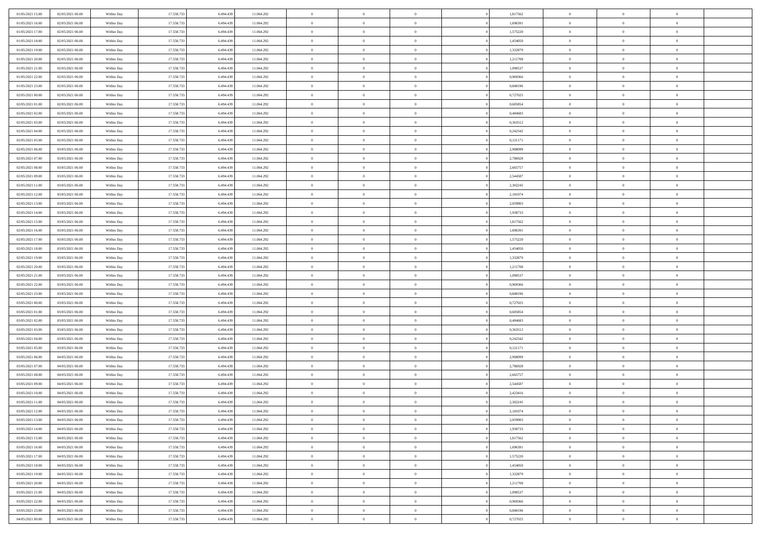| | | | | | | | | | | | | | | |
|---|---|---|---|---|---|---|---|---|---|---|---|---|---|---|
| 01/05/2021 15:00 | 02/05/2021 06:00 | Within Day | 17.558.733 | 6.494.439 | 11.064.292 | 0 | 0 | 0 | | 1,817562 | 0 | 0 | 0 | |
| 01/05/2021 16:00 | 02/05/2021 06:00 | Within Day | 17.558.733 | 6.494.439 | 11.064.292 | 0 | 0 | 0 | | 1,696391 | 0 | 0 | 0 | |
| 01/05/2021 17:00 | 02/05/2021 06:00 | Within Day | 17.558.733 | 6.494.439 | 11.064.292 | 0 | 0 | 0 | | 1,575220 | 0 | 0 | 0 | |
| 01/05/2021 18:00 | 02/05/2021 06:00 | Within Day | 17.558.733 | 6.494.439 | 11.064.292 | 0 | 0 | 0 | | 1,454050 | 0 | 0 | 0 | |
| 01/05/2021 19:00 | 02/05/2021 06:00 | Within Day | 17.558.733 | 6.494.439 | 11.064.292 | 0 | 0 | 0 | | 1,332879 | 0 | 0 | 0 | |
| 01/05/2021 20:00 | 02/05/2021 06:00 | Within Day | 17.558.733 | 6.494.439 | 11.064.292 | 0 | 0 | 0 | | 1,211708 | 0 | 0 | 0 | |
| 01/05/2021 21:00 | 02/05/2021 06:00 | Within Day | 17.558.733 | 6.494.439 | 11.064.292 | 0 | 0 | 0 | | 1,090537 | 0 | 0 | 0 | |
| 01/05/2021 22:00 | 02/05/2021 06:00 | Within Day | 17.558.733 | 6.494.439 | 11.064.292 | 0 | 0 | 0 | | 0,969366 | 0 | 0 | 0 | |
| 01/05/2021 23:00 | 02/05/2021 06:00 | Within Day | 17.558.733 | 6.494.439 | 11.064.292 | 0 | 0 | 0 | | 0,848196 | 0 | 0 | 0 | |
| 02/05/2021 00:00 | 02/05/2021 06:00 | Within Day | 17.558.733 | 6.494.439 | 11.064.292 | 0 | 0 | 0 | | 0,727025 | 0 | 0 | 0 | |
| 02/05/2021 01:00 | 02/05/2021 06:00 | Within Day | 17.558.733 | 6.494.439 | 11.064.292 | 0 | 0 | 0 | | 0,605854 | 0 | 0 | 0 | |
| 02/05/2021 02:00 | 02/05/2021 06:00 | Within Day | 17.558.733 | 6.494.439 | 11.064.292 | 0 | 0 | 0 | | 0,484683 | 0 | 0 | 0 | |
| 02/05/2021 03:00 | 02/05/2021 06:00 | Within Day | 17.558.733 | 6.494.439 | 11.064.292 | 0 | 0 | 0 | | 0,363512 | 0 | 0 | 0 | |
| 02/05/2021 04:00 | 02/05/2021 06:00 | Within Day | 17.558.733 | 6.494.439 | 11.064.292 | 0 | 0 | 0 | | 0,242342 | 0 | 0 | 0 | |
| 02/05/2021 05:00 | 02/05/2021 06:00 | Within Day | 17.558.733 | 6.494.439 | 11.064.292 | 0 | 0 | 0 | | 0,121171 | 0 | 0 | 0 | |
| 02/05/2021 06:00 | 03/05/2021 06:00 | Within Day | 17.558.733 | 6.494.439 | 11.064.292 | 0 | 0 | 0 | | 2,908099 | 0 | 0 | 0 | |
| 02/05/2021 07:00 | 03/05/2021 06:00 | Within Day | 17.558.733 | 6.494.439 | 11.064.292 | 0 | 0 | 0 | | 2,786928 | 0 | 0 | 0 | |
| 02/05/2021 08:00 | 03/05/2021 06:00 | Within Day | 17.558.733 | 6.494.439 | 11.064.292 | 0 | 0 | 0 | | 2,665757 | 0 | 0 | 0 | |
| 02/05/2021 09:00 | 03/05/2021 06:00 | Within Day | 17.558.733 | 6.494.439 | 11.064.292 | 0 | 0 | 0 | | 2,544587 | 0 | 0 | 0 | |
| 02/05/2021 11:00 | 03/05/2021 06:00 | Within Day | 17.558.733 | 6.494.439 | 11.064.292 | 0 | 0 | 0 | | 2,302245 | 0 | 0 | 0 | |
| 02/05/2021 12:00 | 03/05/2021 06:00 | Within Day | 17.558.733 | 6.494.439 | 11.064.292 | 0 | 0 | 0 | | 2,181074 | 0 | 0 | 0 | |
| 02/05/2021 13:00 | 03/05/2021 06:00 | Within Day | 17.558.733 | 6.494.439 | 11.064.292 | 0 | 0 | 0 | | 2,059903 | 0 | 0 | 0 | |
| 02/05/2021 14:00 | 03/05/2021 06:00 | Within Day | 17.558.733 | 6.494.439 | 11.064.292 | 0 | 0 | 0 | | 1,938733 | 0 | 0 | 0 | |
| 02/05/2021 15:00 | 03/05/2021 06:00 | Within Day | 17.558.733 | 6.494.439 | 11.064.292 | 0 | 0 | 0 | | 1,817562 | 0 | 0 | 0 | |
| 02/05/2021 16:00 | 03/05/2021 06:00 | Within Day | 17.558.733 | 6.494.439 | 11.064.292 | 0 | 0 | 0 | | 1,696391 | 0 | 0 | 0 | |
| 02/05/2021 17:00 | 03/05/2021 06:00 | Within Day | 17.558.733 | 6.494.439 | 11.064.292 | 0 | 0 | 0 | | 1,575220 | 0 | 0 | 0 | |
| 02/05/2021 18:00 | 03/05/2021 06:00 | Within Day | 17.558.733 | 6.494.439 | 11.064.292 | 0 | 0 | 0 | | 1,454050 | 0 | 0 | 0 | |
| 02/05/2021 19:00 | 03/05/2021 06:00 | Within Day | 17.558.733 | 6.494.439 | 11.064.292 | 0 | 0 | 0 | | 1,332879 | 0 | 0 | 0 | |
| 02/05/2021 20:00 | 03/05/2021 06:00 | Within Day | 17.558.733 | 6.494.439 | 11.064.292 | 0 | 0 | 0 | | 1,211708 | 0 | 0 | 0 | |
| 02/05/2021 21:00 | 03/05/2021 06:00 | Within Day | 17.558.733 | 6.494.439 | 11.064.292 | 0 | 0 | 0 | | 1,090537 | 0 | 0 | 0 | |
| 02/05/2021 22:00 | 03/05/2021 06:00 | Within Day | 17.558.733 | 6.494.439 | 11.064.292 | 0 | 0 | 0 | | 0,969366 | 0 | 0 | 0 | |
| 02/05/2021 23:00 | 03/05/2021 06:00 | Within Day | 17.558.733 | 6.494.439 | 11.064.292 | 0 | 0 | 0 | | 0,848196 | 0 | 0 | 0 | |
| 03/05/2021 00:00 | 03/05/2021 06:00 | Within Day | 17.558.733 | 6.494.439 | 11.064.292 | 0 | 0 | 0 | | 0,727025 | 0 | 0 | 0 | |
| 03/05/2021 01:00 | 03/05/2021 06:00 | Within Day | 17.558.733 | 6.494.439 | 11.064.292 | 0 | 0 | 0 | | 0,605854 | 0 | 0 | 0 | |
| 03/05/2021 02:00 | 03/05/2021 06:00 | Within Day | 17.558.733 | 6.494.439 | 11.064.292 | 0 | 0 | 0 | | 0,484683 | 0 | 0 | 0 | |
| 03/05/2021 03:00 | 03/05/2021 06:00 | Within Day | 17.558.733 | 6.494.439 | 11.064.292 | 0 | 0 | 0 | | 0,363512 | 0 | 0 | 0 | |
| 03/05/2021 04:00 | 03/05/2021 06:00 | Within Day | 17.558.733 | 6.494.439 | 11.064.292 | 0 | 0 | 0 | | 0,242342 | 0 | 0 | 0 | |
| 03/05/2021 05:00 | 03/05/2021 06:00 | Within Day | 17.558.733 | 6.494.439 | 11.064.292 | 0 | 0 | 0 | | 0,121171 | 0 | 0 | 0 | |
| 03/05/2021 06:00 | 04/05/2021 06:00 | Within Day | 17.558.733 | 6.494.439 | 11.064.292 | 0 | 0 | 0 | | 2,908099 | 0 | 0 | 0 | |
| 03/05/2021 07:00 | 04/05/2021 06:00 | Within Day | 17.558.733 | 6.494.439 | 11.064.292 | 0 | 0 | 0 | | 2,786928 | 0 | 0 | 0 | |
| 03/05/2021 08:00 | 04/05/2021 06:00 | Within Day | 17.558.733 | 6.494.439 | 11.064.292 | 0 | 0 | 0 | | 2,665757 | 0 | 0 | 0 | |
| 03/05/2021 09:00 | 04/05/2021 06:00 | Within Day | 17.558.733 | 6.494.439 | 11.064.292 | 0 | 0 | 0 | | 2,544587 | 0 | 0 | 0 | |
| 03/05/2021 10:00 | 04/05/2021 06:00 | Within Day | 17.558.733 | 6.494.439 | 11.064.292 | 0 | 0 | 0 | | 2,423416 | 0 | 0 | 0 | |
| 03/05/2021 11:00 | 04/05/2021 06:00 | Within Day | 17.558.733 | 6.494.439 | 11.064.292 | 0 | 0 | 0 | | 2,302245 | 0 | 0 | 0 | |
| 03/05/2021 12:00 | 04/05/2021 06:00 | Within Day | 17.558.733 | 6.494.439 | 11.064.292 | 0 | 0 | 0 | | 2,181074 | 0 | 0 | 0 | |
| 03/05/2021 13:00 | 04/05/2021 06:00 | Within Day | 17.558.733 | 6.494.439 | 11.064.292 | 0 | 0 | 0 | | 2,059903 | 0 | 0 | 0 | |
| 03/05/2021 14:00 | 04/05/2021 06:00 | Within Day | 17.558.733 | 6.494.439 | 11.064.292 | 0 | 0 | 0 | | 1,938733 | 0 | 0 | 0 | |
| 03/05/2021 15:00 | 04/05/2021 06:00 | Within Day | 17.558.733 | 6.494.439 | 11.064.292 | 0 | 0 | 0 | | 1,817562 | 0 | 0 | 0 | |
| 03/05/2021 16:00 | 04/05/2021 06:00 | Within Day | 17.558.733 | 6.494.439 | 11.064.292 | 0 | 0 | 0 | | 1,696391 | 0 | 0 | 0 | |
| 03/05/2021 17:00 | 04/05/2021 06:00 | Within Day | 17.558.733 | 6.494.439 | 11.064.292 | 0 | 0 | 0 | | 1,575220 | 0 | 0 | 0 | |
| 03/05/2021 18:00 | 04/05/2021 06:00 | Within Day | 17.558.733 | 6.494.439 | 11.064.292 | 0 | 0 | 0 | | 1,454050 | 0 | 0 | 0 | |
| 03/05/2021 19:00 | 04/05/2021 06:00 | Within Day | 17.558.733 | 6.494.439 | 11.064.292 | 0 | 0 | 0 | | 1,332879 | 0 | 0 | 0 | |
| 03/05/2021 20:00 | 04/05/2021 06:00 | Within Day | 17.558.733 | 6.494.439 | 11.064.292 | 0 | 0 | 0 | | 1,211708 | 0 | 0 | 0 | |
| 03/05/2021 21:00 | 04/05/2021 06:00 | Within Day | 17.558.733 | 6.494.439 | 11.064.292 | 0 | 0 | 0 | | 1,090537 | 0 | 0 | 0 | |
| 03/05/2021 22:00 | 04/05/2021 06:00 | Within Day | 17.558.733 | 6.494.439 | 11.064.292 | 0 | 0 | 0 | | 0,969366 | 0 | 0 | 0 | |
| 03/05/2021 23:00 | 04/05/2021 06:00 | Within Day | 17.558.733 | 6.494.439 | 11.064.292 | 0 | 0 | 0 | | 0,848196 | 0 | 0 | 0 | |
| 04/05/2021 00:00 | 04/05/2021 06:00 | Within Day | 17.558.733 | 6.494.439 | 11.064.292 | 0 | 0 | 0 | | 0,727025 | 0 | 0 | 0 | |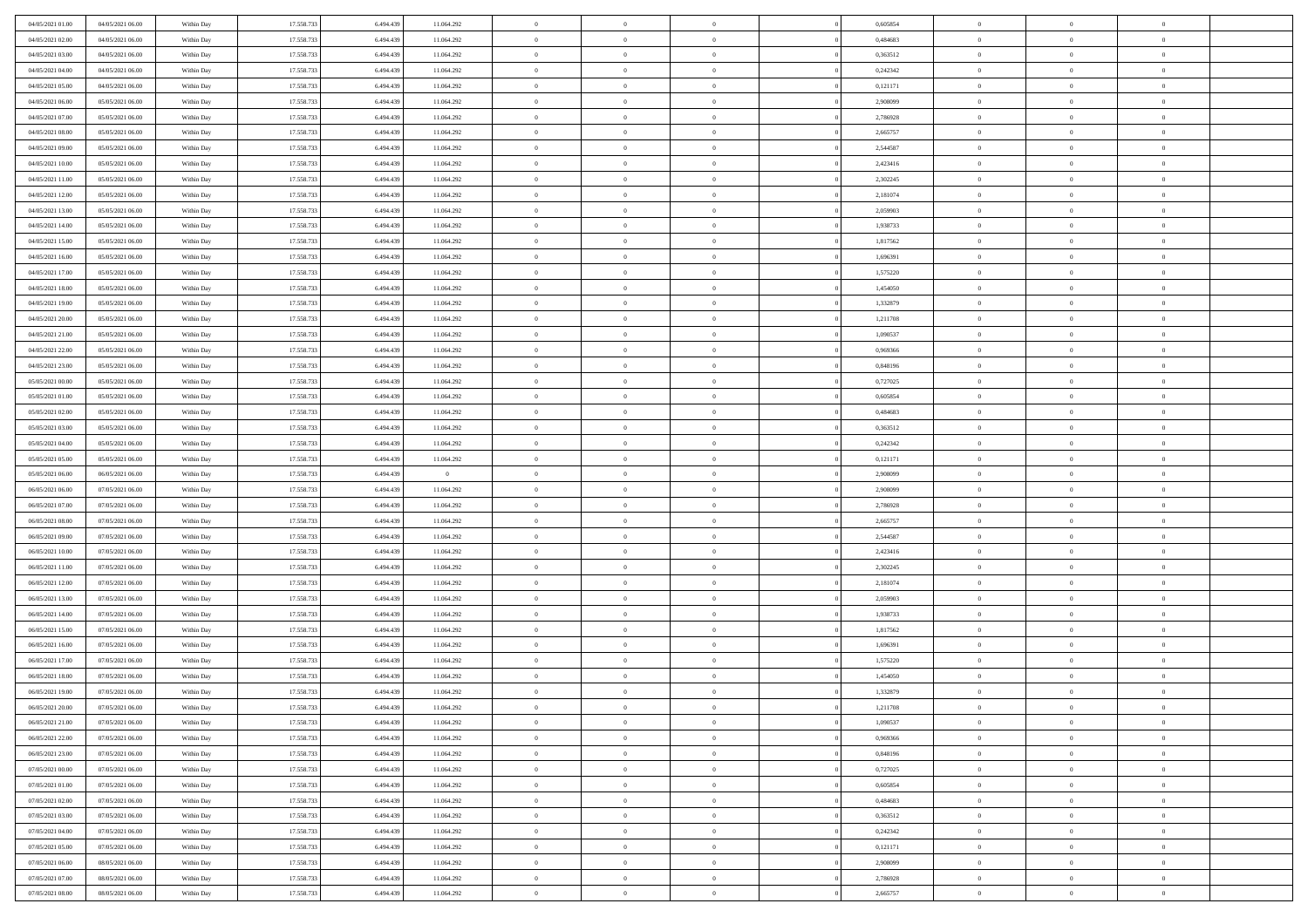| | | | | | | | | | | | | | | |
|---|---|---|---|---|---|---|---|---|---|---|---|---|---|---|
| 04/05/2021 01:00 | 04/05/2021 06:00 | Within Day | 17.558.733 | 6.494.439 | 11.064.292 | 0 | 0 | 0 | | 0,605854 | 0 | 0 | 0 | |
| 04/05/2021 02:00 | 04/05/2021 06:00 | Within Day | 17.558.733 | 6.494.439 | 11.064.292 | 0 | 0 | 0 | | 0,484683 | 0 | 0 | 0 | |
| 04/05/2021 03:00 | 04/05/2021 06:00 | Within Day | 17.558.733 | 6.494.439 | 11.064.292 | 0 | 0 | 0 | | 0,363512 | 0 | 0 | 0 | |
| 04/05/2021 04:00 | 04/05/2021 06:00 | Within Day | 17.558.733 | 6.494.439 | 11.064.292 | 0 | 0 | 0 | | 0,242342 | 0 | 0 | 0 | |
| 04/05/2021 05:00 | 04/05/2021 06:00 | Within Day | 17.558.733 | 6.494.439 | 11.064.292 | 0 | 0 | 0 | | 0,121171 | 0 | 0 | 0 | |
| 04/05/2021 06:00 | 05/05/2021 06:00 | Within Day | 17.558.733 | 6.494.439 | 11.064.292 | 0 | 0 | 0 | | 2,908099 | 0 | 0 | 0 | |
| 04/05/2021 07:00 | 05/05/2021 06:00 | Within Day | 17.558.733 | 6.494.439 | 11.064.292 | 0 | 0 | 0 | | 2,786928 | 0 | 0 | 0 | |
| 04/05/2021 08:00 | 05/05/2021 06:00 | Within Day | 17.558.733 | 6.494.439 | 11.064.292 | 0 | 0 | 0 | | 2,665757 | 0 | 0 | 0 | |
| 04/05/2021 09:00 | 05/05/2021 06:00 | Within Day | 17.558.733 | 6.494.439 | 11.064.292 | 0 | 0 | 0 | | 2,544587 | 0 | 0 | 0 | |
| 04/05/2021 10:00 | 05/05/2021 06:00 | Within Day | 17.558.733 | 6.494.439 | 11.064.292 | 0 | 0 | 0 | | 2,423416 | 0 | 0 | 0 | |
| 04/05/2021 11:00 | 05/05/2021 06:00 | Within Day | 17.558.733 | 6.494.439 | 11.064.292 | 0 | 0 | 0 | | 2,302245 | 0 | 0 | 0 | |
| 04/05/2021 12:00 | 05/05/2021 06:00 | Within Day | 17.558.733 | 6.494.439 | 11.064.292 | 0 | 0 | 0 | | 2,181074 | 0 | 0 | 0 | |
| 04/05/2021 13:00 | 05/05/2021 06:00 | Within Day | 17.558.733 | 6.494.439 | 11.064.292 | 0 | 0 | 0 | | 2,059903 | 0 | 0 | 0 | |
| 04/05/2021 14:00 | 05/05/2021 06:00 | Within Day | 17.558.733 | 6.494.439 | 11.064.292 | 0 | 0 | 0 | | 1,938733 | 0 | 0 | 0 | |
| 04/05/2021 15:00 | 05/05/2021 06:00 | Within Day | 17.558.733 | 6.494.439 | 11.064.292 | 0 | 0 | 0 | | 1,817562 | 0 | 0 | 0 | |
| 04/05/2021 16:00 | 05/05/2021 06:00 | Within Day | 17.558.733 | 6.494.439 | 11.064.292 | 0 | 0 | 0 | | 1,696391 | 0 | 0 | 0 | |
| 04/05/2021 17:00 | 05/05/2021 06:00 | Within Day | 17.558.733 | 6.494.439 | 11.064.292 | 0 | 0 | 0 | | 1,575220 | 0 | 0 | 0 | |
| 04/05/2021 18:00 | 05/05/2021 06:00 | Within Day | 17.558.733 | 6.494.439 | 11.064.292 | 0 | 0 | 0 | | 1,454050 | 0 | 0 | 0 | |
| 04/05/2021 19:00 | 05/05/2021 06:00 | Within Day | 17.558.733 | 6.494.439 | 11.064.292 | 0 | 0 | 0 | | 1,332879 | 0 | 0 | 0 | |
| 04/05/2021 20:00 | 05/05/2021 06:00 | Within Day | 17.558.733 | 6.494.439 | 11.064.292 | 0 | 0 | 0 | | 1,211708 | 0 | 0 | 0 | |
| 04/05/2021 21:00 | 05/05/2021 06:00 | Within Day | 17.558.733 | 6.494.439 | 11.064.292 | 0 | 0 | 0 | | 1,090537 | 0 | 0 | 0 | |
| 04/05/2021 22:00 | 05/05/2021 06:00 | Within Day | 17.558.733 | 6.494.439 | 11.064.292 | 0 | 0 | 0 | | 0,969366 | 0 | 0 | 0 | |
| 04/05/2021 23:00 | 05/05/2021 06:00 | Within Day | 17.558.733 | 6.494.439 | 11.064.292 | 0 | 0 | 0 | | 0,848196 | 0 | 0 | 0 | |
| 05/05/2021 00:00 | 05/05/2021 06:00 | Within Day | 17.558.733 | 6.494.439 | 11.064.292 | 0 | 0 | 0 | | 0,727025 | 0 | 0 | 0 | |
| 05/05/2021 01:00 | 05/05/2021 06:00 | Within Day | 17.558.733 | 6.494.439 | 11.064.292 | 0 | 0 | 0 | | 0,605854 | 0 | 0 | 0 | |
| 05/05/2021 02:00 | 05/05/2021 06:00 | Within Day | 17.558.733 | 6.494.439 | 11.064.292 | 0 | 0 | 0 | | 0,484683 | 0 | 0 | 0 | |
| 05/05/2021 03:00 | 05/05/2021 06:00 | Within Day | 17.558.733 | 6.494.439 | 11.064.292 | 0 | 0 | 0 | | 0,363512 | 0 | 0 | 0 | |
| 05/05/2021 04:00 | 05/05/2021 06:00 | Within Day | 17.558.733 | 6.494.439 | 11.064.292 | 0 | 0 | 0 | | 0,242342 | 0 | 0 | 0 | |
| 05/05/2021 05:00 | 05/05/2021 06:00 | Within Day | 17.558.733 | 6.494.439 | 11.064.292 | 0 | 0 | 0 | | 0,121171 | 0 | 0 | 0 | |
| 05/05/2021 06:00 | 06/05/2021 06:00 | Within Day | 17.558.733 | 6.494.439 | 0 | 0 | 0 | 0 | | 2,908099 | 0 | 0 | 0 | |
| 06/05/2021 06:00 | 07/05/2021 06:00 | Within Day | 17.558.733 | 6.494.439 | 11.064.292 | 0 | 0 | 0 | | 2,908099 | 0 | 0 | 0 | |
| 06/05/2021 07:00 | 07/05/2021 06:00 | Within Day | 17.558.733 | 6.494.439 | 11.064.292 | 0 | 0 | 0 | | 2,786928 | 0 | 0 | 0 | |
| 06/05/2021 08:00 | 07/05/2021 06:00 | Within Day | 17.558.733 | 6.494.439 | 11.064.292 | 0 | 0 | 0 | | 2,665757 | 0 | 0 | 0 | |
| 06/05/2021 09:00 | 07/05/2021 06:00 | Within Day | 17.558.733 | 6.494.439 | 11.064.292 | 0 | 0 | 0 | | 2,544587 | 0 | 0 | 0 | |
| 06/05/2021 10:00 | 07/05/2021 06:00 | Within Day | 17.558.733 | 6.494.439 | 11.064.292 | 0 | 0 | 0 | | 2,423416 | 0 | 0 | 0 | |
| 06/05/2021 11:00 | 07/05/2021 06:00 | Within Day | 17.558.733 | 6.494.439 | 11.064.292 | 0 | 0 | 0 | | 2,302245 | 0 | 0 | 0 | |
| 06/05/2021 12:00 | 07/05/2021 06:00 | Within Day | 17.558.733 | 6.494.439 | 11.064.292 | 0 | 0 | 0 | | 2,181074 | 0 | 0 | 0 | |
| 06/05/2021 13:00 | 07/05/2021 06:00 | Within Day | 17.558.733 | 6.494.439 | 11.064.292 | 0 | 0 | 0 | | 2,059903 | 0 | 0 | 0 | |
| 06/05/2021 14:00 | 07/05/2021 06:00 | Within Day | 17.558.733 | 6.494.439 | 11.064.292 | 0 | 0 | 0 | | 1,938733 | 0 | 0 | 0 | |
| 06/05/2021 15:00 | 07/05/2021 06:00 | Within Day | 17.558.733 | 6.494.439 | 11.064.292 | 0 | 0 | 0 | | 1,817562 | 0 | 0 | 0 | |
| 06/05/2021 16:00 | 07/05/2021 06:00 | Within Day | 17.558.733 | 6.494.439 | 11.064.292 | 0 | 0 | 0 | | 1,696391 | 0 | 0 | 0 | |
| 06/05/2021 17:00 | 07/05/2021 06:00 | Within Day | 17.558.733 | 6.494.439 | 11.064.292 | 0 | 0 | 0 | | 1,575220 | 0 | 0 | 0 | |
| 06/05/2021 18:00 | 07/05/2021 06:00 | Within Day | 17.558.733 | 6.494.439 | 11.064.292 | 0 | 0 | 0 | | 1,454050 | 0 | 0 | 0 | |
| 06/05/2021 19:00 | 07/05/2021 06:00 | Within Day | 17.558.733 | 6.494.439 | 11.064.292 | 0 | 0 | 0 | | 1,332879 | 0 | 0 | 0 | |
| 06/05/2021 20:00 | 07/05/2021 06:00 | Within Day | 17.558.733 | 6.494.439 | 11.064.292 | 0 | 0 | 0 | | 1,211708 | 0 | 0 | 0 | |
| 06/05/2021 21:00 | 07/05/2021 06:00 | Within Day | 17.558.733 | 6.494.439 | 11.064.292 | 0 | 0 | 0 | | 1,090537 | 0 | 0 | 0 | |
| 06/05/2021 22:00 | 07/05/2021 06:00 | Within Day | 17.558.733 | 6.494.439 | 11.064.292 | 0 | 0 | 0 | | 0,969366 | 0 | 0 | 0 | |
| 06/05/2021 23:00 | 07/05/2021 06:00 | Within Day | 17.558.733 | 6.494.439 | 11.064.292 | 0 | 0 | 0 | | 0,848196 | 0 | 0 | 0 | |
| 07/05/2021 00:00 | 07/05/2021 06:00 | Within Day | 17.558.733 | 6.494.439 | 11.064.292 | 0 | 0 | 0 | | 0,727025 | 0 | 0 | 0 | |
| 07/05/2021 01:00 | 07/05/2021 06:00 | Within Day | 17.558.733 | 6.494.439 | 11.064.292 | 0 | 0 | 0 | | 0,605854 | 0 | 0 | 0 | |
| 07/05/2021 02:00 | 07/05/2021 06:00 | Within Day | 17.558.733 | 6.494.439 | 11.064.292 | 0 | 0 | 0 | | 0,484683 | 0 | 0 | 0 | |
| 07/05/2021 03:00 | 07/05/2021 06:00 | Within Day | 17.558.733 | 6.494.439 | 11.064.292 | 0 | 0 | 0 | | 0,363512 | 0 | 0 | 0 | |
| 07/05/2021 04:00 | 07/05/2021 06:00 | Within Day | 17.558.733 | 6.494.439 | 11.064.292 | 0 | 0 | 0 | | 0,242342 | 0 | 0 | 0 | |
| 07/05/2021 05:00 | 07/05/2021 06:00 | Within Day | 17.558.733 | 6.494.439 | 11.064.292 | 0 | 0 | 0 | | 0,121171 | 0 | 0 | 0 | |
| 07/05/2021 06:00 | 08/05/2021 06:00 | Within Day | 17.558.733 | 6.494.439 | 11.064.292 | 0 | 0 | 0 | | 2,908099 | 0 | 0 | 0 | |
| 07/05/2021 07:00 | 08/05/2021 06:00 | Within Day | 17.558.733 | 6.494.439 | 11.064.292 | 0 | 0 | 0 | | 2,786928 | 0 | 0 | 0 | |
| 07/05/2021 08:00 | 08/05/2021 06:00 | Within Day | 17.558.733 | 6.494.439 | 11.064.292 | 0 | 0 | 0 | | 2,665757 | 0 | 0 | 0 | |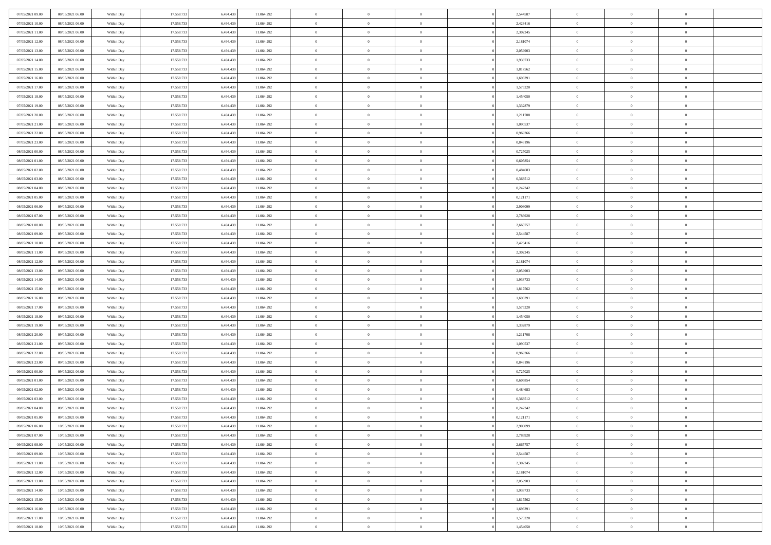| | | | | | | | | | | | | | | |
|---|---|---|---|---|---|---|---|---|---|---|---|---|---|---|
| 07/05/2021 09.00 | 08/05/2021 06.00 | Within Day | 17.558.733 | 6.494.439 | 11.064.292 | 0 | 0 | 0 | | 2,544587 | 0 | 0 | 0 | |
| 07/05/2021 10.00 | 08/05/2021 06.00 | Within Day | 17.558.733 | 6.494.439 | 11.064.292 | 0 | 0 | 0 | | 2,423416 | 0 | 0 | 0 | |
| 07/05/2021 11.00 | 08/05/2021 06.00 | Within Day | 17.558.733 | 6.494.439 | 11.064.292 | 0 | 0 | 0 | | 2,302245 | 0 | 0 | 0 | |
| 07/05/2021 12.00 | 08/05/2021 06.00 | Within Day | 17.558.733 | 6.494.439 | 11.064.292 | 0 | 0 | 0 | | 2,181074 | 0 | 0 | 0 | |
| 07/05/2021 13.00 | 08/05/2021 06.00 | Within Day | 17.558.733 | 6.494.439 | 11.064.292 | 0 | 0 | 0 | | 2,059903 | 0 | 0 | 0 | |
| 07/05/2021 14.00 | 08/05/2021 06.00 | Within Day | 17.558.733 | 6.494.439 | 11.064.292 | 0 | 0 | 0 | | 1,938733 | 0 | 0 | 0 | |
| 07/05/2021 15.00 | 08/05/2021 06.00 | Within Day | 17.558.733 | 6.494.439 | 11.064.292 | 0 | 0 | 0 | | 1,817562 | 0 | 0 | 0 | |
| 07/05/2021 16.00 | 08/05/2021 06.00 | Within Day | 17.558.733 | 6.494.439 | 11.064.292 | 0 | 0 | 0 | | 1,696391 | 0 | 0 | 0 | |
| 07/05/2021 17.00 | 08/05/2021 06.00 | Within Day | 17.558.733 | 6.494.439 | 11.064.292 | 0 | 0 | 0 | | 1,575220 | 0 | 0 | 0 | |
| 07/05/2021 18.00 | 08/05/2021 06.00 | Within Day | 17.558.733 | 6.494.439 | 11.064.292 | 0 | 0 | 0 | | 1,454050 | 0 | 0 | 0 | |
| 07/05/2021 19.00 | 08/05/2021 06.00 | Within Day | 17.558.733 | 6.494.439 | 11.064.292 | 0 | 0 | 0 | | 1,332879 | 0 | 0 | 0 | |
| 07/05/2021 20.00 | 08/05/2021 06.00 | Within Day | 17.558.733 | 6.494.439 | 11.064.292 | 0 | 0 | 0 | | 1,211708 | 0 | 0 | 0 | |
| 07/05/2021 21.00 | 08/05/2021 06.00 | Within Day | 17.558.733 | 6.494.439 | 11.064.292 | 0 | 0 | 0 | | 1,090537 | 0 | 0 | 0 | |
| 07/05/2021 22.00 | 08/05/2021 06.00 | Within Day | 17.558.733 | 6.494.439 | 11.064.292 | 0 | 0 | 0 | | 0,969366 | 0 | 0 | 0 | |
| 07/05/2021 23.00 | 08/05/2021 06.00 | Within Day | 17.558.733 | 6.494.439 | 11.064.292 | 0 | 0 | 0 | | 0,848196 | 0 | 0 | 0 | |
| 08/05/2021 00.00 | 08/05/2021 06.00 | Within Day | 17.558.733 | 6.494.439 | 11.064.292 | 0 | 0 | 0 | | 0,727025 | 0 | 0 | 0 | |
| 08/05/2021 01.00 | 08/05/2021 06.00 | Within Day | 17.558.733 | 6.494.439 | 11.064.292 | 0 | 0 | 0 | | 0,605854 | 0 | 0 | 0 | |
| 08/05/2021 02.00 | 08/05/2021 06.00 | Within Day | 17.558.733 | 6.494.439 | 11.064.292 | 0 | 0 | 0 | | 0,484683 | 0 | 0 | 0 | |
| 08/05/2021 03.00 | 08/05/2021 06.00 | Within Day | 17.558.733 | 6.494.439 | 11.064.292 | 0 | 0 | 0 | | 0,363512 | 0 | 0 | 0 | |
| 08/05/2021 04.00 | 08/05/2021 06.00 | Within Day | 17.558.733 | 6.494.439 | 11.064.292 | 0 | 0 | 0 | | 0,242342 | 0 | 0 | 0 | |
| 08/05/2021 05.00 | 08/05/2021 06.00 | Within Day | 17.558.733 | 6.494.439 | 11.064.292 | 0 | 0 | 0 | | 0,121171 | 0 | 0 | 0 | |
| 08/05/2021 06.00 | 09/05/2021 06.00 | Within Day | 17.558.733 | 6.494.439 | 11.064.292 | 0 | 0 | 0 | | 2,908099 | 0 | 0 | 0 | |
| 08/05/2021 07.00 | 09/05/2021 06.00 | Within Day | 17.558.733 | 6.494.439 | 11.064.292 | 0 | 0 | 0 | | 2,786928 | 0 | 0 | 0 | |
| 08/05/2021 08.00 | 09/05/2021 06.00 | Within Day | 17.558.733 | 6.494.439 | 11.064.292 | 0 | 0 | 0 | | 2,665757 | 0 | 0 | 0 | |
| 08/05/2021 09.00 | 09/05/2021 06.00 | Within Day | 17.558.733 | 6.494.439 | 11.064.292 | 0 | 0 | 0 | | 2,544587 | 0 | 0 | 0 | |
| 08/05/2021 10.00 | 09/05/2021 06.00 | Within Day | 17.558.733 | 6.494.439 | 11.064.292 | 0 | 0 | 0 | | 2,423416 | 0 | 0 | 0 | |
| 08/05/2021 11.00 | 09/05/2021 06.00 | Within Day | 17.558.733 | 6.494.439 | 11.064.292 | 0 | 0 | 0 | | 2,302245 | 0 | 0 | 0 | |
| 08/05/2021 12.00 | 09/05/2021 06.00 | Within Day | 17.558.733 | 6.494.439 | 11.064.292 | 0 | 0 | 0 | | 2,181074 | 0 | 0 | 0 | |
| 08/05/2021 13.00 | 09/05/2021 06.00 | Within Day | 17.558.733 | 6.494.439 | 11.064.292 | 0 | 0 | 0 | | 2,059903 | 0 | 0 | 0 | |
| 08/05/2021 14.00 | 09/05/2021 06.00 | Within Day | 17.558.733 | 6.494.439 | 11.064.292 | 0 | 0 | 0 | | 1,938733 | 0 | 0 | 0 | |
| 08/05/2021 15.00 | 09/05/2021 06.00 | Within Day | 17.558.733 | 6.494.439 | 11.064.292 | 0 | 0 | 0 | | 1,817562 | 0 | 0 | 0 | |
| 08/05/2021 16.00 | 09/05/2021 06.00 | Within Day | 17.558.733 | 6.494.439 | 11.064.292 | 0 | 0 | 0 | | 1,696391 | 0 | 0 | 0 | |
| 08/05/2021 17.00 | 09/05/2021 06.00 | Within Day | 17.558.733 | 6.494.439 | 11.064.292 | 0 | 0 | 0 | | 1,575220 | 0 | 0 | 0 | |
| 08/05/2021 18.00 | 09/05/2021 06.00 | Within Day | 17.558.733 | 6.494.439 | 11.064.292 | 0 | 0 | 0 | | 1,454050 | 0 | 0 | 0 | |
| 08/05/2021 19.00 | 09/05/2021 06.00 | Within Day | 17.558.733 | 6.494.439 | 11.064.292 | 0 | 0 | 0 | | 1,332879 | 0 | 0 | 0 | |
| 08/05/2021 20.00 | 09/05/2021 06.00 | Within Day | 17.558.733 | 6.494.439 | 11.064.292 | 0 | 0 | 0 | | 1,211708 | 0 | 0 | 0 | |
| 08/05/2021 21.00 | 09/05/2021 06.00 | Within Day | 17.558.733 | 6.494.439 | 11.064.292 | 0 | 0 | 0 | | 1,090537 | 0 | 0 | 0 | |
| 08/05/2021 22.00 | 09/05/2021 06.00 | Within Day | 17.558.733 | 6.494.439 | 11.064.292 | 0 | 0 | 0 | | 0,969366 | 0 | 0 | 0 | |
| 08/05/2021 23.00 | 09/05/2021 06.00 | Within Day | 17.558.733 | 6.494.439 | 11.064.292 | 0 | 0 | 0 | | 0,848196 | 0 | 0 | 0 | |
| 09/05/2021 00.00 | 09/05/2021 06.00 | Within Day | 17.558.733 | 6.494.439 | 11.064.292 | 0 | 0 | 0 | | 0,727025 | 0 | 0 | 0 | |
| 09/05/2021 01.00 | 09/05/2021 06.00 | Within Day | 17.558.733 | 6.494.439 | 11.064.292 | 0 | 0 | 0 | | 0,605854 | 0 | 0 | 0 | |
| 09/05/2021 02.00 | 09/05/2021 06.00 | Within Day | 17.558.733 | 6.494.439 | 11.064.292 | 0 | 0 | 0 | | 0,484683 | 0 | 0 | 0 | |
| 09/05/2021 03.00 | 09/05/2021 06.00 | Within Day | 17.558.733 | 6.494.439 | 11.064.292 | 0 | 0 | 0 | | 0,363512 | 0 | 0 | 0 | |
| 09/05/2021 04.00 | 09/05/2021 06.00 | Within Day | 17.558.733 | 6.494.439 | 11.064.292 | 0 | 0 | 0 | | 0,242342 | 0 | 0 | 0 | |
| 09/05/2021 05.00 | 09/05/2021 06.00 | Within Day | 17.558.733 | 6.494.439 | 11.064.292 | 0 | 0 | 0 | | 0,121171 | 0 | 0 | 0 | |
| 09/05/2021 06.00 | 10/05/2021 06.00 | Within Day | 17.558.733 | 6.494.439 | 11.064.292 | 0 | 0 | 0 | | 2,908099 | 0 | 0 | 0 | |
| 09/05/2021 07.00 | 10/05/2021 06.00 | Within Day | 17.558.733 | 6.494.439 | 11.064.292 | 0 | 0 | 0 | | 2,786928 | 0 | 0 | 0 | |
| 09/05/2021 08.00 | 10/05/2021 06.00 | Within Day | 17.558.733 | 6.494.439 | 11.064.292 | 0 | 0 | 0 | | 2,665757 | 0 | 0 | 0 | |
| 09/05/2021 09.00 | 10/05/2021 06.00 | Within Day | 17.558.733 | 6.494.439 | 11.064.292 | 0 | 0 | 0 | | 2,544587 | 0 | 0 | 0 | |
| 09/05/2021 11.00 | 10/05/2021 06.00 | Within Day | 17.558.733 | 6.494.439 | 11.064.292 | 0 | 0 | 0 | | 2,302245 | 0 | 0 | 0 | |
| 09/05/2021 12.00 | 10/05/2021 06.00 | Within Day | 17.558.733 | 6.494.439 | 11.064.292 | 0 | 0 | 0 | | 2,181074 | 0 | 0 | 0 | |
| 09/05/2021 13.00 | 10/05/2021 06.00 | Within Day | 17.558.733 | 6.494.439 | 11.064.292 | 0 | 0 | 0 | | 2,059903 | 0 | 0 | 0 | |
| 09/05/2021 14.00 | 10/05/2021 06.00 | Within Day | 17.558.733 | 6.494.439 | 11.064.292 | 0 | 0 | 0 | | 1,938733 | 0 | 0 | 0 | |
| 09/05/2021 15.00 | 10/05/2021 06.00 | Within Day | 17.558.733 | 6.494.439 | 11.064.292 | 0 | 0 | 0 | | 1,817562 | 0 | 0 | 0 | |
| 09/05/2021 16.00 | 10/05/2021 06.00 | Within Day | 17.558.733 | 6.494.439 | 11.064.292 | 0 | 0 | 0 | | 1,696391 | 0 | 0 | 0 | |
| 09/05/2021 17.00 | 10/05/2021 06.00 | Within Day | 17.558.733 | 6.494.439 | 11.064.292 | 0 | 0 | 0 | | 1,575220 | 0 | 0 | 0 | |
| 09/05/2021 18.00 | 10/05/2021 06.00 | Within Day | 17.558.733 | 6.494.439 | 11.064.292 | 0 | 0 | 0 | | 1,454050 | 0 | 0 | 0 | |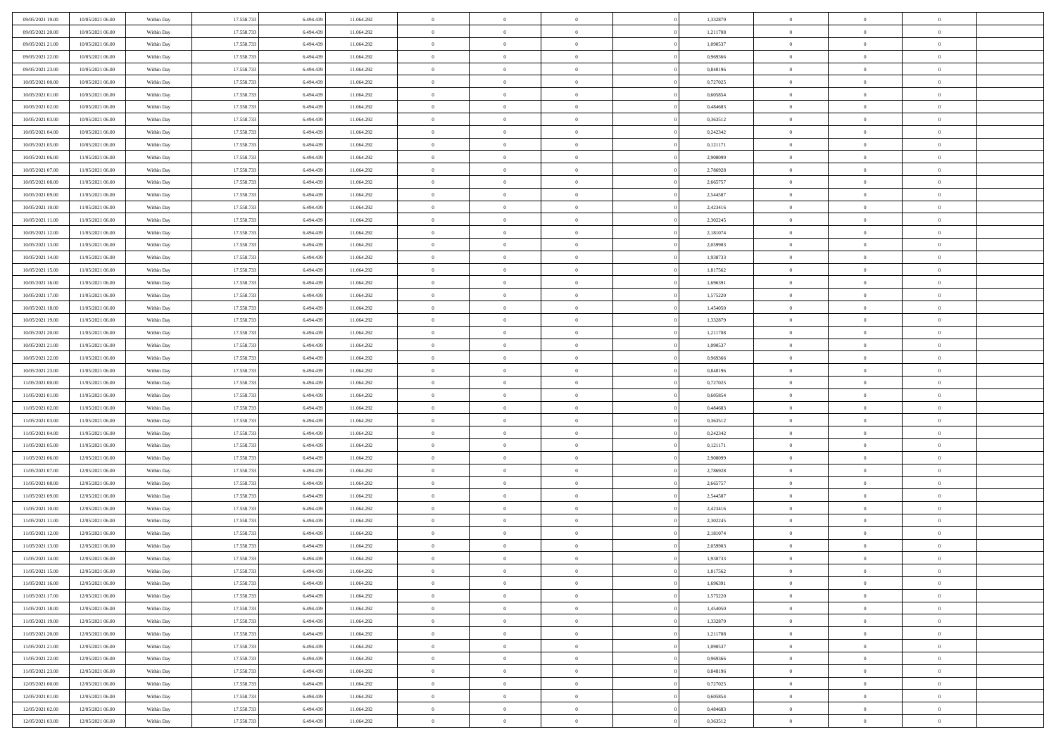| | | | | | | | | | | | | | | |
|---|---|---|---|---|---|---|---|---|---|---|---|---|---|---|
| 09/05/2021 19:00 | 10/05/2021 06:00 | Within Day | 17.558.733 | 6.494.439 | 11.064.292 | 0 | 0 | 0 | | 1,332879 | 0 | 0 | 0 | |
| 09/05/2021 20:00 | 10/05/2021 06:00 | Within Day | 17.558.733 | 6.494.439 | 11.064.292 | 0 | 0 | 0 | | 1,211708 | 0 | 0 | 0 | |
| 09/05/2021 21:00 | 10/05/2021 06:00 | Within Day | 17.558.733 | 6.494.439 | 11.064.292 | 0 | 0 | 0 | | 1,090537 | 0 | 0 | 0 | |
| 09/05/2021 22:00 | 10/05/2021 06:00 | Within Day | 17.558.733 | 6.494.439 | 11.064.292 | 0 | 0 | 0 | | 0,969366 | 0 | 0 | 0 | |
| 09/05/2021 23:00 | 10/05/2021 06:00 | Within Day | 17.558.733 | 6.494.439 | 11.064.292 | 0 | 0 | 0 | | 0,848196 | 0 | 0 | 0 | |
| 10/05/2021 00:00 | 10/05/2021 06:00 | Within Day | 17.558.733 | 6.494.439 | 11.064.292 | 0 | 0 | 0 | | 0,727025 | 0 | 0 | 0 | |
| 10/05/2021 01:00 | 10/05/2021 06:00 | Within Day | 17.558.733 | 6.494.439 | 11.064.292 | 0 | 0 | 0 | | 0,605854 | 0 | 0 | 0 | |
| 10/05/2021 02:00 | 10/05/2021 06:00 | Within Day | 17.558.733 | 6.494.439 | 11.064.292 | 0 | 0 | 0 | | 0,484683 | 0 | 0 | 0 | |
| 10/05/2021 03:00 | 10/05/2021 06:00 | Within Day | 17.558.733 | 6.494.439 | 11.064.292 | 0 | 0 | 0 | | 0,363512 | 0 | 0 | 0 | |
| 10/05/2021 04:00 | 10/05/2021 06:00 | Within Day | 17.558.733 | 6.494.439 | 11.064.292 | 0 | 0 | 0 | | 0,242342 | 0 | 0 | 0 | |
| 10/05/2021 05:00 | 10/05/2021 06:00 | Within Day | 17.558.733 | 6.494.439 | 11.064.292 | 0 | 0 | 0 | | 0,121171 | 0 | 0 | 0 | |
| 10/05/2021 06:00 | 11/05/2021 06:00 | Within Day | 17.558.733 | 6.494.439 | 11.064.292 | 0 | 0 | 0 | | 2,908099 | 0 | 0 | 0 | |
| 10/05/2021 07:00 | 11/05/2021 06:00 | Within Day | 17.558.733 | 6.494.439 | 11.064.292 | 0 | 0 | 0 | | 2,786928 | 0 | 0 | 0 | |
| 10/05/2021 08:00 | 11/05/2021 06:00 | Within Day | 17.558.733 | 6.494.439 | 11.064.292 | 0 | 0 | 0 | | 2,665757 | 0 | 0 | 0 | |
| 10/05/2021 09:00 | 11/05/2021 06:00 | Within Day | 17.558.733 | 6.494.439 | 11.064.292 | 0 | 0 | 0 | | 2,544587 | 0 | 0 | 0 | |
| 10/05/2021 10:00 | 11/05/2021 06:00 | Within Day | 17.558.733 | 6.494.439 | 11.064.292 | 0 | 0 | 0 | | 2,423416 | 0 | 0 | 0 | |
| 10/05/2021 11:00 | 11/05/2021 06:00 | Within Day | 17.558.733 | 6.494.439 | 11.064.292 | 0 | 0 | 0 | | 2,302245 | 0 | 0 | 0 | |
| 10/05/2021 12:00 | 11/05/2021 06:00 | Within Day | 17.558.733 | 6.494.439 | 11.064.292 | 0 | 0 | 0 | | 2,181074 | 0 | 0 | 0 | |
| 10/05/2021 13:00 | 11/05/2021 06:00 | Within Day | 17.558.733 | 6.494.439 | 11.064.292 | 0 | 0 | 0 | | 2,059903 | 0 | 0 | 0 | |
| 10/05/2021 14:00 | 11/05/2021 06:00 | Within Day | 17.558.733 | 6.494.439 | 11.064.292 | 0 | 0 | 0 | | 1,938733 | 0 | 0 | 0 | |
| 10/05/2021 15:00 | 11/05/2021 06:00 | Within Day | 17.558.733 | 6.494.439 | 11.064.292 | 0 | 0 | 0 | | 1,817562 | 0 | 0 | 0 | |
| 10/05/2021 16:00 | 11/05/2021 06:00 | Within Day | 17.558.733 | 6.494.439 | 11.064.292 | 0 | 0 | 0 | | 1,696391 | 0 | 0 | 0 | |
| 10/05/2021 17:00 | 11/05/2021 06:00 | Within Day | 17.558.733 | 6.494.439 | 11.064.292 | 0 | 0 | 0 | | 1,575220 | 0 | 0 | 0 | |
| 10/05/2021 18:00 | 11/05/2021 06:00 | Within Day | 17.558.733 | 6.494.439 | 11.064.292 | 0 | 0 | 0 | | 1,454050 | 0 | 0 | 0 | |
| 10/05/2021 19:00 | 11/05/2021 06:00 | Within Day | 17.558.733 | 6.494.439 | 11.064.292 | 0 | 0 | 0 | | 1,332879 | 0 | 0 | 0 | |
| 10/05/2021 20:00 | 11/05/2021 06:00 | Within Day | 17.558.733 | 6.494.439 | 11.064.292 | 0 | 0 | 0 | | 1,211708 | 0 | 0 | 0 | |
| 10/05/2021 21:00 | 11/05/2021 06:00 | Within Day | 17.558.733 | 6.494.439 | 11.064.292 | 0 | 0 | 0 | | 1,090537 | 0 | 0 | 0 | |
| 10/05/2021 22:00 | 11/05/2021 06:00 | Within Day | 17.558.733 | 6.494.439 | 11.064.292 | 0 | 0 | 0 | | 0,969366 | 0 | 0 | 0 | |
| 10/05/2021 23:00 | 11/05/2021 06:00 | Within Day | 17.558.733 | 6.494.439 | 11.064.292 | 0 | 0 | 0 | | 0,848196 | 0 | 0 | 0 | |
| 11/05/2021 00:00 | 11/05/2021 06:00 | Within Day | 17.558.733 | 6.494.439 | 11.064.292 | 0 | 0 | 0 | | 0,727025 | 0 | 0 | 0 | |
| 11/05/2021 01:00 | 11/05/2021 06:00 | Within Day | 17.558.733 | 6.494.439 | 11.064.292 | 0 | 0 | 0 | | 0,605854 | 0 | 0 | 0 | |
| 11/05/2021 02:00 | 11/05/2021 06:00 | Within Day | 17.558.733 | 6.494.439 | 11.064.292 | 0 | 0 | 0 | | 0,484683 | 0 | 0 | 0 | |
| 11/05/2021 03:00 | 11/05/2021 06:00 | Within Day | 17.558.733 | 6.494.439 | 11.064.292 | 0 | 0 | 0 | | 0,363512 | 0 | 0 | 0 | |
| 11/05/2021 04:00 | 11/05/2021 06:00 | Within Day | 17.558.733 | 6.494.439 | 11.064.292 | 0 | 0 | 0 | | 0,242342 | 0 | 0 | 0 | |
| 11/05/2021 05:00 | 11/05/2021 06:00 | Within Day | 17.558.733 | 6.494.439 | 11.064.292 | 0 | 0 | 0 | | 0,121171 | 0 | 0 | 0 | |
| 11/05/2021 06:00 | 12/05/2021 06:00 | Within Day | 17.558.733 | 6.494.439 | 11.064.292 | 0 | 0 | 0 | | 2,908099 | 0 | 0 | 0 | |
| 11/05/2021 07:00 | 12/05/2021 06:00 | Within Day | 17.558.733 | 6.494.439 | 11.064.292 | 0 | 0 | 0 | | 2,786928 | 0 | 0 | 0 | |
| 11/05/2021 08:00 | 12/05/2021 06:00 | Within Day | 17.558.733 | 6.494.439 | 11.064.292 | 0 | 0 | 0 | | 2,665757 | 0 | 0 | 0 | |
| 11/05/2021 09:00 | 12/05/2021 06:00 | Within Day | 17.558.733 | 6.494.439 | 11.064.292 | 0 | 0 | 0 | | 2,544587 | 0 | 0 | 0 | |
| 11/05/2021 10:00 | 12/05/2021 06:00 | Within Day | 17.558.733 | 6.494.439 | 11.064.292 | 0 | 0 | 0 | | 2,423416 | 0 | 0 | 0 | |
| 11/05/2021 11:00 | 12/05/2021 06:00 | Within Day | 17.558.733 | 6.494.439 | 11.064.292 | 0 | 0 | 0 | | 2,302245 | 0 | 0 | 0 | |
| 11/05/2021 12:00 | 12/05/2021 06:00 | Within Day | 17.558.733 | 6.494.439 | 11.064.292 | 0 | 0 | 0 | | 2,181074 | 0 | 0 | 0 | |
| 11/05/2021 13:00 | 12/05/2021 06:00 | Within Day | 17.558.733 | 6.494.439 | 11.064.292 | 0 | 0 | 0 | | 2,059903 | 0 | 0 | 0 | |
| 11/05/2021 14:00 | 12/05/2021 06:00 | Within Day | 17.558.733 | 6.494.439 | 11.064.292 | 0 | 0 | 0 | | 1,938733 | 0 | 0 | 0 | |
| 11/05/2021 15:00 | 12/05/2021 06:00 | Within Day | 17.558.733 | 6.494.439 | 11.064.292 | 0 | 0 | 0 | | 1,817562 | 0 | 0 | 0 | |
| 11/05/2021 16:00 | 12/05/2021 06:00 | Within Day | 17.558.733 | 6.494.439 | 11.064.292 | 0 | 0 | 0 | | 1,696391 | 0 | 0 | 0 | |
| 11/05/2021 17:00 | 12/05/2021 06:00 | Within Day | 17.558.733 | 6.494.439 | 11.064.292 | 0 | 0 | 0 | | 1,575220 | 0 | 0 | 0 | |
| 11/05/2021 18:00 | 12/05/2021 06:00 | Within Day | 17.558.733 | 6.494.439 | 11.064.292 | 0 | 0 | 0 | | 1,454050 | 0 | 0 | 0 | |
| 11/05/2021 19:00 | 12/05/2021 06:00 | Within Day | 17.558.733 | 6.494.439 | 11.064.292 | 0 | 0 | 0 | | 1,332879 | 0 | 0 | 0 | |
| 11/05/2021 20:00 | 12/05/2021 06:00 | Within Day | 17.558.733 | 6.494.439 | 11.064.292 | 0 | 0 | 0 | | 1,211708 | 0 | 0 | 0 | |
| 11/05/2021 21:00 | 12/05/2021 06:00 | Within Day | 17.558.733 | 6.494.439 | 11.064.292 | 0 | 0 | 0 | | 1,090537 | 0 | 0 | 0 | |
| 11/05/2021 22:00 | 12/05/2021 06:00 | Within Day | 17.558.733 | 6.494.439 | 11.064.292 | 0 | 0 | 0 | | 0,969366 | 0 | 0 | 0 | |
| 11/05/2021 23:00 | 12/05/2021 06:00 | Within Day | 17.558.733 | 6.494.439 | 11.064.292 | 0 | 0 | 0 | | 0,848196 | 0 | 0 | 0 | |
| 12/05/2021 00:00 | 12/05/2021 06:00 | Within Day | 17.558.733 | 6.494.439 | 11.064.292 | 0 | 0 | 0 | | 0,727025 | 0 | 0 | 0 | |
| 12/05/2021 01:00 | 12/05/2021 06:00 | Within Day | 17.558.733 | 6.494.439 | 11.064.292 | 0 | 0 | 0 | | 0,605854 | 0 | 0 | 0 | |
| 12/05/2021 02:00 | 12/05/2021 06:00 | Within Day | 17.558.733 | 6.494.439 | 11.064.292 | 0 | 0 | 0 | | 0,484683 | 0 | 0 | 0 | |
| 12/05/2021 03:00 | 12/05/2021 06:00 | Within Day | 17.558.733 | 6.494.439 | 11.064.292 | 0 | 0 | 0 | | 0,363512 | 0 | 0 | 0 | |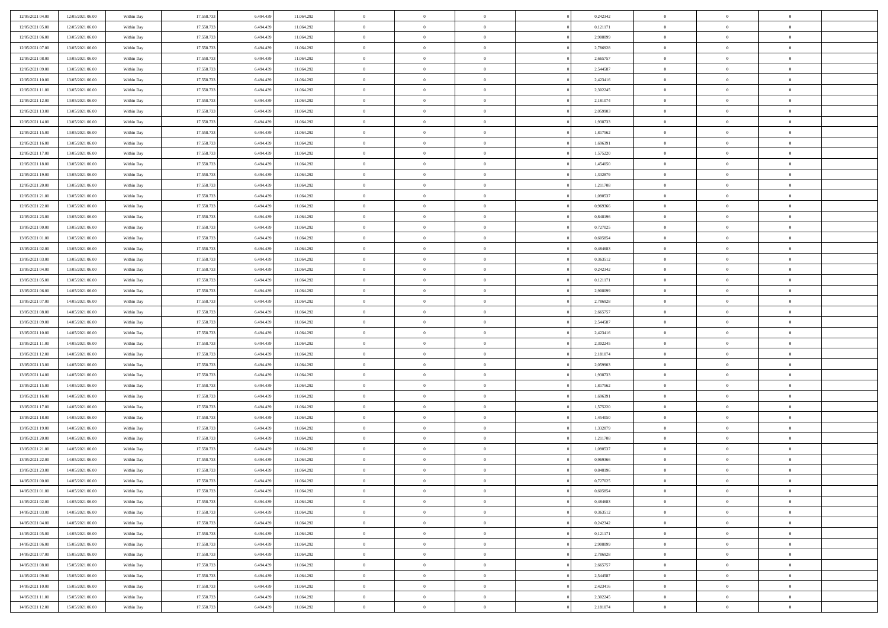| | | | | | | | | | | | | | | |
|---|---|---|---|---|---|---|---|---|---|---|---|---|---|---|
| 12/05/2021 04.00 | 12/05/2021 06.00 | Within Day | 17.558.733 | 6.494.439 | 11.064.292 | 0 | 0 | 0 | | 0,242342 | 0 | 0 | 0 | |
| 12/05/2021 05.00 | 12/05/2021 06.00 | Within Day | 17.558.733 | 6.494.439 | 11.064.292 | 0 | 0 | 0 | | 0,121171 | 0 | 0 | 0 | |
| 12/05/2021 06.00 | 13/05/2021 06.00 | Within Day | 17.558.733 | 6.494.439 | 11.064.292 | 0 | 0 | 0 | | 2,908099 | 0 | 0 | 0 | |
| 12/05/2021 07.00 | 13/05/2021 06.00 | Within Day | 17.558.733 | 6.494.439 | 11.064.292 | 0 | 0 | 0 | | 2,786928 | 0 | 0 | 0 | |
| 12/05/2021 08.00 | 13/05/2021 06.00 | Within Day | 17.558.733 | 6.494.439 | 11.064.292 | 0 | 0 | 0 | | 2,665757 | 0 | 0 | 0 | |
| 12/05/2021 09.00 | 13/05/2021 06.00 | Within Day | 17.558.733 | 6.494.439 | 11.064.292 | 0 | 0 | 0 | | 2,544587 | 0 | 0 | 0 | |
| 12/05/2021 10.00 | 13/05/2021 06.00 | Within Day | 17.558.733 | 6.494.439 | 11.064.292 | 0 | 0 | 0 | | 2,423416 | 0 | 0 | 0 | |
| 12/05/2021 11.00 | 13/05/2021 06.00 | Within Day | 17.558.733 | 6.494.439 | 11.064.292 | 0 | 0 | 0 | | 2,302245 | 0 | 0 | 0 | |
| 12/05/2021 12.00 | 13/05/2021 06.00 | Within Day | 17.558.733 | 6.494.439 | 11.064.292 | 0 | 0 | 0 | | 2,181074 | 0 | 0 | 0 | |
| 12/05/2021 13.00 | 13/05/2021 06.00 | Within Day | 17.558.733 | 6.494.439 | 11.064.292 | 0 | 0 | 0 | | 2,059903 | 0 | 0 | 0 | |
| 12/05/2021 14.00 | 13/05/2021 06.00 | Within Day | 17.558.733 | 6.494.439 | 11.064.292 | 0 | 0 | 0 | | 1,938733 | 0 | 0 | 0 | |
| 12/05/2021 15.00 | 13/05/2021 06.00 | Within Day | 17.558.733 | 6.494.439 | 11.064.292 | 0 | 0 | 0 | | 1,817562 | 0 | 0 | 0 | |
| 12/05/2021 16.00 | 13/05/2021 06.00 | Within Day | 17.558.733 | 6.494.439 | 11.064.292 | 0 | 0 | 0 | | 1,696391 | 0 | 0 | 0 | |
| 12/05/2021 17.00 | 13/05/2021 06.00 | Within Day | 17.558.733 | 6.494.439 | 11.064.292 | 0 | 0 | 0 | | 1,575220 | 0 | 0 | 0 | |
| 12/05/2021 18.00 | 13/05/2021 06.00 | Within Day | 17.558.733 | 6.494.439 | 11.064.292 | 0 | 0 | 0 | | 1,454050 | 0 | 0 | 0 | |
| 12/05/2021 19.00 | 13/05/2021 06.00 | Within Day | 17.558.733 | 6.494.439 | 11.064.292 | 0 | 0 | 0 | | 1,332879 | 0 | 0 | 0 | |
| 12/05/2021 20.00 | 13/05/2021 06.00 | Within Day | 17.558.733 | 6.494.439 | 11.064.292 | 0 | 0 | 0 | | 1,211708 | 0 | 0 | 0 | |
| 12/05/2021 21.00 | 13/05/2021 06.00 | Within Day | 17.558.733 | 6.494.439 | 11.064.292 | 0 | 0 | 0 | | 1,090537 | 0 | 0 | 0 | |
| 12/05/2021 22.00 | 13/05/2021 06.00 | Within Day | 17.558.733 | 6.494.439 | 11.064.292 | 0 | 0 | 0 | | 0,969366 | 0 | 0 | 0 | |
| 12/05/2021 23.00 | 13/05/2021 06.00 | Within Day | 17.558.733 | 6.494.439 | 11.064.292 | 0 | 0 | 0 | | 0,848196 | 0 | 0 | 0 | |
| 13/05/2021 00.00 | 13/05/2021 06.00 | Within Day | 17.558.733 | 6.494.439 | 11.064.292 | 0 | 0 | 0 | | 0,727025 | 0 | 0 | 0 | |
| 13/05/2021 01.00 | 13/05/2021 06.00 | Within Day | 17.558.733 | 6.494.439 | 11.064.292 | 0 | 0 | 0 | | 0,605854 | 0 | 0 | 0 | |
| 13/05/2021 02.00 | 13/05/2021 06.00 | Within Day | 17.558.733 | 6.494.439 | 11.064.292 | 0 | 0 | 0 | | 0,484683 | 0 | 0 | 0 | |
| 13/05/2021 03.00 | 13/05/2021 06.00 | Within Day | 17.558.733 | 6.494.439 | 11.064.292 | 0 | 0 | 0 | | 0,363512 | 0 | 0 | 0 | |
| 13/05/2021 04.00 | 13/05/2021 06.00 | Within Day | 17.558.733 | 6.494.439 | 11.064.292 | 0 | 0 | 0 | | 0,242342 | 0 | 0 | 0 | |
| 13/05/2021 05.00 | 13/05/2021 06.00 | Within Day | 17.558.733 | 6.494.439 | 11.064.292 | 0 | 0 | 0 | | 0,121171 | 0 | 0 | 0 | |
| 13/05/2021 06.00 | 14/05/2021 06.00 | Within Day | 17.558.733 | 6.494.439 | 11.064.292 | 0 | 0 | 0 | | 2,908099 | 0 | 0 | 0 | |
| 13/05/2021 07.00 | 14/05/2021 06.00 | Within Day | 17.558.733 | 6.494.439 | 11.064.292 | 0 | 0 | 0 | | 2,786928 | 0 | 0 | 0 | |
| 13/05/2021 08.00 | 14/05/2021 06.00 | Within Day | 17.558.733 | 6.494.439 | 11.064.292 | 0 | 0 | 0 | | 2,665757 | 0 | 0 | 0 | |
| 13/05/2021 09.00 | 14/05/2021 06.00 | Within Day | 17.558.733 | 6.494.439 | 11.064.292 | 0 | 0 | 0 | | 2,544587 | 0 | 0 | 0 | |
| 13/05/2021 10.00 | 14/05/2021 06.00 | Within Day | 17.558.733 | 6.494.439 | 11.064.292 | 0 | 0 | 0 | | 2,423416 | 0 | 0 | 0 | |
| 13/05/2021 11.00 | 14/05/2021 06.00 | Within Day | 17.558.733 | 6.494.439 | 11.064.292 | 0 | 0 | 0 | | 2,302245 | 0 | 0 | 0 | |
| 13/05/2021 12.00 | 14/05/2021 06.00 | Within Day | 17.558.733 | 6.494.439 | 11.064.292 | 0 | 0 | 0 | | 2,181074 | 0 | 0 | 0 | |
| 13/05/2021 13.00 | 14/05/2021 06.00 | Within Day | 17.558.733 | 6.494.439 | 11.064.292 | 0 | 0 | 0 | | 2,059903 | 0 | 0 | 0 | |
| 13/05/2021 14.00 | 14/05/2021 06.00 | Within Day | 17.558.733 | 6.494.439 | 11.064.292 | 0 | 0 | 0 | | 1,938733 | 0 | 0 | 0 | |
| 13/05/2021 15.00 | 14/05/2021 06.00 | Within Day | 17.558.733 | 6.494.439 | 11.064.292 | 0 | 0 | 0 | | 1,817562 | 0 | 0 | 0 | |
| 13/05/2021 16.00 | 14/05/2021 06.00 | Within Day | 17.558.733 | 6.494.439 | 11.064.292 | 0 | 0 | 0 | | 1,696391 | 0 | 0 | 0 | |
| 13/05/2021 17.00 | 14/05/2021 06.00 | Within Day | 17.558.733 | 6.494.439 | 11.064.292 | 0 | 0 | 0 | | 1,575220 | 0 | 0 | 0 | |
| 13/05/2021 18.00 | 14/05/2021 06.00 | Within Day | 17.558.733 | 6.494.439 | 11.064.292 | 0 | 0 | 0 | | 1,454050 | 0 | 0 | 0 | |
| 13/05/2021 19.00 | 14/05/2021 06.00 | Within Day | 17.558.733 | 6.494.439 | 11.064.292 | 0 | 0 | 0 | | 1,332879 | 0 | 0 | 0 | |
| 13/05/2021 20.00 | 14/05/2021 06.00 | Within Day | 17.558.733 | 6.494.439 | 11.064.292 | 0 | 0 | 0 | | 1,211708 | 0 | 0 | 0 | |
| 13/05/2021 21.00 | 14/05/2021 06.00 | Within Day | 17.558.733 | 6.494.439 | 11.064.292 | 0 | 0 | 0 | | 1,090537 | 0 | 0 | 0 | |
| 13/05/2021 22.00 | 14/05/2021 06.00 | Within Day | 17.558.733 | 6.494.439 | 11.064.292 | 0 | 0 | 0 | | 0,969366 | 0 | 0 | 0 | |
| 13/05/2021 23.00 | 14/05/2021 06.00 | Within Day | 17.558.733 | 6.494.439 | 11.064.292 | 0 | 0 | 0 | | 0,848196 | 0 | 0 | 0 | |
| 14/05/2021 00.00 | 14/05/2021 06.00 | Within Day | 17.558.733 | 6.494.439 | 11.064.292 | 0 | 0 | 0 | | 0,727025 | 0 | 0 | 0 | |
| 14/05/2021 01.00 | 14/05/2021 06.00 | Within Day | 17.558.733 | 6.494.439 | 11.064.292 | 0 | 0 | 0 | | 0,605854 | 0 | 0 | 0 | |
| 14/05/2021 02.00 | 14/05/2021 06.00 | Within Day | 17.558.733 | 6.494.439 | 11.064.292 | 0 | 0 | 0 | | 0,484683 | 0 | 0 | 0 | |
| 14/05/2021 03.00 | 14/05/2021 06.00 | Within Day | 17.558.733 | 6.494.439 | 11.064.292 | 0 | 0 | 0 | | 0,363512 | 0 | 0 | 0 | |
| 14/05/2021 04.00 | 14/05/2021 06.00 | Within Day | 17.558.733 | 6.494.439 | 11.064.292 | 0 | 0 | 0 | | 0,242342 | 0 | 0 | 0 | |
| 14/05/2021 05.00 | 14/05/2021 06.00 | Within Day | 17.558.733 | 6.494.439 | 11.064.292 | 0 | 0 | 0 | | 0,121171 | 0 | 0 | 0 | |
| 14/05/2021 06.00 | 15/05/2021 06.00 | Within Day | 17.558.733 | 6.494.439 | 11.064.292 | 0 | 0 | 0 | | 2,908099 | 0 | 0 | 0 | |
| 14/05/2021 07.00 | 15/05/2021 06.00 | Within Day | 17.558.733 | 6.494.439 | 11.064.292 | 0 | 0 | 0 | | 2,786928 | 0 | 0 | 0 | |
| 14/05/2021 08.00 | 15/05/2021 06.00 | Within Day | 17.558.733 | 6.494.439 | 11.064.292 | 0 | 0 | 0 | | 2,665757 | 0 | 0 | 0 | |
| 14/05/2021 09.00 | 15/05/2021 06.00 | Within Day | 17.558.733 | 6.494.439 | 11.064.292 | 0 | 0 | 0 | | 2,544587 | 0 | 0 | 0 | |
| 14/05/2021 10.00 | 15/05/2021 06.00 | Within Day | 17.558.733 | 6.494.439 | 11.064.292 | 0 | 0 | 0 | | 2,423416 | 0 | 0 | 0 | |
| 14/05/2021 11.00 | 15/05/2021 06.00 | Within Day | 17.558.733 | 6.494.439 | 11.064.292 | 0 | 0 | 0 | | 2,302245 | 0 | 0 | 0 | |
| 14/05/2021 12.00 | 15/05/2021 06.00 | Within Day | 17.558.733 | 6.494.439 | 11.064.292 | 0 | 0 | 0 | | 2,181074 | 0 | 0 | 0 | |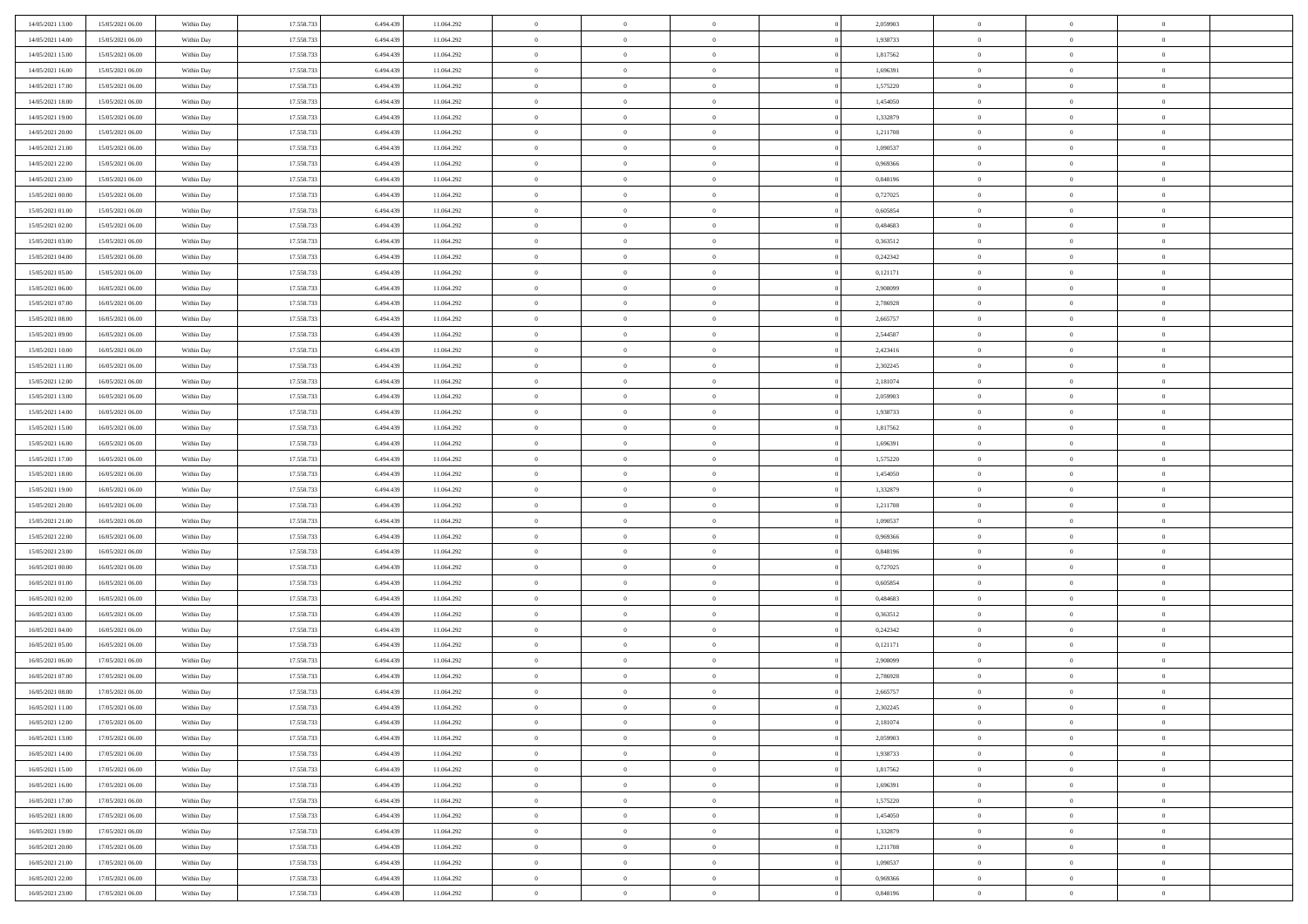| | | | | | | | | | | | | | | |
|---|---|---|---|---|---|---|---|---|---|---|---|---|---|---|
| 14/05/2021 13:00 | 15/05/2021 06:00 | Within Day | 17.558.733 | 6.494.439 | 11.064.292 | 0 | 0 | 0 | | 2,059903 | 0 | 0 | 0 | |
| 14/05/2021 14:00 | 15/05/2021 06:00 | Within Day | 17.558.733 | 6.494.439 | 11.064.292 | 0 | 0 | 0 | | 1,938733 | 0 | 0 | 0 | |
| 14/05/2021 15:00 | 15/05/2021 06:00 | Within Day | 17.558.733 | 6.494.439 | 11.064.292 | 0 | 0 | 0 | | 1,817562 | 0 | 0 | 0 | |
| 14/05/2021 16:00 | 15/05/2021 06:00 | Within Day | 17.558.733 | 6.494.439 | 11.064.292 | 0 | 0 | 0 | | 1,696391 | 0 | 0 | 0 | |
| 14/05/2021 17:00 | 15/05/2021 06:00 | Within Day | 17.558.733 | 6.494.439 | 11.064.292 | 0 | 0 | 0 | | 1,575220 | 0 | 0 | 0 | |
| 14/05/2021 18:00 | 15/05/2021 06:00 | Within Day | 17.558.733 | 6.494.439 | 11.064.292 | 0 | 0 | 0 | | 1,454050 | 0 | 0 | 0 | |
| 14/05/2021 19:00 | 15/05/2021 06:00 | Within Day | 17.558.733 | 6.494.439 | 11.064.292 | 0 | 0 | 0 | | 1,332879 | 0 | 0 | 0 | |
| 14/05/2021 20:00 | 15/05/2021 06:00 | Within Day | 17.558.733 | 6.494.439 | 11.064.292 | 0 | 0 | 0 | | 1,211708 | 0 | 0 | 0 | |
| 14/05/2021 21:00 | 15/05/2021 06:00 | Within Day | 17.558.733 | 6.494.439 | 11.064.292 | 0 | 0 | 0 | | 1,090537 | 0 | 0 | 0 | |
| 14/05/2021 22:00 | 15/05/2021 06:00 | Within Day | 17.558.733 | 6.494.439 | 11.064.292 | 0 | 0 | 0 | | 0,969366 | 0 | 0 | 0 | |
| 14/05/2021 23:00 | 15/05/2021 06:00 | Within Day | 17.558.733 | 6.494.439 | 11.064.292 | 0 | 0 | 0 | | 0,848196 | 0 | 0 | 0 | |
| 15/05/2021 00:00 | 15/05/2021 06:00 | Within Day | 17.558.733 | 6.494.439 | 11.064.292 | 0 | 0 | 0 | | 0,727025 | 0 | 0 | 0 | |
| 15/05/2021 01:00 | 15/05/2021 06:00 | Within Day | 17.558.733 | 6.494.439 | 11.064.292 | 0 | 0 | 0 | | 0,605854 | 0 | 0 | 0 | |
| 15/05/2021 02:00 | 15/05/2021 06:00 | Within Day | 17.558.733 | 6.494.439 | 11.064.292 | 0 | 0 | 0 | | 0,484683 | 0 | 0 | 0 | |
| 15/05/2021 03:00 | 15/05/2021 06:00 | Within Day | 17.558.733 | 6.494.439 | 11.064.292 | 0 | 0 | 0 | | 0,363512 | 0 | 0 | 0 | |
| 15/05/2021 04:00 | 15/05/2021 06:00 | Within Day | 17.558.733 | 6.494.439 | 11.064.292 | 0 | 0 | 0 | | 0,242342 | 0 | 0 | 0 | |
| 15/05/2021 05:00 | 15/05/2021 06:00 | Within Day | 17.558.733 | 6.494.439 | 11.064.292 | 0 | 0 | 0 | | 0,121171 | 0 | 0 | 0 | |
| 15/05/2021 06:00 | 16/05/2021 06:00 | Within Day | 17.558.733 | 6.494.439 | 11.064.292 | 0 | 0 | 0 | | 2,908099 | 0 | 0 | 0 | |
| 15/05/2021 07:00 | 16/05/2021 06:00 | Within Day | 17.558.733 | 6.494.439 | 11.064.292 | 0 | 0 | 0 | | 2,786928 | 0 | 0 | 0 | |
| 15/05/2021 08:00 | 16/05/2021 06:00 | Within Day | 17.558.733 | 6.494.439 | 11.064.292 | 0 | 0 | 0 | | 2,665757 | 0 | 0 | 0 | |
| 15/05/2021 09:00 | 16/05/2021 06:00 | Within Day | 17.558.733 | 6.494.439 | 11.064.292 | 0 | 0 | 0 | | 2,544587 | 0 | 0 | 0 | |
| 15/05/2021 10:00 | 16/05/2021 06:00 | Within Day | 17.558.733 | 6.494.439 | 11.064.292 | 0 | 0 | 0 | | 2,423416 | 0 | 0 | 0 | |
| 15/05/2021 11:00 | 16/05/2021 06:00 | Within Day | 17.558.733 | 6.494.439 | 11.064.292 | 0 | 0 | 0 | | 2,302245 | 0 | 0 | 0 | |
| 15/05/2021 12:00 | 16/05/2021 06:00 | Within Day | 17.558.733 | 6.494.439 | 11.064.292 | 0 | 0 | 0 | | 2,181074 | 0 | 0 | 0 | |
| 15/05/2021 13:00 | 16/05/2021 06:00 | Within Day | 17.558.733 | 6.494.439 | 11.064.292 | 0 | 0 | 0 | | 2,059903 | 0 | 0 | 0 | |
| 15/05/2021 14:00 | 16/05/2021 06:00 | Within Day | 17.558.733 | 6.494.439 | 11.064.292 | 0 | 0 | 0 | | 1,938733 | 0 | 0 | 0 | |
| 15/05/2021 15:00 | 16/05/2021 06:00 | Within Day | 17.558.733 | 6.494.439 | 11.064.292 | 0 | 0 | 0 | | 1,817562 | 0 | 0 | 0 | |
| 15/05/2021 16:00 | 16/05/2021 06:00 | Within Day | 17.558.733 | 6.494.439 | 11.064.292 | 0 | 0 | 0 | | 1,696391 | 0 | 0 | 0 | |
| 15/05/2021 17:00 | 16/05/2021 06:00 | Within Day | 17.558.733 | 6.494.439 | 11.064.292 | 0 | 0 | 0 | | 1,575220 | 0 | 0 | 0 | |
| 15/05/2021 18:00 | 16/05/2021 06:00 | Within Day | 17.558.733 | 6.494.439 | 11.064.292 | 0 | 0 | 0 | | 1,454050 | 0 | 0 | 0 | |
| 15/05/2021 19:00 | 16/05/2021 06:00 | Within Day | 17.558.733 | 6.494.439 | 11.064.292 | 0 | 0 | 0 | | 1,332879 | 0 | 0 | 0 | |
| 15/05/2021 20:00 | 16/05/2021 06:00 | Within Day | 17.558.733 | 6.494.439 | 11.064.292 | 0 | 0 | 0 | | 1,211708 | 0 | 0 | 0 | |
| 15/05/2021 21:00 | 16/05/2021 06:00 | Within Day | 17.558.733 | 6.494.439 | 11.064.292 | 0 | 0 | 0 | | 1,090537 | 0 | 0 | 0 | |
| 15/05/2021 22:00 | 16/05/2021 06:00 | Within Day | 17.558.733 | 6.494.439 | 11.064.292 | 0 | 0 | 0 | | 0,969366 | 0 | 0 | 0 | |
| 15/05/2021 23:00 | 16/05/2021 06:00 | Within Day | 17.558.733 | 6.494.439 | 11.064.292 | 0 | 0 | 0 | | 0,848196 | 0 | 0 | 0 | |
| 16/05/2021 00:00 | 16/05/2021 06:00 | Within Day | 17.558.733 | 6.494.439 | 11.064.292 | 0 | 0 | 0 | | 0,727025 | 0 | 0 | 0 | |
| 16/05/2021 01:00 | 16/05/2021 06:00 | Within Day | 17.558.733 | 6.494.439 | 11.064.292 | 0 | 0 | 0 | | 0,605854 | 0 | 0 | 0 | |
| 16/05/2021 02:00 | 16/05/2021 06:00 | Within Day | 17.558.733 | 6.494.439 | 11.064.292 | 0 | 0 | 0 | | 0,484683 | 0 | 0 | 0 | |
| 16/05/2021 03:00 | 16/05/2021 06:00 | Within Day | 17.558.733 | 6.494.439 | 11.064.292 | 0 | 0 | 0 | | 0,363512 | 0 | 0 | 0 | |
| 16/05/2021 04:00 | 16/05/2021 06:00 | Within Day | 17.558.733 | 6.494.439 | 11.064.292 | 0 | 0 | 0 | | 0,242342 | 0 | 0 | 0 | |
| 16/05/2021 05:00 | 16/05/2021 06:00 | Within Day | 17.558.733 | 6.494.439 | 11.064.292 | 0 | 0 | 0 | | 0,121171 | 0 | 0 | 0 | |
| 16/05/2021 06:00 | 17/05/2021 06:00 | Within Day | 17.558.733 | 6.494.439 | 11.064.292 | 0 | 0 | 0 | | 2,908099 | 0 | 0 | 0 | |
| 16/05/2021 07:00 | 17/05/2021 06:00 | Within Day | 17.558.733 | 6.494.439 | 11.064.292 | 0 | 0 | 0 | | 2,786928 | 0 | 0 | 0 | |
| 16/05/2021 08:00 | 17/05/2021 06:00 | Within Day | 17.558.733 | 6.494.439 | 11.064.292 | 0 | 0 | 0 | | 2,665757 | 0 | 0 | 0 | |
| 16/05/2021 11:00 | 17/05/2021 06:00 | Within Day | 17.558.733 | 6.494.439 | 11.064.292 | 0 | 0 | 0 | | 2,302245 | 0 | 0 | 0 | |
| 16/05/2021 12:00 | 17/05/2021 06:00 | Within Day | 17.558.733 | 6.494.439 | 11.064.292 | 0 | 0 | 0 | | 2,181074 | 0 | 0 | 0 | |
| 16/05/2021 13:00 | 17/05/2021 06:00 | Within Day | 17.558.733 | 6.494.439 | 11.064.292 | 0 | 0 | 0 | | 2,059903 | 0 | 0 | 0 | |
| 16/05/2021 14:00 | 17/05/2021 06:00 | Within Day | 17.558.733 | 6.494.439 | 11.064.292 | 0 | 0 | 0 | | 1,938733 | 0 | 0 | 0 | |
| 16/05/2021 15:00 | 17/05/2021 06:00 | Within Day | 17.558.733 | 6.494.439 | 11.064.292 | 0 | 0 | 0 | | 1,817562 | 0 | 0 | 0 | |
| 16/05/2021 16:00 | 17/05/2021 06:00 | Within Day | 17.558.733 | 6.494.439 | 11.064.292 | 0 | 0 | 0 | | 1,696391 | 0 | 0 | 0 | |
| 16/05/2021 17:00 | 17/05/2021 06:00 | Within Day | 17.558.733 | 6.494.439 | 11.064.292 | 0 | 0 | 0 | | 1,575220 | 0 | 0 | 0 | |
| 16/05/2021 18:00 | 17/05/2021 06:00 | Within Day | 17.558.733 | 6.494.439 | 11.064.292 | 0 | 0 | 0 | | 1,454050 | 0 | 0 | 0 | |
| 16/05/2021 19:00 | 17/05/2021 06:00 | Within Day | 17.558.733 | 6.494.439 | 11.064.292 | 0 | 0 | 0 | | 1,332879 | 0 | 0 | 0 | |
| 16/05/2021 20:00 | 17/05/2021 06:00 | Within Day | 17.558.733 | 6.494.439 | 11.064.292 | 0 | 0 | 0 | | 1,211708 | 0 | 0 | 0 | |
| 16/05/2021 21:00 | 17/05/2021 06:00 | Within Day | 17.558.733 | 6.494.439 | 11.064.292 | 0 | 0 | 0 | | 1,090537 | 0 | 0 | 0 | |
| 16/05/2021 22:00 | 17/05/2021 06:00 | Within Day | 17.558.733 | 6.494.439 | 11.064.292 | 0 | 0 | 0 | | 0,969366 | 0 | 0 | 0 | |
| 16/05/2021 23:00 | 17/05/2021 06:00 | Within Day | 17.558.733 | 6.494.439 | 11.064.292 | 0 | 0 | 0 | | 0,848196 | 0 | 0 | 0 | |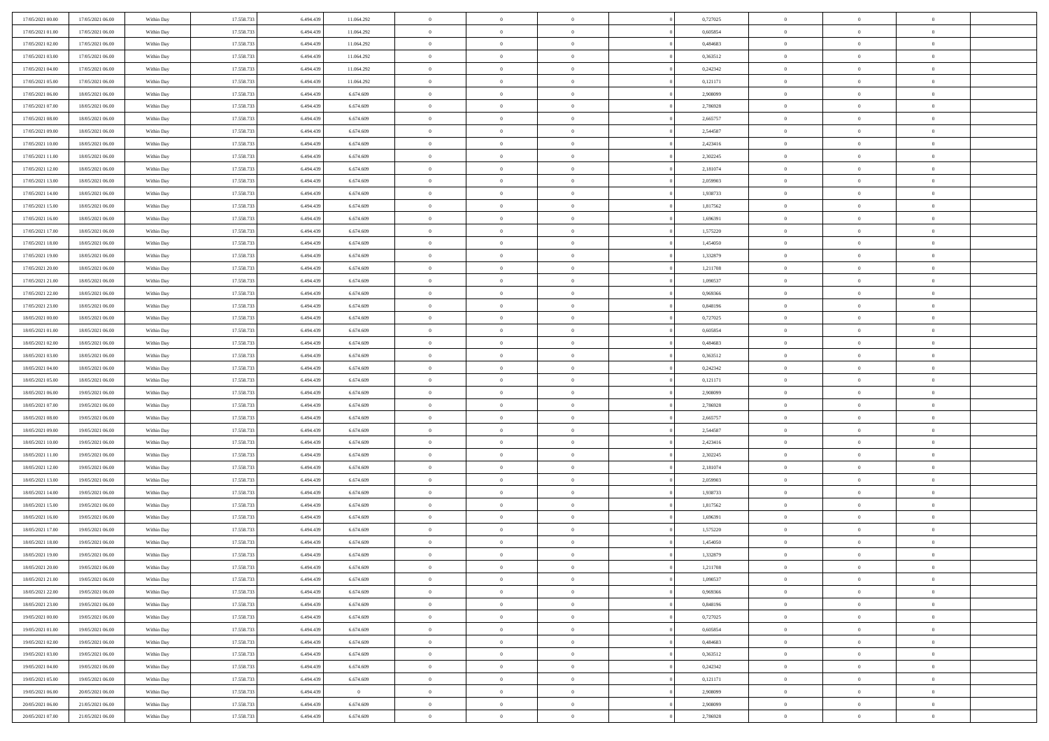| | | | | | | | | | | | | | | |
|---|---|---|---|---|---|---|---|---|---|---|---|---|---|---|
| 17/05/2021 00.00 | 17/05/2021 06.00 | Within Day | 17.558.733 | 6.494.439 | 11.064.292 | 0 | 0 | 0 | | 0,727025 | 0 | 0 | 0 | |
| 17/05/2021 01.00 | 17/05/2021 06.00 | Within Day | 17.558.733 | 6.494.439 | 11.064.292 | 0 | 0 | 0 | | 0,605854 | 0 | 0 | 0 | |
| 17/05/2021 02.00 | 17/05/2021 06.00 | Within Day | 17.558.733 | 6.494.439 | 11.064.292 | 0 | 0 | 0 | | 0,484683 | 0 | 0 | 0 | |
| 17/05/2021 03.00 | 17/05/2021 06.00 | Within Day | 17.558.733 | 6.494.439 | 11.064.292 | 0 | 0 | 0 | | 0,363512 | 0 | 0 | 0 | |
| 17/05/2021 04.00 | 17/05/2021 06.00 | Within Day | 17.558.733 | 6.494.439 | 11.064.292 | 0 | 0 | 0 | | 0,242342 | 0 | 0 | 0 | |
| 17/05/2021 05.00 | 17/05/2021 06.00 | Within Day | 17.558.733 | 6.494.439 | 11.064.292 | 0 | 0 | 0 | | 0,121171 | 0 | 0 | 0 | |
| 17/05/2021 06.00 | 18/05/2021 06.00 | Within Day | 17.558.733 | 6.494.439 | 6.674.609 | 0 | 0 | 0 | | 2,908099 | 0 | 0 | 0 | |
| 17/05/2021 07.00 | 18/05/2021 06.00 | Within Day | 17.558.733 | 6.494.439 | 6.674.609 | 0 | 0 | 0 | | 2,786928 | 0 | 0 | 0 | |
| 17/05/2021 08.00 | 18/05/2021 06.00 | Within Day | 17.558.733 | 6.494.439 | 6.674.609 | 0 | 0 | 0 | | 2,665757 | 0 | 0 | 0 | |
| 17/05/2021 09.00 | 18/05/2021 06.00 | Within Day | 17.558.733 | 6.494.439 | 6.674.609 | 0 | 0 | 0 | | 2,544587 | 0 | 0 | 0 | |
| 17/05/2021 10.00 | 18/05/2021 06.00 | Within Day | 17.558.733 | 6.494.439 | 6.674.609 | 0 | 0 | 0 | | 2,423416 | 0 | 0 | 0 | |
| 17/05/2021 11.00 | 18/05/2021 06.00 | Within Day | 17.558.733 | 6.494.439 | 6.674.609 | 0 | 0 | 0 | | 2,302245 | 0 | 0 | 0 | |
| 17/05/2021 12.00 | 18/05/2021 06.00 | Within Day | 17.558.733 | 6.494.439 | 6.674.609 | 0 | 0 | 0 | | 2,181074 | 0 | 0 | 0 | |
| 17/05/2021 13.00 | 18/05/2021 06.00 | Within Day | 17.558.733 | 6.494.439 | 6.674.609 | 0 | 0 | 0 | | 2,059903 | 0 | 0 | 0 | |
| 17/05/2021 14.00 | 18/05/2021 06.00 | Within Day | 17.558.733 | 6.494.439 | 6.674.609 | 0 | 0 | 0 | | 1,938733 | 0 | 0 | 0 | |
| 17/05/2021 15.00 | 18/05/2021 06.00 | Within Day | 17.558.733 | 6.494.439 | 6.674.609 | 0 | 0 | 0 | | 1,817562 | 0 | 0 | 0 | |
| 17/05/2021 16.00 | 18/05/2021 06.00 | Within Day | 17.558.733 | 6.494.439 | 6.674.609 | 0 | 0 | 0 | | 1,696391 | 0 | 0 | 0 | |
| 17/05/2021 17.00 | 18/05/2021 06.00 | Within Day | 17.558.733 | 6.494.439 | 6.674.609 | 0 | 0 | 0 | | 1,575220 | 0 | 0 | 0 | |
| 17/05/2021 18.00 | 18/05/2021 06.00 | Within Day | 17.558.733 | 6.494.439 | 6.674.609 | 0 | 0 | 0 | | 1,454050 | 0 | 0 | 0 | |
| 17/05/2021 19.00 | 18/05/2021 06.00 | Within Day | 17.558.733 | 6.494.439 | 6.674.609 | 0 | 0 | 0 | | 1,332879 | 0 | 0 | 0 | |
| 17/05/2021 20.00 | 18/05/2021 06.00 | Within Day | 17.558.733 | 6.494.439 | 6.674.609 | 0 | 0 | 0 | | 1,211708 | 0 | 0 | 0 | |
| 17/05/2021 21.00 | 18/05/2021 06.00 | Within Day | 17.558.733 | 6.494.439 | 6.674.609 | 0 | 0 | 0 | | 1,090537 | 0 | 0 | 0 | |
| 17/05/2021 22.00 | 18/05/2021 06.00 | Within Day | 17.558.733 | 6.494.439 | 6.674.609 | 0 | 0 | 0 | | 0,969366 | 0 | 0 | 0 | |
| 17/05/2021 23.00 | 18/05/2021 06.00 | Within Day | 17.558.733 | 6.494.439 | 6.674.609 | 0 | 0 | 0 | | 0,848196 | 0 | 0 | 0 | |
| 18/05/2021 00.00 | 18/05/2021 06.00 | Within Day | 17.558.733 | 6.494.439 | 6.674.609 | 0 | 0 | 0 | | 0,727025 | 0 | 0 | 0 | |
| 18/05/2021 01.00 | 18/05/2021 06.00 | Within Day | 17.558.733 | 6.494.439 | 6.674.609 | 0 | 0 | 0 | | 0,605854 | 0 | 0 | 0 | |
| 18/05/2021 02.00 | 18/05/2021 06.00 | Within Day | 17.558.733 | 6.494.439 | 6.674.609 | 0 | 0 | 0 | | 0,484683 | 0 | 0 | 0 | |
| 18/05/2021 03.00 | 18/05/2021 06.00 | Within Day | 17.558.733 | 6.494.439 | 6.674.609 | 0 | 0 | 0 | | 0,363512 | 0 | 0 | 0 | |
| 18/05/2021 04.00 | 18/05/2021 06.00 | Within Day | 17.558.733 | 6.494.439 | 6.674.609 | 0 | 0 | 0 | | 0,242342 | 0 | 0 | 0 | |
| 18/05/2021 05.00 | 18/05/2021 06.00 | Within Day | 17.558.733 | 6.494.439 | 6.674.609 | 0 | 0 | 0 | | 0,121171 | 0 | 0 | 0 | |
| 18/05/2021 06.00 | 19/05/2021 06.00 | Within Day | 17.558.733 | 6.494.439 | 6.674.609 | 0 | 0 | 0 | | 2,908099 | 0 | 0 | 0 | |
| 18/05/2021 07.00 | 19/05/2021 06.00 | Within Day | 17.558.733 | 6.494.439 | 6.674.609 | 0 | 0 | 0 | | 2,786928 | 0 | 0 | 0 | |
| 18/05/2021 08.00 | 19/05/2021 06.00 | Within Day | 17.558.733 | 6.494.439 | 6.674.609 | 0 | 0 | 0 | | 2,665757 | 0 | 0 | 0 | |
| 18/05/2021 09.00 | 19/05/2021 06.00 | Within Day | 17.558.733 | 6.494.439 | 6.674.609 | 0 | 0 | 0 | | 2,544587 | 0 | 0 | 0 | |
| 18/05/2021 10.00 | 19/05/2021 06.00 | Within Day | 17.558.733 | 6.494.439 | 6.674.609 | 0 | 0 | 0 | | 2,423416 | 0 | 0 | 0 | |
| 18/05/2021 11.00 | 19/05/2021 06.00 | Within Day | 17.558.733 | 6.494.439 | 6.674.609 | 0 | 0 | 0 | | 2,302245 | 0 | 0 | 0 | |
| 18/05/2021 12.00 | 19/05/2021 06.00 | Within Day | 17.558.733 | 6.494.439 | 6.674.609 | 0 | 0 | 0 | | 2,181074 | 0 | 0 | 0 | |
| 18/05/2021 13.00 | 19/05/2021 06.00 | Within Day | 17.558.733 | 6.494.439 | 6.674.609 | 0 | 0 | 0 | | 2,059903 | 0 | 0 | 0 | |
| 18/05/2021 14.00 | 19/05/2021 06.00 | Within Day | 17.558.733 | 6.494.439 | 6.674.609 | 0 | 0 | 0 | | 1,938733 | 0 | 0 | 0 | |
| 18/05/2021 15.00 | 19/05/2021 06.00 | Within Day | 17.558.733 | 6.494.439 | 6.674.609 | 0 | 0 | 0 | | 1,817562 | 0 | 0 | 0 | |
| 18/05/2021 16.00 | 19/05/2021 06.00 | Within Day | 17.558.733 | 6.494.439 | 6.674.609 | 0 | 0 | 0 | | 1,696391 | 0 | 0 | 0 | |
| 18/05/2021 17.00 | 19/05/2021 06.00 | Within Day | 17.558.733 | 6.494.439 | 6.674.609 | 0 | 0 | 0 | | 1,575220 | 0 | 0 | 0 | |
| 18/05/2021 18.00 | 19/05/2021 06.00 | Within Day | 17.558.733 | 6.494.439 | 6.674.609 | 0 | 0 | 0 | | 1,454050 | 0 | 0 | 0 | |
| 18/05/2021 19.00 | 19/05/2021 06.00 | Within Day | 17.558.733 | 6.494.439 | 6.674.609 | 0 | 0 | 0 | | 1,332879 | 0 | 0 | 0 | |
| 18/05/2021 20.00 | 19/05/2021 06.00 | Within Day | 17.558.733 | 6.494.439 | 6.674.609 | 0 | 0 | 0 | | 1,211708 | 0 | 0 | 0 | |
| 18/05/2021 21.00 | 19/05/2021 06.00 | Within Day | 17.558.733 | 6.494.439 | 6.674.609 | 0 | 0 | 0 | | 1,090537 | 0 | 0 | 0 | |
| 18/05/2021 22.00 | 19/05/2021 06.00 | Within Day | 17.558.733 | 6.494.439 | 6.674.609 | 0 | 0 | 0 | | 0,969366 | 0 | 0 | 0 | |
| 18/05/2021 23.00 | 19/05/2021 06.00 | Within Day | 17.558.733 | 6.494.439 | 6.674.609 | 0 | 0 | 0 | | 0,848196 | 0 | 0 | 0 | |
| 19/05/2021 00.00 | 19/05/2021 06.00 | Within Day | 17.558.733 | 6.494.439 | 6.674.609 | 0 | 0 | 0 | | 0,727025 | 0 | 0 | 0 | |
| 19/05/2021 01.00 | 19/05/2021 06.00 | Within Day | 17.558.733 | 6.494.439 | 6.674.609 | 0 | 0 | 0 | | 0,605854 | 0 | 0 | 0 | |
| 19/05/2021 02.00 | 19/05/2021 06.00 | Within Day | 17.558.733 | 6.494.439 | 6.674.609 | 0 | 0 | 0 | | 0,484683 | 0 | 0 | 0 | |
| 19/05/2021 03.00 | 19/05/2021 06.00 | Within Day | 17.558.733 | 6.494.439 | 6.674.609 | 0 | 0 | 0 | | 0,363512 | 0 | 0 | 0 | |
| 19/05/2021 04.00 | 19/05/2021 06.00 | Within Day | 17.558.733 | 6.494.439 | 6.674.609 | 0 | 0 | 0 | | 0,242342 | 0 | 0 | 0 | |
| 19/05/2021 05.00 | 19/05/2021 06.00 | Within Day | 17.558.733 | 6.494.439 | 6.674.609 | 0 | 0 | 0 | | 0,121171 | 0 | 0 | 0 | |
| 19/05/2021 06.00 | 20/05/2021 06.00 | Within Day | 17.558.733 | 6.494.439 | 0 | 0 | 0 | 0 | | 2,908099 | 0 | 0 | 0 | |
| 20/05/2021 06.00 | 21/05/2021 06.00 | Within Day | 17.558.733 | 6.494.439 | 6.674.609 | 0 | 0 | 0 | | 2,908099 | 0 | 0 | 0 | |
| 20/05/2021 07.00 | 21/05/2021 06.00 | Within Day | 17.558.733 | 6.494.439 | 6.674.609 | 0 | 0 | 0 | | 2,786928 | 0 | 0 | 0 | |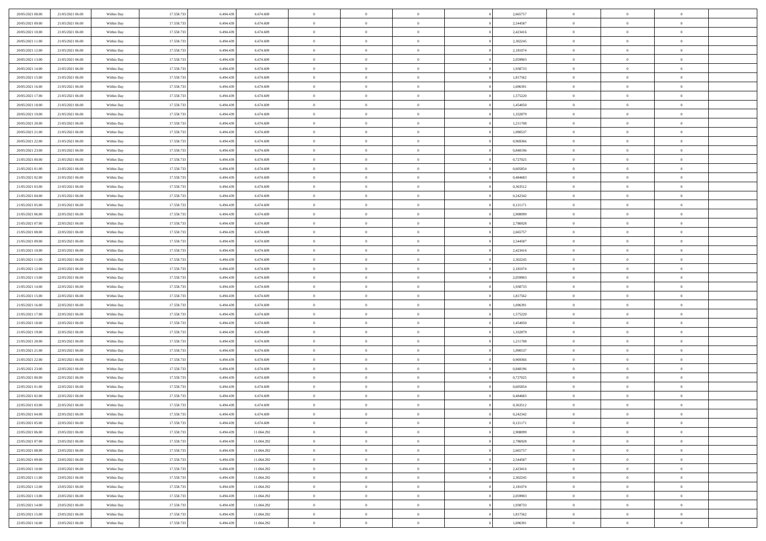| | | | | | | | | | | | | | | |
|---|---|---|---|---|---|---|---|---|---|---|---|---|---|---|
| 20/05/2021 08:00 | 21/05/2021 06:00 | Within Day | 17.558.733 | 6.494.439 | 6.674.609 | 0 | 0 | 0 | | 2,665757 | 0 | 0 | 0 | |
| 20/05/2021 09:00 | 21/05/2021 06:00 | Within Day | 17.558.733 | 6.494.439 | 6.674.609 | 0 | 0 | 0 | | 2,544587 | 0 | 0 | 0 | |
| 20/05/2021 10:00 | 21/05/2021 06:00 | Within Day | 17.558.733 | 6.494.439 | 6.674.609 | 0 | 0 | 0 | | 2,423416 | 0 | 0 | 0 | |
| 20/05/2021 11:00 | 21/05/2021 06:00 | Within Day | 17.558.733 | 6.494.439 | 6.674.609 | 0 | 0 | 0 | | 2,302245 | 0 | 0 | 0 | |
| 20/05/2021 12:00 | 21/05/2021 06:00 | Within Day | 17.558.733 | 6.494.439 | 6.674.609 | 0 | 0 | 0 | | 2,181074 | 0 | 0 | 0 | |
| 20/05/2021 13:00 | 21/05/2021 06:00 | Within Day | 17.558.733 | 6.494.439 | 6.674.609 | 0 | 0 | 0 | | 2,059903 | 0 | 0 | 0 | |
| 20/05/2021 14:00 | 21/05/2021 06:00 | Within Day | 17.558.733 | 6.494.439 | 6.674.609 | 0 | 0 | 0 | | 1,938733 | 0 | 0 | 0 | |
| 20/05/2021 15:00 | 21/05/2021 06:00 | Within Day | 17.558.733 | 6.494.439 | 6.674.609 | 0 | 0 | 0 | | 1,817562 | 0 | 0 | 0 | |
| 20/05/2021 16:00 | 21/05/2021 06:00 | Within Day | 17.558.733 | 6.494.439 | 6.674.609 | 0 | 0 | 0 | | 1,696391 | 0 | 0 | 0 | |
| 20/05/2021 17:00 | 21/05/2021 06:00 | Within Day | 17.558.733 | 6.494.439 | 6.674.609 | 0 | 0 | 0 | | 1,575220 | 0 | 0 | 0 | |
| 20/05/2021 18:00 | 21/05/2021 06:00 | Within Day | 17.558.733 | 6.494.439 | 6.674.609 | 0 | 0 | 0 | | 1,454050 | 0 | 0 | 0 | |
| 20/05/2021 19:00 | 21/05/2021 06:00 | Within Day | 17.558.733 | 6.494.439 | 6.674.609 | 0 | 0 | 0 | | 1,332879 | 0 | 0 | 0 | |
| 20/05/2021 20:00 | 21/05/2021 06:00 | Within Day | 17.558.733 | 6.494.439 | 6.674.609 | 0 | 0 | 0 | | 1,211708 | 0 | 0 | 0 | |
| 20/05/2021 21:00 | 21/05/2021 06:00 | Within Day | 17.558.733 | 6.494.439 | 6.674.609 | 0 | 0 | 0 | | 1,090537 | 0 | 0 | 0 | |
| 20/05/2021 22:00 | 21/05/2021 06:00 | Within Day | 17.558.733 | 6.494.439 | 6.674.609 | 0 | 0 | 0 | | 0,969366 | 0 | 0 | 0 | |
| 20/05/2021 23:00 | 21/05/2021 06:00 | Within Day | 17.558.733 | 6.494.439 | 6.674.609 | 0 | 0 | 0 | | 0,848196 | 0 | 0 | 0 | |
| 21/05/2021 00:00 | 21/05/2021 06:00 | Within Day | 17.558.733 | 6.494.439 | 6.674.609 | 0 | 0 | 0 | | 0,727025 | 0 | 0 | 0 | |
| 21/05/2021 01:00 | 21/05/2021 06:00 | Within Day | 17.558.733 | 6.494.439 | 6.674.609 | 0 | 0 | 0 | | 0,605854 | 0 | 0 | 0 | |
| 21/05/2021 02:00 | 21/05/2021 06:00 | Within Day | 17.558.733 | 6.494.439 | 6.674.609 | 0 | 0 | 0 | | 0,484683 | 0 | 0 | 0 | |
| 21/05/2021 03:00 | 21/05/2021 06:00 | Within Day | 17.558.733 | 6.494.439 | 6.674.609 | 0 | 0 | 0 | | 0,363512 | 0 | 0 | 0 | |
| 21/05/2021 04:00 | 21/05/2021 06:00 | Within Day | 17.558.733 | 6.494.439 | 6.674.609 | 0 | 0 | 0 | | 0,242342 | 0 | 0 | 0 | |
| 21/05/2021 05:00 | 21/05/2021 06:00 | Within Day | 17.558.733 | 6.494.439 | 6.674.609 | 0 | 0 | 0 | | 0,121171 | 0 | 0 | 0 | |
| 21/05/2021 06:00 | 22/05/2021 06:00 | Within Day | 17.558.733 | 6.494.439 | 6.674.609 | 0 | 0 | 0 | | 2,908099 | 0 | 0 | 0 | |
| 21/05/2021 07:00 | 22/05/2021 06:00 | Within Day | 17.558.733 | 6.494.439 | 6.674.609 | 0 | 0 | 0 | | 2,786928 | 0 | 0 | 0 | |
| 21/05/2021 08:00 | 22/05/2021 06:00 | Within Day | 17.558.733 | 6.494.439 | 6.674.609 | 0 | 0 | 0 | | 2,665757 | 0 | 0 | 0 | |
| 21/05/2021 09:00 | 22/05/2021 06:00 | Within Day | 17.558.733 | 6.494.439 | 6.674.609 | 0 | 0 | 0 | | 2,544587 | 0 | 0 | 0 | |
| 21/05/2021 10:00 | 22/05/2021 06:00 | Within Day | 17.558.733 | 6.494.439 | 6.674.609 | 0 | 0 | 0 | | 2,423416 | 0 | 0 | 0 | |
| 21/05/2021 11:00 | 22/05/2021 06:00 | Within Day | 17.558.733 | 6.494.439 | 6.674.609 | 0 | 0 | 0 | | 2,302245 | 0 | 0 | 0 | |
| 21/05/2021 12:00 | 22/05/2021 06:00 | Within Day | 17.558.733 | 6.494.439 | 6.674.609 | 0 | 0 | 0 | | 2,181074 | 0 | 0 | 0 | |
| 21/05/2021 13:00 | 22/05/2021 06:00 | Within Day | 17.558.733 | 6.494.439 | 6.674.609 | 0 | 0 | 0 | | 2,059903 | 0 | 0 | 0 | |
| 21/05/2021 14:00 | 22/05/2021 06:00 | Within Day | 17.558.733 | 6.494.439 | 6.674.609 | 0 | 0 | 0 | | 1,938733 | 0 | 0 | 0 | |
| 21/05/2021 15:00 | 22/05/2021 06:00 | Within Day | 17.558.733 | 6.494.439 | 6.674.609 | 0 | 0 | 0 | | 1,817562 | 0 | 0 | 0 | |
| 21/05/2021 16:00 | 22/05/2021 06:00 | Within Day | 17.558.733 | 6.494.439 | 6.674.609 | 0 | 0 | 0 | | 1,696391 | 0 | 0 | 0 | |
| 21/05/2021 17:00 | 22/05/2021 06:00 | Within Day | 17.558.733 | 6.494.439 | 6.674.609 | 0 | 0 | 0 | | 1,575220 | 0 | 0 | 0 | |
| 21/05/2021 18:00 | 22/05/2021 06:00 | Within Day | 17.558.733 | 6.494.439 | 6.674.609 | 0 | 0 | 0 | | 1,454050 | 0 | 0 | 0 | |
| 21/05/2021 19:00 | 22/05/2021 06:00 | Within Day | 17.558.733 | 6.494.439 | 6.674.609 | 0 | 0 | 0 | | 1,332879 | 0 | 0 | 0 | |
| 21/05/2021 20:00 | 22/05/2021 06:00 | Within Day | 17.558.733 | 6.494.439 | 6.674.609 | 0 | 0 | 0 | | 1,211708 | 0 | 0 | 0 | |
| 21/05/2021 21:00 | 22/05/2021 06:00 | Within Day | 17.558.733 | 6.494.439 | 6.674.609 | 0 | 0 | 0 | | 1,090537 | 0 | 0 | 0 | |
| 21/05/2021 22:00 | 22/05/2021 06:00 | Within Day | 17.558.733 | 6.494.439 | 6.674.609 | 0 | 0 | 0 | | 0,969366 | 0 | 0 | 0 | |
| 21/05/2021 23:00 | 22/05/2021 06:00 | Within Day | 17.558.733 | 6.494.439 | 6.674.609 | 0 | 0 | 0 | | 0,848196 | 0 | 0 | 0 | |
| 22/05/2021 00:00 | 22/05/2021 06:00 | Within Day | 17.558.733 | 6.494.439 | 6.674.609 | 0 | 0 | 0 | | 0,727025 | 0 | 0 | 0 | |
| 22/05/2021 01:00 | 22/05/2021 06:00 | Within Day | 17.558.733 | 6.494.439 | 6.674.609 | 0 | 0 | 0 | | 0,605854 | 0 | 0 | 0 | |
| 22/05/2021 02:00 | 22/05/2021 06:00 | Within Day | 17.558.733 | 6.494.439 | 6.674.609 | 0 | 0 | 0 | | 0,484683 | 0 | 0 | 0 | |
| 22/05/2021 03:00 | 22/05/2021 06:00 | Within Day | 17.558.733 | 6.494.439 | 6.674.609 | 0 | 0 | 0 | | 0,363512 | 0 | 0 | 0 | |
| 22/05/2021 04:00 | 22/05/2021 06:00 | Within Day | 17.558.733 | 6.494.439 | 6.674.609 | 0 | 0 | 0 | | 0,242342 | 0 | 0 | 0 | |
| 22/05/2021 05:00 | 22/05/2021 06:00 | Within Day | 17.558.733 | 6.494.439 | 6.674.609 | 0 | 0 | 0 | | 0,121171 | 0 | 0 | 0 | |
| 22/05/2021 06:00 | 23/05/2021 06:00 | Within Day | 17.558.733 | 6.494.439 | 11.064.292 | 0 | 0 | 0 | | 2,908099 | 0 | 0 | 0 | |
| 22/05/2021 07:00 | 23/05/2021 06:00 | Within Day | 17.558.733 | 6.494.439 | 11.064.292 | 0 | 0 | 0 | | 2,786928 | 0 | 0 | 0 | |
| 22/05/2021 08:00 | 23/05/2021 06:00 | Within Day | 17.558.733 | 6.494.439 | 11.064.292 | 0 | 0 | 0 | | 2,665757 | 0 | 0 | 0 | |
| 22/05/2021 09:00 | 23/05/2021 06:00 | Within Day | 17.558.733 | 6.494.439 | 11.064.292 | 0 | 0 | 0 | | 2,544587 | 0 | 0 | 0 | |
| 22/05/2021 10:00 | 23/05/2021 06:00 | Within Day | 17.558.733 | 6.494.439 | 11.064.292 | 0 | 0 | 0 | | 2,423416 | 0 | 0 | 0 | |
| 22/05/2021 11:00 | 23/05/2021 06:00 | Within Day | 17.558.733 | 6.494.439 | 11.064.292 | 0 | 0 | 0 | | 2,302245 | 0 | 0 | 0 | |
| 22/05/2021 12:00 | 23/05/2021 06:00 | Within Day | 17.558.733 | 6.494.439 | 11.064.292 | 0 | 0 | 0 | | 2,181074 | 0 | 0 | 0 | |
| 22/05/2021 13:00 | 23/05/2021 06:00 | Within Day | 17.558.733 | 6.494.439 | 11.064.292 | 0 | 0 | 0 | | 2,059903 | 0 | 0 | 0 | |
| 22/05/2021 14:00 | 23/05/2021 06:00 | Within Day | 17.558.733 | 6.494.439 | 11.064.292 | 0 | 0 | 0 | | 1,938733 | 0 | 0 | 0 | |
| 22/05/2021 15:00 | 23/05/2021 06:00 | Within Day | 17.558.733 | 6.494.439 | 11.064.292 | 0 | 0 | 0 | | 1,817562 | 0 | 0 | 0 | |
| 22/05/2021 16:00 | 23/05/2021 06:00 | Within Day | 17.558.733 | 6.494.439 | 11.064.292 | 0 | 0 | 0 | | 1,696391 | 0 | 0 | 0 | |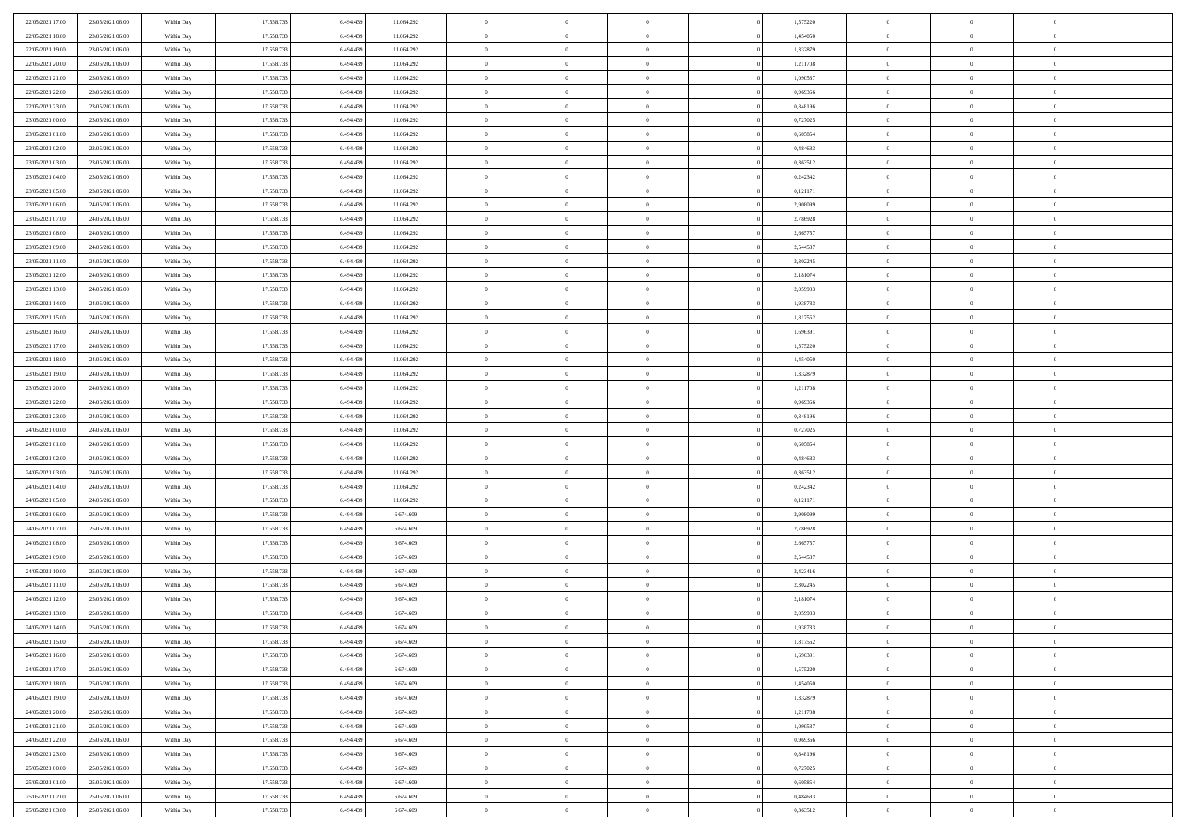| | | | | | | | | | | | | | | |
|---|---|---|---|---|---|---|---|---|---|---|---|---|---|---|
| 22/05/2021 17:00 | 23/05/2021 06:00 | Within Day | 17.558.733 | 6.494.439 | 11.064.292 | 0 | 0 | 0 | | 1,575220 | 0 | 0 | 0 | |
| 22/05/2021 18:00 | 23/05/2021 06:00 | Within Day | 17.558.733 | 6.494.439 | 11.064.292 | 0 | 0 | 0 | | 1,454050 | 0 | 0 | 0 | |
| 22/05/2021 19:00 | 23/05/2021 06:00 | Within Day | 17.558.733 | 6.494.439 | 11.064.292 | 0 | 0 | 0 | | 1,332879 | 0 | 0 | 0 | |
| 22/05/2021 20:00 | 23/05/2021 06:00 | Within Day | 17.558.733 | 6.494.439 | 11.064.292 | 0 | 0 | 0 | | 1,211708 | 0 | 0 | 0 | |
| 22/05/2021 21:00 | 23/05/2021 06:00 | Within Day | 17.558.733 | 6.494.439 | 11.064.292 | 0 | 0 | 0 | | 1,090537 | 0 | 0 | 0 | |
| 22/05/2021 22:00 | 23/05/2021 06:00 | Within Day | 17.558.733 | 6.494.439 | 11.064.292 | 0 | 0 | 0 | | 0,969366 | 0 | 0 | 0 | |
| 22/05/2021 23:00 | 23/05/2021 06:00 | Within Day | 17.558.733 | 6.494.439 | 11.064.292 | 0 | 0 | 0 | | 0,848196 | 0 | 0 | 0 | |
| 23/05/2021 00:00 | 23/05/2021 06:00 | Within Day | 17.558.733 | 6.494.439 | 11.064.292 | 0 | 0 | 0 | | 0,727025 | 0 | 0 | 0 | |
| 23/05/2021 01:00 | 23/05/2021 06:00 | Within Day | 17.558.733 | 6.494.439 | 11.064.292 | 0 | 0 | 0 | | 0,605854 | 0 | 0 | 0 | |
| 23/05/2021 02:00 | 23/05/2021 06:00 | Within Day | 17.558.733 | 6.494.439 | 11.064.292 | 0 | 0 | 0 | | 0,484683 | 0 | 0 | 0 | |
| 23/05/2021 03:00 | 23/05/2021 06:00 | Within Day | 17.558.733 | 6.494.439 | 11.064.292 | 0 | 0 | 0 | | 0,363512 | 0 | 0 | 0 | |
| 23/05/2021 04:00 | 23/05/2021 06:00 | Within Day | 17.558.733 | 6.494.439 | 11.064.292 | 0 | 0 | 0 | | 0,242342 | 0 | 0 | 0 | |
| 23/05/2021 05:00 | 23/05/2021 06:00 | Within Day | 17.558.733 | 6.494.439 | 11.064.292 | 0 | 0 | 0 | | 0,121171 | 0 | 0 | 0 | |
| 23/05/2021 06:00 | 24/05/2021 06:00 | Within Day | 17.558.733 | 6.494.439 | 11.064.292 | 0 | 0 | 0 | | 2,908099 | 0 | 0 | 0 | |
| 23/05/2021 07:00 | 24/05/2021 06:00 | Within Day | 17.558.733 | 6.494.439 | 11.064.292 | 0 | 0 | 0 | | 2,786928 | 0 | 0 | 0 | |
| 23/05/2021 08:00 | 24/05/2021 06:00 | Within Day | 17.558.733 | 6.494.439 | 11.064.292 | 0 | 0 | 0 | | 2,665757 | 0 | 0 | 0 | |
| 23/05/2021 09:00 | 24/05/2021 06:00 | Within Day | 17.558.733 | 6.494.439 | 11.064.292 | 0 | 0 | 0 | | 2,544587 | 0 | 0 | 0 | |
| 23/05/2021 11:00 | 24/05/2021 06:00 | Within Day | 17.558.733 | 6.494.439 | 11.064.292 | 0 | 0 | 0 | | 2,302245 | 0 | 0 | 0 | |
| 23/05/2021 12:00 | 24/05/2021 06:00 | Within Day | 17.558.733 | 6.494.439 | 11.064.292 | 0 | 0 | 0 | | 2,181074 | 0 | 0 | 0 | |
| 23/05/2021 13:00 | 24/05/2021 06:00 | Within Day | 17.558.733 | 6.494.439 | 11.064.292 | 0 | 0 | 0 | | 2,059903 | 0 | 0 | 0 | |
| 23/05/2021 14:00 | 24/05/2021 06:00 | Within Day | 17.558.733 | 6.494.439 | 11.064.292 | 0 | 0 | 0 | | 1,938733 | 0 | 0 | 0 | |
| 23/05/2021 15:00 | 24/05/2021 06:00 | Within Day | 17.558.733 | 6.494.439 | 11.064.292 | 0 | 0 | 0 | | 1,817562 | 0 | 0 | 0 | |
| 23/05/2021 16:00 | 24/05/2021 06:00 | Within Day | 17.558.733 | 6.494.439 | 11.064.292 | 0 | 0 | 0 | | 1,696391 | 0 | 0 | 0 | |
| 23/05/2021 17:00 | 24/05/2021 06:00 | Within Day | 17.558.733 | 6.494.439 | 11.064.292 | 0 | 0 | 0 | | 1,575220 | 0 | 0 | 0 | |
| 23/05/2021 18:00 | 24/05/2021 06:00 | Within Day | 17.558.733 | 6.494.439 | 11.064.292 | 0 | 0 | 0 | | 1,454050 | 0 | 0 | 0 | |
| 23/05/2021 19:00 | 24/05/2021 06:00 | Within Day | 17.558.733 | 6.494.439 | 11.064.292 | 0 | 0 | 0 | | 1,332879 | 0 | 0 | 0 | |
| 23/05/2021 20:00 | 24/05/2021 06:00 | Within Day | 17.558.733 | 6.494.439 | 11.064.292 | 0 | 0 | 0 | | 1,211708 | 0 | 0 | 0 | |
| 23/05/2021 22:00 | 24/05/2021 06:00 | Within Day | 17.558.733 | 6.494.439 | 11.064.292 | 0 | 0 | 0 | | 0,969366 | 0 | 0 | 0 | |
| 23/05/2021 23:00 | 24/05/2021 06:00 | Within Day | 17.558.733 | 6.494.439 | 11.064.292 | 0 | 0 | 0 | | 0,848196 | 0 | 0 | 0 | |
| 24/05/2021 00:00 | 24/05/2021 06:00 | Within Day | 17.558.733 | 6.494.439 | 11.064.292 | 0 | 0 | 0 | | 0,727025 | 0 | 0 | 0 | |
| 24/05/2021 01:00 | 24/05/2021 06:00 | Within Day | 17.558.733 | 6.494.439 | 11.064.292 | 0 | 0 | 0 | | 0,605854 | 0 | 0 | 0 | |
| 24/05/2021 02:00 | 24/05/2021 06:00 | Within Day | 17.558.733 | 6.494.439 | 11.064.292 | 0 | 0 | 0 | | 0,484683 | 0 | 0 | 0 | |
| 24/05/2021 03:00 | 24/05/2021 06:00 | Within Day | 17.558.733 | 6.494.439 | 11.064.292 | 0 | 0 | 0 | | 0,363512 | 0 | 0 | 0 | |
| 24/05/2021 04:00 | 24/05/2021 06:00 | Within Day | 17.558.733 | 6.494.439 | 11.064.292 | 0 | 0 | 0 | | 0,242342 | 0 | 0 | 0 | |
| 24/05/2021 05:00 | 24/05/2021 06:00 | Within Day | 17.558.733 | 6.494.439 | 11.064.292 | 0 | 0 | 0 | | 0,121171 | 0 | 0 | 0 | |
| 24/05/2021 06:00 | 25/05/2021 06:00 | Within Day | 17.558.733 | 6.494.439 | 6.674.609 | 0 | 0 | 0 | | 2,908099 | 0 | 0 | 0 | |
| 24/05/2021 07:00 | 25/05/2021 06:00 | Within Day | 17.558.733 | 6.494.439 | 6.674.609 | 0 | 0 | 0 | | 2,786928 | 0 | 0 | 0 | |
| 24/05/2021 08:00 | 25/05/2021 06:00 | Within Day | 17.558.733 | 6.494.439 | 6.674.609 | 0 | 0 | 0 | | 2,665757 | 0 | 0 | 0 | |
| 24/05/2021 09:00 | 25/05/2021 06:00 | Within Day | 17.558.733 | 6.494.439 | 6.674.609 | 0 | 0 | 0 | | 2,544587 | 0 | 0 | 0 | |
| 24/05/2021 10:00 | 25/05/2021 06:00 | Within Day | 17.558.733 | 6.494.439 | 6.674.609 | 0 | 0 | 0 | | 2,423416 | 0 | 0 | 0 | |
| 24/05/2021 11:00 | 25/05/2021 06:00 | Within Day | 17.558.733 | 6.494.439 | 6.674.609 | 0 | 0 | 0 | | 2,302245 | 0 | 0 | 0 | |
| 24/05/2021 12:00 | 25/05/2021 06:00 | Within Day | 17.558.733 | 6.494.439 | 6.674.609 | 0 | 0 | 0 | | 2,181074 | 0 | 0 | 0 | |
| 24/05/2021 13:00 | 25/05/2021 06:00 | Within Day | 17.558.733 | 6.494.439 | 6.674.609 | 0 | 0 | 0 | | 2,059903 | 0 | 0 | 0 | |
| 24/05/2021 14:00 | 25/05/2021 06:00 | Within Day | 17.558.733 | 6.494.439 | 6.674.609 | 0 | 0 | 0 | | 1,938733 | 0 | 0 | 0 | |
| 24/05/2021 15:00 | 25/05/2021 06:00 | Within Day | 17.558.733 | 6.494.439 | 6.674.609 | 0 | 0 | 0 | | 1,817562 | 0 | 0 | 0 | |
| 24/05/2021 16:00 | 25/05/2021 06:00 | Within Day | 17.558.733 | 6.494.439 | 6.674.609 | 0 | 0 | 0 | | 1,696391 | 0 | 0 | 0 | |
| 24/05/2021 17:00 | 25/05/2021 06:00 | Within Day | 17.558.733 | 6.494.439 | 6.674.609 | 0 | 0 | 0 | | 1,575220 | 0 | 0 | 0 | |
| 24/05/2021 18:00 | 25/05/2021 06:00 | Within Day | 17.558.733 | 6.494.439 | 6.674.609 | 0 | 0 | 0 | | 1,454050 | 0 | 0 | 0 | |
| 24/05/2021 19:00 | 25/05/2021 06:00 | Within Day | 17.558.733 | 6.494.439 | 6.674.609 | 0 | 0 | 0 | | 1,332879 | 0 | 0 | 0 | |
| 24/05/2021 20:00 | 25/05/2021 06:00 | Within Day | 17.558.733 | 6.494.439 | 6.674.609 | 0 | 0 | 0 | | 1,211708 | 0 | 0 | 0 | |
| 24/05/2021 21:00 | 25/05/2021 06:00 | Within Day | 17.558.733 | 6.494.439 | 6.674.609 | 0 | 0 | 0 | | 1,090537 | 0 | 0 | 0 | |
| 24/05/2021 22:00 | 25/05/2021 06:00 | Within Day | 17.558.733 | 6.494.439 | 6.674.609 | 0 | 0 | 0 | | 0,969366 | 0 | 0 | 0 | |
| 24/05/2021 23:00 | 25/05/2021 06:00 | Within Day | 17.558.733 | 6.494.439 | 6.674.609 | 0 | 0 | 0 | | 0,848196 | 0 | 0 | 0 | |
| 25/05/2021 00:00 | 25/05/2021 06:00 | Within Day | 17.558.733 | 6.494.439 | 6.674.609 | 0 | 0 | 0 | | 0,727025 | 0 | 0 | 0 | |
| 25/05/2021 01:00 | 25/05/2021 06:00 | Within Day | 17.558.733 | 6.494.439 | 6.674.609 | 0 | 0 | 0 | | 0,605854 | 0 | 0 | 0 | |
| 25/05/2021 02:00 | 25/05/2021 06:00 | Within Day | 17.558.733 | 6.494.439 | 6.674.609 | 0 | 0 | 0 | | 0,484683 | 0 | 0 | 0 | |
| 25/05/2021 03:00 | 25/05/2021 06:00 | Within Day | 17.558.733 | 6.494.439 | 6.674.609 | 0 | 0 | 0 | | 0,363512 | 0 | 0 | 0 | |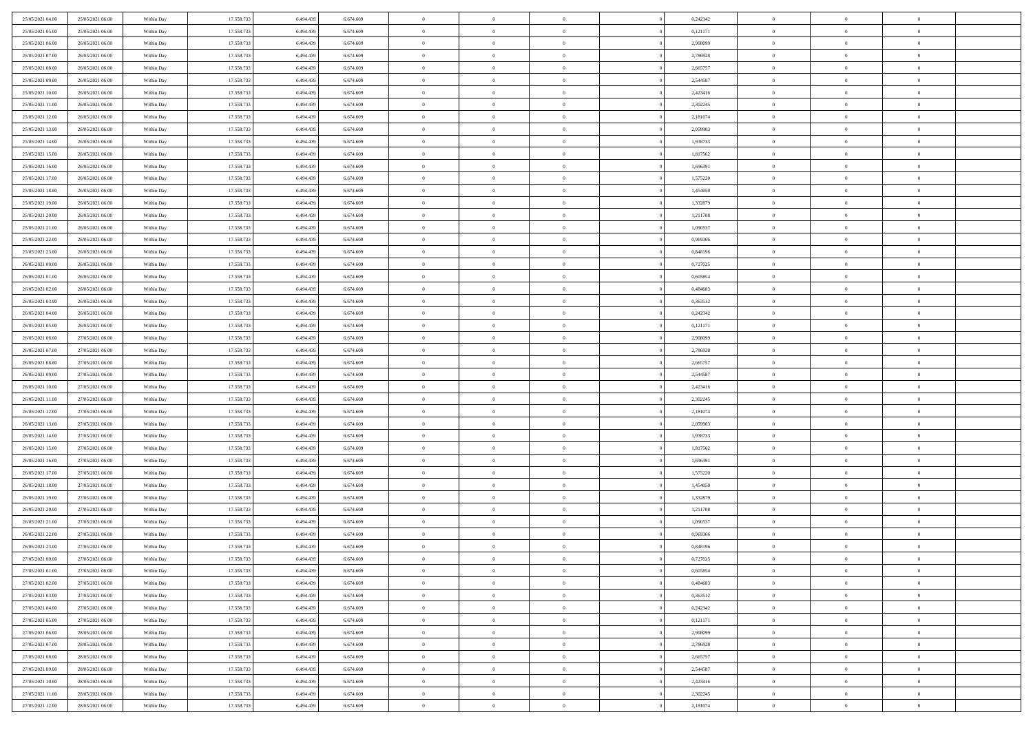| | | | | | | | | | | | | | | |
|---|---|---|---|---|---|---|---|---|---|---|---|---|---|---|
| 25/05/2021 04:00 | 25/05/2021 06:00 | Within Day | 17.558.733 | 6.494.439 | 6.674.609 | 0 | 0 | 0 | | 0,242342 | 0 | 0 | 0 | |
| 25/05/2021 05:00 | 25/05/2021 06:00 | Within Day | 17.558.733 | 6.494.439 | 6.674.609 | 0 | 0 | 0 | | 0,121171 | 0 | 0 | 0 | |
| 25/05/2021 06:00 | 26/05/2021 06:00 | Within Day | 17.558.733 | 6.494.439 | 6.674.609 | 0 | 0 | 0 | | 2,908099 | 0 | 0 | 0 | |
| 25/05/2021 07:00 | 26/05/2021 06:00 | Within Day | 17.558.733 | 6.494.439 | 6.674.609 | 0 | 0 | 0 | | 2,786928 | 0 | 0 | 0 | |
| 25/05/2021 08:00 | 26/05/2021 06:00 | Within Day | 17.558.733 | 6.494.439 | 6.674.609 | 0 | 0 | 0 | | 2,665757 | 0 | 0 | 0 | |
| 25/05/2021 09:00 | 26/05/2021 06:00 | Within Day | 17.558.733 | 6.494.439 | 6.674.609 | 0 | 0 | 0 | | 2,544587 | 0 | 0 | 0 | |
| 25/05/2021 10:00 | 26/05/2021 06:00 | Within Day | 17.558.733 | 6.494.439 | 6.674.609 | 0 | 0 | 0 | | 2,423416 | 0 | 0 | 0 | |
| 25/05/2021 11:00 | 26/05/2021 06:00 | Within Day | 17.558.733 | 6.494.439 | 6.674.609 | 0 | 0 | 0 | | 2,302245 | 0 | 0 | 0 | |
| 25/05/2021 12:00 | 26/05/2021 06:00 | Within Day | 17.558.733 | 6.494.439 | 6.674.609 | 0 | 0 | 0 | | 2,181074 | 0 | 0 | 0 | |
| 25/05/2021 13:00 | 26/05/2021 06:00 | Within Day | 17.558.733 | 6.494.439 | 6.674.609 | 0 | 0 | 0 | | 2,059903 | 0 | 0 | 0 | |
| 25/05/2021 14:00 | 26/05/2021 06:00 | Within Day | 17.558.733 | 6.494.439 | 6.674.609 | 0 | 0 | 0 | | 1,938733 | 0 | 0 | 0 | |
| 25/05/2021 15:00 | 26/05/2021 06:00 | Within Day | 17.558.733 | 6.494.439 | 6.674.609 | 0 | 0 | 0 | | 1,817562 | 0 | 0 | 0 | |
| 25/05/2021 16:00 | 26/05/2021 06:00 | Within Day | 17.558.733 | 6.494.439 | 6.674.609 | 0 | 0 | 0 | | 1,696391 | 0 | 0 | 0 | |
| 25/05/2021 17:00 | 26/05/2021 06:00 | Within Day | 17.558.733 | 6.494.439 | 6.674.609 | 0 | 0 | 0 | | 1,575220 | 0 | 0 | 0 | |
| 25/05/2021 18:00 | 26/05/2021 06:00 | Within Day | 17.558.733 | 6.494.439 | 6.674.609 | 0 | 0 | 0 | | 1,454050 | 0 | 0 | 0 | |
| 25/05/2021 19:00 | 26/05/2021 06:00 | Within Day | 17.558.733 | 6.494.439 | 6.674.609 | 0 | 0 | 0 | | 1,332879 | 0 | 0 | 0 | |
| 25/05/2021 20:00 | 26/05/2021 06:00 | Within Day | 17.558.733 | 6.494.439 | 6.674.609 | 0 | 0 | 0 | | 1,211708 | 0 | 0 | 0 | |
| 25/05/2021 21:00 | 26/05/2021 06:00 | Within Day | 17.558.733 | 6.494.439 | 6.674.609 | 0 | 0 | 0 | | 1,090537 | 0 | 0 | 0 | |
| 25/05/2021 22:00 | 26/05/2021 06:00 | Within Day | 17.558.733 | 6.494.439 | 6.674.609 | 0 | 0 | 0 | | 0,969366 | 0 | 0 | 0 | |
| 25/05/2021 23:00 | 26/05/2021 06:00 | Within Day | 17.558.733 | 6.494.439 | 6.674.609 | 0 | 0 | 0 | | 0,848196 | 0 | 0 | 0 | |
| 26/05/2021 00:00 | 26/05/2021 06:00 | Within Day | 17.558.733 | 6.494.439 | 6.674.609 | 0 | 0 | 0 | | 0,727025 | 0 | 0 | 0 | |
| 26/05/2021 01:00 | 26/05/2021 06:00 | Within Day | 17.558.733 | 6.494.439 | 6.674.609 | 0 | 0 | 0 | | 0,605854 | 0 | 0 | 0 | |
| 26/05/2021 02:00 | 26/05/2021 06:00 | Within Day | 17.558.733 | 6.494.439 | 6.674.609 | 0 | 0 | 0 | | 0,484683 | 0 | 0 | 0 | |
| 26/05/2021 03:00 | 26/05/2021 06:00 | Within Day | 17.558.733 | 6.494.439 | 6.674.609 | 0 | 0 | 0 | | 0,363512 | 0 | 0 | 0 | |
| 26/05/2021 04:00 | 26/05/2021 06:00 | Within Day | 17.558.733 | 6.494.439 | 6.674.609 | 0 | 0 | 0 | | 0,242342 | 0 | 0 | 0 | |
| 26/05/2021 05:00 | 26/05/2021 06:00 | Within Day | 17.558.733 | 6.494.439 | 6.674.609 | 0 | 0 | 0 | | 0,121171 | 0 | 0 | 0 | |
| 26/05/2021 06:00 | 27/05/2021 06:00 | Within Day | 17.558.733 | 6.494.439 | 6.674.609 | 0 | 0 | 0 | | 2,908099 | 0 | 0 | 0 | |
| 26/05/2021 07:00 | 27/05/2021 06:00 | Within Day | 17.558.733 | 6.494.439 | 6.674.609 | 0 | 0 | 0 | | 2,786928 | 0 | 0 | 0 | |
| 26/05/2021 08:00 | 27/05/2021 06:00 | Within Day | 17.558.733 | 6.494.439 | 6.674.609 | 0 | 0 | 0 | | 2,665757 | 0 | 0 | 0 | |
| 26/05/2021 09:00 | 27/05/2021 06:00 | Within Day | 17.558.733 | 6.494.439 | 6.674.609 | 0 | 0 | 0 | | 2,544587 | 0 | 0 | 0 | |
| 26/05/2021 10:00 | 27/05/2021 06:00 | Within Day | 17.558.733 | 6.494.439 | 6.674.609 | 0 | 0 | 0 | | 2,423416 | 0 | 0 | 0 | |
| 26/05/2021 11:00 | 27/05/2021 06:00 | Within Day | 17.558.733 | 6.494.439 | 6.674.609 | 0 | 0 | 0 | | 2,302245 | 0 | 0 | 0 | |
| 26/05/2021 12:00 | 27/05/2021 06:00 | Within Day | 17.558.733 | 6.494.439 | 6.674.609 | 0 | 0 | 0 | | 2,181074 | 0 | 0 | 0 | |
| 26/05/2021 13:00 | 27/05/2021 06:00 | Within Day | 17.558.733 | 6.494.439 | 6.674.609 | 0 | 0 | 0 | | 2,059903 | 0 | 0 | 0 | |
| 26/05/2021 14:00 | 27/05/2021 06:00 | Within Day | 17.558.733 | 6.494.439 | 6.674.609 | 0 | 0 | 0 | | 1,938733 | 0 | 0 | 0 | |
| 26/05/2021 15:00 | 27/05/2021 06:00 | Within Day | 17.558.733 | 6.494.439 | 6.674.609 | 0 | 0 | 0 | | 1,817562 | 0 | 0 | 0 | |
| 26/05/2021 16:00 | 27/05/2021 06:00 | Within Day | 17.558.733 | 6.494.439 | 6.674.609 | 0 | 0 | 0 | | 1,696391 | 0 | 0 | 0 | |
| 26/05/2021 17:00 | 27/05/2021 06:00 | Within Day | 17.558.733 | 6.494.439 | 6.674.609 | 0 | 0 | 0 | | 1,575220 | 0 | 0 | 0 | |
| 26/05/2021 18:00 | 27/05/2021 06:00 | Within Day | 17.558.733 | 6.494.439 | 6.674.609 | 0 | 0 | 0 | | 1,454050 | 0 | 0 | 0 | |
| 26/05/2021 19:00 | 27/05/2021 06:00 | Within Day | 17.558.733 | 6.494.439 | 6.674.609 | 0 | 0 | 0 | | 1,332879 | 0 | 0 | 0 | |
| 26/05/2021 20:00 | 27/05/2021 06:00 | Within Day | 17.558.733 | 6.494.439 | 6.674.609 | 0 | 0 | 0 | | 1,211708 | 0 | 0 | 0 | |
| 26/05/2021 21:00 | 27/05/2021 06:00 | Within Day | 17.558.733 | 6.494.439 | 6.674.609 | 0 | 0 | 0 | | 1,090537 | 0 | 0 | 0 | |
| 26/05/2021 22:00 | 27/05/2021 06:00 | Within Day | 17.558.733 | 6.494.439 | 6.674.609 | 0 | 0 | 0 | | 0,969366 | 0 | 0 | 0 | |
| 26/05/2021 23:00 | 27/05/2021 06:00 | Within Day | 17.558.733 | 6.494.439 | 6.674.609 | 0 | 0 | 0 | | 0,848196 | 0 | 0 | 0 | |
| 27/05/2021 00:00 | 27/05/2021 06:00 | Within Day | 17.558.733 | 6.494.439 | 6.674.609 | 0 | 0 | 0 | | 0,727025 | 0 | 0 | 0 | |
| 27/05/2021 01:00 | 27/05/2021 06:00 | Within Day | 17.558.733 | 6.494.439 | 6.674.609 | 0 | 0 | 0 | | 0,605854 | 0 | 0 | 0 | |
| 27/05/2021 02:00 | 27/05/2021 06:00 | Within Day | 17.558.733 | 6.494.439 | 6.674.609 | 0 | 0 | 0 | | 0,484683 | 0 | 0 | 0 | |
| 27/05/2021 03:00 | 27/05/2021 06:00 | Within Day | 17.558.733 | 6.494.439 | 6.674.609 | 0 | 0 | 0 | | 0,363512 | 0 | 0 | 0 | |
| 27/05/2021 04:00 | 27/05/2021 06:00 | Within Day | 17.558.733 | 6.494.439 | 6.674.609 | 0 | 0 | 0 | | 0,242342 | 0 | 0 | 0 | |
| 27/05/2021 05:00 | 27/05/2021 06:00 | Within Day | 17.558.733 | 6.494.439 | 6.674.609 | 0 | 0 | 0 | | 0,121171 | 0 | 0 | 0 | |
| 27/05/2021 06:00 | 28/05/2021 06:00 | Within Day | 17.558.733 | 6.494.439 | 6.674.609 | 0 | 0 | 0 | | 2,908099 | 0 | 0 | 0 | |
| 27/05/2021 07:00 | 28/05/2021 06:00 | Within Day | 17.558.733 | 6.494.439 | 6.674.609 | 0 | 0 | 0 | | 2,786928 | 0 | 0 | 0 | |
| 27/05/2021 08:00 | 28/05/2021 06:00 | Within Day | 17.558.733 | 6.494.439 | 6.674.609 | 0 | 0 | 0 | | 2,665757 | 0 | 0 | 0 | |
| 27/05/2021 09:00 | 28/05/2021 06:00 | Within Day | 17.558.733 | 6.494.439 | 6.674.609 | 0 | 0 | 0 | | 2,544587 | 0 | 0 | 0 | |
| 27/05/2021 10:00 | 28/05/2021 06:00 | Within Day | 17.558.733 | 6.494.439 | 6.674.609 | 0 | 0 | 0 | | 2,423416 | 0 | 0 | 0 | |
| 27/05/2021 11:00 | 28/05/2021 06:00 | Within Day | 17.558.733 | 6.494.439 | 6.674.609 | 0 | 0 | 0 | | 2,302245 | 0 | 0 | 0 | |
| 27/05/2021 12:00 | 28/05/2021 06:00 | Within Day | 17.558.733 | 6.494.439 | 6.674.609 | 0 | 0 | 0 | | 2,181074 | 0 | 0 | 0 | |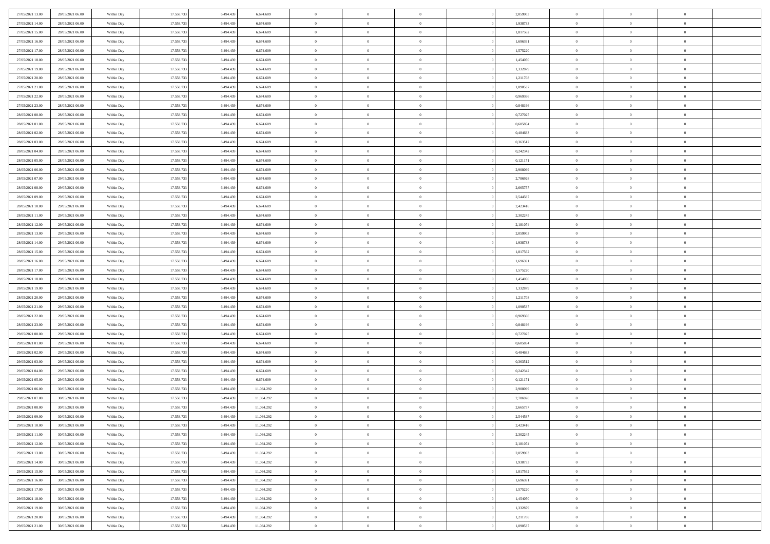| | | | | | | | | | | | | | | |
|---|---|---|---|---|---|---|---|---|---|---|---|---|---|---|
| 27/05/2021 13:00 | 28/05/2021 06:00 | Within Day | 17.558.733 | 6.494.439 | 6.674.609 | 0 | 0 | 0 | | 2,059903 | 0 | 0 | 0 | |
| 27/05/2021 14:00 | 28/05/2021 06:00 | Within Day | 17.558.733 | 6.494.439 | 6.674.609 | 0 | 0 | 0 | | 1,938733 | 0 | 0 | 0 | |
| 27/05/2021 15:00 | 28/05/2021 06:00 | Within Day | 17.558.733 | 6.494.439 | 6.674.609 | 0 | 0 | 0 | | 1,817562 | 0 | 0 | 0 | |
| 27/05/2021 16:00 | 28/05/2021 06:00 | Within Day | 17.558.733 | 6.494.439 | 6.674.609 | 0 | 0 | 0 | | 1,696391 | 0 | 0 | 0 | |
| 27/05/2021 17:00 | 28/05/2021 06:00 | Within Day | 17.558.733 | 6.494.439 | 6.674.609 | 0 | 0 | 0 | | 1,575220 | 0 | 0 | 0 | |
| 27/05/2021 18:00 | 28/05/2021 06:00 | Within Day | 17.558.733 | 6.494.439 | 6.674.609 | 0 | 0 | 0 | | 1,454050 | 0 | 0 | 0 | |
| 27/05/2021 19:00 | 28/05/2021 06:00 | Within Day | 17.558.733 | 6.494.439 | 6.674.609 | 0 | 0 | 0 | | 1,332879 | 0 | 0 | 0 | |
| 27/05/2021 20:00 | 28/05/2021 06:00 | Within Day | 17.558.733 | 6.494.439 | 6.674.609 | 0 | 0 | 0 | | 1,211708 | 0 | 0 | 0 | |
| 27/05/2021 21:00 | 28/05/2021 06:00 | Within Day | 17.558.733 | 6.494.439 | 6.674.609 | 0 | 0 | 0 | | 1,090537 | 0 | 0 | 0 | |
| 27/05/2021 22:00 | 28/05/2021 06:00 | Within Day | 17.558.733 | 6.494.439 | 6.674.609 | 0 | 0 | 0 | | 0,969366 | 0 | 0 | 0 | |
| 27/05/2021 23:00 | 28/05/2021 06:00 | Within Day | 17.558.733 | 6.494.439 | 6.674.609 | 0 | 0 | 0 | | 0,848196 | 0 | 0 | 0 | |
| 28/05/2021 00:00 | 28/05/2021 06:00 | Within Day | 17.558.733 | 6.494.439 | 6.674.609 | 0 | 0 | 0 | | 0,727025 | 0 | 0 | 0 | |
| 28/05/2021 01:00 | 28/05/2021 06:00 | Within Day | 17.558.733 | 6.494.439 | 6.674.609 | 0 | 0 | 0 | | 0,605854 | 0 | 0 | 0 | |
| 28/05/2021 02:00 | 28/05/2021 06:00 | Within Day | 17.558.733 | 6.494.439 | 6.674.609 | 0 | 0 | 0 | | 0,484683 | 0 | 0 | 0 | |
| 28/05/2021 03:00 | 28/05/2021 06:00 | Within Day | 17.558.733 | 6.494.439 | 6.674.609 | 0 | 0 | 0 | | 0,363512 | 0 | 0 | 0 | |
| 28/05/2021 04:00 | 28/05/2021 06:00 | Within Day | 17.558.733 | 6.494.439 | 6.674.609 | 0 | 0 | 0 | | 0,242342 | 0 | 0 | 0 | |
| 28/05/2021 05:00 | 28/05/2021 06:00 | Within Day | 17.558.733 | 6.494.439 | 6.674.609 | 0 | 0 | 0 | | 0,121171 | 0 | 0 | 0 | |
| 28/05/2021 06:00 | 29/05/2021 06:00 | Within Day | 17.558.733 | 6.494.439 | 6.674.609 | 0 | 0 | 0 | | 2,908099 | 0 | 0 | 0 | |
| 28/05/2021 07:00 | 29/05/2021 06:00 | Within Day | 17.558.733 | 6.494.439 | 6.674.609 | 0 | 0 | 0 | | 2,786928 | 0 | 0 | 0 | |
| 28/05/2021 08:00 | 29/05/2021 06:00 | Within Day | 17.558.733 | 6.494.439 | 6.674.609 | 0 | 0 | 0 | | 2,665757 | 0 | 0 | 0 | |
| 28/05/2021 09:00 | 29/05/2021 06:00 | Within Day | 17.558.733 | 6.494.439 | 6.674.609 | 0 | 0 | 0 | | 2,544587 | 0 | 0 | 0 | |
| 28/05/2021 10:00 | 29/05/2021 06:00 | Within Day | 17.558.733 | 6.494.439 | 6.674.609 | 0 | 0 | 0 | | 2,423416 | 0 | 0 | 0 | |
| 28/05/2021 11:00 | 29/05/2021 06:00 | Within Day | 17.558.733 | 6.494.439 | 6.674.609 | 0 | 0 | 0 | | 2,302245 | 0 | 0 | 0 | |
| 28/05/2021 12:00 | 29/05/2021 06:00 | Within Day | 17.558.733 | 6.494.439 | 6.674.609 | 0 | 0 | 0 | | 2,181074 | 0 | 0 | 0 | |
| 28/05/2021 13:00 | 29/05/2021 06:00 | Within Day | 17.558.733 | 6.494.439 | 6.674.609 | 0 | 0 | 0 | | 2,059903 | 0 | 0 | 0 | |
| 28/05/2021 14:00 | 29/05/2021 06:00 | Within Day | 17.558.733 | 6.494.439 | 6.674.609 | 0 | 0 | 0 | | 1,938733 | 0 | 0 | 0 | |
| 28/05/2021 15:00 | 29/05/2021 06:00 | Within Day | 17.558.733 | 6.494.439 | 6.674.609 | 0 | 0 | 0 | | 1,817562 | 0 | 0 | 0 | |
| 28/05/2021 16:00 | 29/05/2021 06:00 | Within Day | 17.558.733 | 6.494.439 | 6.674.609 | 0 | 0 | 0 | | 1,696391 | 0 | 0 | 0 | |
| 28/05/2021 17:00 | 29/05/2021 06:00 | Within Day | 17.558.733 | 6.494.439 | 6.674.609 | 0 | 0 | 0 | | 1,575220 | 0 | 0 | 0 | |
| 28/05/2021 18:00 | 29/05/2021 06:00 | Within Day | 17.558.733 | 6.494.439 | 6.674.609 | 0 | 0 | 0 | | 1,454050 | 0 | 0 | 0 | |
| 28/05/2021 19:00 | 29/05/2021 06:00 | Within Day | 17.558.733 | 6.494.439 | 6.674.609 | 0 | 0 | 0 | | 1,332879 | 0 | 0 | 0 | |
| 28/05/2021 20:00 | 29/05/2021 06:00 | Within Day | 17.558.733 | 6.494.439 | 6.674.609 | 0 | 0 | 0 | | 1,211708 | 0 | 0 | 0 | |
| 28/05/2021 21:00 | 29/05/2021 06:00 | Within Day | 17.558.733 | 6.494.439 | 6.674.609 | 0 | 0 | 0 | | 1,090537 | 0 | 0 | 0 | |
| 28/05/2021 22:00 | 29/05/2021 06:00 | Within Day | 17.558.733 | 6.494.439 | 6.674.609 | 0 | 0 | 0 | | 0,969366 | 0 | 0 | 0 | |
| 28/05/2021 23:00 | 29/05/2021 06:00 | Within Day | 17.558.733 | 6.494.439 | 6.674.609 | 0 | 0 | 0 | | 0,848196 | 0 | 0 | 0 | |
| 29/05/2021 00:00 | 29/05/2021 06:00 | Within Day | 17.558.733 | 6.494.439 | 6.674.609 | 0 | 0 | 0 | | 0,727025 | 0 | 0 | 0 | |
| 29/05/2021 01:00 | 29/05/2021 06:00 | Within Day | 17.558.733 | 6.494.439 | 6.674.609 | 0 | 0 | 0 | | 0,605854 | 0 | 0 | 0 | |
| 29/05/2021 02:00 | 29/05/2021 06:00 | Within Day | 17.558.733 | 6.494.439 | 6.674.609 | 0 | 0 | 0 | | 0,484683 | 0 | 0 | 0 | |
| 29/05/2021 03:00 | 29/05/2021 06:00 | Within Day | 17.558.733 | 6.494.439 | 6.674.609 | 0 | 0 | 0 | | 0,363512 | 0 | 0 | 0 | |
| 29/05/2021 04:00 | 29/05/2021 06:00 | Within Day | 17.558.733 | 6.494.439 | 6.674.609 | 0 | 0 | 0 | | 0,242342 | 0 | 0 | 0 | |
| 29/05/2021 05:00 | 29/05/2021 06:00 | Within Day | 17.558.733 | 6.494.439 | 6.674.609 | 0 | 0 | 0 | | 0,121171 | 0 | 0 | 0 | |
| 29/05/2021 06:00 | 30/05/2021 06:00 | Within Day | 17.558.733 | 6.494.439 | 11.064.292 | 0 | 0 | 0 | | 2,908099 | 0 | 0 | 0 | |
| 29/05/2021 07:00 | 30/05/2021 06:00 | Within Day | 17.558.733 | 6.494.439 | 11.064.292 | 0 | 0 | 0 | | 2,786928 | 0 | 0 | 0 | |
| 29/05/2021 08:00 | 30/05/2021 06:00 | Within Day | 17.558.733 | 6.494.439 | 11.064.292 | 0 | 0 | 0 | | 2,665757 | 0 | 0 | 0 | |
| 29/05/2021 09:00 | 30/05/2021 06:00 | Within Day | 17.558.733 | 6.494.439 | 11.064.292 | 0 | 0 | 0 | | 2,544587 | 0 | 0 | 0 | |
| 29/05/2021 10:00 | 30/05/2021 06:00 | Within Day | 17.558.733 | 6.494.439 | 11.064.292 | 0 | 0 | 0 | | 2,423416 | 0 | 0 | 0 | |
| 29/05/2021 11:00 | 30/05/2021 06:00 | Within Day | 17.558.733 | 6.494.439 | 11.064.292 | 0 | 0 | 0 | | 2,302245 | 0 | 0 | 0 | |
| 29/05/2021 12:00 | 30/05/2021 06:00 | Within Day | 17.558.733 | 6.494.439 | 11.064.292 | 0 | 0 | 0 | | 2,181074 | 0 | 0 | 0 | |
| 29/05/2021 13:00 | 30/05/2021 06:00 | Within Day | 17.558.733 | 6.494.439 | 11.064.292 | 0 | 0 | 0 | | 2,059903 | 0 | 0 | 0 | |
| 29/05/2021 14:00 | 30/05/2021 06:00 | Within Day | 17.558.733 | 6.494.439 | 11.064.292 | 0 | 0 | 0 | | 1,938733 | 0 | 0 | 0 | |
| 29/05/2021 15:00 | 30/05/2021 06:00 | Within Day | 17.558.733 | 6.494.439 | 11.064.292 | 0 | 0 | 0 | | 1,817562 | 0 | 0 | 0 | |
| 29/05/2021 16:00 | 30/05/2021 06:00 | Within Day | 17.558.733 | 6.494.439 | 11.064.292 | 0 | 0 | 0 | | 1,696391 | 0 | 0 | 0 | |
| 29/05/2021 17:00 | 30/05/2021 06:00 | Within Day | 17.558.733 | 6.494.439 | 11.064.292 | 0 | 0 | 0 | | 1,575220 | 0 | 0 | 0 | |
| 29/05/2021 18:00 | 30/05/2021 06:00 | Within Day | 17.558.733 | 6.494.439 | 11.064.292 | 0 | 0 | 0 | | 1,454050 | 0 | 0 | 0 | |
| 29/05/2021 19:00 | 30/05/2021 06:00 | Within Day | 17.558.733 | 6.494.439 | 11.064.292 | 0 | 0 | 0 | | 1,332879 | 0 | 0 | 0 | |
| 29/05/2021 20:00 | 30/05/2021 06:00 | Within Day | 17.558.733 | 6.494.439 | 11.064.292 | 0 | 0 | 0 | | 1,211708 | 0 | 0 | 0 | |
| 29/05/2021 21:00 | 30/05/2021 06:00 | Within Day | 17.558.733 | 6.494.439 | 11.064.292 | 0 | 0 | 0 | | 1,090537 | 0 | 0 | 0 | |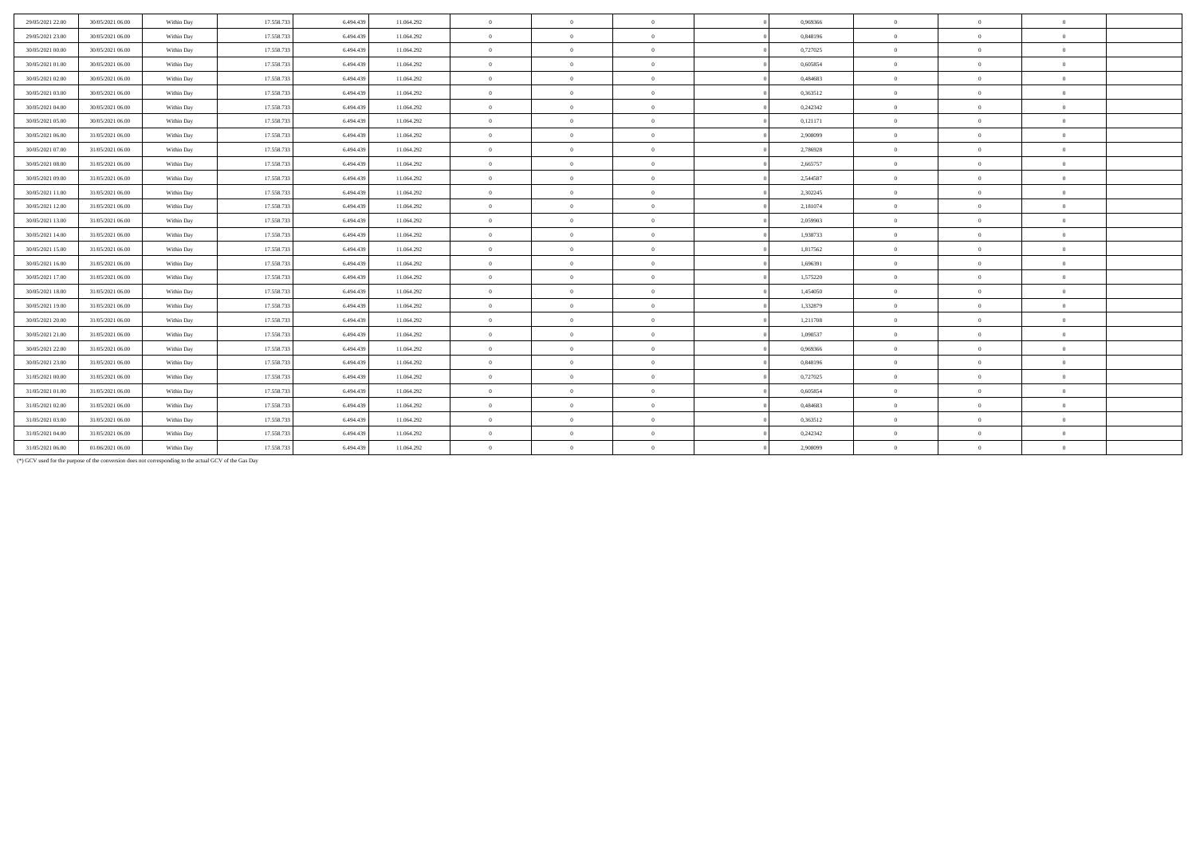| | | | | | | | | | | | | | | |
|---|---|---|---|---|---|---|---|---|---|---|---|---|---|---|
| 29/05/2021 22.00 | 30/05/2021 06.00 | Within Day | 17.558.733 | 6.494.439 | 11.064.292 | 0 | 0 | 0 | 0 | 0,969366 | 0 | 0 | 0 | |
| 29/05/2021 23.00 | 30/05/2021 06.00 | Within Day | 17.558.733 | 6.494.439 | 11.064.292 | 0 | 0 | 0 | 0 | 0,848196 | 0 | 0 | 0 | |
| 30/05/2021 00.00 | 30/05/2021 06.00 | Within Day | 17.558.733 | 6.494.439 | 11.064.292 | 0 | 0 | 0 | 0 | 0,727025 | 0 | 0 | 0 | |
| 30/05/2021 01.00 | 30/05/2021 06.00 | Within Day | 17.558.733 | 6.494.439 | 11.064.292 | 0 | 0 | 0 | 0 | 0,605854 | 0 | 0 | 0 | |
| 30/05/2021 02.00 | 30/05/2021 06.00 | Within Day | 17.558.733 | 6.494.439 | 11.064.292 | 0 | 0 | 0 | 0 | 0,484683 | 0 | 0 | 0 | |
| 30/05/2021 03.00 | 30/05/2021 06.00 | Within Day | 17.558.733 | 6.494.439 | 11.064.292 | 0 | 0 | 0 | 0 | 0,363512 | 0 | 0 | 0 | |
| 30/05/2021 04.00 | 30/05/2021 06.00 | Within Day | 17.558.733 | 6.494.439 | 11.064.292 | 0 | 0 | 0 | 0 | 0,242342 | 0 | 0 | 0 | |
| 30/05/2021 05.00 | 30/05/2021 06.00 | Within Day | 17.558.733 | 6.494.439 | 11.064.292 | 0 | 0 | 0 | 0 | 0,121171 | 0 | 0 | 0 | |
| 30/05/2021 06.00 | 31/05/2021 06.00 | Within Day | 17.558.733 | 6.494.439 | 11.064.292 | 0 | 0 | 0 | 0 | 2,908099 | 0 | 0 | 0 | |
| 30/05/2021 07.00 | 31/05/2021 06.00 | Within Day | 17.558.733 | 6.494.439 | 11.064.292 | 0 | 0 | 0 | 0 | 2,786928 | 0 | 0 | 0 | |
| 30/05/2021 08.00 | 31/05/2021 06.00 | Within Day | 17.558.733 | 6.494.439 | 11.064.292 | 0 | 0 | 0 | 0 | 2,665757 | 0 | 0 | 0 | |
| 30/05/2021 09.00 | 31/05/2021 06.00 | Within Day | 17.558.733 | 6.494.439 | 11.064.292 | 0 | 0 | 0 | 0 | 2,544587 | 0 | 0 | 0 | |
| 30/05/2021 11.00 | 31/05/2021 06.00 | Within Day | 17.558.733 | 6.494.439 | 11.064.292 | 0 | 0 | 0 | 0 | 2,302245 | 0 | 0 | 0 | |
| 30/05/2021 12.00 | 31/05/2021 06.00 | Within Day | 17.558.733 | 6.494.439 | 11.064.292 | 0 | 0 | 0 | 0 | 2,181074 | 0 | 0 | 0 | |
| 30/05/2021 13.00 | 31/05/2021 06.00 | Within Day | 17.558.733 | 6.494.439 | 11.064.292 | 0 | 0 | 0 | 0 | 2,059903 | 0 | 0 | 0 | |
| 30/05/2021 14.00 | 31/05/2021 06.00 | Within Day | 17.558.733 | 6.494.439 | 11.064.292 | 0 | 0 | 0 | 0 | 1,938733 | 0 | 0 | 0 | |
| 30/05/2021 15.00 | 31/05/2021 06.00 | Within Day | 17.558.733 | 6.494.439 | 11.064.292 | 0 | 0 | 0 | 0 | 1,817562 | 0 | 0 | 0 | |
| 30/05/2021 16.00 | 31/05/2021 06.00 | Within Day | 17.558.733 | 6.494.439 | 11.064.292 | 0 | 0 | 0 | 0 | 1,696391 | 0 | 0 | 0 | |
| 30/05/2021 17.00 | 31/05/2021 06.00 | Within Day | 17.558.733 | 6.494.439 | 11.064.292 | 0 | 0 | 0 | 0 | 1,575220 | 0 | 0 | 0 | |
| 30/05/2021 18.00 | 31/05/2021 06.00 | Within Day | 17.558.733 | 6.494.439 | 11.064.292 | 0 | 0 | 0 | 0 | 1,454050 | 0 | 0 | 0 | |
| 30/05/2021 19.00 | 31/05/2021 06.00 | Within Day | 17.558.733 | 6.494.439 | 11.064.292 | 0 | 0 | 0 | 0 | 1,332879 | 0 | 0 | 0 | |
| 30/05/2021 20.00 | 31/05/2021 06.00 | Within Day | 17.558.733 | 6.494.439 | 11.064.292 | 0 | 0 | 0 | 0 | 1,211708 | 0 | 0 | 0 | |
| 30/05/2021 21.00 | 31/05/2021 06.00 | Within Day | 17.558.733 | 6.494.439 | 11.064.292 | 0 | 0 | 0 | 0 | 1,090537 | 0 | 0 | 0 | |
| 30/05/2021 22.00 | 31/05/2021 06.00 | Within Day | 17.558.733 | 6.494.439 | 11.064.292 | 0 | 0 | 0 | 0 | 0,969366 | 0 | 0 | 0 | |
| 30/05/2021 23.00 | 31/05/2021 06.00 | Within Day | 17.558.733 | 6.494.439 | 11.064.292 | 0 | 0 | 0 | 0 | 0,848196 | 0 | 0 | 0 | |
| 31/05/2021 00.00 | 31/05/2021 06.00 | Within Day | 17.558.733 | 6.494.439 | 11.064.292 | 0 | 0 | 0 | 0 | 0,727025 | 0 | 0 | 0 | |
| 31/05/2021 01.00 | 31/05/2021 06.00 | Within Day | 17.558.733 | 6.494.439 | 11.064.292 | 0 | 0 | 0 | 0 | 0,605854 | 0 | 0 | 0 | |
| 31/05/2021 02.00 | 31/05/2021 06.00 | Within Day | 17.558.733 | 6.494.439 | 11.064.292 | 0 | 0 | 0 | 0 | 0,484683 | 0 | 0 | 0 | |
| 31/05/2021 03.00 | 31/05/2021 06.00 | Within Day | 17.558.733 | 6.494.439 | 11.064.292 | 0 | 0 | 0 | 0 | 0,363512 | 0 | 0 | 0 | |
| 31/05/2021 04.00 | 31/05/2021 06.00 | Within Day | 17.558.733 | 6.494.439 | 11.064.292 | 0 | 0 | 0 | 0 | 0,242342 | 0 | 0 | 0 | |
| 31/05/2021 06.00 | 01/06/2021 06.00 | Within Day | 17.558.733 | 6.494.439 | 11.064.292 | 0 | 0 | 0 | 0 | 2,908099 | 0 | 0 | 0 | |

(*) GCV used for the purpose of the conversion does not corresponding to the actual GCV of the Gas Day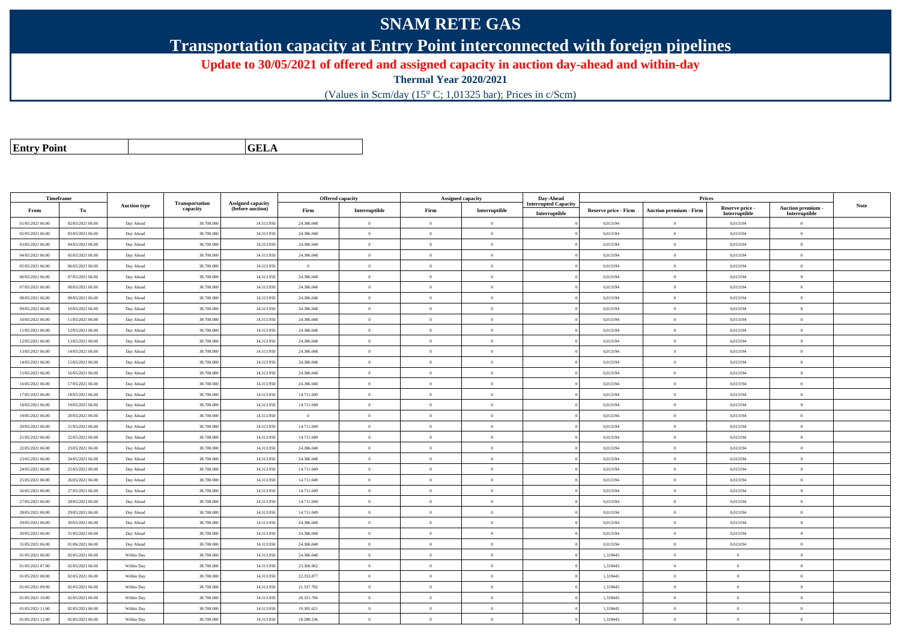# SNAM RETE GAS

## Transportation capacity at Entry Point interconnected with foreign pipelines

**Update to 30/05/2021 of offered and assigned capacity in auction day-ahead and within-day**

**Thermal Year 2020/2021**

(Values in Scm/day (15° C; 1,01325 bar); Prices in c/Scm)

| **Entry Point** | | **GELA** |
|---|---|---|

| Timeframe | | Auction type | Transportation capacity | Assigned capacity (before auction) | Offered capacity | | Assigned capacity | | Day-Ahead Interrupted Capacity | Prices | | | | Note |
|---|---|---|---|---|---|---|---|---|---|---|---|---|---|---|
| From | To | | | | Firm | Interruptible | Firm | Interruptible | Interruptible | Reserve price - Firm | Auction premium - Firm | Reserve price - Interruptible | Auction premium - Interruptible | |
| 01/05/2021 06.00 | 02/05/2021 06.00 | Day Ahead | 38.700.000 | 14.313.950 | 24.386.048 | 0 | 0 | 0 | 0 | 0,013194 | 0 | 0,013194 | 0 | |
| 02/05/2021 06.00 | 03/05/2021 06.00 | Day Ahead | 38.700.000 | 14.313.950 | 24.386.048 | 0 | 0 | 0 | 0 | 0,013194 | 0 | 0,013194 | 0 | |
| 03/05/2021 06.00 | 04/05/2021 06.00 | Day Ahead | 38.700.000 | 14.313.950 | 24.386.048 | 0 | 0 | 0 | 0 | 0,013194 | 0 | 0,013194 | 0 | |
| 04/05/2021 06.00 | 05/05/2021 06.00 | Day Ahead | 38.700.000 | 14.313.950 | 24.386.048 | 0 | 0 | 0 | 0 | 0,013194 | 0 | 0,013194 | 0 | |
| 05/05/2021 06.00 | 06/05/2021 06.00 | Day Ahead | 38.700.000 | 14.313.950 | 0 | 0 | 0 | 0 | 0 | 0,013194 | 0 | 0,013194 | 0 | |
| 06/05/2021 06.00 | 07/05/2021 06.00 | Day Ahead | 38.700.000 | 14.313.950 | 24.386.048 | 0 | 0 | 0 | 0 | 0,013194 | 0 | 0,013194 | 0 | |
| 07/05/2021 06.00 | 08/05/2021 06.00 | Day Ahead | 38.700.000 | 14.313.950 | 24.386.048 | 0 | 0 | 0 | 0 | 0,013194 | 0 | 0,013194 | 0 | |
| 08/05/2021 06.00 | 09/05/2021 06.00 | Day Ahead | 38.700.000 | 14.313.950 | 24.386.048 | 0 | 0 | 0 | 0 | 0,013194 | 0 | 0,013194 | 0 | |
| 09/05/2021 06.00 | 10/05/2021 06.00 | Day Ahead | 38.700.000 | 14.313.950 | 24.386.048 | 0 | 0 | 0 | 0 | 0,013194 | 0 | 0,013194 | 0 | |
| 10/05/2021 06.00 | 11/05/2021 06.00 | Day Ahead | 38.700.000 | 14.313.950 | 24.386.048 | 0 | 0 | 0 | 0 | 0,013194 | 0 | 0,013194 | 0 | |
| 11/05/2021 06.00 | 12/05/2021 06.00 | Day Ahead | 38.700.000 | 14.313.950 | 24.386.048 | 0 | 0 | 0 | 0 | 0,013194 | 0 | 0,013194 | 0 | |
| 12/05/2021 06.00 | 13/05/2021 06.00 | Day Ahead | 38.700.000 | 14.313.950 | 24.386.048 | 0 | 0 | 0 | 0 | 0,013194 | 0 | 0,013194 | 0 | |
| 13/05/2021 06.00 | 14/05/2021 06.00 | Day Ahead | 38.700.000 | 14.313.950 | 24.386.048 | 0 | 0 | 0 | 0 | 0,013194 | 0 | 0,013194 | 0 | |
| 14/05/2021 06.00 | 15/05/2021 06.00 | Day Ahead | 38.700.000 | 14.313.950 | 24.386.048 | 0 | 0 | 0 | 0 | 0,013194 | 0 | 0,013194 | 0 | |
| 15/05/2021 06.00 | 16/05/2021 06.00 | Day Ahead | 38.700.000 | 14.313.950 | 24.386.048 | 0 | 0 | 0 | 0 | 0,013194 | 0 | 0,013194 | 0 | |
| 16/05/2021 06.00 | 17/05/2021 06.00 | Day Ahead | 38.700.000 | 14.313.950 | 24.386.048 | 0 | 0 | 0 | 0 | 0,013194 | 0 | 0,013194 | 0 | |
| 17/05/2021 06.00 | 18/05/2021 06.00 | Day Ahead | 38.700.000 | 14.313.950 | 14.711.049 | 0 | 0 | 0 | 0 | 0,013194 | 0 | 0,013194 | 0 | |
| 18/05/2021 06.00 | 19/05/2021 06.00 | Day Ahead | 38.700.000 | 14.313.950 | 14.711.049 | 0 | 0 | 0 | 0 | 0,013194 | 0 | 0,013194 | 0 | |
| 19/05/2021 06.00 | 20/05/2021 06.00 | Day Ahead | 38.700.000 | 14.313.950 | 0 | 0 | 0 | 0 | 0 | 0,013194 | 0 | 0,013194 | 0 | |
| 20/05/2021 06.00 | 21/05/2021 06.00 | Day Ahead | 38.700.000 | 14.313.950 | 14.711.049 | 0 | 0 | 0 | 0 | 0,013194 | 0 | 0,013194 | 0 | |
| 21/05/2021 06.00 | 22/05/2021 06.00 | Day Ahead | 38.700.000 | 14.313.950 | 14.711.049 | 0 | 0 | 0 | 0 | 0,013194 | 0 | 0,013194 | 0 | |
| 22/05/2021 06.00 | 23/05/2021 06.00 | Day Ahead | 38.700.000 | 14.313.950 | 24.386.048 | 0 | 0 | 0 | 0 | 0,013194 | 0 | 0,013194 | 0 | |
| 23/05/2021 06.00 | 24/05/2021 06.00 | Day Ahead | 38.700.000 | 14.313.950 | 24.386.048 | 0 | 0 | 0 | 0 | 0,013194 | 0 | 0,013194 | 0 | |
| 24/05/2021 06.00 | 25/05/2021 06.00 | Day Ahead | 38.700.000 | 14.313.950 | 14.711.049 | 0 | 0 | 0 | 0 | 0,013194 | 0 | 0,013194 | 0 | |
| 25/05/2021 06.00 | 26/05/2021 06.00 | Day Ahead | 38.700.000 | 14.313.950 | 14.711.049 | 0 | 0 | 0 | 0 | 0,013194 | 0 | 0,013194 | 0 | |
| 26/05/2021 06.00 | 27/05/2021 06.00 | Day Ahead | 38.700.000 | 14.313.950 | 14.711.049 | 0 | 0 | 0 | 0 | 0,013194 | 0 | 0,013194 | 0 | |
| 27/05/2021 06.00 | 28/05/2021 06.00 | Day Ahead | 38.700.000 | 14.313.950 | 14.711.049 | 0 | 0 | 0 | 0 | 0,013194 | 0 | 0,013194 | 0 | |
| 28/05/2021 06.00 | 29/05/2021 06.00 | Day Ahead | 38.700.000 | 14.313.950 | 14.711.049 | 0 | 0 | 0 | 0 | 0,013194 | 0 | 0,013194 | 0 | |
| 29/05/2021 06.00 | 30/05/2021 06.00 | Day Ahead | 38.700.000 | 14.313.950 | 24.386.048 | 0 | 0 | 0 | 0 | 0,013194 | 0 | 0,013194 | 0 | |
| 30/05/2021 06.00 | 31/05/2021 06.00 | Day Ahead | 38.700.000 | 14.313.950 | 24.386.048 | 0 | 0 | 0 | 0 | 0,013194 | 0 | 0,013194 | 0 | |
| 31/05/2021 06.00 | 01/06/2021 06.00 | Day Ahead | 38.700.000 | 14.313.950 | 24.386.048 | 0 | 0 | 0 | 0 | 0,013194 | 0 | 0,013194 | 0 | |
| 01/05/2021 06.00 | 02/05/2021 06.00 | Within Day | 38.700.000 | 14.313.950 | 24.386.048 | 0 | 0 | 0 | 0 | 1,319445 | 0 | 0 | 0 | |
| 01/05/2021 07.00 | 02/05/2021 06.00 | Within Day | 38.700.000 | 14.313.950 | 23.369.962 | 0 | 0 | 0 | 0 | 1,319445 | 0 | 0 | 0 | |
| 01/05/2021 08.00 | 02/05/2021 06.00 | Within Day | 38.700.000 | 14.313.950 | 22.353.877 | 0 | 0 | 0 | 0 | 1,319445 | 0 | 0 | 0 | |
| 01/05/2021 09.00 | 02/05/2021 06.00 | Within Day | 38.700.000 | 14.313.950 | 21.337.792 | 0 | 0 | 0 | 0 | 1,319445 | 0 | 0 | 0 | |
| 01/05/2021 10.00 | 02/05/2021 06.00 | Within Day | 38.700.000 | 14.313.950 | 20.321.706 | 0 | 0 | 0 | 0 | 1,319445 | 0 | 0 | 0 | |
| 01/05/2021 11.00 | 02/05/2021 06.00 | Within Day | 38.700.000 | 14.313.950 | 19.305.621 | 0 | 0 | 0 | 0 | 1,319445 | 0 | 0 | 0 | |
| 01/05/2021 12.00 | 02/05/2021 06.00 | Within Day | 38.700.000 | 14.313.950 | 18.289.536 | 0 | 0 | 0 | 0 | 1,319445 | 0 | 0 | 0 | |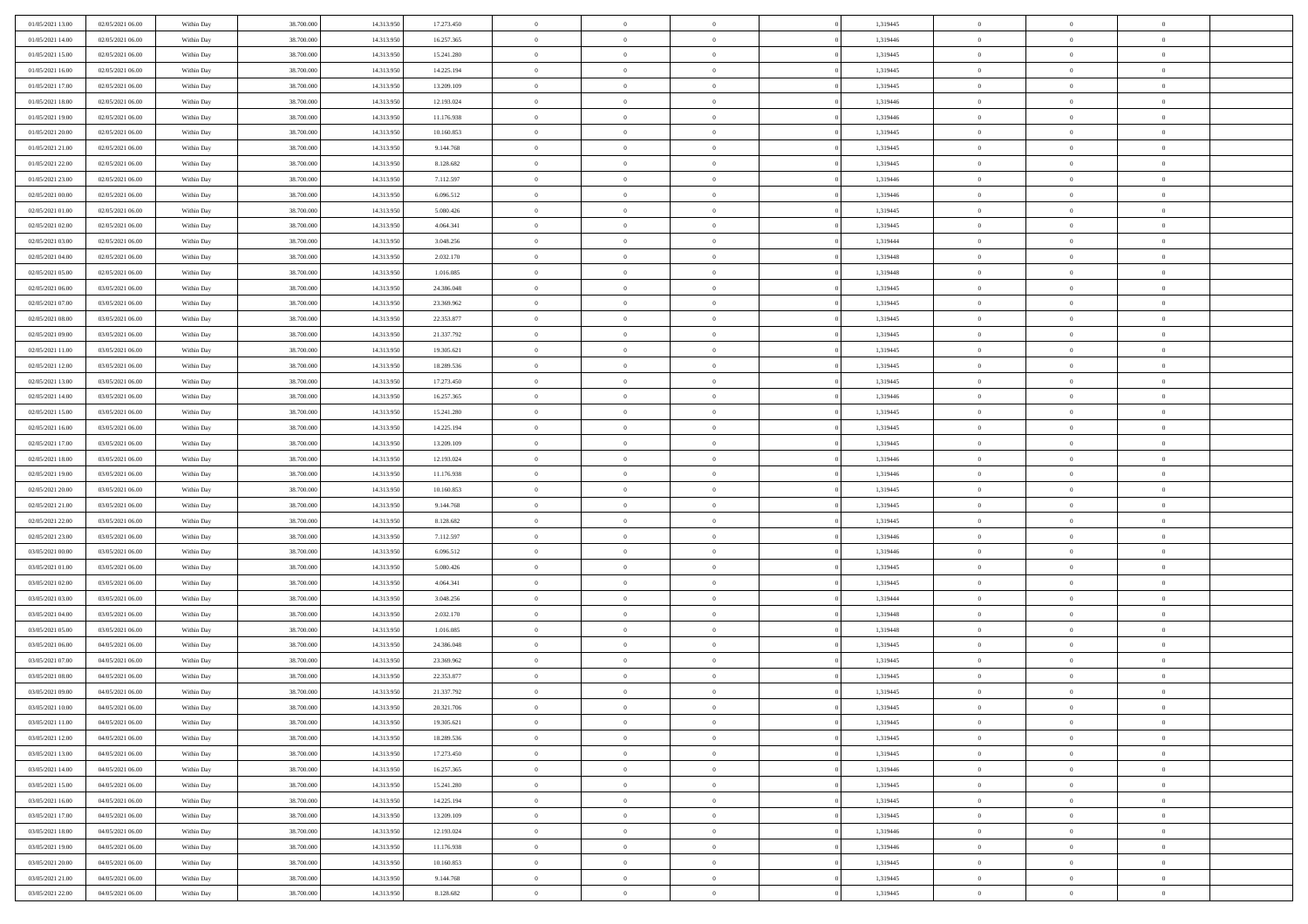| | | | | | | | | | | | | | | |
|---|---|---|---|---|---|---|---|---|---|---|---|---|---|---|
| 01/05/2021 13:00 | 02/05/2021 06:00 | Within Day | 38.700.000 | 14.313.950 | 17.273.450 | 0 | 0 | 0 | | 1,319445 | 0 | 0 | 0 | |
| 01/05/2021 14:00 | 02/05/2021 06:00 | Within Day | 38.700.000 | 14.313.950 | 16.257.365 | 0 | 0 | 0 | | 1,319446 | 0 | 0 | 0 | |
| 01/05/2021 15:00 | 02/05/2021 06:00 | Within Day | 38.700.000 | 14.313.950 | 15.241.280 | 0 | 0 | 0 | | 1,319445 | 0 | 0 | 0 | |
| 01/05/2021 16:00 | 02/05/2021 06:00 | Within Day | 38.700.000 | 14.313.950 | 14.225.194 | 0 | 0 | 0 | | 1,319445 | 0 | 0 | 0 | |
| 01/05/2021 17:00 | 02/05/2021 06:00 | Within Day | 38.700.000 | 14.313.950 | 13.209.109 | 0 | 0 | 0 | | 1,319445 | 0 | 0 | 0 | |
| 01/05/2021 18:00 | 02/05/2021 06:00 | Within Day | 38.700.000 | 14.313.950 | 12.193.024 | 0 | 0 | 0 | | 1,319446 | 0 | 0 | 0 | |
| 01/05/2021 19:00 | 02/05/2021 06:00 | Within Day | 38.700.000 | 14.313.950 | 11.176.938 | 0 | 0 | 0 | | 1,319446 | 0 | 0 | 0 | |
| 01/05/2021 20:00 | 02/05/2021 06:00 | Within Day | 38.700.000 | 14.313.950 | 10.160.853 | 0 | 0 | 0 | | 1,319445 | 0 | 0 | 0 | |
| 01/05/2021 21:00 | 02/05/2021 06:00 | Within Day | 38.700.000 | 14.313.950 | 9.144.768 | 0 | 0 | 0 | | 1,319445 | 0 | 0 | 0 | |
| 01/05/2021 22:00 | 02/05/2021 06:00 | Within Day | 38.700.000 | 14.313.950 | 8.128.682 | 0 | 0 | 0 | | 1,319445 | 0 | 0 | 0 | |
| 01/05/2021 23:00 | 02/05/2021 06:00 | Within Day | 38.700.000 | 14.313.950 | 7.112.597 | 0 | 0 | 0 | | 1,319446 | 0 | 0 | 0 | |
| 02/05/2021 00:00 | 02/05/2021 06:00 | Within Day | 38.700.000 | 14.313.950 | 6.096.512 | 0 | 0 | 0 | | 1,319446 | 0 | 0 | 0 | |
| 02/05/2021 01:00 | 02/05/2021 06:00 | Within Day | 38.700.000 | 14.313.950 | 5.080.426 | 0 | 0 | 0 | | 1,319445 | 0 | 0 | 0 | |
| 02/05/2021 02:00 | 02/05/2021 06:00 | Within Day | 38.700.000 | 14.313.950 | 4.064.341 | 0 | 0 | 0 | | 1,319445 | 0 | 0 | 0 | |
| 02/05/2021 03:00 | 02/05/2021 06:00 | Within Day | 38.700.000 | 14.313.950 | 3.048.256 | 0 | 0 | 0 | | 1,319444 | 0 | 0 | 0 | |
| 02/05/2021 04:00 | 02/05/2021 06:00 | Within Day | 38.700.000 | 14.313.950 | 2.032.170 | 0 | 0 | 0 | | 1,319448 | 0 | 0 | 0 | |
| 02/05/2021 05:00 | 02/05/2021 06:00 | Within Day | 38.700.000 | 14.313.950 | 1.016.085 | 0 | 0 | 0 | | 1,319448 | 0 | 0 | 0 | |
| 02/05/2021 06:00 | 03/05/2021 06:00 | Within Day | 38.700.000 | 14.313.950 | 24.386.048 | 0 | 0 | 0 | | 1,319445 | 0 | 0 | 0 | |
| 02/05/2021 07:00 | 03/05/2021 06:00 | Within Day | 38.700.000 | 14.313.950 | 23.369.962 | 0 | 0 | 0 | | 1,319445 | 0 | 0 | 0 | |
| 02/05/2021 08:00 | 03/05/2021 06:00 | Within Day | 38.700.000 | 14.313.950 | 22.353.877 | 0 | 0 | 0 | | 1,319445 | 0 | 0 | 0 | |
| 02/05/2021 09:00 | 03/05/2021 06:00 | Within Day | 38.700.000 | 14.313.950 | 21.337.792 | 0 | 0 | 0 | | 1,319445 | 0 | 0 | 0 | |
| 02/05/2021 11:00 | 03/05/2021 06:00 | Within Day | 38.700.000 | 14.313.950 | 19.305.621 | 0 | 0 | 0 | | 1,319445 | 0 | 0 | 0 | |
| 02/05/2021 12:00 | 03/05/2021 06:00 | Within Day | 38.700.000 | 14.313.950 | 18.289.536 | 0 | 0 | 0 | | 1,319445 | 0 | 0 | 0 | |
| 02/05/2021 13:00 | 03/05/2021 06:00 | Within Day | 38.700.000 | 14.313.950 | 17.273.450 | 0 | 0 | 0 | | 1,319445 | 0 | 0 | 0 | |
| 02/05/2021 14:00 | 03/05/2021 06:00 | Within Day | 38.700.000 | 14.313.950 | 16.257.365 | 0 | 0 | 0 | | 1,319446 | 0 | 0 | 0 | |
| 02/05/2021 15:00 | 03/05/2021 06:00 | Within Day | 38.700.000 | 14.313.950 | 15.241.280 | 0 | 0 | 0 | | 1,319445 | 0 | 0 | 0 | |
| 02/05/2021 16:00 | 03/05/2021 06:00 | Within Day | 38.700.000 | 14.313.950 | 14.225.194 | 0 | 0 | 0 | | 1,319445 | 0 | 0 | 0 | |
| 02/05/2021 17:00 | 03/05/2021 06:00 | Within Day | 38.700.000 | 14.313.950 | 13.209.109 | 0 | 0 | 0 | | 1,319445 | 0 | 0 | 0 | |
| 02/05/2021 18:00 | 03/05/2021 06:00 | Within Day | 38.700.000 | 14.313.950 | 12.193.024 | 0 | 0 | 0 | | 1,319446 | 0 | 0 | 0 | |
| 02/05/2021 19:00 | 03/05/2021 06:00 | Within Day | 38.700.000 | 14.313.950 | 11.176.938 | 0 | 0 | 0 | | 1,319446 | 0 | 0 | 0 | |
| 02/05/2021 20:00 | 03/05/2021 06:00 | Within Day | 38.700.000 | 14.313.950 | 10.160.853 | 0 | 0 | 0 | | 1,319445 | 0 | 0 | 0 | |
| 02/05/2021 21:00 | 03/05/2021 06:00 | Within Day | 38.700.000 | 14.313.950 | 9.144.768 | 0 | 0 | 0 | | 1,319445 | 0 | 0 | 0 | |
| 02/05/2021 22:00 | 03/05/2021 06:00 | Within Day | 38.700.000 | 14.313.950 | 8.128.682 | 0 | 0 | 0 | | 1,319445 | 0 | 0 | 0 | |
| 02/05/2021 23:00 | 03/05/2021 06:00 | Within Day | 38.700.000 | 14.313.950 | 7.112.597 | 0 | 0 | 0 | | 1,319446 | 0 | 0 | 0 | |
| 03/05/2021 00:00 | 03/05/2021 06:00 | Within Day | 38.700.000 | 14.313.950 | 6.096.512 | 0 | 0 | 0 | | 1,319446 | 0 | 0 | 0 | |
| 03/05/2021 01:00 | 03/05/2021 06:00 | Within Day | 38.700.000 | 14.313.950 | 5.080.426 | 0 | 0 | 0 | | 1,319445 | 0 | 0 | 0 | |
| 03/05/2021 02:00 | 03/05/2021 06:00 | Within Day | 38.700.000 | 14.313.950 | 4.064.341 | 0 | 0 | 0 | | 1,319445 | 0 | 0 | 0 | |
| 03/05/2021 03:00 | 03/05/2021 06:00 | Within Day | 38.700.000 | 14.313.950 | 3.048.256 | 0 | 0 | 0 | | 1,319444 | 0 | 0 | 0 | |
| 03/05/2021 04:00 | 03/05/2021 06:00 | Within Day | 38.700.000 | 14.313.950 | 2.032.170 | 0 | 0 | 0 | | 1,319448 | 0 | 0 | 0 | |
| 03/05/2021 05:00 | 03/05/2021 06:00 | Within Day | 38.700.000 | 14.313.950 | 1.016.085 | 0 | 0 | 0 | | 1,319448 | 0 | 0 | 0 | |
| 03/05/2021 06:00 | 04/05/2021 06:00 | Within Day | 38.700.000 | 14.313.950 | 24.386.048 | 0 | 0 | 0 | | 1,319445 | 0 | 0 | 0 | |
| 03/05/2021 07:00 | 04/05/2021 06:00 | Within Day | 38.700.000 | 14.313.950 | 23.369.962 | 0 | 0 | 0 | | 1,319445 | 0 | 0 | 0 | |
| 03/05/2021 08:00 | 04/05/2021 06:00 | Within Day | 38.700.000 | 14.313.950 | 22.353.877 | 0 | 0 | 0 | | 1,319445 | 0 | 0 | 0 | |
| 03/05/2021 09:00 | 04/05/2021 06:00 | Within Day | 38.700.000 | 14.313.950 | 21.337.792 | 0 | 0 | 0 | | 1,319445 | 0 | 0 | 0 | |
| 03/05/2021 10:00 | 04/05/2021 06:00 | Within Day | 38.700.000 | 14.313.950 | 20.321.706 | 0 | 0 | 0 | | 1,319445 | 0 | 0 | 0 | |
| 03/05/2021 11:00 | 04/05/2021 06:00 | Within Day | 38.700.000 | 14.313.950 | 19.305.621 | 0 | 0 | 0 | | 1,319445 | 0 | 0 | 0 | |
| 03/05/2021 12:00 | 04/05/2021 06:00 | Within Day | 38.700.000 | 14.313.950 | 18.289.536 | 0 | 0 | 0 | | 1,319445 | 0 | 0 | 0 | |
| 03/05/2021 13:00 | 04/05/2021 06:00 | Within Day | 38.700.000 | 14.313.950 | 17.273.450 | 0 | 0 | 0 | | 1,319445 | 0 | 0 | 0 | |
| 03/05/2021 14:00 | 04/05/2021 06:00 | Within Day | 38.700.000 | 14.313.950 | 16.257.365 | 0 | 0 | 0 | | 1,319446 | 0 | 0 | 0 | |
| 03/05/2021 15:00 | 04/05/2021 06:00 | Within Day | 38.700.000 | 14.313.950 | 15.241.280 | 0 | 0 | 0 | | 1,319445 | 0 | 0 | 0 | |
| 03/05/2021 16:00 | 04/05/2021 06:00 | Within Day | 38.700.000 | 14.313.950 | 14.225.194 | 0 | 0 | 0 | | 1,319445 | 0 | 0 | 0 | |
| 03/05/2021 17:00 | 04/05/2021 06:00 | Within Day | 38.700.000 | 14.313.950 | 13.209.109 | 0 | 0 | 0 | | 1,319445 | 0 | 0 | 0 | |
| 03/05/2021 18:00 | 04/05/2021 06:00 | Within Day | 38.700.000 | 14.313.950 | 12.193.024 | 0 | 0 | 0 | | 1,319446 | 0 | 0 | 0 | |
| 03/05/2021 19:00 | 04/05/2021 06:00 | Within Day | 38.700.000 | 14.313.950 | 11.176.938 | 0 | 0 | 0 | | 1,319446 | 0 | 0 | 0 | |
| 03/05/2021 20:00 | 04/05/2021 06:00 | Within Day | 38.700.000 | 14.313.950 | 10.160.853 | 0 | 0 | 0 | | 1,319445 | 0 | 0 | 0 | |
| 03/05/2021 21:00 | 04/05/2021 06:00 | Within Day | 38.700.000 | 14.313.950 | 9.144.768 | 0 | 0 | 0 | | 1,319445 | 0 | 0 | 0 | |
| 03/05/2021 22:00 | 04/05/2021 06:00 | Within Day | 38.700.000 | 14.313.950 | 8.128.682 | 0 | 0 | 0 | | 1,319445 | 0 | 0 | 0 | |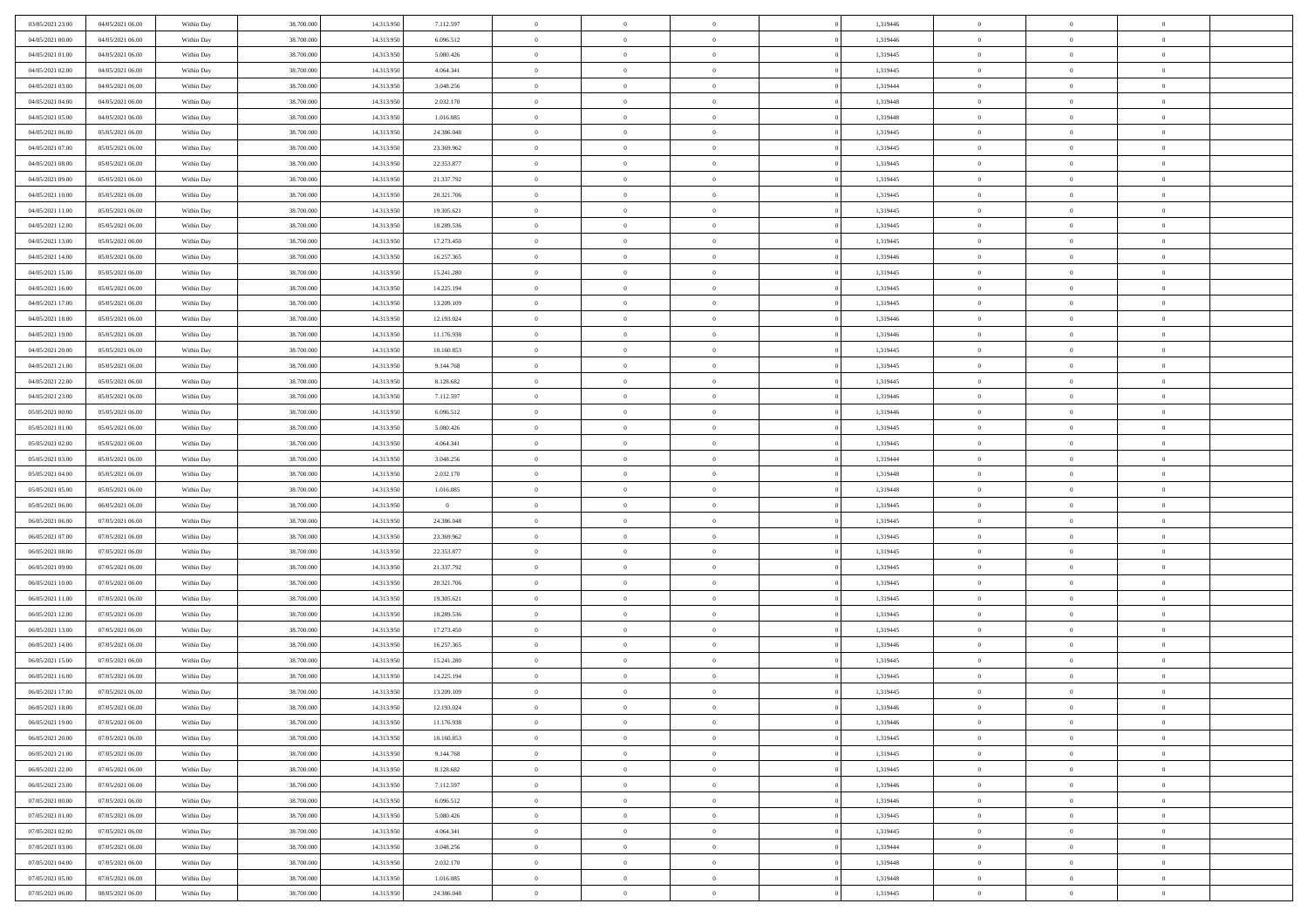| | | | | | | | | | | | | | | |
|---|---|---|---|---|---|---|---|---|---|---|---|---|---|---|
| 03/05/2021 23.00 | 04/05/2021 06.00 | Within Day | 38.700.000 | 14.313.950 | 7.112.597 | 0 | 0 | 0 | | 1,319446 | 0 | 0 | 0 | |
| 04/05/2021 00.00 | 04/05/2021 06.00 | Within Day | 38.700.000 | 14.313.950 | 6.096.512 | 0 | 0 | 0 | | 1,319446 | 0 | 0 | 0 | |
| 04/05/2021 01.00 | 04/05/2021 06.00 | Within Day | 38.700.000 | 14.313.950 | 5.080.426 | 0 | 0 | 0 | | 1,319445 | 0 | 0 | 0 | |
| 04/05/2021 02.00 | 04/05/2021 06.00 | Within Day | 38.700.000 | 14.313.950 | 4.064.341 | 0 | 0 | 0 | | 1,319445 | 0 | 0 | 0 | |
| 04/05/2021 03.00 | 04/05/2021 06.00 | Within Day | 38.700.000 | 14.313.950 | 3.048.256 | 0 | 0 | 0 | | 1,319444 | 0 | 0 | 0 | |
| 04/05/2021 04.00 | 04/05/2021 06.00 | Within Day | 38.700.000 | 14.313.950 | 2.032.170 | 0 | 0 | 0 | | 1,319448 | 0 | 0 | 0 | |
| 04/05/2021 05.00 | 04/05/2021 06.00 | Within Day | 38.700.000 | 14.313.950 | 1.016.085 | 0 | 0 | 0 | | 1,319448 | 0 | 0 | 0 | |
| 04/05/2021 06.00 | 05/05/2021 06.00 | Within Day | 38.700.000 | 14.313.950 | 24.386.048 | 0 | 0 | 0 | | 1,319445 | 0 | 0 | 0 | |
| 04/05/2021 07.00 | 05/05/2021 06.00 | Within Day | 38.700.000 | 14.313.950 | 23.369.962 | 0 | 0 | 0 | | 1,319445 | 0 | 0 | 0 | |
| 04/05/2021 08.00 | 05/05/2021 06.00 | Within Day | 38.700.000 | 14.313.950 | 22.353.877 | 0 | 0 | 0 | | 1,319445 | 0 | 0 | 0 | |
| 04/05/2021 09.00 | 05/05/2021 06.00 | Within Day | 38.700.000 | 14.313.950 | 21.337.792 | 0 | 0 | 0 | | 1,319445 | 0 | 0 | 0 | |
| 04/05/2021 10.00 | 05/05/2021 06.00 | Within Day | 38.700.000 | 14.313.950 | 20.321.706 | 0 | 0 | 0 | | 1,319445 | 0 | 0 | 0 | |
| 04/05/2021 11.00 | 05/05/2021 06.00 | Within Day | 38.700.000 | 14.313.950 | 19.305.621 | 0 | 0 | 0 | | 1,319445 | 0 | 0 | 0 | |
| 04/05/2021 12.00 | 05/05/2021 06.00 | Within Day | 38.700.000 | 14.313.950 | 18.289.536 | 0 | 0 | 0 | | 1,319445 | 0 | 0 | 0 | |
| 04/05/2021 13.00 | 05/05/2021 06.00 | Within Day | 38.700.000 | 14.313.950 | 17.273.450 | 0 | 0 | 0 | | 1,319445 | 0 | 0 | 0 | |
| 04/05/2021 14.00 | 05/05/2021 06.00 | Within Day | 38.700.000 | 14.313.950 | 16.257.365 | 0 | 0 | 0 | | 1,319446 | 0 | 0 | 0 | |
| 04/05/2021 15.00 | 05/05/2021 06.00 | Within Day | 38.700.000 | 14.313.950 | 15.241.280 | 0 | 0 | 0 | | 1,319445 | 0 | 0 | 0 | |
| 04/05/2021 16.00 | 05/05/2021 06.00 | Within Day | 38.700.000 | 14.313.950 | 14.225.194 | 0 | 0 | 0 | | 1,319445 | 0 | 0 | 0 | |
| 04/05/2021 17.00 | 05/05/2021 06.00 | Within Day | 38.700.000 | 14.313.950 | 13.209.109 | 0 | 0 | 0 | | 1,319445 | 0 | 0 | 0 | |
| 04/05/2021 18.00 | 05/05/2021 06.00 | Within Day | 38.700.000 | 14.313.950 | 12.193.024 | 0 | 0 | 0 | | 1,319446 | 0 | 0 | 0 | |
| 04/05/2021 19.00 | 05/05/2021 06.00 | Within Day | 38.700.000 | 14.313.950 | 11.176.938 | 0 | 0 | 0 | | 1,319446 | 0 | 0 | 0 | |
| 04/05/2021 20.00 | 05/05/2021 06.00 | Within Day | 38.700.000 | 14.313.950 | 10.160.853 | 0 | 0 | 0 | | 1,319445 | 0 | 0 | 0 | |
| 04/05/2021 21.00 | 05/05/2021 06.00 | Within Day | 38.700.000 | 14.313.950 | 9.144.768 | 0 | 0 | 0 | | 1,319445 | 0 | 0 | 0 | |
| 04/05/2021 22.00 | 05/05/2021 06.00 | Within Day | 38.700.000 | 14.313.950 | 8.128.682 | 0 | 0 | 0 | | 1,319445 | 0 | 0 | 0 | |
| 04/05/2021 23.00 | 05/05/2021 06.00 | Within Day | 38.700.000 | 14.313.950 | 7.112.597 | 0 | 0 | 0 | | 1,319446 | 0 | 0 | 0 | |
| 05/05/2021 00.00 | 05/05/2021 06.00 | Within Day | 38.700.000 | 14.313.950 | 6.096.512 | 0 | 0 | 0 | | 1,319446 | 0 | 0 | 0 | |
| 05/05/2021 01.00 | 05/05/2021 06.00 | Within Day | 38.700.000 | 14.313.950 | 5.080.426 | 0 | 0 | 0 | | 1,319445 | 0 | 0 | 0 | |
| 05/05/2021 02.00 | 05/05/2021 06.00 | Within Day | 38.700.000 | 14.313.950 | 4.064.341 | 0 | 0 | 0 | | 1,319445 | 0 | 0 | 0 | |
| 05/05/2021 03.00 | 05/05/2021 06.00 | Within Day | 38.700.000 | 14.313.950 | 3.048.256 | 0 | 0 | 0 | | 1,319444 | 0 | 0 | 0 | |
| 05/05/2021 04.00 | 05/05/2021 06.00 | Within Day | 38.700.000 | 14.313.950 | 2.032.170 | 0 | 0 | 0 | | 1,319448 | 0 | 0 | 0 | |
| 05/05/2021 05.00 | 05/05/2021 06.00 | Within Day | 38.700.000 | 14.313.950 | 1.016.085 | 0 | 0 | 0 | | 1,319448 | 0 | 0 | 0 | |
| 05/05/2021 06.00 | 06/05/2021 06.00 | Within Day | 38.700.000 | 14.313.950 | 0 | 0 | 0 | 0 | | 1,319445 | 0 | 0 | 0 | |
| 06/05/2021 06.00 | 07/05/2021 06.00 | Within Day | 38.700.000 | 14.313.950 | 24.386.048 | 0 | 0 | 0 | | 1,319445 | 0 | 0 | 0 | |
| 06/05/2021 07.00 | 07/05/2021 06.00 | Within Day | 38.700.000 | 14.313.950 | 23.369.962 | 0 | 0 | 0 | | 1,319445 | 0 | 0 | 0 | |
| 06/05/2021 08.00 | 07/05/2021 06.00 | Within Day | 38.700.000 | 14.313.950 | 22.353.877 | 0 | 0 | 0 | | 1,319445 | 0 | 0 | 0 | |
| 06/05/2021 09.00 | 07/05/2021 06.00 | Within Day | 38.700.000 | 14.313.950 | 21.337.792 | 0 | 0 | 0 | | 1,319445 | 0 | 0 | 0 | |
| 06/05/2021 10.00 | 07/05/2021 06.00 | Within Day | 38.700.000 | 14.313.950 | 20.321.706 | 0 | 0 | 0 | | 1,319445 | 0 | 0 | 0 | |
| 06/05/2021 11.00 | 07/05/2021 06.00 | Within Day | 38.700.000 | 14.313.950 | 19.305.621 | 0 | 0 | 0 | | 1,319445 | 0 | 0 | 0 | |
| 06/05/2021 12.00 | 07/05/2021 06.00 | Within Day | 38.700.000 | 14.313.950 | 18.289.536 | 0 | 0 | 0 | | 1,319445 | 0 | 0 | 0 | |
| 06/05/2021 13.00 | 07/05/2021 06.00 | Within Day | 38.700.000 | 14.313.950 | 17.273.450 | 0 | 0 | 0 | | 1,319445 | 0 | 0 | 0 | |
| 06/05/2021 14.00 | 07/05/2021 06.00 | Within Day | 38.700.000 | 14.313.950 | 16.257.365 | 0 | 0 | 0 | | 1,319446 | 0 | 0 | 0 | |
| 06/05/2021 15.00 | 07/05/2021 06.00 | Within Day | 38.700.000 | 14.313.950 | 15.241.280 | 0 | 0 | 0 | | 1,319445 | 0 | 0 | 0 | |
| 06/05/2021 16.00 | 07/05/2021 06.00 | Within Day | 38.700.000 | 14.313.950 | 14.225.194 | 0 | 0 | 0 | | 1,319445 | 0 | 0 | 0 | |
| 06/05/2021 17.00 | 07/05/2021 06.00 | Within Day | 38.700.000 | 14.313.950 | 13.209.109 | 0 | 0 | 0 | | 1,319445 | 0 | 0 | 0 | |
| 06/05/2021 18.00 | 07/05/2021 06.00 | Within Day | 38.700.000 | 14.313.950 | 12.193.024 | 0 | 0 | 0 | | 1,319446 | 0 | 0 | 0 | |
| 06/05/2021 19.00 | 07/05/2021 06.00 | Within Day | 38.700.000 | 14.313.950 | 11.176.938 | 0 | 0 | 0 | | 1,319446 | 0 | 0 | 0 | |
| 06/05/2021 20.00 | 07/05/2021 06.00 | Within Day | 38.700.000 | 14.313.950 | 10.160.853 | 0 | 0 | 0 | | 1,319445 | 0 | 0 | 0 | |
| 06/05/2021 21.00 | 07/05/2021 06.00 | Within Day | 38.700.000 | 14.313.950 | 9.144.768 | 0 | 0 | 0 | | 1,319445 | 0 | 0 | 0 | |
| 06/05/2021 22.00 | 07/05/2021 06.00 | Within Day | 38.700.000 | 14.313.950 | 8.128.682 | 0 | 0 | 0 | | 1,319445 | 0 | 0 | 0 | |
| 06/05/2021 23.00 | 07/05/2021 06.00 | Within Day | 38.700.000 | 14.313.950 | 7.112.597 | 0 | 0 | 0 | | 1,319446 | 0 | 0 | 0 | |
| 07/05/2021 00.00 | 07/05/2021 06.00 | Within Day | 38.700.000 | 14.313.950 | 6.096.512 | 0 | 0 | 0 | | 1,319446 | 0 | 0 | 0 | |
| 07/05/2021 01.00 | 07/05/2021 06.00 | Within Day | 38.700.000 | 14.313.950 | 5.080.426 | 0 | 0 | 0 | | 1,319445 | 0 | 0 | 0 | |
| 07/05/2021 02.00 | 07/05/2021 06.00 | Within Day | 38.700.000 | 14.313.950 | 4.064.341 | 0 | 0 | 0 | | 1,319445 | 0 | 0 | 0 | |
| 07/05/2021 03.00 | 07/05/2021 06.00 | Within Day | 38.700.000 | 14.313.950 | 3.048.256 | 0 | 0 | 0 | | 1,319444 | 0 | 0 | 0 | |
| 07/05/2021 04.00 | 07/05/2021 06.00 | Within Day | 38.700.000 | 14.313.950 | 2.032.170 | 0 | 0 | 0 | | 1,319448 | 0 | 0 | 0 | |
| 07/05/2021 05.00 | 07/05/2021 06.00 | Within Day | 38.700.000 | 14.313.950 | 1.016.085 | 0 | 0 | 0 | | 1,319448 | 0 | 0 | 0 | |
| 07/05/2021 06.00 | 08/05/2021 06.00 | Within Day | 38.700.000 | 14.313.950 | 24.386.048 | 0 | 0 | 0 | | 1,319445 | 0 | 0 | 0 | |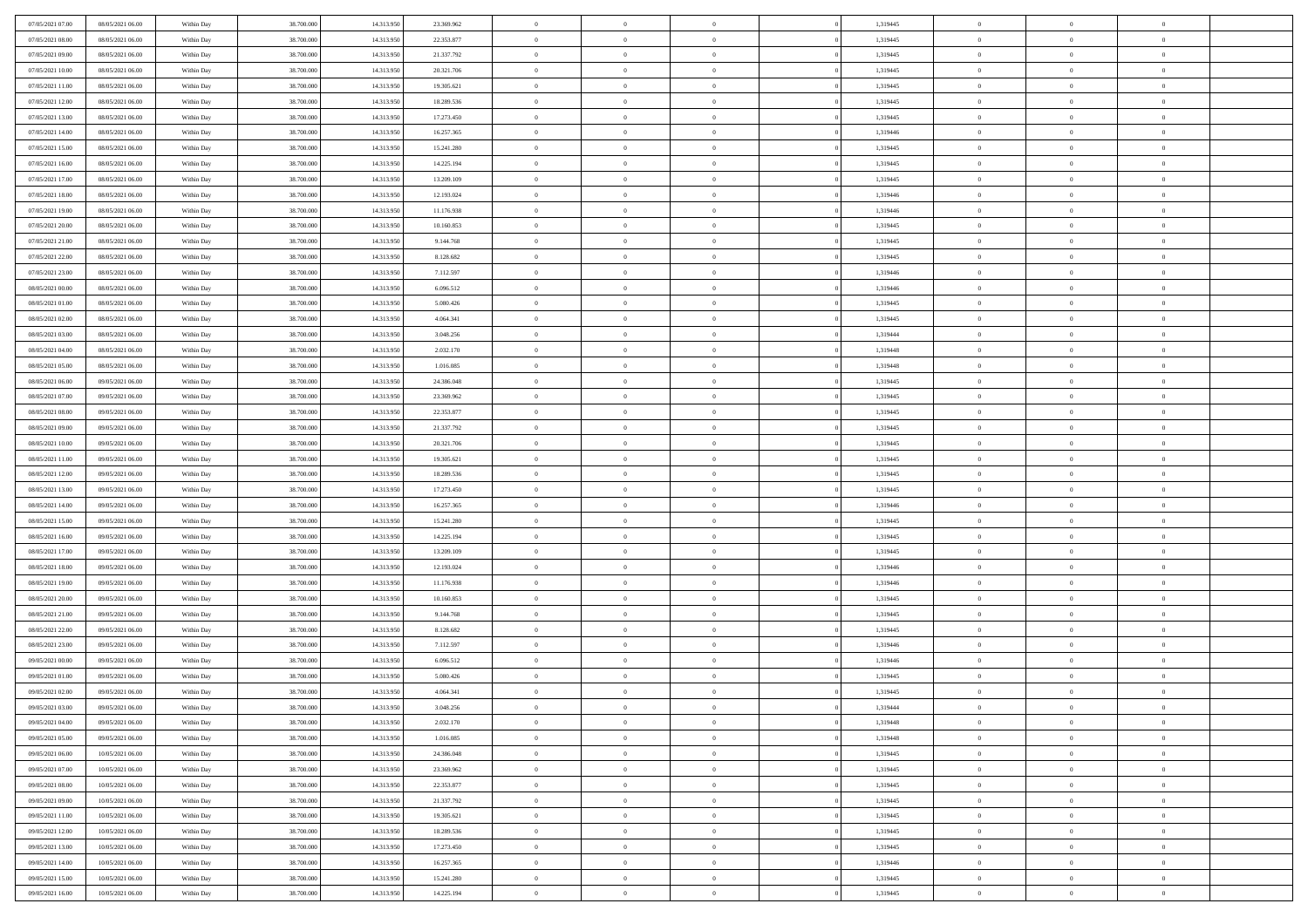| | | | | | | | | | | | | | | |
|---|---|---|---|---|---|---|---|---|---|---|---|---|---|---|
| 07/05/2021 07:00 | 08/05/2021 06:00 | Within Day | 38.700.000 | 14.313.950 | 23.369.962 | 0 | 0 | 0 | 0 | 1,319445 | 0 | 0 | 0 | |
| 07/05/2021 08:00 | 08/05/2021 06:00 | Within Day | 38.700.000 | 14.313.950 | 22.353.877 | 0 | 0 | 0 | 0 | 1,319445 | 0 | 0 | 0 | |
| 07/05/2021 09:00 | 08/05/2021 06:00 | Within Day | 38.700.000 | 14.313.950 | 21.337.792 | 0 | 0 | 0 | 0 | 1,319445 | 0 | 0 | 0 | |
| 07/05/2021 10:00 | 08/05/2021 06:00 | Within Day | 38.700.000 | 14.313.950 | 20.321.706 | 0 | 0 | 0 | 0 | 1,319445 | 0 | 0 | 0 | |
| 07/05/2021 11:00 | 08/05/2021 06:00 | Within Day | 38.700.000 | 14.313.950 | 19.305.621 | 0 | 0 | 0 | 0 | 1,319445 | 0 | 0 | 0 | |
| 07/05/2021 12:00 | 08/05/2021 06:00 | Within Day | 38.700.000 | 14.313.950 | 18.289.536 | 0 | 0 | 0 | 0 | 1,319445 | 0 | 0 | 0 | |
| 07/05/2021 13:00 | 08/05/2021 06:00 | Within Day | 38.700.000 | 14.313.950 | 17.273.450 | 0 | 0 | 0 | 0 | 1,319445 | 0 | 0 | 0 | |
| 07/05/2021 14:00 | 08/05/2021 06:00 | Within Day | 38.700.000 | 14.313.950 | 16.257.365 | 0 | 0 | 0 | 0 | 1,319446 | 0 | 0 | 0 | |
| 07/05/2021 15:00 | 08/05/2021 06:00 | Within Day | 38.700.000 | 14.313.950 | 15.241.280 | 0 | 0 | 0 | 0 | 1,319445 | 0 | 0 | 0 | |
| 07/05/2021 16:00 | 08/05/2021 06:00 | Within Day | 38.700.000 | 14.313.950 | 14.225.194 | 0 | 0 | 0 | 0 | 1,319445 | 0 | 0 | 0 | |
| 07/05/2021 17:00 | 08/05/2021 06:00 | Within Day | 38.700.000 | 14.313.950 | 13.209.109 | 0 | 0 | 0 | 0 | 1,319445 | 0 | 0 | 0 | |
| 07/05/2021 18:00 | 08/05/2021 06:00 | Within Day | 38.700.000 | 14.313.950 | 12.193.024 | 0 | 0 | 0 | 0 | 1,319446 | 0 | 0 | 0 | |
| 07/05/2021 19:00 | 08/05/2021 06:00 | Within Day | 38.700.000 | 14.313.950 | 11.176.938 | 0 | 0 | 0 | 0 | 1,319446 | 0 | 0 | 0 | |
| 07/05/2021 20:00 | 08/05/2021 06:00 | Within Day | 38.700.000 | 14.313.950 | 10.160.853 | 0 | 0 | 0 | 0 | 1,319445 | 0 | 0 | 0 | |
| 07/05/2021 21:00 | 08/05/2021 06:00 | Within Day | 38.700.000 | 14.313.950 | 9.144.768 | 0 | 0 | 0 | 0 | 1,319445 | 0 | 0 | 0 | |
| 07/05/2021 22:00 | 08/05/2021 06:00 | Within Day | 38.700.000 | 14.313.950 | 8.128.682 | 0 | 0 | 0 | 0 | 1,319445 | 0 | 0 | 0 | |
| 07/05/2021 23:00 | 08/05/2021 06:00 | Within Day | 38.700.000 | 14.313.950 | 7.112.597 | 0 | 0 | 0 | 0 | 1,319446 | 0 | 0 | 0 | |
| 08/05/2021 00:00 | 08/05/2021 06:00 | Within Day | 38.700.000 | 14.313.950 | 6.096.512 | 0 | 0 | 0 | 0 | 1,319446 | 0 | 0 | 0 | |
| 08/05/2021 01:00 | 08/05/2021 06:00 | Within Day | 38.700.000 | 14.313.950 | 5.080.426 | 0 | 0 | 0 | 0 | 1,319445 | 0 | 0 | 0 | |
| 08/05/2021 02:00 | 08/05/2021 06:00 | Within Day | 38.700.000 | 14.313.950 | 4.064.341 | 0 | 0 | 0 | 0 | 1,319445 | 0 | 0 | 0 | |
| 08/05/2021 03:00 | 08/05/2021 06:00 | Within Day | 38.700.000 | 14.313.950 | 3.048.256 | 0 | 0 | 0 | 0 | 1,319444 | 0 | 0 | 0 | |
| 08/05/2021 04:00 | 08/05/2021 06:00 | Within Day | 38.700.000 | 14.313.950 | 2.032.170 | 0 | 0 | 0 | 0 | 1,319448 | 0 | 0 | 0 | |
| 08/05/2021 05:00 | 08/05/2021 06:00 | Within Day | 38.700.000 | 14.313.950 | 1.016.085 | 0 | 0 | 0 | 0 | 1,319448 | 0 | 0 | 0 | |
| 08/05/2021 06:00 | 09/05/2021 06:00 | Within Day | 38.700.000 | 14.313.950 | 24.386.048 | 0 | 0 | 0 | 0 | 1,319445 | 0 | 0 | 0 | |
| 08/05/2021 07:00 | 09/05/2021 06:00 | Within Day | 38.700.000 | 14.313.950 | 23.369.962 | 0 | 0 | 0 | 0 | 1,319445 | 0 | 0 | 0 | |
| 08/05/2021 08:00 | 09/05/2021 06:00 | Within Day | 38.700.000 | 14.313.950 | 22.353.877 | 0 | 0 | 0 | 0 | 1,319445 | 0 | 0 | 0 | |
| 08/05/2021 09:00 | 09/05/2021 06:00 | Within Day | 38.700.000 | 14.313.950 | 21.337.792 | 0 | 0 | 0 | 0 | 1,319445 | 0 | 0 | 0 | |
| 08/05/2021 10:00 | 09/05/2021 06:00 | Within Day | 38.700.000 | 14.313.950 | 20.321.706 | 0 | 0 | 0 | 0 | 1,319445 | 0 | 0 | 0 | |
| 08/05/2021 11:00 | 09/05/2021 06:00 | Within Day | 38.700.000 | 14.313.950 | 19.305.621 | 0 | 0 | 0 | 0 | 1,319445 | 0 | 0 | 0 | |
| 08/05/2021 12:00 | 09/05/2021 06:00 | Within Day | 38.700.000 | 14.313.950 | 18.289.536 | 0 | 0 | 0 | 0 | 1,319445 | 0 | 0 | 0 | |
| 08/05/2021 13:00 | 09/05/2021 06:00 | Within Day | 38.700.000 | 14.313.950 | 17.273.450 | 0 | 0 | 0 | 0 | 1,319445 | 0 | 0 | 0 | |
| 08/05/2021 14:00 | 09/05/2021 06:00 | Within Day | 38.700.000 | 14.313.950 | 16.257.365 | 0 | 0 | 0 | 0 | 1,319446 | 0 | 0 | 0 | |
| 08/05/2021 15:00 | 09/05/2021 06:00 | Within Day | 38.700.000 | 14.313.950 | 15.241.280 | 0 | 0 | 0 | 0 | 1,319445 | 0 | 0 | 0 | |
| 08/05/2021 16:00 | 09/05/2021 06:00 | Within Day | 38.700.000 | 14.313.950 | 14.225.194 | 0 | 0 | 0 | 0 | 1,319445 | 0 | 0 | 0 | |
| 08/05/2021 17:00 | 09/05/2021 06:00 | Within Day | 38.700.000 | 14.313.950 | 13.209.109 | 0 | 0 | 0 | 0 | 1,319445 | 0 | 0 | 0 | |
| 08/05/2021 18:00 | 09/05/2021 06:00 | Within Day | 38.700.000 | 14.313.950 | 12.193.024 | 0 | 0 | 0 | 0 | 1,319446 | 0 | 0 | 0 | |
| 08/05/2021 19:00 | 09/05/2021 06:00 | Within Day | 38.700.000 | 14.313.950 | 11.176.938 | 0 | 0 | 0 | 0 | 1,319446 | 0 | 0 | 0 | |
| 08/05/2021 20:00 | 09/05/2021 06:00 | Within Day | 38.700.000 | 14.313.950 | 10.160.853 | 0 | 0 | 0 | 0 | 1,319445 | 0 | 0 | 0 | |
| 08/05/2021 21:00 | 09/05/2021 06:00 | Within Day | 38.700.000 | 14.313.950 | 9.144.768 | 0 | 0 | 0 | 0 | 1,319445 | 0 | 0 | 0 | |
| 08/05/2021 22:00 | 09/05/2021 06:00 | Within Day | 38.700.000 | 14.313.950 | 8.128.682 | 0 | 0 | 0 | 0 | 1,319445 | 0 | 0 | 0 | |
| 08/05/2021 23:00 | 09/05/2021 06:00 | Within Day | 38.700.000 | 14.313.950 | 7.112.597 | 0 | 0 | 0 | 0 | 1,319446 | 0 | 0 | 0 | |
| 09/05/2021 00:00 | 09/05/2021 06:00 | Within Day | 38.700.000 | 14.313.950 | 6.096.512 | 0 | 0 | 0 | 0 | 1,319446 | 0 | 0 | 0 | |
| 09/05/2021 01:00 | 09/05/2021 06:00 | Within Day | 38.700.000 | 14.313.950 | 5.080.426 | 0 | 0 | 0 | 0 | 1,319445 | 0 | 0 | 0 | |
| 09/05/2021 02:00 | 09/05/2021 06:00 | Within Day | 38.700.000 | 14.313.950 | 4.064.341 | 0 | 0 | 0 | 0 | 1,319445 | 0 | 0 | 0 | |
| 09/05/2021 03:00 | 09/05/2021 06:00 | Within Day | 38.700.000 | 14.313.950 | 3.048.256 | 0 | 0 | 0 | 0 | 1,319444 | 0 | 0 | 0 | |
| 09/05/2021 04:00 | 09/05/2021 06:00 | Within Day | 38.700.000 | 14.313.950 | 2.032.170 | 0 | 0 | 0 | 0 | 1,319448 | 0 | 0 | 0 | |
| 09/05/2021 05:00 | 09/05/2021 06:00 | Within Day | 38.700.000 | 14.313.950 | 1.016.085 | 0 | 0 | 0 | 0 | 1,319448 | 0 | 0 | 0 | |
| 09/05/2021 06:00 | 10/05/2021 06:00 | Within Day | 38.700.000 | 14.313.950 | 24.386.048 | 0 | 0 | 0 | 0 | 1,319445 | 0 | 0 | 0 | |
| 09/05/2021 07:00 | 10/05/2021 06:00 | Within Day | 38.700.000 | 14.313.950 | 23.369.962 | 0 | 0 | 0 | 0 | 1,319445 | 0 | 0 | 0 | |
| 09/05/2021 08:00 | 10/05/2021 06:00 | Within Day | 38.700.000 | 14.313.950 | 22.353.877 | 0 | 0 | 0 | 0 | 1,319445 | 0 | 0 | 0 | |
| 09/05/2021 09:00 | 10/05/2021 06:00 | Within Day | 38.700.000 | 14.313.950 | 21.337.792 | 0 | 0 | 0 | 0 | 1,319445 | 0 | 0 | 0 | |
| 09/05/2021 11:00 | 10/05/2021 06:00 | Within Day | 38.700.000 | 14.313.950 | 19.305.621 | 0 | 0 | 0 | 0 | 1,319445 | 0 | 0 | 0 | |
| 09/05/2021 12:00 | 10/05/2021 06:00 | Within Day | 38.700.000 | 14.313.950 | 18.289.536 | 0 | 0 | 0 | 0 | 1,319445 | 0 | 0 | 0 | |
| 09/05/2021 13:00 | 10/05/2021 06:00 | Within Day | 38.700.000 | 14.313.950 | 17.273.450 | 0 | 0 | 0 | 0 | 1,319445 | 0 | 0 | 0 | |
| 09/05/2021 14:00 | 10/05/2021 06:00 | Within Day | 38.700.000 | 14.313.950 | 16.257.365 | 0 | 0 | 0 | 0 | 1,319446 | 0 | 0 | 0 | |
| 09/05/2021 15:00 | 10/05/2021 06:00 | Within Day | 38.700.000 | 14.313.950 | 15.241.280 | 0 | 0 | 0 | 0 | 1,319445 | 0 | 0 | 0 | |
| 09/05/2021 16:00 | 10/05/2021 06:00 | Within Day | 38.700.000 | 14.313.950 | 14.225.194 | 0 | 0 | 0 | 0 | 1,319445 | 0 | 0 | 0 | |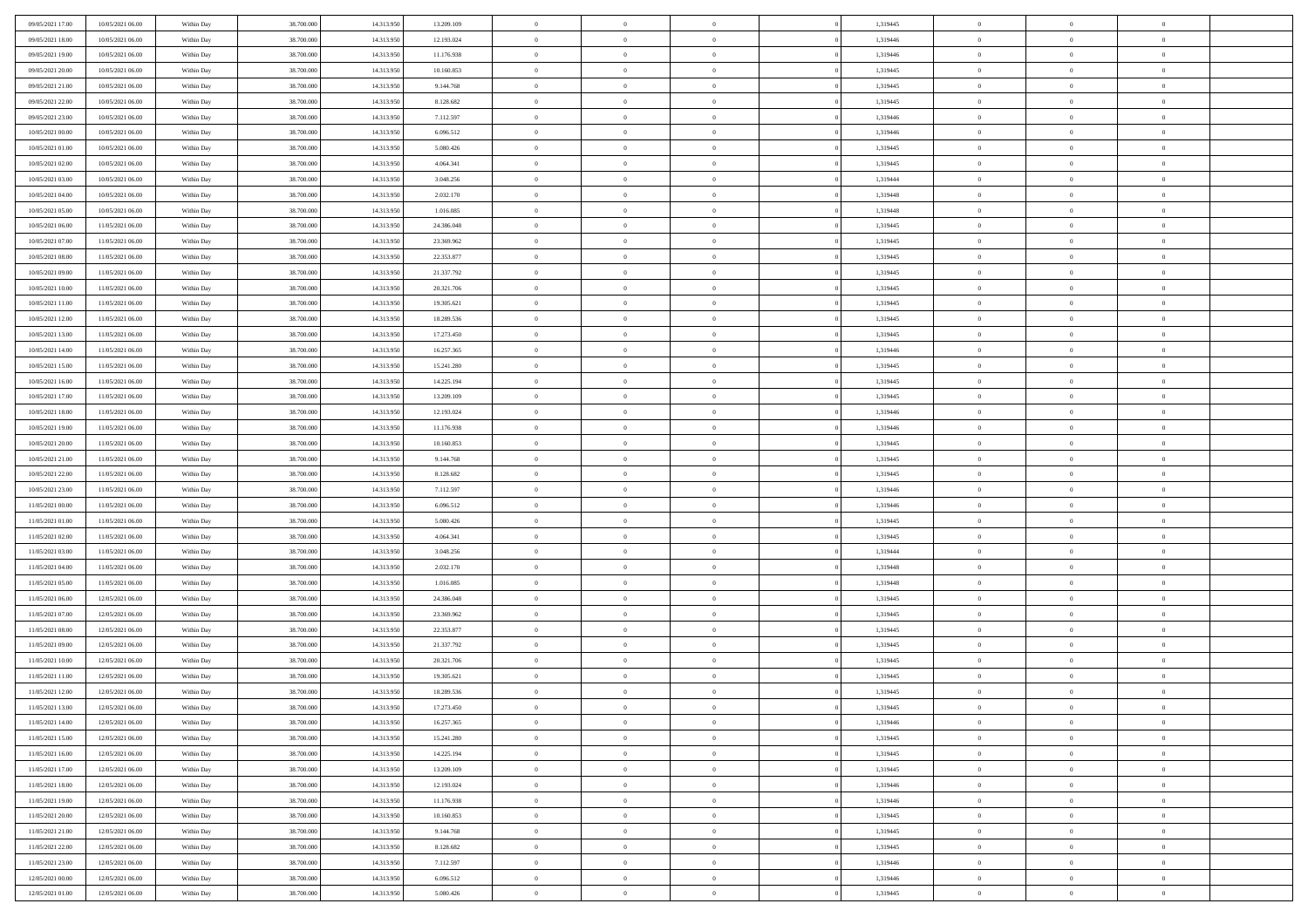| | | | | | | | | | | | | | | |
|---|---|---|---|---|---|---|---|---|---|---|---|---|---|---|
| 09/05/2021 17.00 | 10/05/2021 06.00 | Within Day | 38.700.000 | 14.313.950 | 13.209.109 | 0 | 0 | 0 | | 1,319445 | 0 | 0 | 0 | |
| 09/05/2021 18.00 | 10/05/2021 06.00 | Within Day | 38.700.000 | 14.313.950 | 12.193.024 | 0 | 0 | 0 | | 1,319446 | 0 | 0 | 0 | |
| 09/05/2021 19.00 | 10/05/2021 06.00 | Within Day | 38.700.000 | 14.313.950 | 11.176.938 | 0 | 0 | 0 | | 1,319446 | 0 | 0 | 0 | |
| 09/05/2021 20.00 | 10/05/2021 06.00 | Within Day | 38.700.000 | 14.313.950 | 10.160.853 | 0 | 0 | 0 | | 1,319445 | 0 | 0 | 0 | |
| 09/05/2021 21.00 | 10/05/2021 06.00 | Within Day | 38.700.000 | 14.313.950 | 9.144.768 | 0 | 0 | 0 | | 1,319445 | 0 | 0 | 0 | |
| 09/05/2021 22.00 | 10/05/2021 06.00 | Within Day | 38.700.000 | 14.313.950 | 8.128.682 | 0 | 0 | 0 | | 1,319445 | 0 | 0 | 0 | |
| 09/05/2021 23.00 | 10/05/2021 06.00 | Within Day | 38.700.000 | 14.313.950 | 7.112.597 | 0 | 0 | 0 | | 1,319446 | 0 | 0 | 0 | |
| 10/05/2021 00.00 | 10/05/2021 06.00 | Within Day | 38.700.000 | 14.313.950 | 6.096.512 | 0 | 0 | 0 | | 1,319446 | 0 | 0 | 0 | |
| 10/05/2021 01.00 | 10/05/2021 06.00 | Within Day | 38.700.000 | 14.313.950 | 5.080.426 | 0 | 0 | 0 | | 1,319445 | 0 | 0 | 0 | |
| 10/05/2021 02.00 | 10/05/2021 06.00 | Within Day | 38.700.000 | 14.313.950 | 4.064.341 | 0 | 0 | 0 | | 1,319445 | 0 | 0 | 0 | |
| 10/05/2021 03.00 | 10/05/2021 06.00 | Within Day | 38.700.000 | 14.313.950 | 3.048.256 | 0 | 0 | 0 | | 1,319444 | 0 | 0 | 0 | |
| 10/05/2021 04.00 | 10/05/2021 06.00 | Within Day | 38.700.000 | 14.313.950 | 2.032.170 | 0 | 0 | 0 | | 1,319448 | 0 | 0 | 0 | |
| 10/05/2021 05.00 | 10/05/2021 06.00 | Within Day | 38.700.000 | 14.313.950 | 1.016.085 | 0 | 0 | 0 | | 1,319448 | 0 | 0 | 0 | |
| 10/05/2021 06.00 | 11/05/2021 06.00 | Within Day | 38.700.000 | 14.313.950 | 24.386.048 | 0 | 0 | 0 | | 1,319445 | 0 | 0 | 0 | |
| 10/05/2021 07.00 | 11/05/2021 06.00 | Within Day | 38.700.000 | 14.313.950 | 23.369.962 | 0 | 0 | 0 | | 1,319445 | 0 | 0 | 0 | |
| 10/05/2021 08.00 | 11/05/2021 06.00 | Within Day | 38.700.000 | 14.313.950 | 22.353.877 | 0 | 0 | 0 | | 1,319445 | 0 | 0 | 0 | |
| 10/05/2021 09.00 | 11/05/2021 06.00 | Within Day | 38.700.000 | 14.313.950 | 21.337.792 | 0 | 0 | 0 | | 1,319445 | 0 | 0 | 0 | |
| 10/05/2021 10.00 | 11/05/2021 06.00 | Within Day | 38.700.000 | 14.313.950 | 20.321.706 | 0 | 0 | 0 | | 1,319445 | 0 | 0 | 0 | |
| 10/05/2021 11.00 | 11/05/2021 06.00 | Within Day | 38.700.000 | 14.313.950 | 19.305.621 | 0 | 0 | 0 | | 1,319445 | 0 | 0 | 0 | |
| 10/05/2021 12.00 | 11/05/2021 06.00 | Within Day | 38.700.000 | 14.313.950 | 18.289.536 | 0 | 0 | 0 | | 1,319445 | 0 | 0 | 0 | |
| 10/05/2021 13.00 | 11/05/2021 06.00 | Within Day | 38.700.000 | 14.313.950 | 17.273.450 | 0 | 0 | 0 | | 1,319445 | 0 | 0 | 0 | |
| 10/05/2021 14.00 | 11/05/2021 06.00 | Within Day | 38.700.000 | 14.313.950 | 16.257.365 | 0 | 0 | 0 | | 1,319446 | 0 | 0 | 0 | |
| 10/05/2021 15.00 | 11/05/2021 06.00 | Within Day | 38.700.000 | 14.313.950 | 15.241.280 | 0 | 0 | 0 | | 1,319445 | 0 | 0 | 0 | |
| 10/05/2021 16.00 | 11/05/2021 06.00 | Within Day | 38.700.000 | 14.313.950 | 14.225.194 | 0 | 0 | 0 | | 1,319445 | 0 | 0 | 0 | |
| 10/05/2021 17.00 | 11/05/2021 06.00 | Within Day | 38.700.000 | 14.313.950 | 13.209.109 | 0 | 0 | 0 | | 1,319445 | 0 | 0 | 0 | |
| 10/05/2021 18.00 | 11/05/2021 06.00 | Within Day | 38.700.000 | 14.313.950 | 12.193.024 | 0 | 0 | 0 | | 1,319446 | 0 | 0 | 0 | |
| 10/05/2021 19.00 | 11/05/2021 06.00 | Within Day | 38.700.000 | 14.313.950 | 11.176.938 | 0 | 0 | 0 | | 1,319446 | 0 | 0 | 0 | |
| 10/05/2021 20.00 | 11/05/2021 06.00 | Within Day | 38.700.000 | 14.313.950 | 10.160.853 | 0 | 0 | 0 | | 1,319445 | 0 | 0 | 0 | |
| 10/05/2021 21.00 | 11/05/2021 06.00 | Within Day | 38.700.000 | 14.313.950 | 9.144.768 | 0 | 0 | 0 | | 1,319445 | 0 | 0 | 0 | |
| 10/05/2021 22.00 | 11/05/2021 06.00 | Within Day | 38.700.000 | 14.313.950 | 8.128.682 | 0 | 0 | 0 | | 1,319445 | 0 | 0 | 0 | |
| 10/05/2021 23.00 | 11/05/2021 06.00 | Within Day | 38.700.000 | 14.313.950 | 7.112.597 | 0 | 0 | 0 | | 1,319446 | 0 | 0 | 0 | |
| 11/05/2021 00.00 | 11/05/2021 06.00 | Within Day | 38.700.000 | 14.313.950 | 6.096.512 | 0 | 0 | 0 | | 1,319446 | 0 | 0 | 0 | |
| 11/05/2021 01.00 | 11/05/2021 06.00 | Within Day | 38.700.000 | 14.313.950 | 5.080.426 | 0 | 0 | 0 | | 1,319445 | 0 | 0 | 0 | |
| 11/05/2021 02.00 | 11/05/2021 06.00 | Within Day | 38.700.000 | 14.313.950 | 4.064.341 | 0 | 0 | 0 | | 1,319445 | 0 | 0 | 0 | |
| 11/05/2021 03.00 | 11/05/2021 06.00 | Within Day | 38.700.000 | 14.313.950 | 3.048.256 | 0 | 0 | 0 | | 1,319444 | 0 | 0 | 0 | |
| 11/05/2021 04.00 | 11/05/2021 06.00 | Within Day | 38.700.000 | 14.313.950 | 2.032.170 | 0 | 0 | 0 | | 1,319448 | 0 | 0 | 0 | |
| 11/05/2021 05.00 | 11/05/2021 06.00 | Within Day | 38.700.000 | 14.313.950 | 1.016.085 | 0 | 0 | 0 | | 1,319448 | 0 | 0 | 0 | |
| 11/05/2021 06.00 | 12/05/2021 06.00 | Within Day | 38.700.000 | 14.313.950 | 24.386.048 | 0 | 0 | 0 | | 1,319445 | 0 | 0 | 0 | |
| 11/05/2021 07.00 | 12/05/2021 06.00 | Within Day | 38.700.000 | 14.313.950 | 23.369.962 | 0 | 0 | 0 | | 1,319445 | 0 | 0 | 0 | |
| 11/05/2021 08.00 | 12/05/2021 06.00 | Within Day | 38.700.000 | 14.313.950 | 22.353.877 | 0 | 0 | 0 | | 1,319445 | 0 | 0 | 0 | |
| 11/05/2021 09.00 | 12/05/2021 06.00 | Within Day | 38.700.000 | 14.313.950 | 21.337.792 | 0 | 0 | 0 | | 1,319445 | 0 | 0 | 0 | |
| 11/05/2021 10.00 | 12/05/2021 06.00 | Within Day | 38.700.000 | 14.313.950 | 20.321.706 | 0 | 0 | 0 | | 1,319445 | 0 | 0 | 0 | |
| 11/05/2021 11.00 | 12/05/2021 06.00 | Within Day | 38.700.000 | 14.313.950 | 19.305.621 | 0 | 0 | 0 | | 1,319445 | 0 | 0 | 0 | |
| 11/05/2021 12.00 | 12/05/2021 06.00 | Within Day | 38.700.000 | 14.313.950 | 18.289.536 | 0 | 0 | 0 | | 1,319445 | 0 | 0 | 0 | |
| 11/05/2021 13.00 | 12/05/2021 06.00 | Within Day | 38.700.000 | 14.313.950 | 17.273.450 | 0 | 0 | 0 | | 1,319445 | 0 | 0 | 0 | |
| 11/05/2021 14.00 | 12/05/2021 06.00 | Within Day | 38.700.000 | 14.313.950 | 16.257.365 | 0 | 0 | 0 | | 1,319446 | 0 | 0 | 0 | |
| 11/05/2021 15.00 | 12/05/2021 06.00 | Within Day | 38.700.000 | 14.313.950 | 15.241.280 | 0 | 0 | 0 | | 1,319445 | 0 | 0 | 0 | |
| 11/05/2021 16.00 | 12/05/2021 06.00 | Within Day | 38.700.000 | 14.313.950 | 14.225.194 | 0 | 0 | 0 | | 1,319445 | 0 | 0 | 0 | |
| 11/05/2021 17.00 | 12/05/2021 06.00 | Within Day | 38.700.000 | 14.313.950 | 13.209.109 | 0 | 0 | 0 | | 1,319445 | 0 | 0 | 0 | |
| 11/05/2021 18.00 | 12/05/2021 06.00 | Within Day | 38.700.000 | 14.313.950 | 12.193.024 | 0 | 0 | 0 | | 1,319446 | 0 | 0 | 0 | |
| 11/05/2021 19.00 | 12/05/2021 06.00 | Within Day | 38.700.000 | 14.313.950 | 11.176.938 | 0 | 0 | 0 | | 1,319446 | 0 | 0 | 0 | |
| 11/05/2021 20.00 | 12/05/2021 06.00 | Within Day | 38.700.000 | 14.313.950 | 10.160.853 | 0 | 0 | 0 | | 1,319445 | 0 | 0 | 0 | |
| 11/05/2021 21.00 | 12/05/2021 06.00 | Within Day | 38.700.000 | 14.313.950 | 9.144.768 | 0 | 0 | 0 | | 1,319445 | 0 | 0 | 0 | |
| 11/05/2021 22.00 | 12/05/2021 06.00 | Within Day | 38.700.000 | 14.313.950 | 8.128.682 | 0 | 0 | 0 | | 1,319445 | 0 | 0 | 0 | |
| 11/05/2021 23.00 | 12/05/2021 06.00 | Within Day | 38.700.000 | 14.313.950 | 7.112.597 | 0 | 0 | 0 | | 1,319446 | 0 | 0 | 0 | |
| 12/05/2021 00.00 | 12/05/2021 06.00 | Within Day | 38.700.000 | 14.313.950 | 6.096.512 | 0 | 0 | 0 | | 1,319446 | 0 | 0 | 0 | |
| 12/05/2021 01.00 | 12/05/2021 06.00 | Within Day | 38.700.000 | 14.313.950 | 5.080.426 | 0 | 0 | 0 | | 1,319445 | 0 | 0 | 0 | |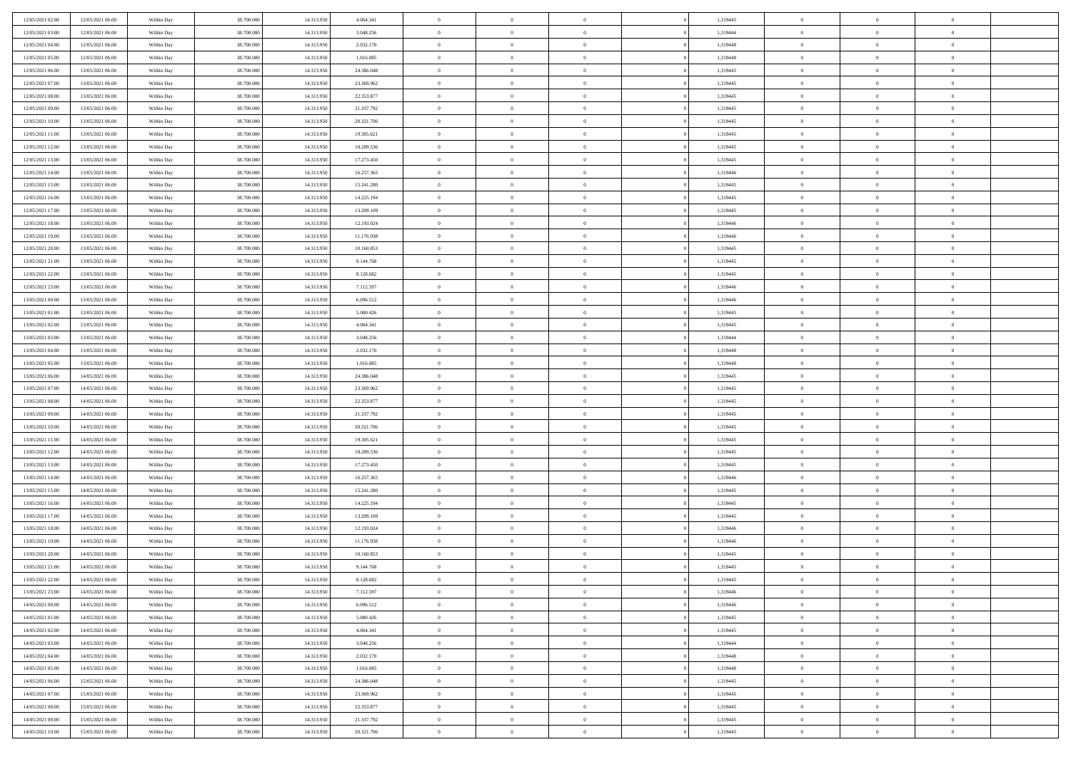| | | | | | | | | | | | | | | |
|---|---|---|---|---|---|---|---|---|---|---|---|---|---|---|
| 12/05/2021 02:00 | 12/05/2021 06:00 | Within Day | 38.700.000 | 14.313.950 | 4.064.341 | 0 | 0 | 0 | | 1,319445 | 0 | 0 | 0 | |
| 12/05/2021 03:00 | 12/05/2021 06:00 | Within Day | 38.700.000 | 14.313.950 | 3.048.256 | 0 | 0 | 0 | | 1,319444 | 0 | 0 | 0 | |
| 12/05/2021 04:00 | 12/05/2021 06:00 | Within Day | 38.700.000 | 14.313.950 | 2.032.170 | 0 | 0 | 0 | | 1,319448 | 0 | 0 | 0 | |
| 12/05/2021 05:00 | 12/05/2021 06:00 | Within Day | 38.700.000 | 14.313.950 | 1.016.085 | 0 | 0 | 0 | | 1,319448 | 0 | 0 | 0 | |
| 12/05/2021 06:00 | 13/05/2021 06:00 | Within Day | 38.700.000 | 14.313.950 | 24.386.048 | 0 | 0 | 0 | | 1,319445 | 0 | 0 | 0 | |
| 12/05/2021 07:00 | 13/05/2021 06:00 | Within Day | 38.700.000 | 14.313.950 | 23.369.962 | 0 | 0 | 0 | | 1,319445 | 0 | 0 | 0 | |
| 12/05/2021 08:00 | 13/05/2021 06:00 | Within Day | 38.700.000 | 14.313.950 | 22.353.877 | 0 | 0 | 0 | | 1,319445 | 0 | 0 | 0 | |
| 12/05/2021 09:00 | 13/05/2021 06:00 | Within Day | 38.700.000 | 14.313.950 | 21.337.792 | 0 | 0 | 0 | | 1,319445 | 0 | 0 | 0 | |
| 12/05/2021 10:00 | 13/05/2021 06:00 | Within Day | 38.700.000 | 14.313.950 | 20.321.706 | 0 | 0 | 0 | | 1,319445 | 0 | 0 | 0 | |
| 12/05/2021 11:00 | 13/05/2021 06:00 | Within Day | 38.700.000 | 14.313.950 | 19.305.621 | 0 | 0 | 0 | | 1,319445 | 0 | 0 | 0 | |
| 12/05/2021 12:00 | 13/05/2021 06:00 | Within Day | 38.700.000 | 14.313.950 | 18.289.536 | 0 | 0 | 0 | | 1,319445 | 0 | 0 | 0 | |
| 12/05/2021 13:00 | 13/05/2021 06:00 | Within Day | 38.700.000 | 14.313.950 | 17.273.450 | 0 | 0 | 0 | | 1,319445 | 0 | 0 | 0 | |
| 12/05/2021 14:00 | 13/05/2021 06:00 | Within Day | 38.700.000 | 14.313.950 | 16.257.365 | 0 | 0 | 0 | | 1,319446 | 0 | 0 | 0 | |
| 12/05/2021 15:00 | 13/05/2021 06:00 | Within Day | 38.700.000 | 14.313.950 | 15.241.280 | 0 | 0 | 0 | | 1,319445 | 0 | 0 | 0 | |
| 12/05/2021 16:00 | 13/05/2021 06:00 | Within Day | 38.700.000 | 14.313.950 | 14.225.194 | 0 | 0 | 0 | | 1,319445 | 0 | 0 | 0 | |
| 12/05/2021 17:00 | 13/05/2021 06:00 | Within Day | 38.700.000 | 14.313.950 | 13.209.109 | 0 | 0 | 0 | | 1,319445 | 0 | 0 | 0 | |
| 12/05/2021 18:00 | 13/05/2021 06:00 | Within Day | 38.700.000 | 14.313.950 | 12.193.024 | 0 | 0 | 0 | | 1,319446 | 0 | 0 | 0 | |
| 12/05/2021 19:00 | 13/05/2021 06:00 | Within Day | 38.700.000 | 14.313.950 | 11.176.938 | 0 | 0 | 0 | | 1,319446 | 0 | 0 | 0 | |
| 12/05/2021 20:00 | 13/05/2021 06:00 | Within Day | 38.700.000 | 14.313.950 | 10.160.853 | 0 | 0 | 0 | | 1,319445 | 0 | 0 | 0 | |
| 12/05/2021 21:00 | 13/05/2021 06:00 | Within Day | 38.700.000 | 14.313.950 | 9.144.768 | 0 | 0 | 0 | | 1,319445 | 0 | 0 | 0 | |
| 12/05/2021 22:00 | 13/05/2021 06:00 | Within Day | 38.700.000 | 14.313.950 | 8.128.682 | 0 | 0 | 0 | | 1,319445 | 0 | 0 | 0 | |
| 12/05/2021 23:00 | 13/05/2021 06:00 | Within Day | 38.700.000 | 14.313.950 | 7.112.597 | 0 | 0 | 0 | | 1,319446 | 0 | 0 | 0 | |
| 13/05/2021 00:00 | 13/05/2021 06:00 | Within Day | 38.700.000 | 14.313.950 | 6.096.512 | 0 | 0 | 0 | | 1,319446 | 0 | 0 | 0 | |
| 13/05/2021 01:00 | 13/05/2021 06:00 | Within Day | 38.700.000 | 14.313.950 | 5.080.426 | 0 | 0 | 0 | | 1,319445 | 0 | 0 | 0 | |
| 13/05/2021 02:00 | 13/05/2021 06:00 | Within Day | 38.700.000 | 14.313.950 | 4.064.341 | 0 | 0 | 0 | | 1,319445 | 0 | 0 | 0 | |
| 13/05/2021 03:00 | 13/05/2021 06:00 | Within Day | 38.700.000 | 14.313.950 | 3.048.256 | 0 | 0 | 0 | | 1,319444 | 0 | 0 | 0 | |
| 13/05/2021 04:00 | 13/05/2021 06:00 | Within Day | 38.700.000 | 14.313.950 | 2.032.170 | 0 | 0 | 0 | | 1,319448 | 0 | 0 | 0 | |
| 13/05/2021 05:00 | 13/05/2021 06:00 | Within Day | 38.700.000 | 14.313.950 | 1.016.085 | 0 | 0 | 0 | | 1,319448 | 0 | 0 | 0 | |
| 13/05/2021 06:00 | 14/05/2021 06:00 | Within Day | 38.700.000 | 14.313.950 | 24.386.048 | 0 | 0 | 0 | | 1,319445 | 0 | 0 | 0 | |
| 13/05/2021 07:00 | 14/05/2021 06:00 | Within Day | 38.700.000 | 14.313.950 | 23.369.962 | 0 | 0 | 0 | | 1,319445 | 0 | 0 | 0 | |
| 13/05/2021 08:00 | 14/05/2021 06:00 | Within Day | 38.700.000 | 14.313.950 | 22.353.877 | 0 | 0 | 0 | | 1,319445 | 0 | 0 | 0 | |
| 13/05/2021 09:00 | 14/05/2021 06:00 | Within Day | 38.700.000 | 14.313.950 | 21.337.792 | 0 | 0 | 0 | | 1,319445 | 0 | 0 | 0 | |
| 13/05/2021 10:00 | 14/05/2021 06:00 | Within Day | 38.700.000 | 14.313.950 | 20.321.706 | 0 | 0 | 0 | | 1,319445 | 0 | 0 | 0 | |
| 13/05/2021 11:00 | 14/05/2021 06:00 | Within Day | 38.700.000 | 14.313.950 | 19.305.621 | 0 | 0 | 0 | | 1,319445 | 0 | 0 | 0 | |
| 13/05/2021 12:00 | 14/05/2021 06:00 | Within Day | 38.700.000 | 14.313.950 | 18.289.536 | 0 | 0 | 0 | | 1,319445 | 0 | 0 | 0 | |
| 13/05/2021 13:00 | 14/05/2021 06:00 | Within Day | 38.700.000 | 14.313.950 | 17.273.450 | 0 | 0 | 0 | | 1,319445 | 0 | 0 | 0 | |
| 13/05/2021 14:00 | 14/05/2021 06:00 | Within Day | 38.700.000 | 14.313.950 | 16.257.365 | 0 | 0 | 0 | | 1,319446 | 0 | 0 | 0 | |
| 13/05/2021 15:00 | 14/05/2021 06:00 | Within Day | 38.700.000 | 14.313.950 | 15.241.280 | 0 | 0 | 0 | | 1,319445 | 0 | 0 | 0 | |
| 13/05/2021 16:00 | 14/05/2021 06:00 | Within Day | 38.700.000 | 14.313.950 | 14.225.194 | 0 | 0 | 0 | | 1,319445 | 0 | 0 | 0 | |
| 13/05/2021 17:00 | 14/05/2021 06:00 | Within Day | 38.700.000 | 14.313.950 | 13.209.109 | 0 | 0 | 0 | | 1,319445 | 0 | 0 | 0 | |
| 13/05/2021 18:00 | 14/05/2021 06:00 | Within Day | 38.700.000 | 14.313.950 | 12.193.024 | 0 | 0 | 0 | | 1,319446 | 0 | 0 | 0 | |
| 13/05/2021 19:00 | 14/05/2021 06:00 | Within Day | 38.700.000 | 14.313.950 | 11.176.938 | 0 | 0 | 0 | | 1,319446 | 0 | 0 | 0 | |
| 13/05/2021 20:00 | 14/05/2021 06:00 | Within Day | 38.700.000 | 14.313.950 | 10.160.853 | 0 | 0 | 0 | | 1,319445 | 0 | 0 | 0 | |
| 13/05/2021 21:00 | 14/05/2021 06:00 | Within Day | 38.700.000 | 14.313.950 | 9.144.768 | 0 | 0 | 0 | | 1,319445 | 0 | 0 | 0 | |
| 13/05/2021 22:00 | 14/05/2021 06:00 | Within Day | 38.700.000 | 14.313.950 | 8.128.682 | 0 | 0 | 0 | | 1,319445 | 0 | 0 | 0 | |
| 13/05/2021 23:00 | 14/05/2021 06:00 | Within Day | 38.700.000 | 14.313.950 | 7.112.597 | 0 | 0 | 0 | | 1,319446 | 0 | 0 | 0 | |
| 14/05/2021 00:00 | 14/05/2021 06:00 | Within Day | 38.700.000 | 14.313.950 | 6.096.512 | 0 | 0 | 0 | | 1,319446 | 0 | 0 | 0 | |
| 14/05/2021 01:00 | 14/05/2021 06:00 | Within Day | 38.700.000 | 14.313.950 | 5.080.426 | 0 | 0 | 0 | | 1,319445 | 0 | 0 | 0 | |
| 14/05/2021 02:00 | 14/05/2021 06:00 | Within Day | 38.700.000 | 14.313.950 | 4.064.341 | 0 | 0 | 0 | | 1,319445 | 0 | 0 | 0 | |
| 14/05/2021 03:00 | 14/05/2021 06:00 | Within Day | 38.700.000 | 14.313.950 | 3.048.256 | 0 | 0 | 0 | | 1,319444 | 0 | 0 | 0 | |
| 14/05/2021 04:00 | 14/05/2021 06:00 | Within Day | 38.700.000 | 14.313.950 | 2.032.170 | 0 | 0 | 0 | | 1,319448 | 0 | 0 | 0 | |
| 14/05/2021 05:00 | 14/05/2021 06:00 | Within Day | 38.700.000 | 14.313.950 | 1.016.085 | 0 | 0 | 0 | | 1,319448 | 0 | 0 | 0 | |
| 14/05/2021 06:00 | 15/05/2021 06:00 | Within Day | 38.700.000 | 14.313.950 | 24.386.048 | 0 | 0 | 0 | | 1,319445 | 0 | 0 | 0 | |
| 14/05/2021 07:00 | 15/05/2021 06:00 | Within Day | 38.700.000 | 14.313.950 | 23.369.962 | 0 | 0 | 0 | | 1,319445 | 0 | 0 | 0 | |
| 14/05/2021 08:00 | 15/05/2021 06:00 | Within Day | 38.700.000 | 14.313.950 | 22.353.877 | 0 | 0 | 0 | | 1,319445 | 0 | 0 | 0 | |
| 14/05/2021 09:00 | 15/05/2021 06:00 | Within Day | 38.700.000 | 14.313.950 | 21.337.792 | 0 | 0 | 0 | | 1,319445 | 0 | 0 | 0 | |
| 14/05/2021 10:00 | 15/05/2021 06:00 | Within Day | 38.700.000 | 14.313.950 | 20.321.706 | 0 | 0 | 0 | | 1,319445 | 0 | 0 | 0 | |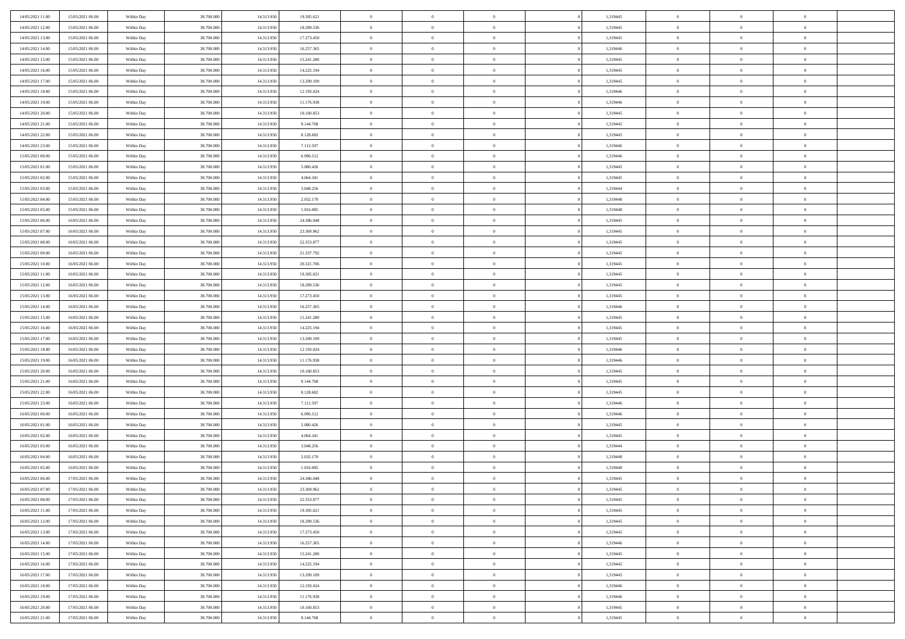| | | | | | | | | | | | | | | |
|---|---|---|---|---|---|---|---|---|---|---|---|---|---|---|
| 14/05/2021 11:00 | 15/05/2021 06:00 | Within Day | 38.700.000 | 14.313.950 | 19.305.621 | 0 | 0 | 0 | | 1,319445 | 0 | 0 | 0 | |
| 14/05/2021 12:00 | 15/05/2021 06:00 | Within Day | 38.700.000 | 14.313.950 | 18.289.536 | 0 | 0 | 0 | | 1,319445 | 0 | 0 | 0 | |
| 14/05/2021 13:00 | 15/05/2021 06:00 | Within Day | 38.700.000 | 14.313.950 | 17.273.450 | 0 | 0 | 0 | | 1,319445 | 0 | 0 | 0 | |
| 14/05/2021 14:00 | 15/05/2021 06:00 | Within Day | 38.700.000 | 14.313.950 | 16.257.365 | 0 | 0 | 0 | | 1,319446 | 0 | 0 | 0 | |
| 14/05/2021 15:00 | 15/05/2021 06:00 | Within Day | 38.700.000 | 14.313.950 | 15.241.280 | 0 | 0 | 0 | | 1,319445 | 0 | 0 | 0 | |
| 14/05/2021 16:00 | 15/05/2021 06:00 | Within Day | 38.700.000 | 14.313.950 | 14.225.194 | 0 | 0 | 0 | | 1,319445 | 0 | 0 | 0 | |
| 14/05/2021 17:00 | 15/05/2021 06:00 | Within Day | 38.700.000 | 14.313.950 | 13.209.109 | 0 | 0 | 0 | | 1,319445 | 0 | 0 | 0 | |
| 14/05/2021 18:00 | 15/05/2021 06:00 | Within Day | 38.700.000 | 14.313.950 | 12.193.024 | 0 | 0 | 0 | | 1,319446 | 0 | 0 | 0 | |
| 14/05/2021 19:00 | 15/05/2021 06:00 | Within Day | 38.700.000 | 14.313.950 | 11.176.938 | 0 | 0 | 0 | | 1,319446 | 0 | 0 | 0 | |
| 14/05/2021 20:00 | 15/05/2021 06:00 | Within Day | 38.700.000 | 14.313.950 | 10.160.853 | 0 | 0 | 0 | | 1,319445 | 0 | 0 | 0 | |
| 14/05/2021 21:00 | 15/05/2021 06:00 | Within Day | 38.700.000 | 14.313.950 | 9.144.768 | 0 | 0 | 0 | | 1,319445 | 0 | 0 | 0 | |
| 14/05/2021 22:00 | 15/05/2021 06:00 | Within Day | 38.700.000 | 14.313.950 | 8.128.682 | 0 | 0 | 0 | | 1,319445 | 0 | 0 | 0 | |
| 14/05/2021 23:00 | 15/05/2021 06:00 | Within Day | 38.700.000 | 14.313.950 | 7.112.597 | 0 | 0 | 0 | | 1,319446 | 0 | 0 | 0 | |
| 15/05/2021 00:00 | 15/05/2021 06:00 | Within Day | 38.700.000 | 14.313.950 | 6.096.512 | 0 | 0 | 0 | | 1,319446 | 0 | 0 | 0 | |
| 15/05/2021 01:00 | 15/05/2021 06:00 | Within Day | 38.700.000 | 14.313.950 | 5.080.426 | 0 | 0 | 0 | | 1,319445 | 0 | 0 | 0 | |
| 15/05/2021 02:00 | 15/05/2021 06:00 | Within Day | 38.700.000 | 14.313.950 | 4.064.341 | 0 | 0 | 0 | | 1,319445 | 0 | 0 | 0 | |
| 15/05/2021 03:00 | 15/05/2021 06:00 | Within Day | 38.700.000 | 14.313.950 | 3.048.256 | 0 | 0 | 0 | | 1,319444 | 0 | 0 | 0 | |
| 15/05/2021 04:00 | 15/05/2021 06:00 | Within Day | 38.700.000 | 14.313.950 | 2.032.170 | 0 | 0 | 0 | | 1,319448 | 0 | 0 | 0 | |
| 15/05/2021 05:00 | 15/05/2021 06:00 | Within Day | 38.700.000 | 14.313.950 | 1.016.085 | 0 | 0 | 0 | | 1,319448 | 0 | 0 | 0 | |
| 15/05/2021 06:00 | 16/05/2021 06:00 | Within Day | 38.700.000 | 14.313.950 | 24.386.048 | 0 | 0 | 0 | | 1,319445 | 0 | 0 | 0 | |
| 15/05/2021 07:00 | 16/05/2021 06:00 | Within Day | 38.700.000 | 14.313.950 | 23.369.962 | 0 | 0 | 0 | | 1,319445 | 0 | 0 | 0 | |
| 15/05/2021 08:00 | 16/05/2021 06:00 | Within Day | 38.700.000 | 14.313.950 | 22.353.877 | 0 | 0 | 0 | | 1,319445 | 0 | 0 | 0 | |
| 15/05/2021 09:00 | 16/05/2021 06:00 | Within Day | 38.700.000 | 14.313.950 | 21.337.792 | 0 | 0 | 0 | | 1,319445 | 0 | 0 | 0 | |
| 15/05/2021 10:00 | 16/05/2021 06:00 | Within Day | 38.700.000 | 14.313.950 | 20.321.706 | 0 | 0 | 0 | | 1,319445 | 0 | 0 | 0 | |
| 15/05/2021 11:00 | 16/05/2021 06:00 | Within Day | 38.700.000 | 14.313.950 | 19.305.621 | 0 | 0 | 0 | | 1,319445 | 0 | 0 | 0 | |
| 15/05/2021 12:00 | 16/05/2021 06:00 | Within Day | 38.700.000 | 14.313.950 | 18.289.536 | 0 | 0 | 0 | | 1,319445 | 0 | 0 | 0 | |
| 15/05/2021 13:00 | 16/05/2021 06:00 | Within Day | 38.700.000 | 14.313.950 | 17.273.450 | 0 | 0 | 0 | | 1,319445 | 0 | 0 | 0 | |
| 15/05/2021 14:00 | 16/05/2021 06:00 | Within Day | 38.700.000 | 14.313.950 | 16.257.365 | 0 | 0 | 0 | | 1,319446 | 0 | 0 | 0 | |
| 15/05/2021 15:00 | 16/05/2021 06:00 | Within Day | 38.700.000 | 14.313.950 | 15.241.280 | 0 | 0 | 0 | | 1,319445 | 0 | 0 | 0 | |
| 15/05/2021 16:00 | 16/05/2021 06:00 | Within Day | 38.700.000 | 14.313.950 | 14.225.194 | 0 | 0 | 0 | | 1,319445 | 0 | 0 | 0 | |
| 15/05/2021 17:00 | 16/05/2021 06:00 | Within Day | 38.700.000 | 14.313.950 | 13.209.109 | 0 | 0 | 0 | | 1,319445 | 0 | 0 | 0 | |
| 15/05/2021 18:00 | 16/05/2021 06:00 | Within Day | 38.700.000 | 14.313.950 | 12.193.024 | 0 | 0 | 0 | | 1,319446 | 0 | 0 | 0 | |
| 15/05/2021 19:00 | 16/05/2021 06:00 | Within Day | 38.700.000 | 14.313.950 | 11.176.938 | 0 | 0 | 0 | | 1,319446 | 0 | 0 | 0 | |
| 15/05/2021 20:00 | 16/05/2021 06:00 | Within Day | 38.700.000 | 14.313.950 | 10.160.853 | 0 | 0 | 0 | | 1,319445 | 0 | 0 | 0 | |
| 15/05/2021 21:00 | 16/05/2021 06:00 | Within Day | 38.700.000 | 14.313.950 | 9.144.768 | 0 | 0 | 0 | | 1,319445 | 0 | 0 | 0 | |
| 15/05/2021 22:00 | 16/05/2021 06:00 | Within Day | 38.700.000 | 14.313.950 | 8.128.682 | 0 | 0 | 0 | | 1,319445 | 0 | 0 | 0 | |
| 15/05/2021 23:00 | 16/05/2021 06:00 | Within Day | 38.700.000 | 14.313.950 | 7.112.597 | 0 | 0 | 0 | | 1,319446 | 0 | 0 | 0 | |
| 16/05/2021 00:00 | 16/05/2021 06:00 | Within Day | 38.700.000 | 14.313.950 | 6.096.512 | 0 | 0 | 0 | | 1,319446 | 0 | 0 | 0 | |
| 16/05/2021 01:00 | 16/05/2021 06:00 | Within Day | 38.700.000 | 14.313.950 | 5.080.426 | 0 | 0 | 0 | | 1,319445 | 0 | 0 | 0 | |
| 16/05/2021 02:00 | 16/05/2021 06:00 | Within Day | 38.700.000 | 14.313.950 | 4.064.341 | 0 | 0 | 0 | | 1,319445 | 0 | 0 | 0 | |
| 16/05/2021 03:00 | 16/05/2021 06:00 | Within Day | 38.700.000 | 14.313.950 | 3.048.256 | 0 | 0 | 0 | | 1,319444 | 0 | 0 | 0 | |
| 16/05/2021 04:00 | 16/05/2021 06:00 | Within Day | 38.700.000 | 14.313.950 | 2.032.170 | 0 | 0 | 0 | | 1,319448 | 0 | 0 | 0 | |
| 16/05/2021 05:00 | 16/05/2021 06:00 | Within Day | 38.700.000 | 14.313.950 | 1.016.085 | 0 | 0 | 0 | | 1,319448 | 0 | 0 | 0 | |
| 16/05/2021 06:00 | 17/05/2021 06:00 | Within Day | 38.700.000 | 14.313.950 | 24.386.048 | 0 | 0 | 0 | | 1,319445 | 0 | 0 | 0 | |
| 16/05/2021 07:00 | 17/05/2021 06:00 | Within Day | 38.700.000 | 14.313.950 | 23.369.962 | 0 | 0 | 0 | | 1,319445 | 0 | 0 | 0 | |
| 16/05/2021 08:00 | 17/05/2021 06:00 | Within Day | 38.700.000 | 14.313.950 | 22.353.877 | 0 | 0 | 0 | | 1,319445 | 0 | 0 | 0 | |
| 16/05/2021 11:00 | 17/05/2021 06:00 | Within Day | 38.700.000 | 14.313.950 | 19.305.621 | 0 | 0 | 0 | | 1,319445 | 0 | 0 | 0 | |
| 16/05/2021 12:00 | 17/05/2021 06:00 | Within Day | 38.700.000 | 14.313.950 | 18.289.536 | 0 | 0 | 0 | | 1,319445 | 0 | 0 | 0 | |
| 16/05/2021 13:00 | 17/05/2021 06:00 | Within Day | 38.700.000 | 14.313.950 | 17.273.450 | 0 | 0 | 0 | | 1,319445 | 0 | 0 | 0 | |
| 16/05/2021 14:00 | 17/05/2021 06:00 | Within Day | 38.700.000 | 14.313.950 | 16.257.365 | 0 | 0 | 0 | | 1,319446 | 0 | 0 | 0 | |
| 16/05/2021 15:00 | 17/05/2021 06:00 | Within Day | 38.700.000 | 14.313.950 | 15.241.280 | 0 | 0 | 0 | | 1,319445 | 0 | 0 | 0 | |
| 16/05/2021 16:00 | 17/05/2021 06:00 | Within Day | 38.700.000 | 14.313.950 | 14.225.194 | 0 | 0 | 0 | | 1,319445 | 0 | 0 | 0 | |
| 16/05/2021 17:00 | 17/05/2021 06:00 | Within Day | 38.700.000 | 14.313.950 | 13.209.109 | 0 | 0 | 0 | | 1,319445 | 0 | 0 | 0 | |
| 16/05/2021 18:00 | 17/05/2021 06:00 | Within Day | 38.700.000 | 14.313.950 | 12.193.024 | 0 | 0 | 0 | | 1,319446 | 0 | 0 | 0 | |
| 16/05/2021 19:00 | 17/05/2021 06:00 | Within Day | 38.700.000 | 14.313.950 | 11.176.938 | 0 | 0 | 0 | | 1,319446 | 0 | 0 | 0 | |
| 16/05/2021 20:00 | 17/05/2021 06:00 | Within Day | 38.700.000 | 14.313.950 | 10.160.853 | 0 | 0 | 0 | | 1,319445 | 0 | 0 | 0 | |
| 16/05/2021 21:00 | 17/05/2021 06:00 | Within Day | 38.700.000 | 14.313.950 | 9.144.768 | 0 | 0 | 0 | | 1,319445 | 0 | 0 | 0 | |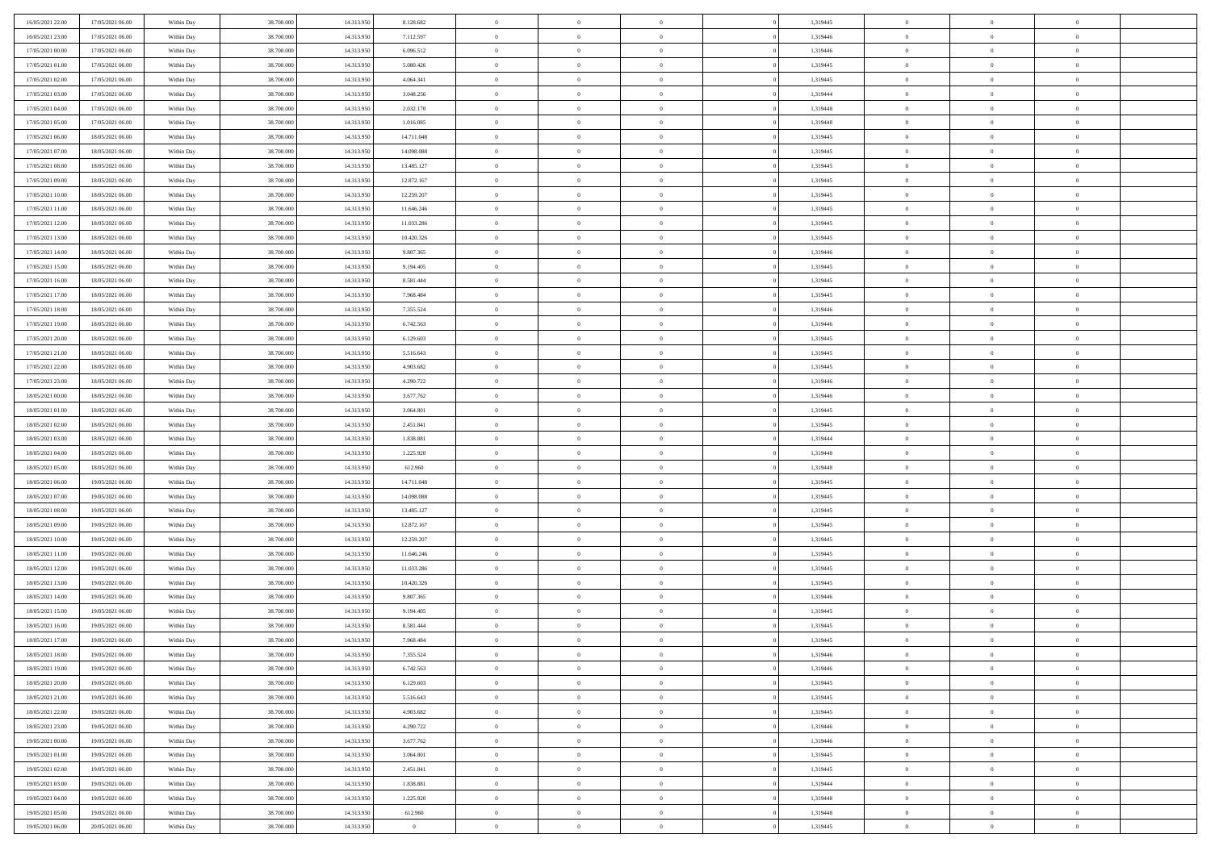| | | | | | | | | | | | | | | |
|---|---|---|---|---|---|---|---|---|---|---|---|---|---|---|
| 16/05/2021 22:00 | 17/05/2021 06:00 | Within Day | 38.700.000 | 14.313.950 | 8.128.682 | 0 | 0 | 0 | | 1,319445 | 0 | 0 | 0 | |
| 16/05/2021 23:00 | 17/05/2021 06:00 | Within Day | 38.700.000 | 14.313.950 | 7.112.597 | 0 | 0 | 0 | | 1,319446 | 0 | 0 | 0 | |
| 17/05/2021 00:00 | 17/05/2021 06:00 | Within Day | 38.700.000 | 14.313.950 | 6.096.512 | 0 | 0 | 0 | | 1,319446 | 0 | 0 | 0 | |
| 17/05/2021 01:00 | 17/05/2021 06:00 | Within Day | 38.700.000 | 14.313.950 | 5.080.426 | 0 | 0 | 0 | | 1,319445 | 0 | 0 | 0 | |
| 17/05/2021 02:00 | 17/05/2021 06:00 | Within Day | 38.700.000 | 14.313.950 | 4.064.341 | 0 | 0 | 0 | | 1,319445 | 0 | 0 | 0 | |
| 17/05/2021 03:00 | 17/05/2021 06:00 | Within Day | 38.700.000 | 14.313.950 | 3.048.256 | 0 | 0 | 0 | | 1,319444 | 0 | 0 | 0 | |
| 17/05/2021 04:00 | 17/05/2021 06:00 | Within Day | 38.700.000 | 14.313.950 | 2.032.170 | 0 | 0 | 0 | | 1,319448 | 0 | 0 | 0 | |
| 17/05/2021 05:00 | 17/05/2021 06:00 | Within Day | 38.700.000 | 14.313.950 | 1.016.085 | 0 | 0 | 0 | | 1,319448 | 0 | 0 | 0 | |
| 17/05/2021 06:00 | 18/05/2021 06:00 | Within Day | 38.700.000 | 14.313.950 | 14.711.048 | 0 | 0 | 0 | | 1,319445 | 0 | 0 | 0 | |
| 17/05/2021 07:00 | 18/05/2021 06:00 | Within Day | 38.700.000 | 14.313.950 | 14.098.088 | 0 | 0 | 0 | | 1,319445 | 0 | 0 | 0 | |
| 17/05/2021 08:00 | 18/05/2021 06:00 | Within Day | 38.700.000 | 14.313.950 | 13.485.127 | 0 | 0 | 0 | | 1,319445 | 0 | 0 | 0 | |
| 17/05/2021 09:00 | 18/05/2021 06:00 | Within Day | 38.700.000 | 14.313.950 | 12.872.167 | 0 | 0 | 0 | | 1,319445 | 0 | 0 | 0 | |
| 17/05/2021 10:00 | 18/05/2021 06:00 | Within Day | 38.700.000 | 14.313.950 | 12.259.207 | 0 | 0 | 0 | | 1,319445 | 0 | 0 | 0 | |
| 17/05/2021 11:00 | 18/05/2021 06:00 | Within Day | 38.700.000 | 14.313.950 | 11.646.246 | 0 | 0 | 0 | | 1,319445 | 0 | 0 | 0 | |
| 17/05/2021 12:00 | 18/05/2021 06:00 | Within Day | 38.700.000 | 14.313.950 | 11.033.286 | 0 | 0 | 0 | | 1,319445 | 0 | 0 | 0 | |
| 17/05/2021 13:00 | 18/05/2021 06:00 | Within Day | 38.700.000 | 14.313.950 | 10.420.326 | 0 | 0 | 0 | | 1,319445 | 0 | 0 | 0 | |
| 17/05/2021 14:00 | 18/05/2021 06:00 | Within Day | 38.700.000 | 14.313.950 | 9.807.365 | 0 | 0 | 0 | | 1,319446 | 0 | 0 | 0 | |
| 17/05/2021 15:00 | 18/05/2021 06:00 | Within Day | 38.700.000 | 14.313.950 | 9.194.405 | 0 | 0 | 0 | | 1,319445 | 0 | 0 | 0 | |
| 17/05/2021 16:00 | 18/05/2021 06:00 | Within Day | 38.700.000 | 14.313.950 | 8.581.444 | 0 | 0 | 0 | | 1,319445 | 0 | 0 | 0 | |
| 17/05/2021 17:00 | 18/05/2021 06:00 | Within Day | 38.700.000 | 14.313.950 | 7.968.484 | 0 | 0 | 0 | | 1,319445 | 0 | 0 | 0 | |
| 17/05/2021 18:00 | 18/05/2021 06:00 | Within Day | 38.700.000 | 14.313.950 | 7.355.524 | 0 | 0 | 0 | | 1,319446 | 0 | 0 | 0 | |
| 17/05/2021 19:00 | 18/05/2021 06:00 | Within Day | 38.700.000 | 14.313.950 | 6.742.563 | 0 | 0 | 0 | | 1,319446 | 0 | 0 | 0 | |
| 17/05/2021 20:00 | 18/05/2021 06:00 | Within Day | 38.700.000 | 14.313.950 | 6.129.603 | 0 | 0 | 0 | | 1,319445 | 0 | 0 | 0 | |
| 17/05/2021 21:00 | 18/05/2021 06:00 | Within Day | 38.700.000 | 14.313.950 | 5.516.643 | 0 | 0 | 0 | | 1,319445 | 0 | 0 | 0 | |
| 17/05/2021 22:00 | 18/05/2021 06:00 | Within Day | 38.700.000 | 14.313.950 | 4.903.682 | 0 | 0 | 0 | | 1,319445 | 0 | 0 | 0 | |
| 17/05/2021 23:00 | 18/05/2021 06:00 | Within Day | 38.700.000 | 14.313.950 | 4.290.722 | 0 | 0 | 0 | | 1,319446 | 0 | 0 | 0 | |
| 18/05/2021 00:00 | 18/05/2021 06:00 | Within Day | 38.700.000 | 14.313.950 | 3.677.762 | 0 | 0 | 0 | | 1,319446 | 0 | 0 | 0 | |
| 18/05/2021 01:00 | 18/05/2021 06:00 | Within Day | 38.700.000 | 14.313.950 | 3.064.801 | 0 | 0 | 0 | | 1,319445 | 0 | 0 | 0 | |
| 18/05/2021 02:00 | 18/05/2021 06:00 | Within Day | 38.700.000 | 14.313.950 | 2.451.841 | 0 | 0 | 0 | | 1,319445 | 0 | 0 | 0 | |
| 18/05/2021 03:00 | 18/05/2021 06:00 | Within Day | 38.700.000 | 14.313.950 | 1.838.881 | 0 | 0 | 0 | | 1,319444 | 0 | 0 | 0 | |
| 18/05/2021 04:00 | 18/05/2021 06:00 | Within Day | 38.700.000 | 14.313.950 | 1.225.920 | 0 | 0 | 0 | | 1,319448 | 0 | 0 | 0 | |
| 18/05/2021 05:00 | 18/05/2021 06:00 | Within Day | 38.700.000 | 14.313.950 | 612.960 | 0 | 0 | 0 | | 1,319448 | 0 | 0 | 0 | |
| 18/05/2021 06:00 | 19/05/2021 06:00 | Within Day | 38.700.000 | 14.313.950 | 14.711.048 | 0 | 0 | 0 | | 1,319445 | 0 | 0 | 0 | |
| 18/05/2021 07:00 | 19/05/2021 06:00 | Within Day | 38.700.000 | 14.313.950 | 14.098.088 | 0 | 0 | 0 | | 1,319445 | 0 | 0 | 0 | |
| 18/05/2021 08:00 | 19/05/2021 06:00 | Within Day | 38.700.000 | 14.313.950 | 13.485.127 | 0 | 0 | 0 | | 1,319445 | 0 | 0 | 0 | |
| 18/05/2021 09:00 | 19/05/2021 06:00 | Within Day | 38.700.000 | 14.313.950 | 12.872.167 | 0 | 0 | 0 | | 1,319445 | 0 | 0 | 0 | |
| 18/05/2021 10:00 | 19/05/2021 06:00 | Within Day | 38.700.000 | 14.313.950 | 12.259.207 | 0 | 0 | 0 | | 1,319445 | 0 | 0 | 0 | |
| 18/05/2021 11:00 | 19/05/2021 06:00 | Within Day | 38.700.000 | 14.313.950 | 11.646.246 | 0 | 0 | 0 | | 1,319445 | 0 | 0 | 0 | |
| 18/05/2021 12:00 | 19/05/2021 06:00 | Within Day | 38.700.000 | 14.313.950 | 11.033.286 | 0 | 0 | 0 | | 1,319445 | 0 | 0 | 0 | |
| 18/05/2021 13:00 | 19/05/2021 06:00 | Within Day | 38.700.000 | 14.313.950 | 10.420.326 | 0 | 0 | 0 | | 1,319445 | 0 | 0 | 0 | |
| 18/05/2021 14:00 | 19/05/2021 06:00 | Within Day | 38.700.000 | 14.313.950 | 9.807.365 | 0 | 0 | 0 | | 1,319446 | 0 | 0 | 0 | |
| 18/05/2021 15:00 | 19/05/2021 06:00 | Within Day | 38.700.000 | 14.313.950 | 9.194.405 | 0 | 0 | 0 | | 1,319445 | 0 | 0 | 0 | |
| 18/05/2021 16:00 | 19/05/2021 06:00 | Within Day | 38.700.000 | 14.313.950 | 8.581.444 | 0 | 0 | 0 | | 1,319445 | 0 | 0 | 0 | |
| 18/05/2021 17:00 | 19/05/2021 06:00 | Within Day | 38.700.000 | 14.313.950 | 7.968.484 | 0 | 0 | 0 | | 1,319445 | 0 | 0 | 0 | |
| 18/05/2021 18:00 | 19/05/2021 06:00 | Within Day | 38.700.000 | 14.313.950 | 7.355.524 | 0 | 0 | 0 | | 1,319446 | 0 | 0 | 0 | |
| 18/05/2021 19:00 | 19/05/2021 06:00 | Within Day | 38.700.000 | 14.313.950 | 6.742.563 | 0 | 0 | 0 | | 1,319446 | 0 | 0 | 0 | |
| 18/05/2021 20:00 | 19/05/2021 06:00 | Within Day | 38.700.000 | 14.313.950 | 6.129.603 | 0 | 0 | 0 | | 1,319445 | 0 | 0 | 0 | |
| 18/05/2021 21:00 | 19/05/2021 06:00 | Within Day | 38.700.000 | 14.313.950 | 5.516.643 | 0 | 0 | 0 | | 1,319445 | 0 | 0 | 0 | |
| 18/05/2021 22:00 | 19/05/2021 06:00 | Within Day | 38.700.000 | 14.313.950 | 4.903.682 | 0 | 0 | 0 | | 1,319445 | 0 | 0 | 0 | |
| 18/05/2021 23:00 | 19/05/2021 06:00 | Within Day | 38.700.000 | 14.313.950 | 4.290.722 | 0 | 0 | 0 | | 1,319446 | 0 | 0 | 0 | |
| 19/05/2021 00:00 | 19/05/2021 06:00 | Within Day | 38.700.000 | 14.313.950 | 3.677.762 | 0 | 0 | 0 | | 1,319446 | 0 | 0 | 0 | |
| 19/05/2021 01:00 | 19/05/2021 06:00 | Within Day | 38.700.000 | 14.313.950 | 3.064.801 | 0 | 0 | 0 | | 1,319445 | 0 | 0 | 0 | |
| 19/05/2021 02:00 | 19/05/2021 06:00 | Within Day | 38.700.000 | 14.313.950 | 2.451.841 | 0 | 0 | 0 | | 1,319445 | 0 | 0 | 0 | |
| 19/05/2021 03:00 | 19/05/2021 06:00 | Within Day | 38.700.000 | 14.313.950 | 1.838.881 | 0 | 0 | 0 | | 1,319444 | 0 | 0 | 0 | |
| 19/05/2021 04:00 | 19/05/2021 06:00 | Within Day | 38.700.000 | 14.313.950 | 1.225.920 | 0 | 0 | 0 | | 1,319448 | 0 | 0 | 0 | |
| 19/05/2021 05:00 | 19/05/2021 06:00 | Within Day | 38.700.000 | 14.313.950 | 612.960 | 0 | 0 | 0 | | 1,319448 | 0 | 0 | 0 | |
| 19/05/2021 06:00 | 20/05/2021 06:00 | Within Day | 38.700.000 | 14.313.950 | 0 | 0 | 0 | 0 | | 1,319445 | 0 | 0 | 0 | |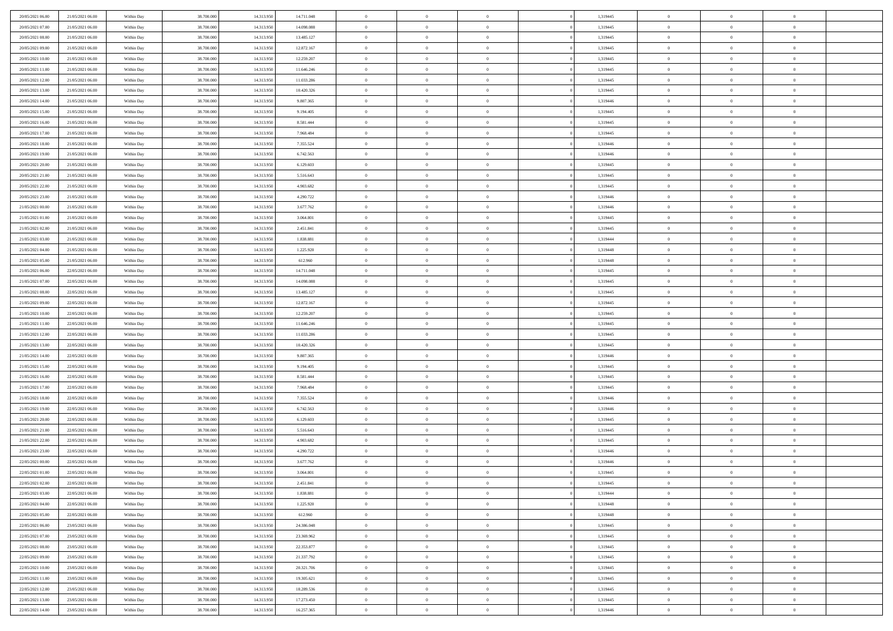| | | | | | | | | | | | | | | |
|---|---|---|---|---|---|---|---|---|---|---|---|---|---|---|
| 20/05/2021 06:00 | 21/05/2021 06:00 | Within Day | 38.700.000 | 14.313.950 | 14.711.048 | 0 | 0 | 0 | | 1,319445 | 0 | 0 | 0 | |
| 20/05/2021 07:00 | 21/05/2021 06:00 | Within Day | 38.700.000 | 14.313.950 | 14.098.088 | 0 | 0 | 0 | | 1,319445 | 0 | 0 | 0 | |
| 20/05/2021 08:00 | 21/05/2021 06:00 | Within Day | 38.700.000 | 14.313.950 | 13.485.127 | 0 | 0 | 0 | | 1,319445 | 0 | 0 | 0 | |
| 20/05/2021 09:00 | 21/05/2021 06:00 | Within Day | 38.700.000 | 14.313.950 | 12.872.167 | 0 | 0 | 0 | | 1,319445 | 0 | 0 | 0 | |
| 20/05/2021 10:00 | 21/05/2021 06:00 | Within Day | 38.700.000 | 14.313.950 | 12.259.207 | 0 | 0 | 0 | | 1,319445 | 0 | 0 | 0 | |
| 20/05/2021 11:00 | 21/05/2021 06:00 | Within Day | 38.700.000 | 14.313.950 | 11.646.246 | 0 | 0 | 0 | | 1,319445 | 0 | 0 | 0 | |
| 20/05/2021 12:00 | 21/05/2021 06:00 | Within Day | 38.700.000 | 14.313.950 | 11.033.286 | 0 | 0 | 0 | | 1,319445 | 0 | 0 | 0 | |
| 20/05/2021 13:00 | 21/05/2021 06:00 | Within Day | 38.700.000 | 14.313.950 | 10.420.326 | 0 | 0 | 0 | | 1,319445 | 0 | 0 | 0 | |
| 20/05/2021 14:00 | 21/05/2021 06:00 | Within Day | 38.700.000 | 14.313.950 | 9.807.365 | 0 | 0 | 0 | | 1,319446 | 0 | 0 | 0 | |
| 20/05/2021 15:00 | 21/05/2021 06:00 | Within Day | 38.700.000 | 14.313.950 | 9.194.405 | 0 | 0 | 0 | | 1,319445 | 0 | 0 | 0 | |
| 20/05/2021 16:00 | 21/05/2021 06:00 | Within Day | 38.700.000 | 14.313.950 | 8.581.444 | 0 | 0 | 0 | | 1,319445 | 0 | 0 | 0 | |
| 20/05/2021 17:00 | 21/05/2021 06:00 | Within Day | 38.700.000 | 14.313.950 | 7.968.484 | 0 | 0 | 0 | | 1,319445 | 0 | 0 | 0 | |
| 20/05/2021 18:00 | 21/05/2021 06:00 | Within Day | 38.700.000 | 14.313.950 | 7.355.524 | 0 | 0 | 0 | | 1,319446 | 0 | 0 | 0 | |
| 20/05/2021 19:00 | 21/05/2021 06:00 | Within Day | 38.700.000 | 14.313.950 | 6.742.563 | 0 | 0 | 0 | | 1,319446 | 0 | 0 | 0 | |
| 20/05/2021 20:00 | 21/05/2021 06:00 | Within Day | 38.700.000 | 14.313.950 | 6.129.603 | 0 | 0 | 0 | | 1,319445 | 0 | 0 | 0 | |
| 20/05/2021 21:00 | 21/05/2021 06:00 | Within Day | 38.700.000 | 14.313.950 | 5.516.643 | 0 | 0 | 0 | | 1,319445 | 0 | 0 | 0 | |
| 20/05/2021 22:00 | 21/05/2021 06:00 | Within Day | 38.700.000 | 14.313.950 | 4.903.682 | 0 | 0 | 0 | | 1,319445 | 0 | 0 | 0 | |
| 20/05/2021 23:00 | 21/05/2021 06:00 | Within Day | 38.700.000 | 14.313.950 | 4.290.722 | 0 | 0 | 0 | | 1,319446 | 0 | 0 | 0 | |
| 21/05/2021 00:00 | 21/05/2021 06:00 | Within Day | 38.700.000 | 14.313.950 | 3.677.762 | 0 | 0 | 0 | | 1,319446 | 0 | 0 | 0 | |
| 21/05/2021 01:00 | 21/05/2021 06:00 | Within Day | 38.700.000 | 14.313.950 | 3.064.801 | 0 | 0 | 0 | | 1,319445 | 0 | 0 | 0 | |
| 21/05/2021 02:00 | 21/05/2021 06:00 | Within Day | 38.700.000 | 14.313.950 | 2.451.841 | 0 | 0 | 0 | | 1,319445 | 0 | 0 | 0 | |
| 21/05/2021 03:00 | 21/05/2021 06:00 | Within Day | 38.700.000 | 14.313.950 | 1.838.881 | 0 | 0 | 0 | | 1,319444 | 0 | 0 | 0 | |
| 21/05/2021 04:00 | 21/05/2021 06:00 | Within Day | 38.700.000 | 14.313.950 | 1.225.920 | 0 | 0 | 0 | | 1,319448 | 0 | 0 | 0 | |
| 21/05/2021 05:00 | 21/05/2021 06:00 | Within Day | 38.700.000 | 14.313.950 | 612.960 | 0 | 0 | 0 | | 1,319448 | 0 | 0 | 0 | |
| 21/05/2021 06:00 | 22/05/2021 06:00 | Within Day | 38.700.000 | 14.313.950 | 14.711.048 | 0 | 0 | 0 | | 1,319445 | 0 | 0 | 0 | |
| 21/05/2021 07:00 | 22/05/2021 06:00 | Within Day | 38.700.000 | 14.313.950 | 14.098.088 | 0 | 0 | 0 | | 1,319445 | 0 | 0 | 0 | |
| 21/05/2021 08:00 | 22/05/2021 06:00 | Within Day | 38.700.000 | 14.313.950 | 13.485.127 | 0 | 0 | 0 | | 1,319445 | 0 | 0 | 0 | |
| 21/05/2021 09:00 | 22/05/2021 06:00 | Within Day | 38.700.000 | 14.313.950 | 12.872.167 | 0 | 0 | 0 | | 1,319445 | 0 | 0 | 0 | |
| 21/05/2021 10:00 | 22/05/2021 06:00 | Within Day | 38.700.000 | 14.313.950 | 12.259.207 | 0 | 0 | 0 | | 1,319445 | 0 | 0 | 0 | |
| 21/05/2021 11:00 | 22/05/2021 06:00 | Within Day | 38.700.000 | 14.313.950 | 11.646.246 | 0 | 0 | 0 | | 1,319445 | 0 | 0 | 0 | |
| 21/05/2021 12:00 | 22/05/2021 06:00 | Within Day | 38.700.000 | 14.313.950 | 11.033.286 | 0 | 0 | 0 | | 1,319445 | 0 | 0 | 0 | |
| 21/05/2021 13:00 | 22/05/2021 06:00 | Within Day | 38.700.000 | 14.313.950 | 10.420.326 | 0 | 0 | 0 | | 1,319445 | 0 | 0 | 0 | |
| 21/05/2021 14:00 | 22/05/2021 06:00 | Within Day | 38.700.000 | 14.313.950 | 9.807.365 | 0 | 0 | 0 | | 1,319446 | 0 | 0 | 0 | |
| 21/05/2021 15:00 | 22/05/2021 06:00 | Within Day | 38.700.000 | 14.313.950 | 9.194.405 | 0 | 0 | 0 | | 1,319445 | 0 | 0 | 0 | |
| 21/05/2021 16:00 | 22/05/2021 06:00 | Within Day | 38.700.000 | 14.313.950 | 8.581.444 | 0 | 0 | 0 | | 1,319445 | 0 | 0 | 0 | |
| 21/05/2021 17:00 | 22/05/2021 06:00 | Within Day | 38.700.000 | 14.313.950 | 7.968.484 | 0 | 0 | 0 | | 1,319445 | 0 | 0 | 0 | |
| 21/05/2021 18:00 | 22/05/2021 06:00 | Within Day | 38.700.000 | 14.313.950 | 7.355.524 | 0 | 0 | 0 | | 1,319446 | 0 | 0 | 0 | |
| 21/05/2021 19:00 | 22/05/2021 06:00 | Within Day | 38.700.000 | 14.313.950 | 6.742.563 | 0 | 0 | 0 | | 1,319446 | 0 | 0 | 0 | |
| 21/05/2021 20:00 | 22/05/2021 06:00 | Within Day | 38.700.000 | 14.313.950 | 6.129.603 | 0 | 0 | 0 | | 1,319445 | 0 | 0 | 0 | |
| 21/05/2021 21:00 | 22/05/2021 06:00 | Within Day | 38.700.000 | 14.313.950 | 5.516.643 | 0 | 0 | 0 | | 1,319445 | 0 | 0 | 0 | |
| 21/05/2021 22:00 | 22/05/2021 06:00 | Within Day | 38.700.000 | 14.313.950 | 4.903.682 | 0 | 0 | 0 | | 1,319445 | 0 | 0 | 0 | |
| 21/05/2021 23:00 | 22/05/2021 06:00 | Within Day | 38.700.000 | 14.313.950 | 4.290.722 | 0 | 0 | 0 | | 1,319446 | 0 | 0 | 0 | |
| 22/05/2021 00:00 | 22/05/2021 06:00 | Within Day | 38.700.000 | 14.313.950 | 3.677.762 | 0 | 0 | 0 | | 1,319446 | 0 | 0 | 0 | |
| 22/05/2021 01:00 | 22/05/2021 06:00 | Within Day | 38.700.000 | 14.313.950 | 3.064.801 | 0 | 0 | 0 | | 1,319445 | 0 | 0 | 0 | |
| 22/05/2021 02:00 | 22/05/2021 06:00 | Within Day | 38.700.000 | 14.313.950 | 2.451.841 | 0 | 0 | 0 | | 1,319445 | 0 | 0 | 0 | |
| 22/05/2021 03:00 | 22/05/2021 06:00 | Within Day | 38.700.000 | 14.313.950 | 1.838.881 | 0 | 0 | 0 | | 1,319444 | 0 | 0 | 0 | |
| 22/05/2021 04:00 | 22/05/2021 06:00 | Within Day | 38.700.000 | 14.313.950 | 1.225.920 | 0 | 0 | 0 | | 1,319448 | 0 | 0 | 0 | |
| 22/05/2021 05:00 | 22/05/2021 06:00 | Within Day | 38.700.000 | 14.313.950 | 612.960 | 0 | 0 | 0 | | 1,319448 | 0 | 0 | 0 | |
| 22/05/2021 06:00 | 23/05/2021 06:00 | Within Day | 38.700.000 | 14.313.950 | 24.386.048 | 0 | 0 | 0 | | 1,319445 | 0 | 0 | 0 | |
| 22/05/2021 07:00 | 23/05/2021 06:00 | Within Day | 38.700.000 | 14.313.950 | 23.369.962 | 0 | 0 | 0 | | 1,319445 | 0 | 0 | 0 | |
| 22/05/2021 08:00 | 23/05/2021 06:00 | Within Day | 38.700.000 | 14.313.950 | 22.353.877 | 0 | 0 | 0 | | 1,319445 | 0 | 0 | 0 | |
| 22/05/2021 09:00 | 23/05/2021 06:00 | Within Day | 38.700.000 | 14.313.950 | 21.337.792 | 0 | 0 | 0 | | 1,319445 | 0 | 0 | 0 | |
| 22/05/2021 10:00 | 23/05/2021 06:00 | Within Day | 38.700.000 | 14.313.950 | 20.321.706 | 0 | 0 | 0 | | 1,319445 | 0 | 0 | 0 | |
| 22/05/2021 11:00 | 23/05/2021 06:00 | Within Day | 38.700.000 | 14.313.950 | 19.305.621 | 0 | 0 | 0 | | 1,319445 | 0 | 0 | 0 | |
| 22/05/2021 12:00 | 23/05/2021 06:00 | Within Day | 38.700.000 | 14.313.950 | 18.289.536 | 0 | 0 | 0 | | 1,319445 | 0 | 0 | 0 | |
| 22/05/2021 13:00 | 23/05/2021 06:00 | Within Day | 38.700.000 | 14.313.950 | 17.273.450 | 0 | 0 | 0 | | 1,319445 | 0 | 0 | 0 | |
| 22/05/2021 14:00 | 23/05/2021 06:00 | Within Day | 38.700.000 | 14.313.950 | 16.257.365 | 0 | 0 | 0 | | 1,319446 | 0 | 0 | 0 | |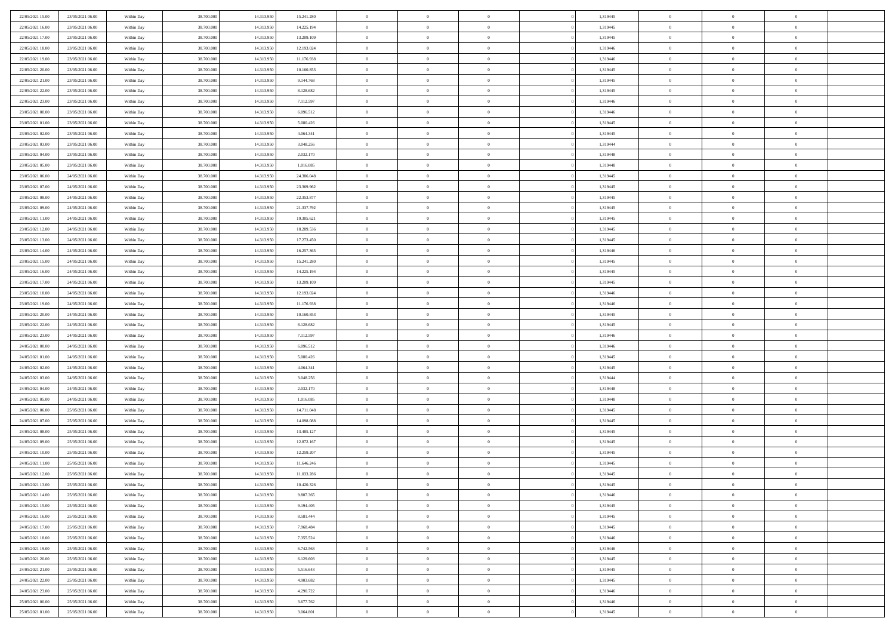| | | | | | | | | | | | | | | |
|---|---|---|---|---|---|---|---|---|---|---|---|---|---|---|
| 22/05/2021 15.00 | 23/05/2021 06.00 | Within Day | 38.700.000 | 14.313.950 | 15.241.280 | 0 | 0 | 0 | | 1,319445 | 0 | 0 | 0 | |
| 22/05/2021 16.00 | 23/05/2021 06.00 | Within Day | 38.700.000 | 14.313.950 | 14.225.194 | 0 | 0 | 0 | | 1,319445 | 0 | 0 | 0 | |
| 22/05/2021 17.00 | 23/05/2021 06.00 | Within Day | 38.700.000 | 14.313.950 | 13.209.109 | 0 | 0 | 0 | | 1,319445 | 0 | 0 | 0 | |
| 22/05/2021 18.00 | 23/05/2021 06.00 | Within Day | 38.700.000 | 14.313.950 | 12.193.024 | 0 | 0 | 0 | | 1,319446 | 0 | 0 | 0 | |
| 22/05/2021 19.00 | 23/05/2021 06.00 | Within Day | 38.700.000 | 14.313.950 | 11.176.938 | 0 | 0 | 0 | | 1,319446 | 0 | 0 | 0 | |
| 22/05/2021 20.00 | 23/05/2021 06.00 | Within Day | 38.700.000 | 14.313.950 | 10.160.853 | 0 | 0 | 0 | | 1,319445 | 0 | 0 | 0 | |
| 22/05/2021 21.00 | 23/05/2021 06.00 | Within Day | 38.700.000 | 14.313.950 | 9.144.768 | 0 | 0 | 0 | | 1,319445 | 0 | 0 | 0 | |
| 22/05/2021 22.00 | 23/05/2021 06.00 | Within Day | 38.700.000 | 14.313.950 | 8.128.682 | 0 | 0 | 0 | | 1,319445 | 0 | 0 | 0 | |
| 22/05/2021 23.00 | 23/05/2021 06.00 | Within Day | 38.700.000 | 14.313.950 | 7.112.597 | 0 | 0 | 0 | | 1,319446 | 0 | 0 | 0 | |
| 23/05/2021 00.00 | 23/05/2021 06.00 | Within Day | 38.700.000 | 14.313.950 | 6.096.512 | 0 | 0 | 0 | | 1,319446 | 0 | 0 | 0 | |
| 23/05/2021 01.00 | 23/05/2021 06.00 | Within Day | 38.700.000 | 14.313.950 | 5.080.426 | 0 | 0 | 0 | | 1,319445 | 0 | 0 | 0 | |
| 23/05/2021 02.00 | 23/05/2021 06.00 | Within Day | 38.700.000 | 14.313.950 | 4.064.341 | 0 | 0 | 0 | | 1,319445 | 0 | 0 | 0 | |
| 23/05/2021 03.00 | 23/05/2021 06.00 | Within Day | 38.700.000 | 14.313.950 | 3.048.256 | 0 | 0 | 0 | | 1,319444 | 0 | 0 | 0 | |
| 23/05/2021 04.00 | 23/05/2021 06.00 | Within Day | 38.700.000 | 14.313.950 | 2.032.170 | 0 | 0 | 0 | | 1,319448 | 0 | 0 | 0 | |
| 23/05/2021 05.00 | 23/05/2021 06.00 | Within Day | 38.700.000 | 14.313.950 | 1.016.085 | 0 | 0 | 0 | | 1,319448 | 0 | 0 | 0 | |
| 23/05/2021 06.00 | 24/05/2021 06.00 | Within Day | 38.700.000 | 14.313.950 | 24.386.048 | 0 | 0 | 0 | | 1,319445 | 0 | 0 | 0 | |
| 23/05/2021 07.00 | 24/05/2021 06.00 | Within Day | 38.700.000 | 14.313.950 | 23.369.962 | 0 | 0 | 0 | | 1,319445 | 0 | 0 | 0 | |
| 23/05/2021 08.00 | 24/05/2021 06.00 | Within Day | 38.700.000 | 14.313.950 | 22.353.877 | 0 | 0 | 0 | | 1,319445 | 0 | 0 | 0 | |
| 23/05/2021 09.00 | 24/05/2021 06.00 | Within Day | 38.700.000 | 14.313.950 | 21.337.792 | 0 | 0 | 0 | | 1,319445 | 0 | 0 | 0 | |
| 23/05/2021 11.00 | 24/05/2021 06.00 | Within Day | 38.700.000 | 14.313.950 | 19.305.621 | 0 | 0 | 0 | | 1,319445 | 0 | 0 | 0 | |
| 23/05/2021 12.00 | 24/05/2021 06.00 | Within Day | 38.700.000 | 14.313.950 | 18.289.536 | 0 | 0 | 0 | | 1,319445 | 0 | 0 | 0 | |
| 23/05/2021 13.00 | 24/05/2021 06.00 | Within Day | 38.700.000 | 14.313.950 | 17.273.450 | 0 | 0 | 0 | | 1,319445 | 0 | 0 | 0 | |
| 23/05/2021 14.00 | 24/05/2021 06.00 | Within Day | 38.700.000 | 14.313.950 | 16.257.365 | 0 | 0 | 0 | | 1,319446 | 0 | 0 | 0 | |
| 23/05/2021 15.00 | 24/05/2021 06.00 | Within Day | 38.700.000 | 14.313.950 | 15.241.280 | 0 | 0 | 0 | | 1,319445 | 0 | 0 | 0 | |
| 23/05/2021 16.00 | 24/05/2021 06.00 | Within Day | 38.700.000 | 14.313.950 | 14.225.194 | 0 | 0 | 0 | | 1,319445 | 0 | 0 | 0 | |
| 23/05/2021 17.00 | 24/05/2021 06.00 | Within Day | 38.700.000 | 14.313.950 | 13.209.109 | 0 | 0 | 0 | | 1,319445 | 0 | 0 | 0 | |
| 23/05/2021 18.00 | 24/05/2021 06.00 | Within Day | 38.700.000 | 14.313.950 | 12.193.024 | 0 | 0 | 0 | | 1,319446 | 0 | 0 | 0 | |
| 23/05/2021 19.00 | 24/05/2021 06.00 | Within Day | 38.700.000 | 14.313.950 | 11.176.938 | 0 | 0 | 0 | | 1,319446 | 0 | 0 | 0 | |
| 23/05/2021 20.00 | 24/05/2021 06.00 | Within Day | 38.700.000 | 14.313.950 | 10.160.853 | 0 | 0 | 0 | | 1,319445 | 0 | 0 | 0 | |
| 23/05/2021 22.00 | 24/05/2021 06.00 | Within Day | 38.700.000 | 14.313.950 | 8.128.682 | 0 | 0 | 0 | | 1,319445 | 0 | 0 | 0 | |
| 23/05/2021 23.00 | 24/05/2021 06.00 | Within Day | 38.700.000 | 14.313.950 | 7.112.597 | 0 | 0 | 0 | | 1,319446 | 0 | 0 | 0 | |
| 24/05/2021 00.00 | 24/05/2021 06.00 | Within Day | 38.700.000 | 14.313.950 | 6.096.512 | 0 | 0 | 0 | | 1,319446 | 0 | 0 | 0 | |
| 24/05/2021 01.00 | 24/05/2021 06.00 | Within Day | 38.700.000 | 14.313.950 | 5.080.426 | 0 | 0 | 0 | | 1,319445 | 0 | 0 | 0 | |
| 24/05/2021 02.00 | 24/05/2021 06.00 | Within Day | 38.700.000 | 14.313.950 | 4.064.341 | 0 | 0 | 0 | | 1,319445 | 0 | 0 | 0 | |
| 24/05/2021 03.00 | 24/05/2021 06.00 | Within Day | 38.700.000 | 14.313.950 | 3.048.256 | 0 | 0 | 0 | | 1,319444 | 0 | 0 | 0 | |
| 24/05/2021 04.00 | 24/05/2021 06.00 | Within Day | 38.700.000 | 14.313.950 | 2.032.170 | 0 | 0 | 0 | | 1,319448 | 0 | 0 | 0 | |
| 24/05/2021 05.00 | 24/05/2021 06.00 | Within Day | 38.700.000 | 14.313.950 | 1.016.085 | 0 | 0 | 0 | | 1,319448 | 0 | 0 | 0 | |
| 24/05/2021 06.00 | 25/05/2021 06.00 | Within Day | 38.700.000 | 14.313.950 | 14.711.048 | 0 | 0 | 0 | | 1,319445 | 0 | 0 | 0 | |
| 24/05/2021 07.00 | 25/05/2021 06.00 | Within Day | 38.700.000 | 14.313.950 | 14.098.088 | 0 | 0 | 0 | | 1,319445 | 0 | 0 | 0 | |
| 24/05/2021 08.00 | 25/05/2021 06.00 | Within Day | 38.700.000 | 14.313.950 | 13.485.127 | 0 | 0 | 0 | | 1,319445 | 0 | 0 | 0 | |
| 24/05/2021 09.00 | 25/05/2021 06.00 | Within Day | 38.700.000 | 14.313.950 | 12.872.167 | 0 | 0 | 0 | | 1,319445 | 0 | 0 | 0 | |
| 24/05/2021 10.00 | 25/05/2021 06.00 | Within Day | 38.700.000 | 14.313.950 | 12.259.207 | 0 | 0 | 0 | | 1,319445 | 0 | 0 | 0 | |
| 24/05/2021 11.00 | 25/05/2021 06.00 | Within Day | 38.700.000 | 14.313.950 | 11.646.246 | 0 | 0 | 0 | | 1,319445 | 0 | 0 | 0 | |
| 24/05/2021 12.00 | 25/05/2021 06.00 | Within Day | 38.700.000 | 14.313.950 | 11.033.286 | 0 | 0 | 0 | | 1,319445 | 0 | 0 | 0 | |
| 24/05/2021 13.00 | 25/05/2021 06.00 | Within Day | 38.700.000 | 14.313.950 | 10.420.326 | 0 | 0 | 0 | | 1,319445 | 0 | 0 | 0 | |
| 24/05/2021 14.00 | 25/05/2021 06.00 | Within Day | 38.700.000 | 14.313.950 | 9.807.365 | 0 | 0 | 0 | | 1,319446 | 0 | 0 | 0 | |
| 24/05/2021 15.00 | 25/05/2021 06.00 | Within Day | 38.700.000 | 14.313.950 | 9.194.405 | 0 | 0 | 0 | | 1,319445 | 0 | 0 | 0 | |
| 24/05/2021 16.00 | 25/05/2021 06.00 | Within Day | 38.700.000 | 14.313.950 | 8.581.444 | 0 | 0 | 0 | | 1,319445 | 0 | 0 | 0 | |
| 24/05/2021 17.00 | 25/05/2021 06.00 | Within Day | 38.700.000 | 14.313.950 | 7.968.484 | 0 | 0 | 0 | | 1,319445 | 0 | 0 | 0 | |
| 24/05/2021 18.00 | 25/05/2021 06.00 | Within Day | 38.700.000 | 14.313.950 | 7.355.524 | 0 | 0 | 0 | | 1,319446 | 0 | 0 | 0 | |
| 24/05/2021 19.00 | 25/05/2021 06.00 | Within Day | 38.700.000 | 14.313.950 | 6.742.563 | 0 | 0 | 0 | | 1,319446 | 0 | 0 | 0 | |
| 24/05/2021 20.00 | 25/05/2021 06.00 | Within Day | 38.700.000 | 14.313.950 | 6.129.603 | 0 | 0 | 0 | | 1,319445 | 0 | 0 | 0 | |
| 24/05/2021 21.00 | 25/05/2021 06.00 | Within Day | 38.700.000 | 14.313.950 | 5.516.643 | 0 | 0 | 0 | | 1,319445 | 0 | 0 | 0 | |
| 24/05/2021 22.00 | 25/05/2021 06.00 | Within Day | 38.700.000 | 14.313.950 | 4.903.682 | 0 | 0 | 0 | | 1,319445 | 0 | 0 | 0 | |
| 24/05/2021 23.00 | 25/05/2021 06.00 | Within Day | 38.700.000 | 14.313.950 | 4.290.722 | 0 | 0 | 0 | | 1,319446 | 0 | 0 | 0 | |
| 25/05/2021 00.00 | 25/05/2021 06.00 | Within Day | 38.700.000 | 14.313.950 | 3.677.762 | 0 | 0 | 0 | | 1,319446 | 0 | 0 | 0 | |
| 25/05/2021 01.00 | 25/05/2021 06.00 | Within Day | 38.700.000 | 14.313.950 | 3.064.801 | 0 | 0 | 0 | | 1,319445 | 0 | 0 | 0 | |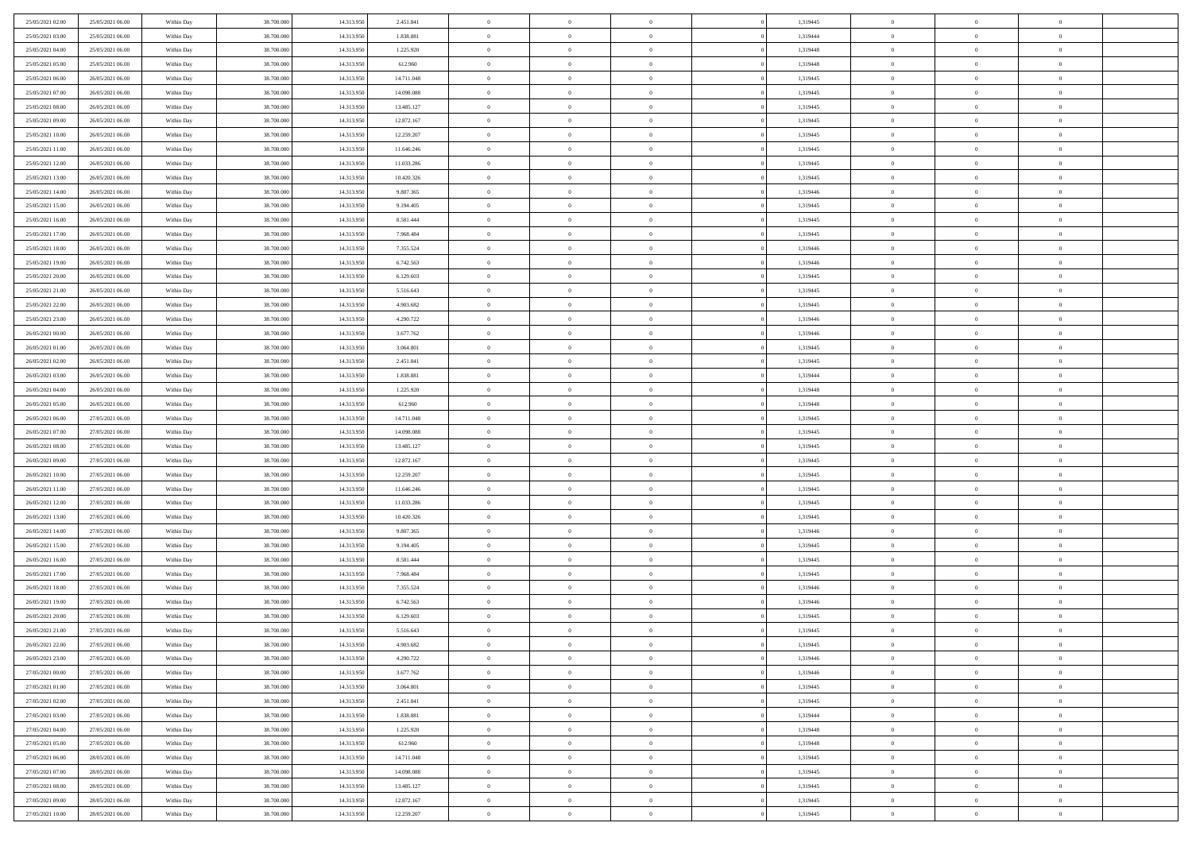| | | | | | | | | | | | | | | |
|---|---|---|---|---|---|---|---|---|---|---|---|---|---|---|
| 25/05/2021 02:00 | 25/05/2021 06:00 | Within Day | 38.700.000 | 14.313.950 | 2.451.841 | 0 | 0 | 0 | | 1,319445 | 0 | 0 | 0 | |
| 25/05/2021 03:00 | 25/05/2021 06:00 | Within Day | 38.700.000 | 14.313.950 | 1.838.881 | 0 | 0 | 0 | | 1,319444 | 0 | 0 | 0 | |
| 25/05/2021 04:00 | 25/05/2021 06:00 | Within Day | 38.700.000 | 14.313.950 | 1.225.920 | 0 | 0 | 0 | | 1,319448 | 0 | 0 | 0 | |
| 25/05/2021 05:00 | 25/05/2021 06:00 | Within Day | 38.700.000 | 14.313.950 | 612.960 | 0 | 0 | 0 | | 1,319448 | 0 | 0 | 0 | |
| 25/05/2021 06:00 | 26/05/2021 06:00 | Within Day | 38.700.000 | 14.313.950 | 14.711.048 | 0 | 0 | 0 | | 1,319445 | 0 | 0 | 0 | |
| 25/05/2021 07:00 | 26/05/2021 06:00 | Within Day | 38.700.000 | 14.313.950 | 14.098.088 | 0 | 0 | 0 | | 1,319445 | 0 | 0 | 0 | |
| 25/05/2021 08:00 | 26/05/2021 06:00 | Within Day | 38.700.000 | 14.313.950 | 13.485.127 | 0 | 0 | 0 | | 1,319445 | 0 | 0 | 0 | |
| 25/05/2021 09:00 | 26/05/2021 06:00 | Within Day | 38.700.000 | 14.313.950 | 12.872.167 | 0 | 0 | 0 | | 1,319445 | 0 | 0 | 0 | |
| 25/05/2021 10:00 | 26/05/2021 06:00 | Within Day | 38.700.000 | 14.313.950 | 12.259.207 | 0 | 0 | 0 | | 1,319445 | 0 | 0 | 0 | |
| 25/05/2021 11:00 | 26/05/2021 06:00 | Within Day | 38.700.000 | 14.313.950 | 11.646.246 | 0 | 0 | 0 | | 1,319445 | 0 | 0 | 0 | |
| 25/05/2021 12:00 | 26/05/2021 06:00 | Within Day | 38.700.000 | 14.313.950 | 11.033.286 | 0 | 0 | 0 | | 1,319445 | 0 | 0 | 0 | |
| 25/05/2021 13:00 | 26/05/2021 06:00 | Within Day | 38.700.000 | 14.313.950 | 10.420.326 | 0 | 0 | 0 | | 1,319445 | 0 | 0 | 0 | |
| 25/05/2021 14:00 | 26/05/2021 06:00 | Within Day | 38.700.000 | 14.313.950 | 9.807.365 | 0 | 0 | 0 | | 1,319446 | 0 | 0 | 0 | |
| 25/05/2021 15:00 | 26/05/2021 06:00 | Within Day | 38.700.000 | 14.313.950 | 9.194.405 | 0 | 0 | 0 | | 1,319445 | 0 | 0 | 0 | |
| 25/05/2021 16:00 | 26/05/2021 06:00 | Within Day | 38.700.000 | 14.313.950 | 8.581.444 | 0 | 0 | 0 | | 1,319445 | 0 | 0 | 0 | |
| 25/05/2021 17:00 | 26/05/2021 06:00 | Within Day | 38.700.000 | 14.313.950 | 7.968.484 | 0 | 0 | 0 | | 1,319445 | 0 | 0 | 0 | |
| 25/05/2021 18:00 | 26/05/2021 06:00 | Within Day | 38.700.000 | 14.313.950 | 7.355.524 | 0 | 0 | 0 | | 1,319446 | 0 | 0 | 0 | |
| 25/05/2021 19:00 | 26/05/2021 06:00 | Within Day | 38.700.000 | 14.313.950 | 6.742.563 | 0 | 0 | 0 | | 1,319446 | 0 | 0 | 0 | |
| 25/05/2021 20:00 | 26/05/2021 06:00 | Within Day | 38.700.000 | 14.313.950 | 6.129.603 | 0 | 0 | 0 | | 1,319445 | 0 | 0 | 0 | |
| 25/05/2021 21:00 | 26/05/2021 06:00 | Within Day | 38.700.000 | 14.313.950 | 5.516.643 | 0 | 0 | 0 | | 1,319445 | 0 | 0 | 0 | |
| 25/05/2021 22:00 | 26/05/2021 06:00 | Within Day | 38.700.000 | 14.313.950 | 4.903.682 | 0 | 0 | 0 | | 1,319445 | 0 | 0 | 0 | |
| 25/05/2021 23:00 | 26/05/2021 06:00 | Within Day | 38.700.000 | 14.313.950 | 4.290.722 | 0 | 0 | 0 | | 1,319446 | 0 | 0 | 0 | |
| 26/05/2021 00:00 | 26/05/2021 06:00 | Within Day | 38.700.000 | 14.313.950 | 3.677.762 | 0 | 0 | 0 | | 1,319446 | 0 | 0 | 0 | |
| 26/05/2021 01:00 | 26/05/2021 06:00 | Within Day | 38.700.000 | 14.313.950 | 3.064.801 | 0 | 0 | 0 | | 1,319445 | 0 | 0 | 0 | |
| 26/05/2021 02:00 | 26/05/2021 06:00 | Within Day | 38.700.000 | 14.313.950 | 2.451.841 | 0 | 0 | 0 | | 1,319445 | 0 | 0 | 0 | |
| 26/05/2021 03:00 | 26/05/2021 06:00 | Within Day | 38.700.000 | 14.313.950 | 1.838.881 | 0 | 0 | 0 | | 1,319444 | 0 | 0 | 0 | |
| 26/05/2021 04:00 | 26/05/2021 06:00 | Within Day | 38.700.000 | 14.313.950 | 1.225.920 | 0 | 0 | 0 | | 1,319448 | 0 | 0 | 0 | |
| 26/05/2021 05:00 | 26/05/2021 06:00 | Within Day | 38.700.000 | 14.313.950 | 612.960 | 0 | 0 | 0 | | 1,319448 | 0 | 0 | 0 | |
| 26/05/2021 06:00 | 27/05/2021 06:00 | Within Day | 38.700.000 | 14.313.950 | 14.711.048 | 0 | 0 | 0 | | 1,319445 | 0 | 0 | 0 | |
| 26/05/2021 07:00 | 27/05/2021 06:00 | Within Day | 38.700.000 | 14.313.950 | 14.098.088 | 0 | 0 | 0 | | 1,319445 | 0 | 0 | 0 | |
| 26/05/2021 08:00 | 27/05/2021 06:00 | Within Day | 38.700.000 | 14.313.950 | 13.485.127 | 0 | 0 | 0 | | 1,319445 | 0 | 0 | 0 | |
| 26/05/2021 09:00 | 27/05/2021 06:00 | Within Day | 38.700.000 | 14.313.950 | 12.872.167 | 0 | 0 | 0 | | 1,319445 | 0 | 0 | 0 | |
| 26/05/2021 10:00 | 27/05/2021 06:00 | Within Day | 38.700.000 | 14.313.950 | 12.259.207 | 0 | 0 | 0 | | 1,319445 | 0 | 0 | 0 | |
| 26/05/2021 11:00 | 27/05/2021 06:00 | Within Day | 38.700.000 | 14.313.950 | 11.646.246 | 0 | 0 | 0 | | 1,319445 | 0 | 0 | 0 | |
| 26/05/2021 12:00 | 27/05/2021 06:00 | Within Day | 38.700.000 | 14.313.950 | 11.033.286 | 0 | 0 | 0 | | 1,319445 | 0 | 0 | 0 | |
| 26/05/2021 13:00 | 27/05/2021 06:00 | Within Day | 38.700.000 | 14.313.950 | 10.420.326 | 0 | 0 | 0 | | 1,319445 | 0 | 0 | 0 | |
| 26/05/2021 14:00 | 27/05/2021 06:00 | Within Day | 38.700.000 | 14.313.950 | 9.807.365 | 0 | 0 | 0 | | 1,319446 | 0 | 0 | 0 | |
| 26/05/2021 15:00 | 27/05/2021 06:00 | Within Day | 38.700.000 | 14.313.950 | 9.194.405 | 0 | 0 | 0 | | 1,319445 | 0 | 0 | 0 | |
| 26/05/2021 16:00 | 27/05/2021 06:00 | Within Day | 38.700.000 | 14.313.950 | 8.581.444 | 0 | 0 | 0 | | 1,319445 | 0 | 0 | 0 | |
| 26/05/2021 17:00 | 27/05/2021 06:00 | Within Day | 38.700.000 | 14.313.950 | 7.968.484 | 0 | 0 | 0 | | 1,319445 | 0 | 0 | 0 | |
| 26/05/2021 18:00 | 27/05/2021 06:00 | Within Day | 38.700.000 | 14.313.950 | 7.355.524 | 0 | 0 | 0 | | 1,319446 | 0 | 0 | 0 | |
| 26/05/2021 19:00 | 27/05/2021 06:00 | Within Day | 38.700.000 | 14.313.950 | 6.742.563 | 0 | 0 | 0 | | 1,319446 | 0 | 0 | 0 | |
| 26/05/2021 20:00 | 27/05/2021 06:00 | Within Day | 38.700.000 | 14.313.950 | 6.129.603 | 0 | 0 | 0 | | 1,319445 | 0 | 0 | 0 | |
| 26/05/2021 21:00 | 27/05/2021 06:00 | Within Day | 38.700.000 | 14.313.950 | 5.516.643 | 0 | 0 | 0 | | 1,319445 | 0 | 0 | 0 | |
| 26/05/2021 22:00 | 27/05/2021 06:00 | Within Day | 38.700.000 | 14.313.950 | 4.903.682 | 0 | 0 | 0 | | 1,319445 | 0 | 0 | 0 | |
| 26/05/2021 23:00 | 27/05/2021 06:00 | Within Day | 38.700.000 | 14.313.950 | 4.290.722 | 0 | 0 | 0 | | 1,319446 | 0 | 0 | 0 | |
| 27/05/2021 00:00 | 27/05/2021 06:00 | Within Day | 38.700.000 | 14.313.950 | 3.677.762 | 0 | 0 | 0 | | 1,319446 | 0 | 0 | 0 | |
| 27/05/2021 01:00 | 27/05/2021 06:00 | Within Day | 38.700.000 | 14.313.950 | 3.064.801 | 0 | 0 | 0 | | 1,319445 | 0 | 0 | 0 | |
| 27/05/2021 02:00 | 27/05/2021 06:00 | Within Day | 38.700.000 | 14.313.950 | 2.451.841 | 0 | 0 | 0 | | 1,319445 | 0 | 0 | 0 | |
| 27/05/2021 03:00 | 27/05/2021 06:00 | Within Day | 38.700.000 | 14.313.950 | 1.838.881 | 0 | 0 | 0 | | 1,319444 | 0 | 0 | 0 | |
| 27/05/2021 04:00 | 27/05/2021 06:00 | Within Day | 38.700.000 | 14.313.950 | 1.225.920 | 0 | 0 | 0 | | 1,319448 | 0 | 0 | 0 | |
| 27/05/2021 05:00 | 27/05/2021 06:00 | Within Day | 38.700.000 | 14.313.950 | 612.960 | 0 | 0 | 0 | | 1,319448 | 0 | 0 | 0 | |
| 27/05/2021 06:00 | 28/05/2021 06:00 | Within Day | 38.700.000 | 14.313.950 | 14.711.048 | 0 | 0 | 0 | | 1,319445 | 0 | 0 | 0 | |
| 27/05/2021 07:00 | 28/05/2021 06:00 | Within Day | 38.700.000 | 14.313.950 | 14.098.088 | 0 | 0 | 0 | | 1,319445 | 0 | 0 | 0 | |
| 27/05/2021 08:00 | 28/05/2021 06:00 | Within Day | 38.700.000 | 14.313.950 | 13.485.127 | 0 | 0 | 0 | | 1,319445 | 0 | 0 | 0 | |
| 27/05/2021 09:00 | 28/05/2021 06:00 | Within Day | 38.700.000 | 14.313.950 | 12.872.167 | 0 | 0 | 0 | | 1,319445 | 0 | 0 | 0 | |
| 27/05/2021 10:00 | 28/05/2021 06:00 | Within Day | 38.700.000 | 14.313.950 | 12.259.207 | 0 | 0 | 0 | | 1,319445 | 0 | 0 | 0 | |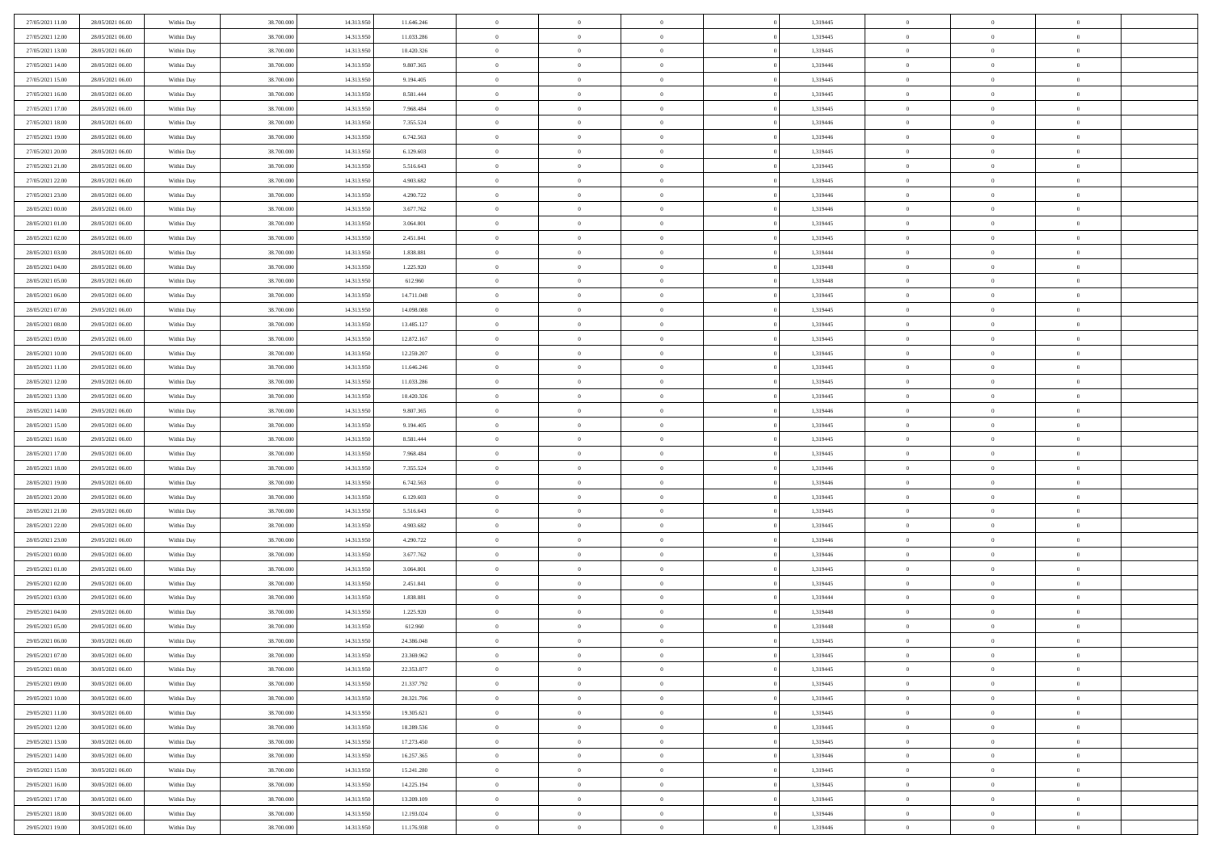| | | | | | | | | | | | | | | |
|---|---|---|---|---|---|---|---|---|---|---|---|---|---|---|
| 27/05/2021 11:00 | 28/05/2021 06:00 | Within Day | 38.700.000 | 14.313.950 | 11.646.246 | 0 | 0 | 0 | | 1,319445 | 0 | 0 | 0 | |
| 27/05/2021 12:00 | 28/05/2021 06:00 | Within Day | 38.700.000 | 14.313.950 | 11.033.286 | 0 | 0 | 0 | | 1,319445 | 0 | 0 | 0 | |
| 27/05/2021 13:00 | 28/05/2021 06:00 | Within Day | 38.700.000 | 14.313.950 | 10.420.326 | 0 | 0 | 0 | | 1,319445 | 0 | 0 | 0 | |
| 27/05/2021 14:00 | 28/05/2021 06:00 | Within Day | 38.700.000 | 14.313.950 | 9.807.365 | 0 | 0 | 0 | | 1,319446 | 0 | 0 | 0 | |
| 27/05/2021 15:00 | 28/05/2021 06:00 | Within Day | 38.700.000 | 14.313.950 | 9.194.405 | 0 | 0 | 0 | | 1,319445 | 0 | 0 | 0 | |
| 27/05/2021 16:00 | 28/05/2021 06:00 | Within Day | 38.700.000 | 14.313.950 | 8.581.444 | 0 | 0 | 0 | | 1,319445 | 0 | 0 | 0 | |
| 27/05/2021 17:00 | 28/05/2021 06:00 | Within Day | 38.700.000 | 14.313.950 | 7.968.484 | 0 | 0 | 0 | | 1,319445 | 0 | 0 | 0 | |
| 27/05/2021 18:00 | 28/05/2021 06:00 | Within Day | 38.700.000 | 14.313.950 | 7.355.524 | 0 | 0 | 0 | | 1,319446 | 0 | 0 | 0 | |
| 27/05/2021 19:00 | 28/05/2021 06:00 | Within Day | 38.700.000 | 14.313.950 | 6.742.563 | 0 | 0 | 0 | | 1,319446 | 0 | 0 | 0 | |
| 27/05/2021 20:00 | 28/05/2021 06:00 | Within Day | 38.700.000 | 14.313.950 | 6.129.603 | 0 | 0 | 0 | | 1,319445 | 0 | 0 | 0 | |
| 27/05/2021 21:00 | 28/05/2021 06:00 | Within Day | 38.700.000 | 14.313.950 | 5.516.643 | 0 | 0 | 0 | | 1,319445 | 0 | 0 | 0 | |
| 27/05/2021 22:00 | 28/05/2021 06:00 | Within Day | 38.700.000 | 14.313.950 | 4.903.682 | 0 | 0 | 0 | | 1,319445 | 0 | 0 | 0 | |
| 27/05/2021 23:00 | 28/05/2021 06:00 | Within Day | 38.700.000 | 14.313.950 | 4.290.722 | 0 | 0 | 0 | | 1,319446 | 0 | 0 | 0 | |
| 28/05/2021 00:00 | 28/05/2021 06:00 | Within Day | 38.700.000 | 14.313.950 | 3.677.762 | 0 | 0 | 0 | | 1,319446 | 0 | 0 | 0 | |
| 28/05/2021 01:00 | 28/05/2021 06:00 | Within Day | 38.700.000 | 14.313.950 | 3.064.801 | 0 | 0 | 0 | | 1,319445 | 0 | 0 | 0 | |
| 28/05/2021 02:00 | 28/05/2021 06:00 | Within Day | 38.700.000 | 14.313.950 | 2.451.841 | 0 | 0 | 0 | | 1,319445 | 0 | 0 | 0 | |
| 28/05/2021 03:00 | 28/05/2021 06:00 | Within Day | 38.700.000 | 14.313.950 | 1.838.881 | 0 | 0 | 0 | | 1,319444 | 0 | 0 | 0 | |
| 28/05/2021 04:00 | 28/05/2021 06:00 | Within Day | 38.700.000 | 14.313.950 | 1.225.920 | 0 | 0 | 0 | | 1,319448 | 0 | 0 | 0 | |
| 28/05/2021 05:00 | 28/05/2021 06:00 | Within Day | 38.700.000 | 14.313.950 | 612.960 | 0 | 0 | 0 | | 1,319448 | 0 | 0 | 0 | |
| 28/05/2021 06:00 | 29/05/2021 06:00 | Within Day | 38.700.000 | 14.313.950 | 14.711.048 | 0 | 0 | 0 | | 1,319445 | 0 | 0 | 0 | |
| 28/05/2021 07:00 | 29/05/2021 06:00 | Within Day | 38.700.000 | 14.313.950 | 14.098.088 | 0 | 0 | 0 | | 1,319445 | 0 | 0 | 0 | |
| 28/05/2021 08:00 | 29/05/2021 06:00 | Within Day | 38.700.000 | 14.313.950 | 13.485.127 | 0 | 0 | 0 | | 1,319445 | 0 | 0 | 0 | |
| 28/05/2021 09:00 | 29/05/2021 06:00 | Within Day | 38.700.000 | 14.313.950 | 12.872.167 | 0 | 0 | 0 | | 1,319445 | 0 | 0 | 0 | |
| 28/05/2021 10:00 | 29/05/2021 06:00 | Within Day | 38.700.000 | 14.313.950 | 12.259.207 | 0 | 0 | 0 | | 1,319445 | 0 | 0 | 0 | |
| 28/05/2021 11:00 | 29/05/2021 06:00 | Within Day | 38.700.000 | 14.313.950 | 11.646.246 | 0 | 0 | 0 | | 1,319445 | 0 | 0 | 0 | |
| 28/05/2021 12:00 | 29/05/2021 06:00 | Within Day | 38.700.000 | 14.313.950 | 11.033.286 | 0 | 0 | 0 | | 1,319445 | 0 | 0 | 0 | |
| 28/05/2021 13:00 | 29/05/2021 06:00 | Within Day | 38.700.000 | 14.313.950 | 10.420.326 | 0 | 0 | 0 | | 1,319445 | 0 | 0 | 0 | |
| 28/05/2021 14:00 | 29/05/2021 06:00 | Within Day | 38.700.000 | 14.313.950 | 9.807.365 | 0 | 0 | 0 | | 1,319446 | 0 | 0 | 0 | |
| 28/05/2021 15:00 | 29/05/2021 06:00 | Within Day | 38.700.000 | 14.313.950 | 9.194.405 | 0 | 0 | 0 | | 1,319445 | 0 | 0 | 0 | |
| 28/05/2021 16:00 | 29/05/2021 06:00 | Within Day | 38.700.000 | 14.313.950 | 8.581.444 | 0 | 0 | 0 | | 1,319445 | 0 | 0 | 0 | |
| 28/05/2021 17:00 | 29/05/2021 06:00 | Within Day | 38.700.000 | 14.313.950 | 7.968.484 | 0 | 0 | 0 | | 1,319445 | 0 | 0 | 0 | |
| 28/05/2021 18:00 | 29/05/2021 06:00 | Within Day | 38.700.000 | 14.313.950 | 7.355.524 | 0 | 0 | 0 | | 1,319446 | 0 | 0 | 0 | |
| 28/05/2021 19:00 | 29/05/2021 06:00 | Within Day | 38.700.000 | 14.313.950 | 6.742.563 | 0 | 0 | 0 | | 1,319446 | 0 | 0 | 0 | |
| 28/05/2021 20:00 | 29/05/2021 06:00 | Within Day | 38.700.000 | 14.313.950 | 6.129.603 | 0 | 0 | 0 | | 1,319445 | 0 | 0 | 0 | |
| 28/05/2021 21:00 | 29/05/2021 06:00 | Within Day | 38.700.000 | 14.313.950 | 5.516.643 | 0 | 0 | 0 | | 1,319445 | 0 | 0 | 0 | |
| 28/05/2021 22:00 | 29/05/2021 06:00 | Within Day | 38.700.000 | 14.313.950 | 4.903.682 | 0 | 0 | 0 | | 1,319445 | 0 | 0 | 0 | |
| 28/05/2021 23:00 | 29/05/2021 06:00 | Within Day | 38.700.000 | 14.313.950 | 4.290.722 | 0 | 0 | 0 | | 1,319446 | 0 | 0 | 0 | |
| 29/05/2021 00:00 | 29/05/2021 06:00 | Within Day | 38.700.000 | 14.313.950 | 3.677.762 | 0 | 0 | 0 | | 1,319446 | 0 | 0 | 0 | |
| 29/05/2021 01:00 | 29/05/2021 06:00 | Within Day | 38.700.000 | 14.313.950 | 3.064.801 | 0 | 0 | 0 | | 1,319445 | 0 | 0 | 0 | |
| 29/05/2021 02:00 | 29/05/2021 06:00 | Within Day | 38.700.000 | 14.313.950 | 2.451.841 | 0 | 0 | 0 | | 1,319445 | 0 | 0 | 0 | |
| 29/05/2021 03:00 | 29/05/2021 06:00 | Within Day | 38.700.000 | 14.313.950 | 1.838.881 | 0 | 0 | 0 | | 1,319444 | 0 | 0 | 0 | |
| 29/05/2021 04:00 | 29/05/2021 06:00 | Within Day | 38.700.000 | 14.313.950 | 1.225.920 | 0 | 0 | 0 | | 1,319448 | 0 | 0 | 0 | |
| 29/05/2021 05:00 | 29/05/2021 06:00 | Within Day | 38.700.000 | 14.313.950 | 612.960 | 0 | 0 | 0 | | 1,319448 | 0 | 0 | 0 | |
| 29/05/2021 06:00 | 30/05/2021 06:00 | Within Day | 38.700.000 | 14.313.950 | 24.386.048 | 0 | 0 | 0 | | 1,319445 | 0 | 0 | 0 | |
| 29/05/2021 07:00 | 30/05/2021 06:00 | Within Day | 38.700.000 | 14.313.950 | 23.369.962 | 0 | 0 | 0 | | 1,319445 | 0 | 0 | 0 | |
| 29/05/2021 08:00 | 30/05/2021 06:00 | Within Day | 38.700.000 | 14.313.950 | 22.353.877 | 0 | 0 | 0 | | 1,319445 | 0 | 0 | 0 | |
| 29/05/2021 09:00 | 30/05/2021 06:00 | Within Day | 38.700.000 | 14.313.950 | 21.337.792 | 0 | 0 | 0 | | 1,319445 | 0 | 0 | 0 | |
| 29/05/2021 10:00 | 30/05/2021 06:00 | Within Day | 38.700.000 | 14.313.950 | 20.321.706 | 0 | 0 | 0 | | 1,319445 | 0 | 0 | 0 | |
| 29/05/2021 11:00 | 30/05/2021 06:00 | Within Day | 38.700.000 | 14.313.950 | 19.305.621 | 0 | 0 | 0 | | 1,319445 | 0 | 0 | 0 | |
| 29/05/2021 12:00 | 30/05/2021 06:00 | Within Day | 38.700.000 | 14.313.950 | 18.289.536 | 0 | 0 | 0 | | 1,319445 | 0 | 0 | 0 | |
| 29/05/2021 13:00 | 30/05/2021 06:00 | Within Day | 38.700.000 | 14.313.950 | 17.273.450 | 0 | 0 | 0 | | 1,319445 | 0 | 0 | 0 | |
| 29/05/2021 14:00 | 30/05/2021 06:00 | Within Day | 38.700.000 | 14.313.950 | 16.257.365 | 0 | 0 | 0 | | 1,319446 | 0 | 0 | 0 | |
| 29/05/2021 15:00 | 30/05/2021 06:00 | Within Day | 38.700.000 | 14.313.950 | 15.241.280 | 0 | 0 | 0 | | 1,319445 | 0 | 0 | 0 | |
| 29/05/2021 16:00 | 30/05/2021 06:00 | Within Day | 38.700.000 | 14.313.950 | 14.225.194 | 0 | 0 | 0 | | 1,319445 | 0 | 0 | 0 | |
| 29/05/2021 17:00 | 30/05/2021 06:00 | Within Day | 38.700.000 | 14.313.950 | 13.209.109 | 0 | 0 | 0 | | 1,319445 | 0 | 0 | 0 | |
| 29/05/2021 18:00 | 30/05/2021 06:00 | Within Day | 38.700.000 | 14.313.950 | 12.193.024 | 0 | 0 | 0 | | 1,319446 | 0 | 0 | 0 | |
| 29/05/2021 19:00 | 30/05/2021 06:00 | Within Day | 38.700.000 | 14.313.950 | 11.176.938 | 0 | 0 | 0 | | 1,319446 | 0 | 0 | 0 | |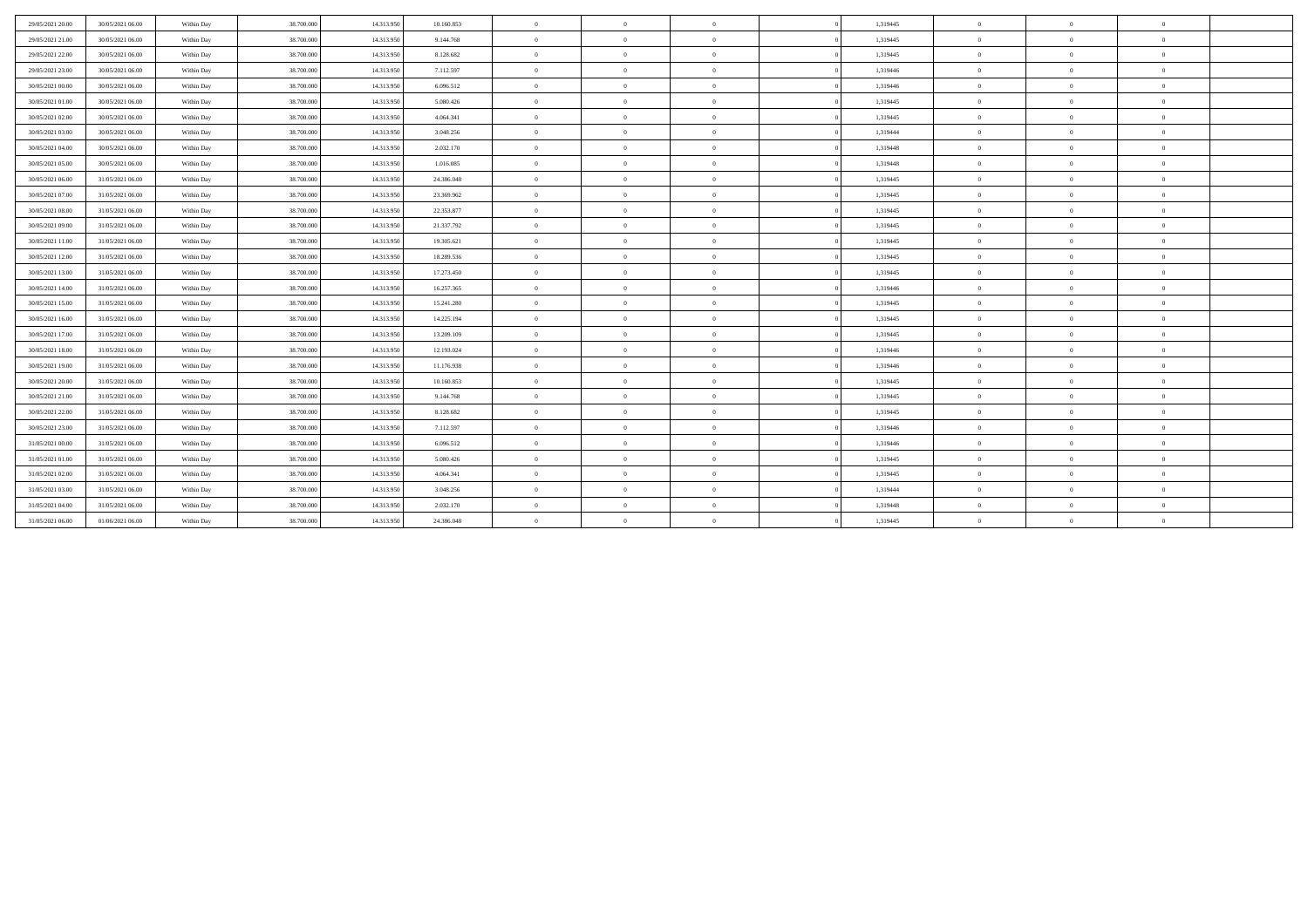| | | | | | | | | | | | | | | |
|---|---|---|---|---|---|---|---|---|---|---|---|---|---|---|
| 29/05/2021 20:00 | 30/05/2021 06:00 | Within Day | 38.700.000 | 14.313.950 | 10.160.853 | 0 | 0 | 0 | 0 | 1,319445 | 0 | 0 | 0 | |
| 29/05/2021 21:00 | 30/05/2021 06:00 | Within Day | 38.700.000 | 14.313.950 | 9.144.768 | 0 | 0 | 0 | 0 | 1,319445 | 0 | 0 | 0 | |
| 29/05/2021 22:00 | 30/05/2021 06:00 | Within Day | 38.700.000 | 14.313.950 | 8.128.682 | 0 | 0 | 0 | 0 | 1,319445 | 0 | 0 | 0 | |
| 29/05/2021 23:00 | 30/05/2021 06:00 | Within Day | 38.700.000 | 14.313.950 | 7.112.597 | 0 | 0 | 0 | 0 | 1,319446 | 0 | 0 | 0 | |
| 30/05/2021 00:00 | 30/05/2021 06:00 | Within Day | 38.700.000 | 14.313.950 | 6.096.512 | 0 | 0 | 0 | 0 | 1,319446 | 0 | 0 | 0 | |
| 30/05/2021 01:00 | 30/05/2021 06:00 | Within Day | 38.700.000 | 14.313.950 | 5.080.426 | 0 | 0 | 0 | 0 | 1,319445 | 0 | 0 | 0 | |
| 30/05/2021 02:00 | 30/05/2021 06:00 | Within Day | 38.700.000 | 14.313.950 | 4.064.341 | 0 | 0 | 0 | 0 | 1,319445 | 0 | 0 | 0 | |
| 30/05/2021 03:00 | 30/05/2021 06:00 | Within Day | 38.700.000 | 14.313.950 | 3.048.256 | 0 | 0 | 0 | 0 | 1,319444 | 0 | 0 | 0 | |
| 30/05/2021 04:00 | 30/05/2021 06:00 | Within Day | 38.700.000 | 14.313.950 | 2.032.170 | 0 | 0 | 0 | 0 | 1,319448 | 0 | 0 | 0 | |
| 30/05/2021 05:00 | 30/05/2021 06:00 | Within Day | 38.700.000 | 14.313.950 | 1.016.085 | 0 | 0 | 0 | 0 | 1,319448 | 0 | 0 | 0 | |
| 30/05/2021 06:00 | 31/05/2021 06:00 | Within Day | 38.700.000 | 14.313.950 | 24.386.048 | 0 | 0 | 0 | 0 | 1,319445 | 0 | 0 | 0 | |
| 30/05/2021 07:00 | 31/05/2021 06:00 | Within Day | 38.700.000 | 14.313.950 | 23.369.962 | 0 | 0 | 0 | 0 | 1,319445 | 0 | 0 | 0 | |
| 30/05/2021 08:00 | 31/05/2021 06:00 | Within Day | 38.700.000 | 14.313.950 | 22.353.877 | 0 | 0 | 0 | 0 | 1,319445 | 0 | 0 | 0 | |
| 30/05/2021 09:00 | 31/05/2021 06:00 | Within Day | 38.700.000 | 14.313.950 | 21.337.792 | 0 | 0 | 0 | 0 | 1,319445 | 0 | 0 | 0 | |
| 30/05/2021 11:00 | 31/05/2021 06:00 | Within Day | 38.700.000 | 14.313.950 | 19.305.621 | 0 | 0 | 0 | 0 | 1,319445 | 0 | 0 | 0 | |
| 30/05/2021 12:00 | 31/05/2021 06:00 | Within Day | 38.700.000 | 14.313.950 | 18.289.536 | 0 | 0 | 0 | 0 | 1,319445 | 0 | 0 | 0 | |
| 30/05/2021 13:00 | 31/05/2021 06:00 | Within Day | 38.700.000 | 14.313.950 | 17.273.450 | 0 | 0 | 0 | 0 | 1,319445 | 0 | 0 | 0 | |
| 30/05/2021 14:00 | 31/05/2021 06:00 | Within Day | 38.700.000 | 14.313.950 | 16.257.365 | 0 | 0 | 0 | 0 | 1,319446 | 0 | 0 | 0 | |
| 30/05/2021 15:00 | 31/05/2021 06:00 | Within Day | 38.700.000 | 14.313.950 | 15.241.280 | 0 | 0 | 0 | 0 | 1,319445 | 0 | 0 | 0 | |
| 30/05/2021 16:00 | 31/05/2021 06:00 | Within Day | 38.700.000 | 14.313.950 | 14.225.194 | 0 | 0 | 0 | 0 | 1,319445 | 0 | 0 | 0 | |
| 30/05/2021 17:00 | 31/05/2021 06:00 | Within Day | 38.700.000 | 14.313.950 | 13.209.109 | 0 | 0 | 0 | 0 | 1,319445 | 0 | 0 | 0 | |
| 30/05/2021 18:00 | 31/05/2021 06:00 | Within Day | 38.700.000 | 14.313.950 | 12.193.024 | 0 | 0 | 0 | 0 | 1,319446 | 0 | 0 | 0 | |
| 30/05/2021 19:00 | 31/05/2021 06:00 | Within Day | 38.700.000 | 14.313.950 | 11.176.938 | 0 | 0 | 0 | 0 | 1,319446 | 0 | 0 | 0 | |
| 30/05/2021 20:00 | 31/05/2021 06:00 | Within Day | 38.700.000 | 14.313.950 | 10.160.853 | 0 | 0 | 0 | 0 | 1,319445 | 0 | 0 | 0 | |
| 30/05/2021 21:00 | 31/05/2021 06:00 | Within Day | 38.700.000 | 14.313.950 | 9.144.768 | 0 | 0 | 0 | 0 | 1,319445 | 0 | 0 | 0 | |
| 30/05/2021 22:00 | 31/05/2021 06:00 | Within Day | 38.700.000 | 14.313.950 | 8.128.682 | 0 | 0 | 0 | 0 | 1,319445 | 0 | 0 | 0 | |
| 30/05/2021 23:00 | 31/05/2021 06:00 | Within Day | 38.700.000 | 14.313.950 | 7.112.597 | 0 | 0 | 0 | 0 | 1,319446 | 0 | 0 | 0 | |
| 31/05/2021 00:00 | 31/05/2021 06:00 | Within Day | 38.700.000 | 14.313.950 | 6.096.512 | 0 | 0 | 0 | 0 | 1,319446 | 0 | 0 | 0 | |
| 31/05/2021 01:00 | 31/05/2021 06:00 | Within Day | 38.700.000 | 14.313.950 | 5.080.426 | 0 | 0 | 0 | 0 | 1,319445 | 0 | 0 | 0 | |
| 31/05/2021 02:00 | 31/05/2021 06:00 | Within Day | 38.700.000 | 14.313.950 | 4.064.341 | 0 | 0 | 0 | 0 | 1,319445 | 0 | 0 | 0 | |
| 31/05/2021 03:00 | 31/05/2021 06:00 | Within Day | 38.700.000 | 14.313.950 | 3.048.256 | 0 | 0 | 0 | 0 | 1,319444 | 0 | 0 | 0 | |
| 31/05/2021 04:00 | 31/05/2021 06:00 | Within Day | 38.700.000 | 14.313.950 | 2.032.170 | 0 | 0 | 0 | 0 | 1,319448 | 0 | 0 | 0 | |
| 31/05/2021 06:00 | 01/06/2021 06:00 | Within Day | 38.700.000 | 14.313.950 | 24.386.048 | 0 | 0 | 0 | 0 | 1,319445 | 0 | 0 | 0 | |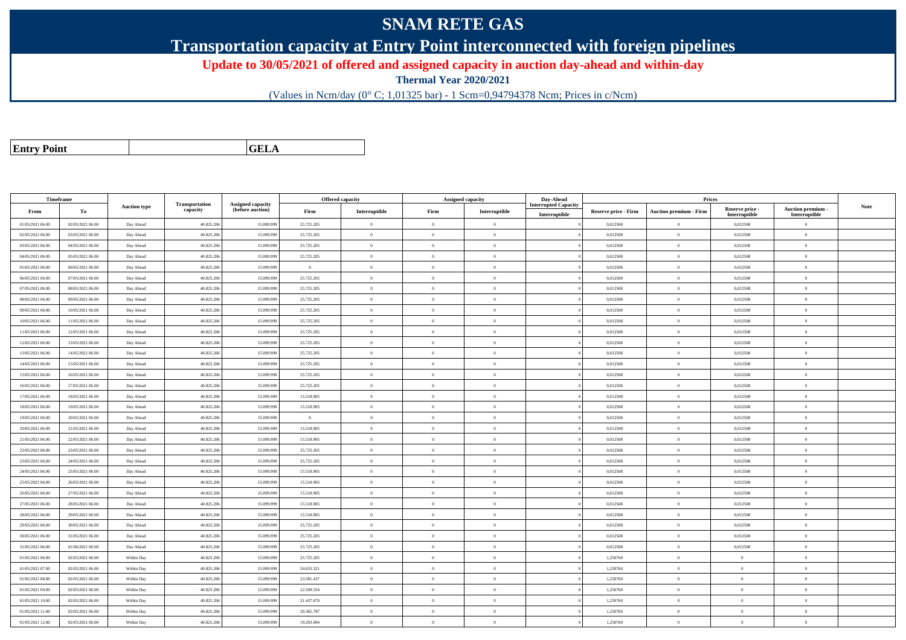# SNAM RETE GAS

## Transportation capacity at Entry Point interconnected with foreign pipelines

**Update to 30/05/2021 of offered and assigned capacity in auction day-ahead and within-day**

**Thermal Year 2020/2021**

(Values in Ncm/day (0° C; 1,01325 bar) - 1 Scm=0,94794378 Ncm; Prices in c/Ncm)

| **Entry Point** | | **GELA** |
|---|---|---|

| Timeframe | | Auction type | Transportation capacity | Assigned capacity (before auction) | Offered capacity | | Assigned capacity | | Day-Ahead Interrupted Capacity | Prices | | | | Note |
|---|---|---|---|---|---|---|---|---|---|---|---|---|---|---|
| From | To | | | | Firm | Interruptible | Firm | Interruptible | Interruptible | Reserve price - Firm | Auction premium - Firm | Reserve price - Interruptible | Auction premium - Interruptible | |
| 01/05/2021 06.00 | 02/05/2021 06.00 | Day Ahead | 40.825.206 | 15.099.999 | 25.725.205 | 0 | 0 | 0 | 0 | 0,012508 | 0 | 0,012508 | 0 | |
| 02/05/2021 06.00 | 03/05/2021 06.00 | Day Ahead | 40.825.206 | 15.099.999 | 25.725.205 | 0 | 0 | 0 | 0 | 0,012508 | 0 | 0,012508 | 0 | |
| 03/05/2021 06.00 | 04/05/2021 06.00 | Day Ahead | 40.825.206 | 15.099.999 | 25.725.205 | 0 | 0 | 0 | 0 | 0,012508 | 0 | 0,012508 | 0 | |
| 04/05/2021 06.00 | 05/05/2021 06.00 | Day Ahead | 40.825.206 | 15.099.999 | 25.725.205 | 0 | 0 | 0 | 0 | 0,012508 | 0 | 0,012508 | 0 | |
| 05/05/2021 06.00 | 06/05/2021 06.00 | Day Ahead | 40.825.206 | 15.099.999 | 0 | 0 | 0 | 0 | 0 | 0,012508 | 0 | 0,012508 | 0 | |
| 06/05/2021 06.00 | 07/05/2021 06.00 | Day Ahead | 40.825.206 | 15.099.999 | 25.725.205 | 0 | 0 | 0 | 0 | 0,012508 | 0 | 0,012508 | 0 | |
| 07/05/2021 06.00 | 08/05/2021 06.00 | Day Ahead | 40.825.206 | 15.099.999 | 25.725.205 | 0 | 0 | 0 | 0 | 0,012508 | 0 | 0,012508 | 0 | |
| 08/05/2021 06.00 | 09/05/2021 06.00 | Day Ahead | 40.825.206 | 15.099.999 | 25.725.205 | 0 | 0 | 0 | 0 | 0,012508 | 0 | 0,012508 | 0 | |
| 09/05/2021 06.00 | 10/05/2021 06.00 | Day Ahead | 40.825.206 | 15.099.999 | 25.725.205 | 0 | 0 | 0 | 0 | 0,012508 | 0 | 0,012508 | 0 | |
| 10/05/2021 06.00 | 11/05/2021 06.00 | Day Ahead | 40.825.206 | 15.099.999 | 25.725.205 | 0 | 0 | 0 | 0 | 0,012508 | 0 | 0,012508 | 0 | |
| 11/05/2021 06.00 | 12/05/2021 06.00 | Day Ahead | 40.825.206 | 15.099.999 | 25.725.205 | 0 | 0 | 0 | 0 | 0,012508 | 0 | 0,012508 | 0 | |
| 12/05/2021 06.00 | 13/05/2021 06.00 | Day Ahead | 40.825.206 | 15.099.999 | 25.725.205 | 0 | 0 | 0 | 0 | 0,012508 | 0 | 0,012508 | 0 | |
| 13/05/2021 06.00 | 14/05/2021 06.00 | Day Ahead | 40.825.206 | 15.099.999 | 25.725.205 | 0 | 0 | 0 | 0 | 0,012508 | 0 | 0,012508 | 0 | |
| 14/05/2021 06.00 | 15/05/2021 06.00 | Day Ahead | 40.825.206 | 15.099.999 | 25.725.205 | 0 | 0 | 0 | 0 | 0,012508 | 0 | 0,012508 | 0 | |
| 15/05/2021 06.00 | 16/05/2021 06.00 | Day Ahead | 40.825.206 | 15.099.999 | 25.725.205 | 0 | 0 | 0 | 0 | 0,012508 | 0 | 0,012508 | 0 | |
| 16/05/2021 06.00 | 17/05/2021 06.00 | Day Ahead | 40.825.206 | 15.099.999 | 25.725.205 | 0 | 0 | 0 | 0 | 0,012508 | 0 | 0,012508 | 0 | |
| 17/05/2021 06.00 | 18/05/2021 06.00 | Day Ahead | 40.825.206 | 15.099.999 | 15.518.905 | 0 | 0 | 0 | 0 | 0,012508 | 0 | 0,012508 | 0 | |
| 18/05/2021 06.00 | 19/05/2021 06.00 | Day Ahead | 40.825.206 | 15.099.999 | 15.518.905 | 0 | 0 | 0 | 0 | 0,012508 | 0 | 0,012508 | 0 | |
| 19/05/2021 06.00 | 20/05/2021 06.00 | Day Ahead | 40.825.206 | 15.099.999 | 0 | 0 | 0 | 0 | 0 | 0,012508 | 0 | 0,012508 | 0 | |
| 20/05/2021 06.00 | 21/05/2021 06.00 | Day Ahead | 40.825.206 | 15.099.999 | 15.518.905 | 0 | 0 | 0 | 0 | 0,012508 | 0 | 0,012508 | 0 | |
| 21/05/2021 06.00 | 22/05/2021 06.00 | Day Ahead | 40.825.206 | 15.099.999 | 15.518.905 | 0 | 0 | 0 | 0 | 0,012508 | 0 | 0,012508 | 0 | |
| 22/05/2021 06.00 | 23/05/2021 06.00 | Day Ahead | 40.825.206 | 15.099.999 | 25.725.205 | 0 | 0 | 0 | 0 | 0,012508 | 0 | 0,012508 | 0 | |
| 23/05/2021 06.00 | 24/05/2021 06.00 | Day Ahead | 40.825.206 | 15.099.999 | 25.725.205 | 0 | 0 | 0 | 0 | 0,012508 | 0 | 0,012508 | 0 | |
| 24/05/2021 06.00 | 25/05/2021 06.00 | Day Ahead | 40.825.206 | 15.099.999 | 15.518.905 | 0 | 0 | 0 | 0 | 0,012508 | 0 | 0,012508 | 0 | |
| 25/05/2021 06.00 | 26/05/2021 06.00 | Day Ahead | 40.825.206 | 15.099.999 | 15.518.905 | 0 | 0 | 0 | 0 | 0,012508 | 0 | 0,012508 | 0 | |
| 26/05/2021 06.00 | 27/05/2021 06.00 | Day Ahead | 40.825.206 | 15.099.999 | 15.518.905 | 0 | 0 | 0 | 0 | 0,012508 | 0 | 0,012508 | 0 | |
| 27/05/2021 06.00 | 28/05/2021 06.00 | Day Ahead | 40.825.206 | 15.099.999 | 15.518.905 | 0 | 0 | 0 | 0 | 0,012508 | 0 | 0,012508 | 0 | |
| 28/05/2021 06.00 | 29/05/2021 06.00 | Day Ahead | 40.825.206 | 15.099.999 | 15.518.905 | 0 | 0 | 0 | 0 | 0,012508 | 0 | 0,012508 | 0 | |
| 29/05/2021 06.00 | 30/05/2021 06.00 | Day Ahead | 40.825.206 | 15.099.999 | 25.725.205 | 0 | 0 | 0 | 0 | 0,012508 | 0 | 0,012508 | 0 | |
| 30/05/2021 06.00 | 31/05/2021 06.00 | Day Ahead | 40.825.206 | 15.099.999 | 25.725.205 | 0 | 0 | 0 | 0 | 0,012508 | 0 | 0,012508 | 0 | |
| 31/05/2021 06.00 | 01/06/2021 06.00 | Day Ahead | 40.825.206 | 15.099.999 | 25.725.205 | 0 | 0 | 0 | 0 | 0,012508 | 0 | 0,012508 | 0 | |
| 01/05/2021 06.00 | 02/05/2021 06.00 | Within Day | 40.825.206 | 15.099.999 | 25.725.205 | 0 | 0 | 0 | 0 | 1,250760 | 0 | 0 | 0 | |
| 01/05/2021 07.00 | 02/05/2021 06.00 | Within Day | 40.825.206 | 15.099.999 | 24.653.321 | 0 | 0 | 0 | 0 | 1,250760 | 0 | 0 | 0 | |
| 01/05/2021 08.00 | 02/05/2021 06.00 | Within Day | 40.825.206 | 15.099.999 | 23.581.437 | 0 | 0 | 0 | 0 | 1,250760 | 0 | 0 | 0 | |
| 01/05/2021 09.00 | 02/05/2021 06.00 | Within Day | 40.825.206 | 15.099.999 | 22.509.554 | 0 | 0 | 0 | 0 | 1,250760 | 0 | 0 | 0 | |
| 01/05/2021 10.00 | 02/05/2021 06.00 | Within Day | 40.825.206 | 15.099.999 | 21.437.670 | 0 | 0 | 0 | 0 | 1,250760 | 0 | 0 | 0 | |
| 01/05/2021 11.00 | 02/05/2021 06.00 | Within Day | 40.825.206 | 15.099.999 | 20.365.787 | 0 | 0 | 0 | 0 | 1,250760 | 0 | 0 | 0 | |
| 01/05/2021 12.00 | 02/05/2021 06.00 | Within Day | 40.825.206 | 15.099.999 | 19.293.904 | 0 | 0 | 0 | 0 | 1,250760 | 0 | 0 | 0 | |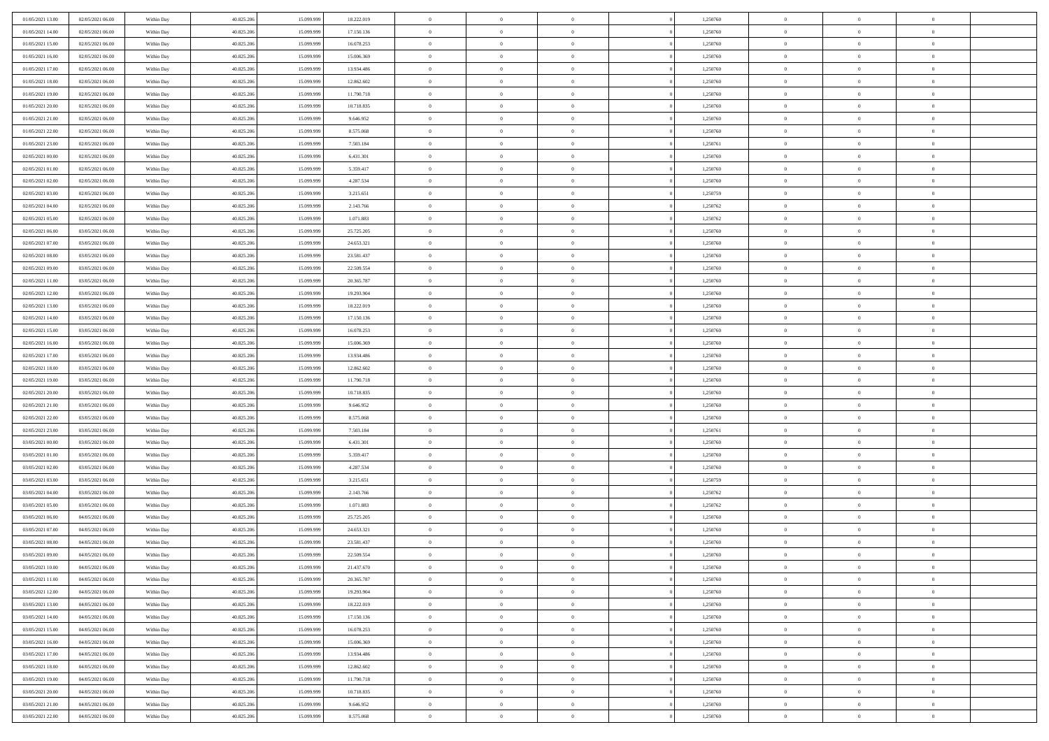| | | | | | | | | | | | | | | |
|---|---|---|---|---|---|---|---|---|---|---|---|---|---|---|
| 01/05/2021 13:00 | 02/05/2021 06:00 | Within Day | 40.825.206 | 15.099.999 | 18.222.019 | 0 | 0 | 0 | 0 | 1,250760 | 0 | 0 | 0 | |
| 01/05/2021 14:00 | 02/05/2021 06:00 | Within Day | 40.825.206 | 15.099.999 | 17.150.136 | 0 | 0 | 0 | 0 | 1,250760 | 0 | 0 | 0 | |
| 01/05/2021 15:00 | 02/05/2021 06:00 | Within Day | 40.825.206 | 15.099.999 | 16.078.253 | 0 | 0 | 0 | 0 | 1,250760 | 0 | 0 | 0 | |
| 01/05/2021 16:00 | 02/05/2021 06:00 | Within Day | 40.825.206 | 15.099.999 | 15.006.369 | 0 | 0 | 0 | 0 | 1,250760 | 0 | 0 | 0 | |
| 01/05/2021 17:00 | 02/05/2021 06:00 | Within Day | 40.825.206 | 15.099.999 | 13.934.486 | 0 | 0 | 0 | 0 | 1,250760 | 0 | 0 | 0 | |
| 01/05/2021 18:00 | 02/05/2021 06:00 | Within Day | 40.825.206 | 15.099.999 | 12.862.602 | 0 | 0 | 0 | 0 | 1,250760 | 0 | 0 | 0 | |
| 01/05/2021 19:00 | 02/05/2021 06:00 | Within Day | 40.825.206 | 15.099.999 | 11.790.718 | 0 | 0 | 0 | 0 | 1,250760 | 0 | 0 | 0 | |
| 01/05/2021 20:00 | 02/05/2021 06:00 | Within Day | 40.825.206 | 15.099.999 | 10.718.835 | 0 | 0 | 0 | 0 | 1,250760 | 0 | 0 | 0 | |
| 01/05/2021 21:00 | 02/05/2021 06:00 | Within Day | 40.825.206 | 15.099.999 | 9.646.952 | 0 | 0 | 0 | 0 | 1,250760 | 0 | 0 | 0 | |
| 01/05/2021 22:00 | 02/05/2021 06:00 | Within Day | 40.825.206 | 15.099.999 | 8.575.068 | 0 | 0 | 0 | 0 | 1,250760 | 0 | 0 | 0 | |
| 01/05/2021 23:00 | 02/05/2021 06:00 | Within Day | 40.825.206 | 15.099.999 | 7.503.184 | 0 | 0 | 0 | 0 | 1,250761 | 0 | 0 | 0 | |
| 02/05/2021 00:00 | 02/05/2021 06:00 | Within Day | 40.825.206 | 15.099.999 | 6.431.301 | 0 | 0 | 0 | 0 | 1,250760 | 0 | 0 | 0 | |
| 02/05/2021 01:00 | 02/05/2021 06:00 | Within Day | 40.825.206 | 15.099.999 | 5.359.417 | 0 | 0 | 0 | 0 | 1,250760 | 0 | 0 | 0 | |
| 02/05/2021 02:00 | 02/05/2021 06:00 | Within Day | 40.825.206 | 15.099.999 | 4.287.534 | 0 | 0 | 0 | 0 | 1,250760 | 0 | 0 | 0 | |
| 02/05/2021 03:00 | 02/05/2021 06:00 | Within Day | 40.825.206 | 15.099.999 | 3.215.651 | 0 | 0 | 0 | 0 | 1,250759 | 0 | 0 | 0 | |
| 02/05/2021 04:00 | 02/05/2021 06:00 | Within Day | 40.825.206 | 15.099.999 | 2.143.766 | 0 | 0 | 0 | 0 | 1,250762 | 0 | 0 | 0 | |
| 02/05/2021 05:00 | 02/05/2021 06:00 | Within Day | 40.825.206 | 15.099.999 | 1.071.883 | 0 | 0 | 0 | 0 | 1,250762 | 0 | 0 | 0 | |
| 02/05/2021 06:00 | 03/05/2021 06:00 | Within Day | 40.825.206 | 15.099.999 | 25.725.205 | 0 | 0 | 0 | 0 | 1,250760 | 0 | 0 | 0 | |
| 02/05/2021 07:00 | 03/05/2021 06:00 | Within Day | 40.825.206 | 15.099.999 | 24.653.321 | 0 | 0 | 0 | 0 | 1,250760 | 0 | 0 | 0 | |
| 02/05/2021 08:00 | 03/05/2021 06:00 | Within Day | 40.825.206 | 15.099.999 | 23.581.437 | 0 | 0 | 0 | 0 | 1,250760 | 0 | 0 | 0 | |
| 02/05/2021 09:00 | 03/05/2021 06:00 | Within Day | 40.825.206 | 15.099.999 | 22.509.554 | 0 | 0 | 0 | 0 | 1,250760 | 0 | 0 | 0 | |
| 02/05/2021 11:00 | 03/05/2021 06:00 | Within Day | 40.825.206 | 15.099.999 | 20.365.787 | 0 | 0 | 0 | 0 | 1,250760 | 0 | 0 | 0 | |
| 02/05/2021 12:00 | 03/05/2021 06:00 | Within Day | 40.825.206 | 15.099.999 | 19.293.904 | 0 | 0 | 0 | 0 | 1,250760 | 0 | 0 | 0 | |
| 02/05/2021 13:00 | 03/05/2021 06:00 | Within Day | 40.825.206 | 15.099.999 | 18.222.019 | 0 | 0 | 0 | 0 | 1,250760 | 0 | 0 | 0 | |
| 02/05/2021 14:00 | 03/05/2021 06:00 | Within Day | 40.825.206 | 15.099.999 | 17.150.136 | 0 | 0 | 0 | 0 | 1,250760 | 0 | 0 | 0 | |
| 02/05/2021 15:00 | 03/05/2021 06:00 | Within Day | 40.825.206 | 15.099.999 | 16.078.253 | 0 | 0 | 0 | 0 | 1,250760 | 0 | 0 | 0 | |
| 02/05/2021 16:00 | 03/05/2021 06:00 | Within Day | 40.825.206 | 15.099.999 | 15.006.369 | 0 | 0 | 0 | 0 | 1,250760 | 0 | 0 | 0 | |
| 02/05/2021 17:00 | 03/05/2021 06:00 | Within Day | 40.825.206 | 15.099.999 | 13.934.486 | 0 | 0 | 0 | 0 | 1,250760 | 0 | 0 | 0 | |
| 02/05/2021 18:00 | 03/05/2021 06:00 | Within Day | 40.825.206 | 15.099.999 | 12.862.602 | 0 | 0 | 0 | 0 | 1,250760 | 0 | 0 | 0 | |
| 02/05/2021 19:00 | 03/05/2021 06:00 | Within Day | 40.825.206 | 15.099.999 | 11.790.718 | 0 | 0 | 0 | 0 | 1,250760 | 0 | 0 | 0 | |
| 02/05/2021 20:00 | 03/05/2021 06:00 | Within Day | 40.825.206 | 15.099.999 | 10.718.835 | 0 | 0 | 0 | 0 | 1,250760 | 0 | 0 | 0 | |
| 02/05/2021 21:00 | 03/05/2021 06:00 | Within Day | 40.825.206 | 15.099.999 | 9.646.952 | 0 | 0 | 0 | 0 | 1,250760 | 0 | 0 | 0 | |
| 02/05/2021 22:00 | 03/05/2021 06:00 | Within Day | 40.825.206 | 15.099.999 | 8.575.068 | 0 | 0 | 0 | 0 | 1,250760 | 0 | 0 | 0 | |
| 02/05/2021 23:00 | 03/05/2021 06:00 | Within Day | 40.825.206 | 15.099.999 | 7.503.184 | 0 | 0 | 0 | 0 | 1,250761 | 0 | 0 | 0 | |
| 03/05/2021 00:00 | 03/05/2021 06:00 | Within Day | 40.825.206 | 15.099.999 | 6.431.301 | 0 | 0 | 0 | 0 | 1,250760 | 0 | 0 | 0 | |
| 03/05/2021 01:00 | 03/05/2021 06:00 | Within Day | 40.825.206 | 15.099.999 | 5.359.417 | 0 | 0 | 0 | 0 | 1,250760 | 0 | 0 | 0 | |
| 03/05/2021 02:00 | 03/05/2021 06:00 | Within Day | 40.825.206 | 15.099.999 | 4.287.534 | 0 | 0 | 0 | 0 | 1,250760 | 0 | 0 | 0 | |
| 03/05/2021 03:00 | 03/05/2021 06:00 | Within Day | 40.825.206 | 15.099.999 | 3.215.651 | 0 | 0 | 0 | 0 | 1,250759 | 0 | 0 | 0 | |
| 03/05/2021 04:00 | 03/05/2021 06:00 | Within Day | 40.825.206 | 15.099.999 | 2.143.766 | 0 | 0 | 0 | 0 | 1,250762 | 0 | 0 | 0 | |
| 03/05/2021 05:00 | 03/05/2021 06:00 | Within Day | 40.825.206 | 15.099.999 | 1.071.883 | 0 | 0 | 0 | 0 | 1,250762 | 0 | 0 | 0 | |
| 03/05/2021 06:00 | 04/05/2021 06:00 | Within Day | 40.825.206 | 15.099.999 | 25.725.205 | 0 | 0 | 0 | 0 | 1,250760 | 0 | 0 | 0 | |
| 03/05/2021 07:00 | 04/05/2021 06:00 | Within Day | 40.825.206 | 15.099.999 | 24.653.321 | 0 | 0 | 0 | 0 | 1,250760 | 0 | 0 | 0 | |
| 03/05/2021 08:00 | 04/05/2021 06:00 | Within Day | 40.825.206 | 15.099.999 | 23.581.437 | 0 | 0 | 0 | 0 | 1,250760 | 0 | 0 | 0 | |
| 03/05/2021 09:00 | 04/05/2021 06:00 | Within Day | 40.825.206 | 15.099.999 | 22.509.554 | 0 | 0 | 0 | 0 | 1,250760 | 0 | 0 | 0 | |
| 03/05/2021 10:00 | 04/05/2021 06:00 | Within Day | 40.825.206 | 15.099.999 | 21.437.670 | 0 | 0 | 0 | 0 | 1,250760 | 0 | 0 | 0 | |
| 03/05/2021 11:00 | 04/05/2021 06:00 | Within Day | 40.825.206 | 15.099.999 | 20.365.787 | 0 | 0 | 0 | 0 | 1,250760 | 0 | 0 | 0 | |
| 03/05/2021 12:00 | 04/05/2021 06:00 | Within Day | 40.825.206 | 15.099.999 | 19.293.904 | 0 | 0 | 0 | 0 | 1,250760 | 0 | 0 | 0 | |
| 03/05/2021 13:00 | 04/05/2021 06:00 | Within Day | 40.825.206 | 15.099.999 | 18.222.019 | 0 | 0 | 0 | 0 | 1,250760 | 0 | 0 | 0 | |
| 03/05/2021 14:00 | 04/05/2021 06:00 | Within Day | 40.825.206 | 15.099.999 | 17.150.136 | 0 | 0 | 0 | 0 | 1,250760 | 0 | 0 | 0 | |
| 03/05/2021 15:00 | 04/05/2021 06:00 | Within Day | 40.825.206 | 15.099.999 | 16.078.253 | 0 | 0 | 0 | 0 | 1,250760 | 0 | 0 | 0 | |
| 03/05/2021 16:00 | 04/05/2021 06:00 | Within Day | 40.825.206 | 15.099.999 | 15.006.369 | 0 | 0 | 0 | 0 | 1,250760 | 0 | 0 | 0 | |
| 03/05/2021 17:00 | 04/05/2021 06:00 | Within Day | 40.825.206 | 15.099.999 | 13.934.486 | 0 | 0 | 0 | 0 | 1,250760 | 0 | 0 | 0 | |
| 03/05/2021 18:00 | 04/05/2021 06:00 | Within Day | 40.825.206 | 15.099.999 | 12.862.602 | 0 | 0 | 0 | 0 | 1,250760 | 0 | 0 | 0 | |
| 03/05/2021 19:00 | 04/05/2021 06:00 | Within Day | 40.825.206 | 15.099.999 | 11.790.718 | 0 | 0 | 0 | 0 | 1,250760 | 0 | 0 | 0 | |
| 03/05/2021 20:00 | 04/05/2021 06:00 | Within Day | 40.825.206 | 15.099.999 | 10.718.835 | 0 | 0 | 0 | 0 | 1,250760 | 0 | 0 | 0 | |
| 03/05/2021 21:00 | 04/05/2021 06:00 | Within Day | 40.825.206 | 15.099.999 | 9.646.952 | 0 | 0 | 0 | 0 | 1,250760 | 0 | 0 | 0 | |
| 03/05/2021 22:00 | 04/05/2021 06:00 | Within Day | 40.825.206 | 15.099.999 | 8.575.068 | 0 | 0 | 0 | 0 | 1,250760 | 0 | 0 | 0 | |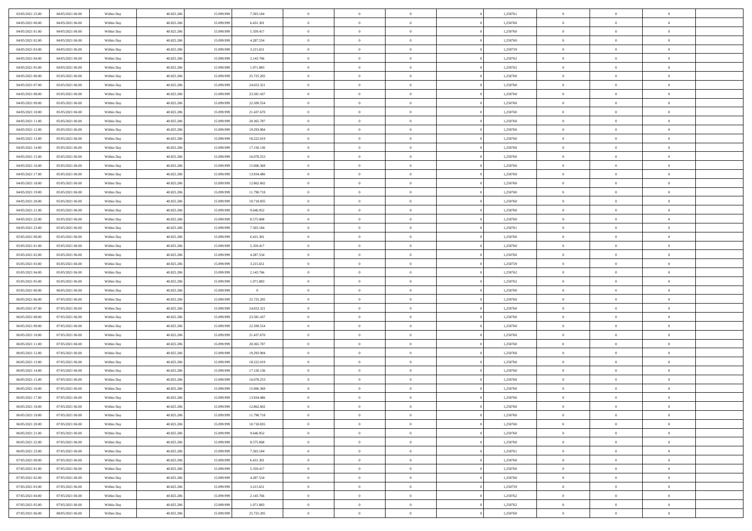| | | | | | | | | | | | | | | |
|---|---|---|---|---|---|---|---|---|---|---|---|---|---|---|
| 03/05/2021 23:00 | 04/05/2021 06:00 | Within Day | 40.825.206 | 15.099.999 | 7.503.184 | 0 | 0 | 0 | | 1,250761 | 0 | 0 | 0 | |
| 04/05/2021 00:00 | 04/05/2021 06:00 | Within Day | 40.825.206 | 15.099.999 | 6.431.301 | 0 | 0 | 0 | | 1,250760 | 0 | 0 | 0 | |
| 04/05/2021 01:00 | 04/05/2021 06:00 | Within Day | 40.825.206 | 15.099.999 | 5.359.417 | 0 | 0 | 0 | | 1,250760 | 0 | 0 | 0 | |
| 04/05/2021 02:00 | 04/05/2021 06:00 | Within Day | 40.825.206 | 15.099.999 | 4.287.534 | 0 | 0 | 0 | | 1,250760 | 0 | 0 | 0 | |
| 04/05/2021 03:00 | 04/05/2021 06:00 | Within Day | 40.825.206 | 15.099.999 | 3.215.651 | 0 | 0 | 0 | | 1,250759 | 0 | 0 | 0 | |
| 04/05/2021 04:00 | 04/05/2021 06:00 | Within Day | 40.825.206 | 15.099.999 | 2.143.766 | 0 | 0 | 0 | | 1,250762 | 0 | 0 | 0 | |
| 04/05/2021 05:00 | 04/05/2021 06:00 | Within Day | 40.825.206 | 15.099.999 | 1.071.883 | 0 | 0 | 0 | | 1,250762 | 0 | 0 | 0 | |
| 04/05/2021 06:00 | 05/05/2021 06:00 | Within Day | 40.825.206 | 15.099.999 | 25.725.205 | 0 | 0 | 0 | | 1,250760 | 0 | 0 | 0 | |
| 04/05/2021 07:00 | 05/05/2021 06:00 | Within Day | 40.825.206 | 15.099.999 | 24.653.321 | 0 | 0 | 0 | | 1,250760 | 0 | 0 | 0 | |
| 04/05/2021 08:00 | 05/05/2021 06:00 | Within Day | 40.825.206 | 15.099.999 | 23.581.437 | 0 | 0 | 0 | | 1,250760 | 0 | 0 | 0 | |
| 04/05/2021 09:00 | 05/05/2021 06:00 | Within Day | 40.825.206 | 15.099.999 | 22.509.554 | 0 | 0 | 0 | | 1,250760 | 0 | 0 | 0 | |
| 04/05/2021 10:00 | 05/05/2021 06:00 | Within Day | 40.825.206 | 15.099.999 | 21.437.670 | 0 | 0 | 0 | | 1,250760 | 0 | 0 | 0 | |
| 04/05/2021 11:00 | 05/05/2021 06:00 | Within Day | 40.825.206 | 15.099.999 | 20.365.787 | 0 | 0 | 0 | | 1,250760 | 0 | 0 | 0 | |
| 04/05/2021 12:00 | 05/05/2021 06:00 | Within Day | 40.825.206 | 15.099.999 | 19.293.904 | 0 | 0 | 0 | | 1,250760 | 0 | 0 | 0 | |
| 04/05/2021 13:00 | 05/05/2021 06:00 | Within Day | 40.825.206 | 15.099.999 | 18.222.019 | 0 | 0 | 0 | | 1,250760 | 0 | 0 | 0 | |
| 04/05/2021 14:00 | 05/05/2021 06:00 | Within Day | 40.825.206 | 15.099.999 | 17.150.136 | 0 | 0 | 0 | | 1,250760 | 0 | 0 | 0 | |
| 04/05/2021 15:00 | 05/05/2021 06:00 | Within Day | 40.825.206 | 15.099.999 | 16.078.253 | 0 | 0 | 0 | | 1,250760 | 0 | 0 | 0 | |
| 04/05/2021 16:00 | 05/05/2021 06:00 | Within Day | 40.825.206 | 15.099.999 | 15.006.369 | 0 | 0 | 0 | | 1,250760 | 0 | 0 | 0 | |
| 04/05/2021 17:00 | 05/05/2021 06:00 | Within Day | 40.825.206 | 15.099.999 | 13.934.486 | 0 | 0 | 0 | | 1,250760 | 0 | 0 | 0 | |
| 04/05/2021 18:00 | 05/05/2021 06:00 | Within Day | 40.825.206 | 15.099.999 | 12.862.602 | 0 | 0 | 0 | | 1,250760 | 0 | 0 | 0 | |
| 04/05/2021 19:00 | 05/05/2021 06:00 | Within Day | 40.825.206 | 15.099.999 | 11.790.718 | 0 | 0 | 0 | | 1,250760 | 0 | 0 | 0 | |
| 04/05/2021 20:00 | 05/05/2021 06:00 | Within Day | 40.825.206 | 15.099.999 | 10.718.835 | 0 | 0 | 0 | | 1,250760 | 0 | 0 | 0 | |
| 04/05/2021 21:00 | 05/05/2021 06:00 | Within Day | 40.825.206 | 15.099.999 | 9.646.952 | 0 | 0 | 0 | | 1,250760 | 0 | 0 | 0 | |
| 04/05/2021 22:00 | 05/05/2021 06:00 | Within Day | 40.825.206 | 15.099.999 | 8.575.068 | 0 | 0 | 0 | | 1,250760 | 0 | 0 | 0 | |
| 04/05/2021 23:00 | 05/05/2021 06:00 | Within Day | 40.825.206 | 15.099.999 | 7.503.184 | 0 | 0 | 0 | | 1,250761 | 0 | 0 | 0 | |
| 05/05/2021 00:00 | 05/05/2021 06:00 | Within Day | 40.825.206 | 15.099.999 | 6.431.301 | 0 | 0 | 0 | | 1,250760 | 0 | 0 | 0 | |
| 05/05/2021 01:00 | 05/05/2021 06:00 | Within Day | 40.825.206 | 15.099.999 | 5.359.417 | 0 | 0 | 0 | | 1,250760 | 0 | 0 | 0 | |
| 05/05/2021 02:00 | 05/05/2021 06:00 | Within Day | 40.825.206 | 15.099.999 | 4.287.534 | 0 | 0 | 0 | | 1,250760 | 0 | 0 | 0 | |
| 05/05/2021 03:00 | 05/05/2021 06:00 | Within Day | 40.825.206 | 15.099.999 | 3.215.651 | 0 | 0 | 0 | | 1,250759 | 0 | 0 | 0 | |
| 05/05/2021 04:00 | 05/05/2021 06:00 | Within Day | 40.825.206 | 15.099.999 | 2.143.766 | 0 | 0 | 0 | | 1,250762 | 0 | 0 | 0 | |
| 05/05/2021 05:00 | 05/05/2021 06:00 | Within Day | 40.825.206 | 15.099.999 | 1.071.883 | 0 | 0 | 0 | | 1,250762 | 0 | 0 | 0 | |
| 05/05/2021 06:00 | 06/05/2021 06:00 | Within Day | 40.825.206 | 15.099.999 | 0 | 0 | 0 | 0 | | 1,250760 | 0 | 0 | 0 | |
| 06/05/2021 06:00 | 07/05/2021 06:00 | Within Day | 40.825.206 | 15.099.999 | 25.725.205 | 0 | 0 | 0 | | 1,250760 | 0 | 0 | 0 | |
| 06/05/2021 07:00 | 07/05/2021 06:00 | Within Day | 40.825.206 | 15.099.999 | 24.653.321 | 0 | 0 | 0 | | 1,250760 | 0 | 0 | 0 | |
| 06/05/2021 08:00 | 07/05/2021 06:00 | Within Day | 40.825.206 | 15.099.999 | 23.581.437 | 0 | 0 | 0 | | 1,250760 | 0 | 0 | 0 | |
| 06/05/2021 09:00 | 07/05/2021 06:00 | Within Day | 40.825.206 | 15.099.999 | 22.509.554 | 0 | 0 | 0 | | 1,250760 | 0 | 0 | 0 | |
| 06/05/2021 10:00 | 07/05/2021 06:00 | Within Day | 40.825.206 | 15.099.999 | 21.437.670 | 0 | 0 | 0 | | 1,250760 | 0 | 0 | 0 | |
| 06/05/2021 11:00 | 07/05/2021 06:00 | Within Day | 40.825.206 | 15.099.999 | 20.365.787 | 0 | 0 | 0 | | 1,250760 | 0 | 0 | 0 | |
| 06/05/2021 12:00 | 07/05/2021 06:00 | Within Day | 40.825.206 | 15.099.999 | 19.293.904 | 0 | 0 | 0 | | 1,250760 | 0 | 0 | 0 | |
| 06/05/2021 13:00 | 07/05/2021 06:00 | Within Day | 40.825.206 | 15.099.999 | 18.222.019 | 0 | 0 | 0 | | 1,250760 | 0 | 0 | 0 | |
| 06/05/2021 14:00 | 07/05/2021 06:00 | Within Day | 40.825.206 | 15.099.999 | 17.150.136 | 0 | 0 | 0 | | 1,250760 | 0 | 0 | 0 | |
| 06/05/2021 15:00 | 07/05/2021 06:00 | Within Day | 40.825.206 | 15.099.999 | 16.078.253 | 0 | 0 | 0 | | 1,250760 | 0 | 0 | 0 | |
| 06/05/2021 16:00 | 07/05/2021 06:00 | Within Day | 40.825.206 | 15.099.999 | 15.006.369 | 0 | 0 | 0 | | 1,250760 | 0 | 0 | 0 | |
| 06/05/2021 17:00 | 07/05/2021 06:00 | Within Day | 40.825.206 | 15.099.999 | 13.934.486 | 0 | 0 | 0 | | 1,250760 | 0 | 0 | 0 | |
| 06/05/2021 18:00 | 07/05/2021 06:00 | Within Day | 40.825.206 | 15.099.999 | 12.862.602 | 0 | 0 | 0 | | 1,250760 | 0 | 0 | 0 | |
| 06/05/2021 19:00 | 07/05/2021 06:00 | Within Day | 40.825.206 | 15.099.999 | 11.790.718 | 0 | 0 | 0 | | 1,250760 | 0 | 0 | 0 | |
| 06/05/2021 20:00 | 07/05/2021 06:00 | Within Day | 40.825.206 | 15.099.999 | 10.718.835 | 0 | 0 | 0 | | 1,250760 | 0 | 0 | 0 | |
| 06/05/2021 21:00 | 07/05/2021 06:00 | Within Day | 40.825.206 | 15.099.999 | 9.646.952 | 0 | 0 | 0 | | 1,250760 | 0 | 0 | 0 | |
| 06/05/2021 22:00 | 07/05/2021 06:00 | Within Day | 40.825.206 | 15.099.999 | 8.575.068 | 0 | 0 | 0 | | 1,250760 | 0 | 0 | 0 | |
| 06/05/2021 23:00 | 07/05/2021 06:00 | Within Day | 40.825.206 | 15.099.999 | 7.503.184 | 0 | 0 | 0 | | 1,250761 | 0 | 0 | 0 | |
| 07/05/2021 00:00 | 07/05/2021 06:00 | Within Day | 40.825.206 | 15.099.999 | 6.431.301 | 0 | 0 | 0 | | 1,250760 | 0 | 0 | 0 | |
| 07/05/2021 01:00 | 07/05/2021 06:00 | Within Day | 40.825.206 | 15.099.999 | 5.359.417 | 0 | 0 | 0 | | 1,250760 | 0 | 0 | 0 | |
| 07/05/2021 02:00 | 07/05/2021 06:00 | Within Day | 40.825.206 | 15.099.999 | 4.287.534 | 0 | 0 | 0 | | 1,250760 | 0 | 0 | 0 | |
| 07/05/2021 03:00 | 07/05/2021 06:00 | Within Day | 40.825.206 | 15.099.999 | 3.215.651 | 0 | 0 | 0 | | 1,250759 | 0 | 0 | 0 | |
| 07/05/2021 04:00 | 07/05/2021 06:00 | Within Day | 40.825.206 | 15.099.999 | 2.143.766 | 0 | 0 | 0 | | 1,250762 | 0 | 0 | 0 | |
| 07/05/2021 05:00 | 07/05/2021 06:00 | Within Day | 40.825.206 | 15.099.999 | 1.071.883 | 0 | 0 | 0 | | 1,250762 | 0 | 0 | 0 | |
| 07/05/2021 06:00 | 08/05/2021 06:00 | Within Day | 40.825.206 | 15.099.999 | 25.725.205 | 0 | 0 | 0 | | 1,250760 | 0 | 0 | 0 | |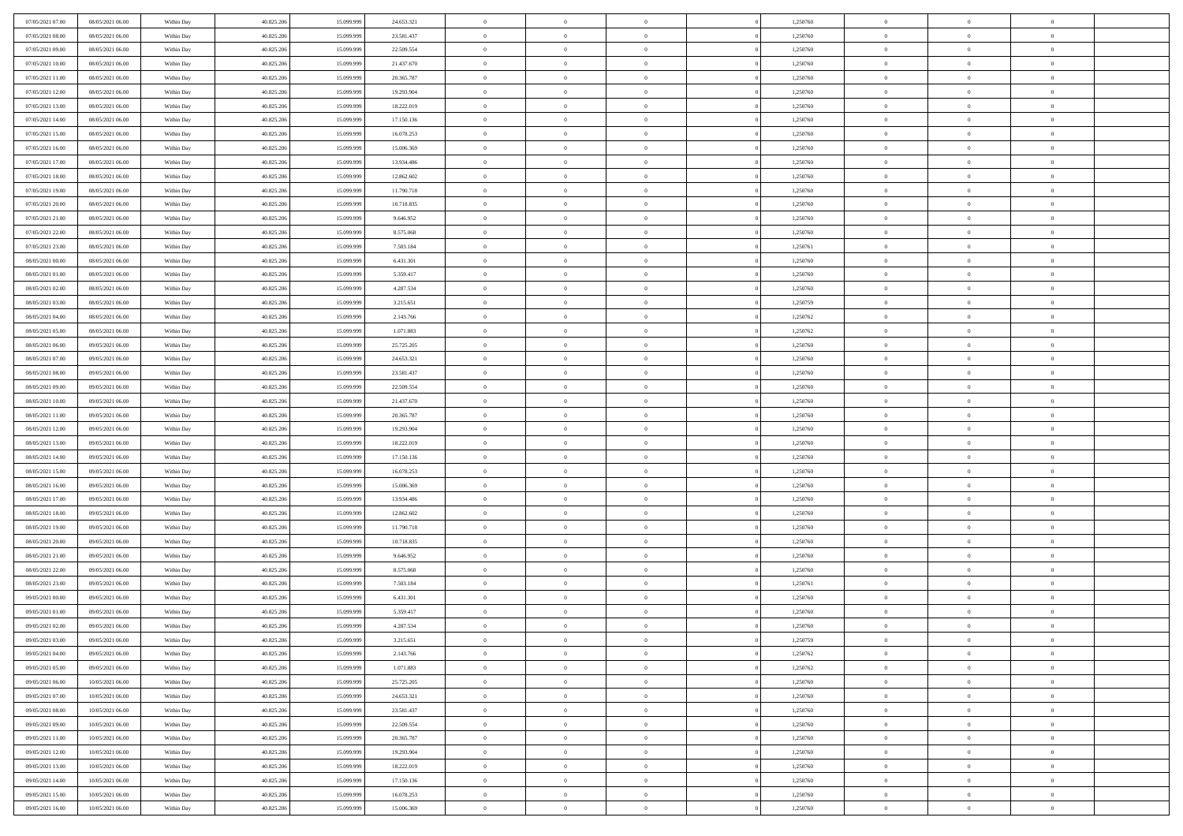| | | | | | | | | | | | | | | |
|---|---|---|---|---|---|---|---|---|---|---|---|---|---|---|
| 07/05/2021 07:00 | 08/05/2021 06:00 | Within Day | 40.825.206 | 15.099.999 | 24.653.321 | 0 | 0 | 0 | | 1,250760 | 0 | 0 | 0 | |
| 07/05/2021 08:00 | 08/05/2021 06:00 | Within Day | 40.825.206 | 15.099.999 | 23.581.437 | 0 | 0 | 0 | | 1,250760 | 0 | 0 | 0 | |
| 07/05/2021 09:00 | 08/05/2021 06:00 | Within Day | 40.825.206 | 15.099.999 | 22.509.554 | 0 | 0 | 0 | | 1,250760 | 0 | 0 | 0 | |
| 07/05/2021 10:00 | 08/05/2021 06:00 | Within Day | 40.825.206 | 15.099.999 | 21.437.670 | 0 | 0 | 0 | | 1,250760 | 0 | 0 | 0 | |
| 07/05/2021 11:00 | 08/05/2021 06:00 | Within Day | 40.825.206 | 15.099.999 | 20.365.787 | 0 | 0 | 0 | | 1,250760 | 0 | 0 | 0 | |
| 07/05/2021 12:00 | 08/05/2021 06:00 | Within Day | 40.825.206 | 15.099.999 | 19.293.904 | 0 | 0 | 0 | | 1,250760 | 0 | 0 | 0 | |
| 07/05/2021 13:00 | 08/05/2021 06:00 | Within Day | 40.825.206 | 15.099.999 | 18.222.019 | 0 | 0 | 0 | | 1,250760 | 0 | 0 | 0 | |
| 07/05/2021 14:00 | 08/05/2021 06:00 | Within Day | 40.825.206 | 15.099.999 | 17.150.136 | 0 | 0 | 0 | | 1,250760 | 0 | 0 | 0 | |
| 07/05/2021 15:00 | 08/05/2021 06:00 | Within Day | 40.825.206 | 15.099.999 | 16.078.253 | 0 | 0 | 0 | | 1,250760 | 0 | 0 | 0 | |
| 07/05/2021 16:00 | 08/05/2021 06:00 | Within Day | 40.825.206 | 15.099.999 | 15.006.369 | 0 | 0 | 0 | | 1,250760 | 0 | 0 | 0 | |
| 07/05/2021 17:00 | 08/05/2021 06:00 | Within Day | 40.825.206 | 15.099.999 | 13.934.486 | 0 | 0 | 0 | | 1,250760 | 0 | 0 | 0 | |
| 07/05/2021 18:00 | 08/05/2021 06:00 | Within Day | 40.825.206 | 15.099.999 | 12.862.602 | 0 | 0 | 0 | | 1,250760 | 0 | 0 | 0 | |
| 07/05/2021 19:00 | 08/05/2021 06:00 | Within Day | 40.825.206 | 15.099.999 | 11.790.718 | 0 | 0 | 0 | | 1,250760 | 0 | 0 | 0 | |
| 07/05/2021 20:00 | 08/05/2021 06:00 | Within Day | 40.825.206 | 15.099.999 | 10.718.835 | 0 | 0 | 0 | | 1,250760 | 0 | 0 | 0 | |
| 07/05/2021 21:00 | 08/05/2021 06:00 | Within Day | 40.825.206 | 15.099.999 | 9.646.952 | 0 | 0 | 0 | | 1,250760 | 0 | 0 | 0 | |
| 07/05/2021 22:00 | 08/05/2021 06:00 | Within Day | 40.825.206 | 15.099.999 | 8.575.068 | 0 | 0 | 0 | | 1,250760 | 0 | 0 | 0 | |
| 07/05/2021 23:00 | 08/05/2021 06:00 | Within Day | 40.825.206 | 15.099.999 | 7.503.184 | 0 | 0 | 0 | | 1,250761 | 0 | 0 | 0 | |
| 08/05/2021 00:00 | 08/05/2021 06:00 | Within Day | 40.825.206 | 15.099.999 | 6.431.301 | 0 | 0 | 0 | | 1,250760 | 0 | 0 | 0 | |
| 08/05/2021 01:00 | 08/05/2021 06:00 | Within Day | 40.825.206 | 15.099.999 | 5.359.417 | 0 | 0 | 0 | | 1,250760 | 0 | 0 | 0 | |
| 08/05/2021 02:00 | 08/05/2021 06:00 | Within Day | 40.825.206 | 15.099.999 | 4.287.534 | 0 | 0 | 0 | | 1,250760 | 0 | 0 | 0 | |
| 08/05/2021 03:00 | 08/05/2021 06:00 | Within Day | 40.825.206 | 15.099.999 | 3.215.651 | 0 | 0 | 0 | | 1,250759 | 0 | 0 | 0 | |
| 08/05/2021 04:00 | 08/05/2021 06:00 | Within Day | 40.825.206 | 15.099.999 | 2.143.766 | 0 | 0 | 0 | | 1,250762 | 0 | 0 | 0 | |
| 08/05/2021 05:00 | 08/05/2021 06:00 | Within Day | 40.825.206 | 15.099.999 | 1.071.883 | 0 | 0 | 0 | | 1,250762 | 0 | 0 | 0 | |
| 08/05/2021 06:00 | 09/05/2021 06:00 | Within Day | 40.825.206 | 15.099.999 | 25.725.205 | 0 | 0 | 0 | | 1,250760 | 0 | 0 | 0 | |
| 08/05/2021 07:00 | 09/05/2021 06:00 | Within Day | 40.825.206 | 15.099.999 | 24.653.321 | 0 | 0 | 0 | | 1,250760 | 0 | 0 | 0 | |
| 08/05/2021 08:00 | 09/05/2021 06:00 | Within Day | 40.825.206 | 15.099.999 | 23.581.437 | 0 | 0 | 0 | | 1,250760 | 0 | 0 | 0 | |
| 08/05/2021 09:00 | 09/05/2021 06:00 | Within Day | 40.825.206 | 15.099.999 | 22.509.554 | 0 | 0 | 0 | | 1,250760 | 0 | 0 | 0 | |
| 08/05/2021 10:00 | 09/05/2021 06:00 | Within Day | 40.825.206 | 15.099.999 | 21.437.670 | 0 | 0 | 0 | | 1,250760 | 0 | 0 | 0 | |
| 08/05/2021 11:00 | 09/05/2021 06:00 | Within Day | 40.825.206 | 15.099.999 | 20.365.787 | 0 | 0 | 0 | | 1,250760 | 0 | 0 | 0 | |
| 08/05/2021 12:00 | 09/05/2021 06:00 | Within Day | 40.825.206 | 15.099.999 | 19.293.904 | 0 | 0 | 0 | | 1,250760 | 0 | 0 | 0 | |
| 08/05/2021 13:00 | 09/05/2021 06:00 | Within Day | 40.825.206 | 15.099.999 | 18.222.019 | 0 | 0 | 0 | | 1,250760 | 0 | 0 | 0 | |
| 08/05/2021 14:00 | 09/05/2021 06:00 | Within Day | 40.825.206 | 15.099.999 | 17.150.136 | 0 | 0 | 0 | | 1,250760 | 0 | 0 | 0 | |
| 08/05/2021 15:00 | 09/05/2021 06:00 | Within Day | 40.825.206 | 15.099.999 | 16.078.253 | 0 | 0 | 0 | | 1,250760 | 0 | 0 | 0 | |
| 08/05/2021 16:00 | 09/05/2021 06:00 | Within Day | 40.825.206 | 15.099.999 | 15.006.369 | 0 | 0 | 0 | | 1,250760 | 0 | 0 | 0 | |
| 08/05/2021 17:00 | 09/05/2021 06:00 | Within Day | 40.825.206 | 15.099.999 | 13.934.486 | 0 | 0 | 0 | | 1,250760 | 0 | 0 | 0 | |
| 08/05/2021 18:00 | 09/05/2021 06:00 | Within Day | 40.825.206 | 15.099.999 | 12.862.602 | 0 | 0 | 0 | | 1,250760 | 0 | 0 | 0 | |
| 08/05/2021 19:00 | 09/05/2021 06:00 | Within Day | 40.825.206 | 15.099.999 | 11.790.718 | 0 | 0 | 0 | | 1,250760 | 0 | 0 | 0 | |
| 08/05/2021 20:00 | 09/05/2021 06:00 | Within Day | 40.825.206 | 15.099.999 | 10.718.835 | 0 | 0 | 0 | | 1,250760 | 0 | 0 | 0 | |
| 08/05/2021 21:00 | 09/05/2021 06:00 | Within Day | 40.825.206 | 15.099.999 | 9.646.952 | 0 | 0 | 0 | | 1,250760 | 0 | 0 | 0 | |
| 08/05/2021 22:00 | 09/05/2021 06:00 | Within Day | 40.825.206 | 15.099.999 | 8.575.068 | 0 | 0 | 0 | | 1,250760 | 0 | 0 | 0 | |
| 08/05/2021 23:00 | 09/05/2021 06:00 | Within Day | 40.825.206 | 15.099.999 | 7.503.184 | 0 | 0 | 0 | | 1,250761 | 0 | 0 | 0 | |
| 09/05/2021 00:00 | 09/05/2021 06:00 | Within Day | 40.825.206 | 15.099.999 | 6.431.301 | 0 | 0 | 0 | | 1,250760 | 0 | 0 | 0 | |
| 09/05/2021 01:00 | 09/05/2021 06:00 | Within Day | 40.825.206 | 15.099.999 | 5.359.417 | 0 | 0 | 0 | | 1,250760 | 0 | 0 | 0 | |
| 09/05/2021 02:00 | 09/05/2021 06:00 | Within Day | 40.825.206 | 15.099.999 | 4.287.534 | 0 | 0 | 0 | | 1,250760 | 0 | 0 | 0 | |
| 09/05/2021 03:00 | 09/05/2021 06:00 | Within Day | 40.825.206 | 15.099.999 | 3.215.651 | 0 | 0 | 0 | | 1,250759 | 0 | 0 | 0 | |
| 09/05/2021 04:00 | 09/05/2021 06:00 | Within Day | 40.825.206 | 15.099.999 | 2.143.766 | 0 | 0 | 0 | | 1,250762 | 0 | 0 | 0 | |
| 09/05/2021 05:00 | 09/05/2021 06:00 | Within Day | 40.825.206 | 15.099.999 | 1.071.883 | 0 | 0 | 0 | | 1,250762 | 0 | 0 | 0 | |
| 09/05/2021 06:00 | 10/05/2021 06:00 | Within Day | 40.825.206 | 15.099.999 | 25.725.205 | 0 | 0 | 0 | | 1,250760 | 0 | 0 | 0 | |
| 09/05/2021 07:00 | 10/05/2021 06:00 | Within Day | 40.825.206 | 15.099.999 | 24.653.321 | 0 | 0 | 0 | | 1,250760 | 0 | 0 | 0 | |
| 09/05/2021 08:00 | 10/05/2021 06:00 | Within Day | 40.825.206 | 15.099.999 | 23.581.437 | 0 | 0 | 0 | | 1,250760 | 0 | 0 | 0 | |
| 09/05/2021 09:00 | 10/05/2021 06:00 | Within Day | 40.825.206 | 15.099.999 | 22.509.554 | 0 | 0 | 0 | | 1,250760 | 0 | 0 | 0 | |
| 09/05/2021 11:00 | 10/05/2021 06:00 | Within Day | 40.825.206 | 15.099.999 | 20.365.787 | 0 | 0 | 0 | | 1,250760 | 0 | 0 | 0 | |
| 09/05/2021 12:00 | 10/05/2021 06:00 | Within Day | 40.825.206 | 15.099.999 | 19.293.904 | 0 | 0 | 0 | | 1,250760 | 0 | 0 | 0 | |
| 09/05/2021 13:00 | 10/05/2021 06:00 | Within Day | 40.825.206 | 15.099.999 | 18.222.019 | 0 | 0 | 0 | | 1,250760 | 0 | 0 | 0 | |
| 09/05/2021 14:00 | 10/05/2021 06:00 | Within Day | 40.825.206 | 15.099.999 | 17.150.136 | 0 | 0 | 0 | | 1,250760 | 0 | 0 | 0 | |
| 09/05/2021 15:00 | 10/05/2021 06:00 | Within Day | 40.825.206 | 15.099.999 | 16.078.253 | 0 | 0 | 0 | | 1,250760 | 0 | 0 | 0 | |
| 09/05/2021 16:00 | 10/05/2021 06:00 | Within Day | 40.825.206 | 15.099.999 | 15.006.369 | 0 | 0 | 0 | | 1,250760 | 0 | 0 | 0 | |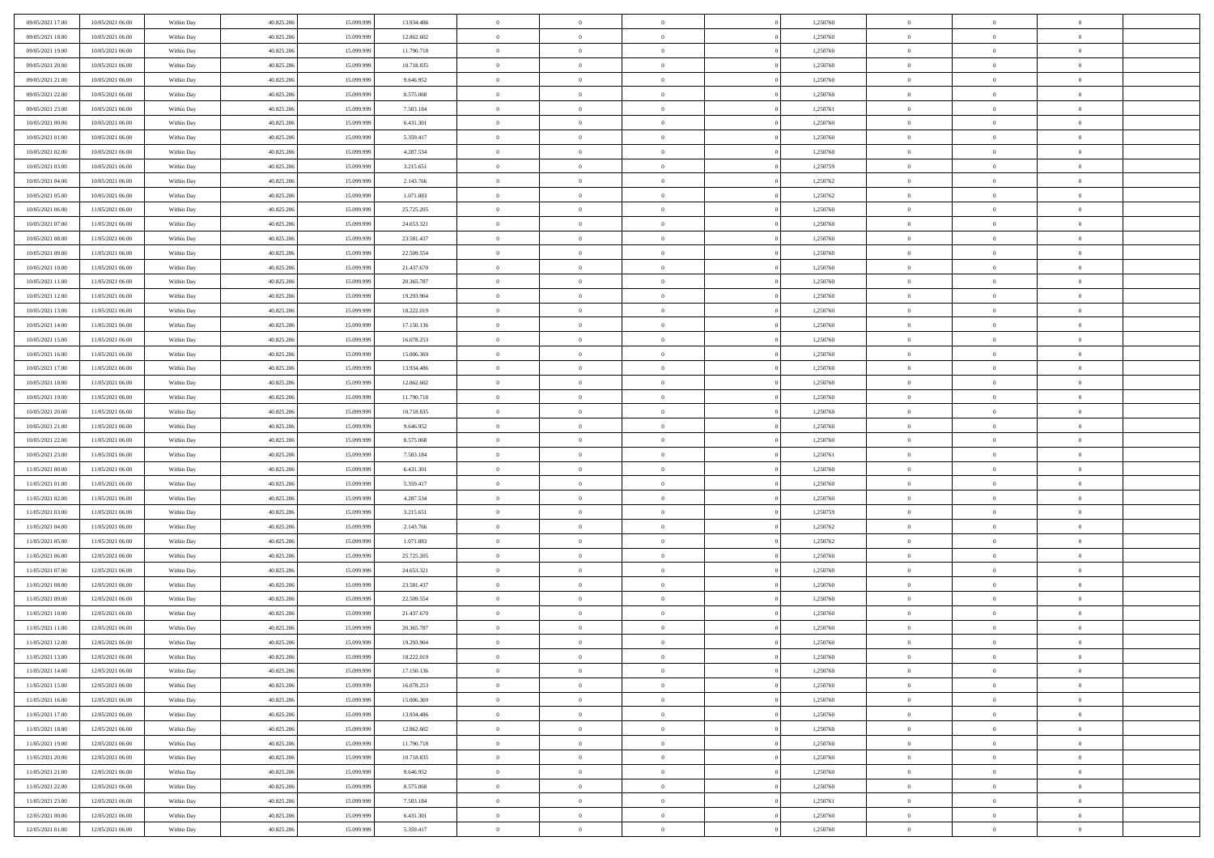| | | | | | | | | | | | | | | |
|---|---|---|---|---|---|---|---|---|---|---|---|---|---|---|
| 09/05/2021 17:00 | 10/05/2021 06:00 | Within Day | 40.825.206 | 15.099.999 | 13.934.486 | 0 | 0 | 0 | 0 | 1,250760 | 0 | 0 | 0 | |
| 09/05/2021 18:00 | 10/05/2021 06:00 | Within Day | 40.825.206 | 15.099.999 | 12.862.602 | 0 | 0 | 0 | 0 | 1,250760 | 0 | 0 | 0 | |
| 09/05/2021 19:00 | 10/05/2021 06:00 | Within Day | 40.825.206 | 15.099.999 | 11.790.718 | 0 | 0 | 0 | 0 | 1,250760 | 0 | 0 | 0 | |
| 09/05/2021 20:00 | 10/05/2021 06:00 | Within Day | 40.825.206 | 15.099.999 | 10.718.835 | 0 | 0 | 0 | 0 | 1,250760 | 0 | 0 | 0 | |
| 09/05/2021 21:00 | 10/05/2021 06:00 | Within Day | 40.825.206 | 15.099.999 | 9.646.952 | 0 | 0 | 0 | 0 | 1,250760 | 0 | 0 | 0 | |
| 09/05/2021 22:00 | 10/05/2021 06:00 | Within Day | 40.825.206 | 15.099.999 | 8.575.068 | 0 | 0 | 0 | 0 | 1,250760 | 0 | 0 | 0 | |
| 09/05/2021 23:00 | 10/05/2021 06:00 | Within Day | 40.825.206 | 15.099.999 | 7.503.184 | 0 | 0 | 0 | 0 | 1,250761 | 0 | 0 | 0 | |
| 10/05/2021 00:00 | 10/05/2021 06:00 | Within Day | 40.825.206 | 15.099.999 | 6.431.301 | 0 | 0 | 0 | 0 | 1,250760 | 0 | 0 | 0 | |
| 10/05/2021 01:00 | 10/05/2021 06:00 | Within Day | 40.825.206 | 15.099.999 | 5.359.417 | 0 | 0 | 0 | 0 | 1,250760 | 0 | 0 | 0 | |
| 10/05/2021 02:00 | 10/05/2021 06:00 | Within Day | 40.825.206 | 15.099.999 | 4.287.534 | 0 | 0 | 0 | 0 | 1,250760 | 0 | 0 | 0 | |
| 10/05/2021 03:00 | 10/05/2021 06:00 | Within Day | 40.825.206 | 15.099.999 | 3.215.651 | 0 | 0 | 0 | 0 | 1,250759 | 0 | 0 | 0 | |
| 10/05/2021 04:00 | 10/05/2021 06:00 | Within Day | 40.825.206 | 15.099.999 | 2.143.766 | 0 | 0 | 0 | 0 | 1,250762 | 0 | 0 | 0 | |
| 10/05/2021 05:00 | 10/05/2021 06:00 | Within Day | 40.825.206 | 15.099.999 | 1.071.883 | 0 | 0 | 0 | 0 | 1,250762 | 0 | 0 | 0 | |
| 10/05/2021 06:00 | 11/05/2021 06:00 | Within Day | 40.825.206 | 15.099.999 | 25.725.205 | 0 | 0 | 0 | 0 | 1,250760 | 0 | 0 | 0 | |
| 10/05/2021 07:00 | 11/05/2021 06:00 | Within Day | 40.825.206 | 15.099.999 | 24.653.321 | 0 | 0 | 0 | 0 | 1,250760 | 0 | 0 | 0 | |
| 10/05/2021 08:00 | 11/05/2021 06:00 | Within Day | 40.825.206 | 15.099.999 | 23.581.437 | 0 | 0 | 0 | 0 | 1,250760 | 0 | 0 | 0 | |
| 10/05/2021 09:00 | 11/05/2021 06:00 | Within Day | 40.825.206 | 15.099.999 | 22.509.554 | 0 | 0 | 0 | 0 | 1,250760 | 0 | 0 | 0 | |
| 10/05/2021 10:00 | 11/05/2021 06:00 | Within Day | 40.825.206 | 15.099.999 | 21.437.670 | 0 | 0 | 0 | 0 | 1,250760 | 0 | 0 | 0 | |
| 10/05/2021 11:00 | 11/05/2021 06:00 | Within Day | 40.825.206 | 15.099.999 | 20.365.787 | 0 | 0 | 0 | 0 | 1,250760 | 0 | 0 | 0 | |
| 10/05/2021 12:00 | 11/05/2021 06:00 | Within Day | 40.825.206 | 15.099.999 | 19.293.904 | 0 | 0 | 0 | 0 | 1,250760 | 0 | 0 | 0 | |
| 10/05/2021 13:00 | 11/05/2021 06:00 | Within Day | 40.825.206 | 15.099.999 | 18.222.019 | 0 | 0 | 0 | 0 | 1,250760 | 0 | 0 | 0 | |
| 10/05/2021 14:00 | 11/05/2021 06:00 | Within Day | 40.825.206 | 15.099.999 | 17.150.136 | 0 | 0 | 0 | 0 | 1,250760 | 0 | 0 | 0 | |
| 10/05/2021 15:00 | 11/05/2021 06:00 | Within Day | 40.825.206 | 15.099.999 | 16.078.253 | 0 | 0 | 0 | 0 | 1,250760 | 0 | 0 | 0 | |
| 10/05/2021 16:00 | 11/05/2021 06:00 | Within Day | 40.825.206 | 15.099.999 | 15.006.369 | 0 | 0 | 0 | 0 | 1,250760 | 0 | 0 | 0 | |
| 10/05/2021 17:00 | 11/05/2021 06:00 | Within Day | 40.825.206 | 15.099.999 | 13.934.486 | 0 | 0 | 0 | 0 | 1,250760 | 0 | 0 | 0 | |
| 10/05/2021 18:00 | 11/05/2021 06:00 | Within Day | 40.825.206 | 15.099.999 | 12.862.602 | 0 | 0 | 0 | 0 | 1,250760 | 0 | 0 | 0 | |
| 10/05/2021 19:00 | 11/05/2021 06:00 | Within Day | 40.825.206 | 15.099.999 | 11.790.718 | 0 | 0 | 0 | 0 | 1,250760 | 0 | 0 | 0 | |
| 10/05/2021 20:00 | 11/05/2021 06:00 | Within Day | 40.825.206 | 15.099.999 | 10.718.835 | 0 | 0 | 0 | 0 | 1,250760 | 0 | 0 | 0 | |
| 10/05/2021 21:00 | 11/05/2021 06:00 | Within Day | 40.825.206 | 15.099.999 | 9.646.952 | 0 | 0 | 0 | 0 | 1,250760 | 0 | 0 | 0 | |
| 10/05/2021 22:00 | 11/05/2021 06:00 | Within Day | 40.825.206 | 15.099.999 | 8.575.068 | 0 | 0 | 0 | 0 | 1,250760 | 0 | 0 | 0 | |
| 10/05/2021 23:00 | 11/05/2021 06:00 | Within Day | 40.825.206 | 15.099.999 | 7.503.184 | 0 | 0 | 0 | 0 | 1,250761 | 0 | 0 | 0 | |
| 11/05/2021 00:00 | 11/05/2021 06:00 | Within Day | 40.825.206 | 15.099.999 | 6.431.301 | 0 | 0 | 0 | 0 | 1,250760 | 0 | 0 | 0 | |
| 11/05/2021 01:00 | 11/05/2021 06:00 | Within Day | 40.825.206 | 15.099.999 | 5.359.417 | 0 | 0 | 0 | 0 | 1,250760 | 0 | 0 | 0 | |
| 11/05/2021 02:00 | 11/05/2021 06:00 | Within Day | 40.825.206 | 15.099.999 | 4.287.534 | 0 | 0 | 0 | 0 | 1,250760 | 0 | 0 | 0 | |
| 11/05/2021 03:00 | 11/05/2021 06:00 | Within Day | 40.825.206 | 15.099.999 | 3.215.651 | 0 | 0 | 0 | 0 | 1,250759 | 0 | 0 | 0 | |
| 11/05/2021 04:00 | 11/05/2021 06:00 | Within Day | 40.825.206 | 15.099.999 | 2.143.766 | 0 | 0 | 0 | 0 | 1,250762 | 0 | 0 | 0 | |
| 11/05/2021 05:00 | 11/05/2021 06:00 | Within Day | 40.825.206 | 15.099.999 | 1.071.883 | 0 | 0 | 0 | 0 | 1,250762 | 0 | 0 | 0 | |
| 11/05/2021 06:00 | 12/05/2021 06:00 | Within Day | 40.825.206 | 15.099.999 | 25.725.205 | 0 | 0 | 0 | 0 | 1,250760 | 0 | 0 | 0 | |
| 11/05/2021 07:00 | 12/05/2021 06:00 | Within Day | 40.825.206 | 15.099.999 | 24.653.321 | 0 | 0 | 0 | 0 | 1,250760 | 0 | 0 | 0 | |
| 11/05/2021 08:00 | 12/05/2021 06:00 | Within Day | 40.825.206 | 15.099.999 | 23.581.437 | 0 | 0 | 0 | 0 | 1,250760 | 0 | 0 | 0 | |
| 11/05/2021 09:00 | 12/05/2021 06:00 | Within Day | 40.825.206 | 15.099.999 | 22.509.554 | 0 | 0 | 0 | 0 | 1,250760 | 0 | 0 | 0 | |
| 11/05/2021 10:00 | 12/05/2021 06:00 | Within Day | 40.825.206 | 15.099.999 | 21.437.670 | 0 | 0 | 0 | 0 | 1,250760 | 0 | 0 | 0 | |
| 11/05/2021 11:00 | 12/05/2021 06:00 | Within Day | 40.825.206 | 15.099.999 | 20.365.787 | 0 | 0 | 0 | 0 | 1,250760 | 0 | 0 | 0 | |
| 11/05/2021 12:00 | 12/05/2021 06:00 | Within Day | 40.825.206 | 15.099.999 | 19.293.904 | 0 | 0 | 0 | 0 | 1,250760 | 0 | 0 | 0 | |
| 11/05/2021 13:00 | 12/05/2021 06:00 | Within Day | 40.825.206 | 15.099.999 | 18.222.019 | 0 | 0 | 0 | 0 | 1,250760 | 0 | 0 | 0 | |
| 11/05/2021 14:00 | 12/05/2021 06:00 | Within Day | 40.825.206 | 15.099.999 | 17.150.136 | 0 | 0 | 0 | 0 | 1,250760 | 0 | 0 | 0 | |
| 11/05/2021 15:00 | 12/05/2021 06:00 | Within Day | 40.825.206 | 15.099.999 | 16.078.253 | 0 | 0 | 0 | 0 | 1,250760 | 0 | 0 | 0 | |
| 11/05/2021 16:00 | 12/05/2021 06:00 | Within Day | 40.825.206 | 15.099.999 | 15.006.369 | 0 | 0 | 0 | 0 | 1,250760 | 0 | 0 | 0 | |
| 11/05/2021 17:00 | 12/05/2021 06:00 | Within Day | 40.825.206 | 15.099.999 | 13.934.486 | 0 | 0 | 0 | 0 | 1,250760 | 0 | 0 | 0 | |
| 11/05/2021 18:00 | 12/05/2021 06:00 | Within Day | 40.825.206 | 15.099.999 | 12.862.602 | 0 | 0 | 0 | 0 | 1,250760 | 0 | 0 | 0 | |
| 11/05/2021 19:00 | 12/05/2021 06:00 | Within Day | 40.825.206 | 15.099.999 | 11.790.718 | 0 | 0 | 0 | 0 | 1,250760 | 0 | 0 | 0 | |
| 11/05/2021 20:00 | 12/05/2021 06:00 | Within Day | 40.825.206 | 15.099.999 | 10.718.835 | 0 | 0 | 0 | 0 | 1,250760 | 0 | 0 | 0 | |
| 11/05/2021 21:00 | 12/05/2021 06:00 | Within Day | 40.825.206 | 15.099.999 | 9.646.952 | 0 | 0 | 0 | 0 | 1,250760 | 0 | 0 | 0 | |
| 11/05/2021 22:00 | 12/05/2021 06:00 | Within Day | 40.825.206 | 15.099.999 | 8.575.068 | 0 | 0 | 0 | 0 | 1,250760 | 0 | 0 | 0 | |
| 11/05/2021 23:00 | 12/05/2021 06:00 | Within Day | 40.825.206 | 15.099.999 | 7.503.184 | 0 | 0 | 0 | 0 | 1,250761 | 0 | 0 | 0 | |
| 12/05/2021 00:00 | 12/05/2021 06:00 | Within Day | 40.825.206 | 15.099.999 | 6.431.301 | 0 | 0 | 0 | 0 | 1,250760 | 0 | 0 | 0 | |
| 12/05/2021 01:00 | 12/05/2021 06:00 | Within Day | 40.825.206 | 15.099.999 | 5.359.417 | 0 | 0 | 0 | 0 | 1,250760 | 0 | 0 | 0 | |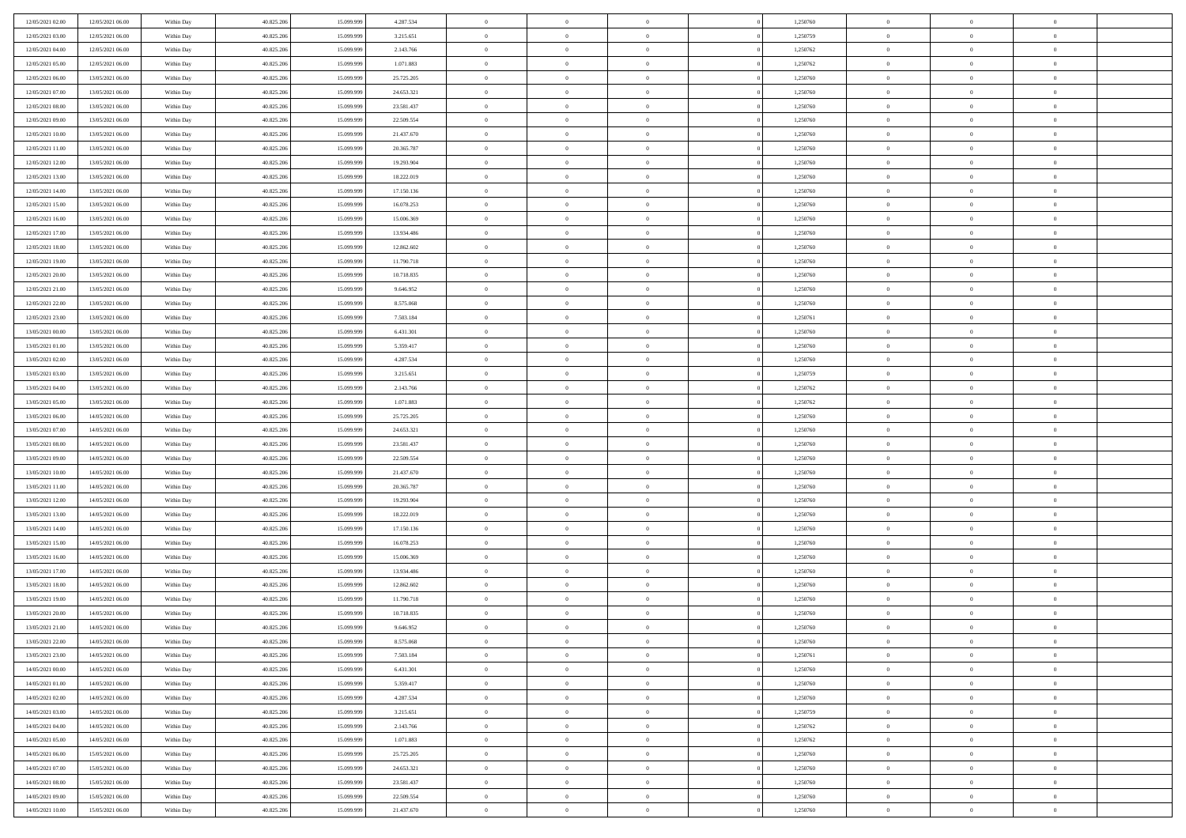| | | | | | | | | | | | | | | |
|---|---|---|---|---|---|---|---|---|---|---|---|---|---|---|
| 12/05/2021 02:00 | 12/05/2021 06:00 | Within Day | 40.825.206 | 15.099.999 | 4.287.534 | 0 | 0 | 0 | | 1,250760 | 0 | 0 | 0 | |
| 12/05/2021 03:00 | 12/05/2021 06:00 | Within Day | 40.825.206 | 15.099.999 | 3.215.651 | 0 | 0 | 0 | | 1,250759 | 0 | 0 | 0 | |
| 12/05/2021 04:00 | 12/05/2021 06:00 | Within Day | 40.825.206 | 15.099.999 | 2.143.766 | 0 | 0 | 0 | | 1,250762 | 0 | 0 | 0 | |
| 12/05/2021 05:00 | 12/05/2021 06:00 | Within Day | 40.825.206 | 15.099.999 | 1.071.883 | 0 | 0 | 0 | | 1,250762 | 0 | 0 | 0 | |
| 12/05/2021 06:00 | 13/05/2021 06:00 | Within Day | 40.825.206 | 15.099.999 | 25.725.205 | 0 | 0 | 0 | | 1,250760 | 0 | 0 | 0 | |
| 12/05/2021 07:00 | 13/05/2021 06:00 | Within Day | 40.825.206 | 15.099.999 | 24.653.321 | 0 | 0 | 0 | | 1,250760 | 0 | 0 | 0 | |
| 12/05/2021 08:00 | 13/05/2021 06:00 | Within Day | 40.825.206 | 15.099.999 | 23.581.437 | 0 | 0 | 0 | | 1,250760 | 0 | 0 | 0 | |
| 12/05/2021 09:00 | 13/05/2021 06:00 | Within Day | 40.825.206 | 15.099.999 | 22.509.554 | 0 | 0 | 0 | | 1,250760 | 0 | 0 | 0 | |
| 12/05/2021 10:00 | 13/05/2021 06:00 | Within Day | 40.825.206 | 15.099.999 | 21.437.670 | 0 | 0 | 0 | | 1,250760 | 0 | 0 | 0 | |
| 12/05/2021 11:00 | 13/05/2021 06:00 | Within Day | 40.825.206 | 15.099.999 | 20.365.787 | 0 | 0 | 0 | | 1,250760 | 0 | 0 | 0 | |
| 12/05/2021 12:00 | 13/05/2021 06:00 | Within Day | 40.825.206 | 15.099.999 | 19.293.904 | 0 | 0 | 0 | | 1,250760 | 0 | 0 | 0 | |
| 12/05/2021 13:00 | 13/05/2021 06:00 | Within Day | 40.825.206 | 15.099.999 | 18.222.019 | 0 | 0 | 0 | | 1,250760 | 0 | 0 | 0 | |
| 12/05/2021 14:00 | 13/05/2021 06:00 | Within Day | 40.825.206 | 15.099.999 | 17.150.136 | 0 | 0 | 0 | | 1,250760 | 0 | 0 | 0 | |
| 12/05/2021 15:00 | 13/05/2021 06:00 | Within Day | 40.825.206 | 15.099.999 | 16.078.253 | 0 | 0 | 0 | | 1,250760 | 0 | 0 | 0 | |
| 12/05/2021 16:00 | 13/05/2021 06:00 | Within Day | 40.825.206 | 15.099.999 | 15.006.369 | 0 | 0 | 0 | | 1,250760 | 0 | 0 | 0 | |
| 12/05/2021 17:00 | 13/05/2021 06:00 | Within Day | 40.825.206 | 15.099.999 | 13.934.486 | 0 | 0 | 0 | | 1,250760 | 0 | 0 | 0 | |
| 12/05/2021 18:00 | 13/05/2021 06:00 | Within Day | 40.825.206 | 15.099.999 | 12.862.602 | 0 | 0 | 0 | | 1,250760 | 0 | 0 | 0 | |
| 12/05/2021 19:00 | 13/05/2021 06:00 | Within Day | 40.825.206 | 15.099.999 | 11.790.718 | 0 | 0 | 0 | | 1,250760 | 0 | 0 | 0 | |
| 12/05/2021 20:00 | 13/05/2021 06:00 | Within Day | 40.825.206 | 15.099.999 | 10.718.835 | 0 | 0 | 0 | | 1,250760 | 0 | 0 | 0 | |
| 12/05/2021 21:00 | 13/05/2021 06:00 | Within Day | 40.825.206 | 15.099.999 | 9.646.952 | 0 | 0 | 0 | | 1,250760 | 0 | 0 | 0 | |
| 12/05/2021 22:00 | 13/05/2021 06:00 | Within Day | 40.825.206 | 15.099.999 | 8.575.068 | 0 | 0 | 0 | | 1,250760 | 0 | 0 | 0 | |
| 12/05/2021 23:00 | 13/05/2021 06:00 | Within Day | 40.825.206 | 15.099.999 | 7.503.184 | 0 | 0 | 0 | | 1,250761 | 0 | 0 | 0 | |
| 13/05/2021 00:00 | 13/05/2021 06:00 | Within Day | 40.825.206 | 15.099.999 | 6.431.301 | 0 | 0 | 0 | | 1,250760 | 0 | 0 | 0 | |
| 13/05/2021 01:00 | 13/05/2021 06:00 | Within Day | 40.825.206 | 15.099.999 | 5.359.417 | 0 | 0 | 0 | | 1,250760 | 0 | 0 | 0 | |
| 13/05/2021 02:00 | 13/05/2021 06:00 | Within Day | 40.825.206 | 15.099.999 | 4.287.534 | 0 | 0 | 0 | | 1,250760 | 0 | 0 | 0 | |
| 13/05/2021 03:00 | 13/05/2021 06:00 | Within Day | 40.825.206 | 15.099.999 | 3.215.651 | 0 | 0 | 0 | | 1,250759 | 0 | 0 | 0 | |
| 13/05/2021 04:00 | 13/05/2021 06:00 | Within Day | 40.825.206 | 15.099.999 | 2.143.766 | 0 | 0 | 0 | | 1,250762 | 0 | 0 | 0 | |
| 13/05/2021 05:00 | 13/05/2021 06:00 | Within Day | 40.825.206 | 15.099.999 | 1.071.883 | 0 | 0 | 0 | | 1,250762 | 0 | 0 | 0 | |
| 13/05/2021 06:00 | 14/05/2021 06:00 | Within Day | 40.825.206 | 15.099.999 | 25.725.205 | 0 | 0 | 0 | | 1,250760 | 0 | 0 | 0 | |
| 13/05/2021 07:00 | 14/05/2021 06:00 | Within Day | 40.825.206 | 15.099.999 | 24.653.321 | 0 | 0 | 0 | | 1,250760 | 0 | 0 | 0 | |
| 13/05/2021 08:00 | 14/05/2021 06:00 | Within Day | 40.825.206 | 15.099.999 | 23.581.437 | 0 | 0 | 0 | | 1,250760 | 0 | 0 | 0 | |
| 13/05/2021 09:00 | 14/05/2021 06:00 | Within Day | 40.825.206 | 15.099.999 | 22.509.554 | 0 | 0 | 0 | | 1,250760 | 0 | 0 | 0 | |
| 13/05/2021 10:00 | 14/05/2021 06:00 | Within Day | 40.825.206 | 15.099.999 | 21.437.670 | 0 | 0 | 0 | | 1,250760 | 0 | 0 | 0 | |
| 13/05/2021 11:00 | 14/05/2021 06:00 | Within Day | 40.825.206 | 15.099.999 | 20.365.787 | 0 | 0 | 0 | | 1,250760 | 0 | 0 | 0 | |
| 13/05/2021 12:00 | 14/05/2021 06:00 | Within Day | 40.825.206 | 15.099.999 | 19.293.904 | 0 | 0 | 0 | | 1,250760 | 0 | 0 | 0 | |
| 13/05/2021 13:00 | 14/05/2021 06:00 | Within Day | 40.825.206 | 15.099.999 | 18.222.019 | 0 | 0 | 0 | | 1,250760 | 0 | 0 | 0 | |
| 13/05/2021 14:00 | 14/05/2021 06:00 | Within Day | 40.825.206 | 15.099.999 | 17.150.136 | 0 | 0 | 0 | | 1,250760 | 0 | 0 | 0 | |
| 13/05/2021 15:00 | 14/05/2021 06:00 | Within Day | 40.825.206 | 15.099.999 | 16.078.253 | 0 | 0 | 0 | | 1,250760 | 0 | 0 | 0 | |
| 13/05/2021 16:00 | 14/05/2021 06:00 | Within Day | 40.825.206 | 15.099.999 | 15.006.369 | 0 | 0 | 0 | | 1,250760 | 0 | 0 | 0 | |
| 13/05/2021 17:00 | 14/05/2021 06:00 | Within Day | 40.825.206 | 15.099.999 | 13.934.486 | 0 | 0 | 0 | | 1,250760 | 0 | 0 | 0 | |
| 13/05/2021 18:00 | 14/05/2021 06:00 | Within Day | 40.825.206 | 15.099.999 | 12.862.602 | 0 | 0 | 0 | | 1,250760 | 0 | 0 | 0 | |
| 13/05/2021 19:00 | 14/05/2021 06:00 | Within Day | 40.825.206 | 15.099.999 | 11.790.718 | 0 | 0 | 0 | | 1,250760 | 0 | 0 | 0 | |
| 13/05/2021 20:00 | 14/05/2021 06:00 | Within Day | 40.825.206 | 15.099.999 | 10.718.835 | 0 | 0 | 0 | | 1,250760 | 0 | 0 | 0 | |
| 13/05/2021 21:00 | 14/05/2021 06:00 | Within Day | 40.825.206 | 15.099.999 | 9.646.952 | 0 | 0 | 0 | | 1,250760 | 0 | 0 | 0 | |
| 13/05/2021 22:00 | 14/05/2021 06:00 | Within Day | 40.825.206 | 15.099.999 | 8.575.068 | 0 | 0 | 0 | | 1,250760 | 0 | 0 | 0 | |
| 13/05/2021 23:00 | 14/05/2021 06:00 | Within Day | 40.825.206 | 15.099.999 | 7.503.184 | 0 | 0 | 0 | | 1,250761 | 0 | 0 | 0 | |
| 14/05/2021 00:00 | 14/05/2021 06:00 | Within Day | 40.825.206 | 15.099.999 | 6.431.301 | 0 | 0 | 0 | | 1,250760 | 0 | 0 | 0 | |
| 14/05/2021 01:00 | 14/05/2021 06:00 | Within Day | 40.825.206 | 15.099.999 | 5.359.417 | 0 | 0 | 0 | | 1,250760 | 0 | 0 | 0 | |
| 14/05/2021 02:00 | 14/05/2021 06:00 | Within Day | 40.825.206 | 15.099.999 | 4.287.534 | 0 | 0 | 0 | | 1,250760 | 0 | 0 | 0 | |
| 14/05/2021 03:00 | 14/05/2021 06:00 | Within Day | 40.825.206 | 15.099.999 | 3.215.651 | 0 | 0 | 0 | | 1,250759 | 0 | 0 | 0 | |
| 14/05/2021 04:00 | 14/05/2021 06:00 | Within Day | 40.825.206 | 15.099.999 | 2.143.766 | 0 | 0 | 0 | | 1,250762 | 0 | 0 | 0 | |
| 14/05/2021 05:00 | 14/05/2021 06:00 | Within Day | 40.825.206 | 15.099.999 | 1.071.883 | 0 | 0 | 0 | | 1,250762 | 0 | 0 | 0 | |
| 14/05/2021 06:00 | 15/05/2021 06:00 | Within Day | 40.825.206 | 15.099.999 | 25.725.205 | 0 | 0 | 0 | | 1,250760 | 0 | 0 | 0 | |
| 14/05/2021 07:00 | 15/05/2021 06:00 | Within Day | 40.825.206 | 15.099.999 | 24.653.321 | 0 | 0 | 0 | | 1,250760 | 0 | 0 | 0 | |
| 14/05/2021 08:00 | 15/05/2021 06:00 | Within Day | 40.825.206 | 15.099.999 | 23.581.437 | 0 | 0 | 0 | | 1,250760 | 0 | 0 | 0 | |
| 14/05/2021 09:00 | 15/05/2021 06:00 | Within Day | 40.825.206 | 15.099.999 | 22.509.554 | 0 | 0 | 0 | | 1,250760 | 0 | 0 | 0 | |
| 14/05/2021 10:00 | 15/05/2021 06:00 | Within Day | 40.825.206 | 15.099.999 | 21.437.670 | 0 | 0 | 0 | | 1,250760 | 0 | 0 | 0 | |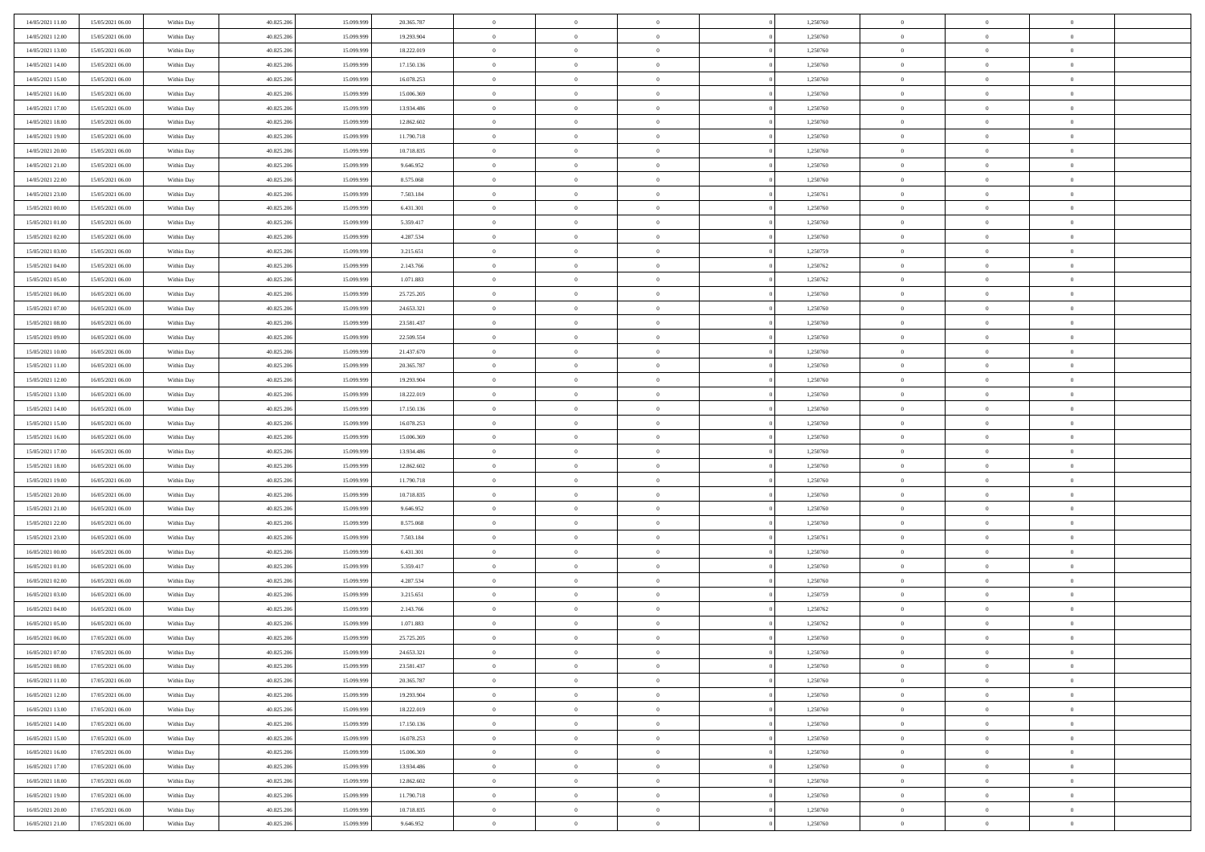| | | | | | | | | | | | | | | |
|---|---|---|---|---|---|---|---|---|---|---|---|---|---|---|
| 14/05/2021 11:00 | 15/05/2021 06:00 | Within Day | 40.825.206 | 15.099.999 | 20.365.787 | 0 | 0 | 0 | 0 | 1,250760 | 0 | 0 | 0 | |
| 14/05/2021 12:00 | 15/05/2021 06:00 | Within Day | 40.825.206 | 15.099.999 | 19.293.904 | 0 | 0 | 0 | 0 | 1,250760 | 0 | 0 | 0 | |
| 14/05/2021 13:00 | 15/05/2021 06:00 | Within Day | 40.825.206 | 15.099.999 | 18.222.019 | 0 | 0 | 0 | 0 | 1,250760 | 0 | 0 | 0 | |
| 14/05/2021 14:00 | 15/05/2021 06:00 | Within Day | 40.825.206 | 15.099.999 | 17.150.136 | 0 | 0 | 0 | 0 | 1,250760 | 0 | 0 | 0 | |
| 14/05/2021 15:00 | 15/05/2021 06:00 | Within Day | 40.825.206 | 15.099.999 | 16.078.253 | 0 | 0 | 0 | 0 | 1,250760 | 0 | 0 | 0 | |
| 14/05/2021 16:00 | 15/05/2021 06:00 | Within Day | 40.825.206 | 15.099.999 | 15.006.369 | 0 | 0 | 0 | 0 | 1,250760 | 0 | 0 | 0 | |
| 14/05/2021 17:00 | 15/05/2021 06:00 | Within Day | 40.825.206 | 15.099.999 | 13.934.486 | 0 | 0 | 0 | 0 | 1,250760 | 0 | 0 | 0 | |
| 14/05/2021 18:00 | 15/05/2021 06:00 | Within Day | 40.825.206 | 15.099.999 | 12.862.602 | 0 | 0 | 0 | 0 | 1,250760 | 0 | 0 | 0 | |
| 14/05/2021 19:00 | 15/05/2021 06:00 | Within Day | 40.825.206 | 15.099.999 | 11.790.718 | 0 | 0 | 0 | 0 | 1,250760 | 0 | 0 | 0 | |
| 14/05/2021 20:00 | 15/05/2021 06:00 | Within Day | 40.825.206 | 15.099.999 | 10.718.835 | 0 | 0 | 0 | 0 | 1,250760 | 0 | 0 | 0 | |
| 14/05/2021 21:00 | 15/05/2021 06:00 | Within Day | 40.825.206 | 15.099.999 | 9.646.952 | 0 | 0 | 0 | 0 | 1,250760 | 0 | 0 | 0 | |
| 14/05/2021 22:00 | 15/05/2021 06:00 | Within Day | 40.825.206 | 15.099.999 | 8.575.068 | 0 | 0 | 0 | 0 | 1,250760 | 0 | 0 | 0 | |
| 14/05/2021 23:00 | 15/05/2021 06:00 | Within Day | 40.825.206 | 15.099.999 | 7.503.184 | 0 | 0 | 0 | 0 | 1,250761 | 0 | 0 | 0 | |
| 15/05/2021 00:00 | 15/05/2021 06:00 | Within Day | 40.825.206 | 15.099.999 | 6.431.301 | 0 | 0 | 0 | 0 | 1,250760 | 0 | 0 | 0 | |
| 15/05/2021 01:00 | 15/05/2021 06:00 | Within Day | 40.825.206 | 15.099.999 | 5.359.417 | 0 | 0 | 0 | 0 | 1,250760 | 0 | 0 | 0 | |
| 15/05/2021 02:00 | 15/05/2021 06:00 | Within Day | 40.825.206 | 15.099.999 | 4.287.534 | 0 | 0 | 0 | 0 | 1,250760 | 0 | 0 | 0 | |
| 15/05/2021 03:00 | 15/05/2021 06:00 | Within Day | 40.825.206 | 15.099.999 | 3.215.651 | 0 | 0 | 0 | 0 | 1,250759 | 0 | 0 | 0 | |
| 15/05/2021 04:00 | 15/05/2021 06:00 | Within Day | 40.825.206 | 15.099.999 | 2.143.766 | 0 | 0 | 0 | 0 | 1,250762 | 0 | 0 | 0 | |
| 15/05/2021 05:00 | 15/05/2021 06:00 | Within Day | 40.825.206 | 15.099.999 | 1.071.883 | 0 | 0 | 0 | 0 | 1,250762 | 0 | 0 | 0 | |
| 15/05/2021 06:00 | 16/05/2021 06:00 | Within Day | 40.825.206 | 15.099.999 | 25.725.205 | 0 | 0 | 0 | 0 | 1,250760 | 0 | 0 | 0 | |
| 15/05/2021 07:00 | 16/05/2021 06:00 | Within Day | 40.825.206 | 15.099.999 | 24.653.321 | 0 | 0 | 0 | 0 | 1,250760 | 0 | 0 | 0 | |
| 15/05/2021 08:00 | 16/05/2021 06:00 | Within Day | 40.825.206 | 15.099.999 | 23.581.437 | 0 | 0 | 0 | 0 | 1,250760 | 0 | 0 | 0 | |
| 15/05/2021 09:00 | 16/05/2021 06:00 | Within Day | 40.825.206 | 15.099.999 | 22.509.554 | 0 | 0 | 0 | 0 | 1,250760 | 0 | 0 | 0 | |
| 15/05/2021 10:00 | 16/05/2021 06:00 | Within Day | 40.825.206 | 15.099.999 | 21.437.670 | 0 | 0 | 0 | 0 | 1,250760 | 0 | 0 | 0 | |
| 15/05/2021 11:00 | 16/05/2021 06:00 | Within Day | 40.825.206 | 15.099.999 | 20.365.787 | 0 | 0 | 0 | 0 | 1,250760 | 0 | 0 | 0 | |
| 15/05/2021 12:00 | 16/05/2021 06:00 | Within Day | 40.825.206 | 15.099.999 | 19.293.904 | 0 | 0 | 0 | 0 | 1,250760 | 0 | 0 | 0 | |
| 15/05/2021 13:00 | 16/05/2021 06:00 | Within Day | 40.825.206 | 15.099.999 | 18.222.019 | 0 | 0 | 0 | 0 | 1,250760 | 0 | 0 | 0 | |
| 15/05/2021 14:00 | 16/05/2021 06:00 | Within Day | 40.825.206 | 15.099.999 | 17.150.136 | 0 | 0 | 0 | 0 | 1,250760 | 0 | 0 | 0 | |
| 15/05/2021 15:00 | 16/05/2021 06:00 | Within Day | 40.825.206 | 15.099.999 | 16.078.253 | 0 | 0 | 0 | 0 | 1,250760 | 0 | 0 | 0 | |
| 15/05/2021 16:00 | 16/05/2021 06:00 | Within Day | 40.825.206 | 15.099.999 | 15.006.369 | 0 | 0 | 0 | 0 | 1,250760 | 0 | 0 | 0 | |
| 15/05/2021 17:00 | 16/05/2021 06:00 | Within Day | 40.825.206 | 15.099.999 | 13.934.486 | 0 | 0 | 0 | 0 | 1,250760 | 0 | 0 | 0 | |
| 15/05/2021 18:00 | 16/05/2021 06:00 | Within Day | 40.825.206 | 15.099.999 | 12.862.602 | 0 | 0 | 0 | 0 | 1,250760 | 0 | 0 | 0 | |
| 15/05/2021 19:00 | 16/05/2021 06:00 | Within Day | 40.825.206 | 15.099.999 | 11.790.718 | 0 | 0 | 0 | 0 | 1,250760 | 0 | 0 | 0 | |
| 15/05/2021 20:00 | 16/05/2021 06:00 | Within Day | 40.825.206 | 15.099.999 | 10.718.835 | 0 | 0 | 0 | 0 | 1,250760 | 0 | 0 | 0 | |
| 15/05/2021 21:00 | 16/05/2021 06:00 | Within Day | 40.825.206 | 15.099.999 | 9.646.952 | 0 | 0 | 0 | 0 | 1,250760 | 0 | 0 | 0 | |
| 15/05/2021 22:00 | 16/05/2021 06:00 | Within Day | 40.825.206 | 15.099.999 | 8.575.068 | 0 | 0 | 0 | 0 | 1,250760 | 0 | 0 | 0 | |
| 15/05/2021 23:00 | 16/05/2021 06:00 | Within Day | 40.825.206 | 15.099.999 | 7.503.184 | 0 | 0 | 0 | 0 | 1,250761 | 0 | 0 | 0 | |
| 16/05/2021 00:00 | 16/05/2021 06:00 | Within Day | 40.825.206 | 15.099.999 | 6.431.301 | 0 | 0 | 0 | 0 | 1,250760 | 0 | 0 | 0 | |
| 16/05/2021 01:00 | 16/05/2021 06:00 | Within Day | 40.825.206 | 15.099.999 | 5.359.417 | 0 | 0 | 0 | 0 | 1,250760 | 0 | 0 | 0 | |
| 16/05/2021 02:00 | 16/05/2021 06:00 | Within Day | 40.825.206 | 15.099.999 | 4.287.534 | 0 | 0 | 0 | 0 | 1,250760 | 0 | 0 | 0 | |
| 16/05/2021 03:00 | 16/05/2021 06:00 | Within Day | 40.825.206 | 15.099.999 | 3.215.651 | 0 | 0 | 0 | 0 | 1,250759 | 0 | 0 | 0 | |
| 16/05/2021 04:00 | 16/05/2021 06:00 | Within Day | 40.825.206 | 15.099.999 | 2.143.766 | 0 | 0 | 0 | 0 | 1,250762 | 0 | 0 | 0 | |
| 16/05/2021 05:00 | 16/05/2021 06:00 | Within Day | 40.825.206 | 15.099.999 | 1.071.883 | 0 | 0 | 0 | 0 | 1,250762 | 0 | 0 | 0 | |
| 16/05/2021 06:00 | 17/05/2021 06:00 | Within Day | 40.825.206 | 15.099.999 | 25.725.205 | 0 | 0 | 0 | 0 | 1,250760 | 0 | 0 | 0 | |
| 16/05/2021 07:00 | 17/05/2021 06:00 | Within Day | 40.825.206 | 15.099.999 | 24.653.321 | 0 | 0 | 0 | 0 | 1,250760 | 0 | 0 | 0 | |
| 16/05/2021 08:00 | 17/05/2021 06:00 | Within Day | 40.825.206 | 15.099.999 | 23.581.437 | 0 | 0 | 0 | 0 | 1,250760 | 0 | 0 | 0 | |
| 16/05/2021 11:00 | 17/05/2021 06:00 | Within Day | 40.825.206 | 15.099.999 | 20.365.787 | 0 | 0 | 0 | 0 | 1,250760 | 0 | 0 | 0 | |
| 16/05/2021 12:00 | 17/05/2021 06:00 | Within Day | 40.825.206 | 15.099.999 | 19.293.904 | 0 | 0 | 0 | 0 | 1,250760 | 0 | 0 | 0 | |
| 16/05/2021 13:00 | 17/05/2021 06:00 | Within Day | 40.825.206 | 15.099.999 | 18.222.019 | 0 | 0 | 0 | 0 | 1,250760 | 0 | 0 | 0 | |
| 16/05/2021 14:00 | 17/05/2021 06:00 | Within Day | 40.825.206 | 15.099.999 | 17.150.136 | 0 | 0 | 0 | 0 | 1,250760 | 0 | 0 | 0 | |
| 16/05/2021 15:00 | 17/05/2021 06:00 | Within Day | 40.825.206 | 15.099.999 | 16.078.253 | 0 | 0 | 0 | 0 | 1,250760 | 0 | 0 | 0 | |
| 16/05/2021 16:00 | 17/05/2021 06:00 | Within Day | 40.825.206 | 15.099.999 | 15.006.369 | 0 | 0 | 0 | 0 | 1,250760 | 0 | 0 | 0 | |
| 16/05/2021 17:00 | 17/05/2021 06:00 | Within Day | 40.825.206 | 15.099.999 | 13.934.486 | 0 | 0 | 0 | 0 | 1,250760 | 0 | 0 | 0 | |
| 16/05/2021 18:00 | 17/05/2021 06:00 | Within Day | 40.825.206 | 15.099.999 | 12.862.602 | 0 | 0 | 0 | 0 | 1,250760 | 0 | 0 | 0 | |
| 16/05/2021 19:00 | 17/05/2021 06:00 | Within Day | 40.825.206 | 15.099.999 | 11.790.718 | 0 | 0 | 0 | 0 | 1,250760 | 0 | 0 | 0 | |
| 16/05/2021 20:00 | 17/05/2021 06:00 | Within Day | 40.825.206 | 15.099.999 | 10.718.835 | 0 | 0 | 0 | 0 | 1,250760 | 0 | 0 | 0 | |
| 16/05/2021 21:00 | 17/05/2021 06:00 | Within Day | 40.825.206 | 15.099.999 | 9.646.952 | 0 | 0 | 0 | 0 | 1,250760 | 0 | 0 | 0 | |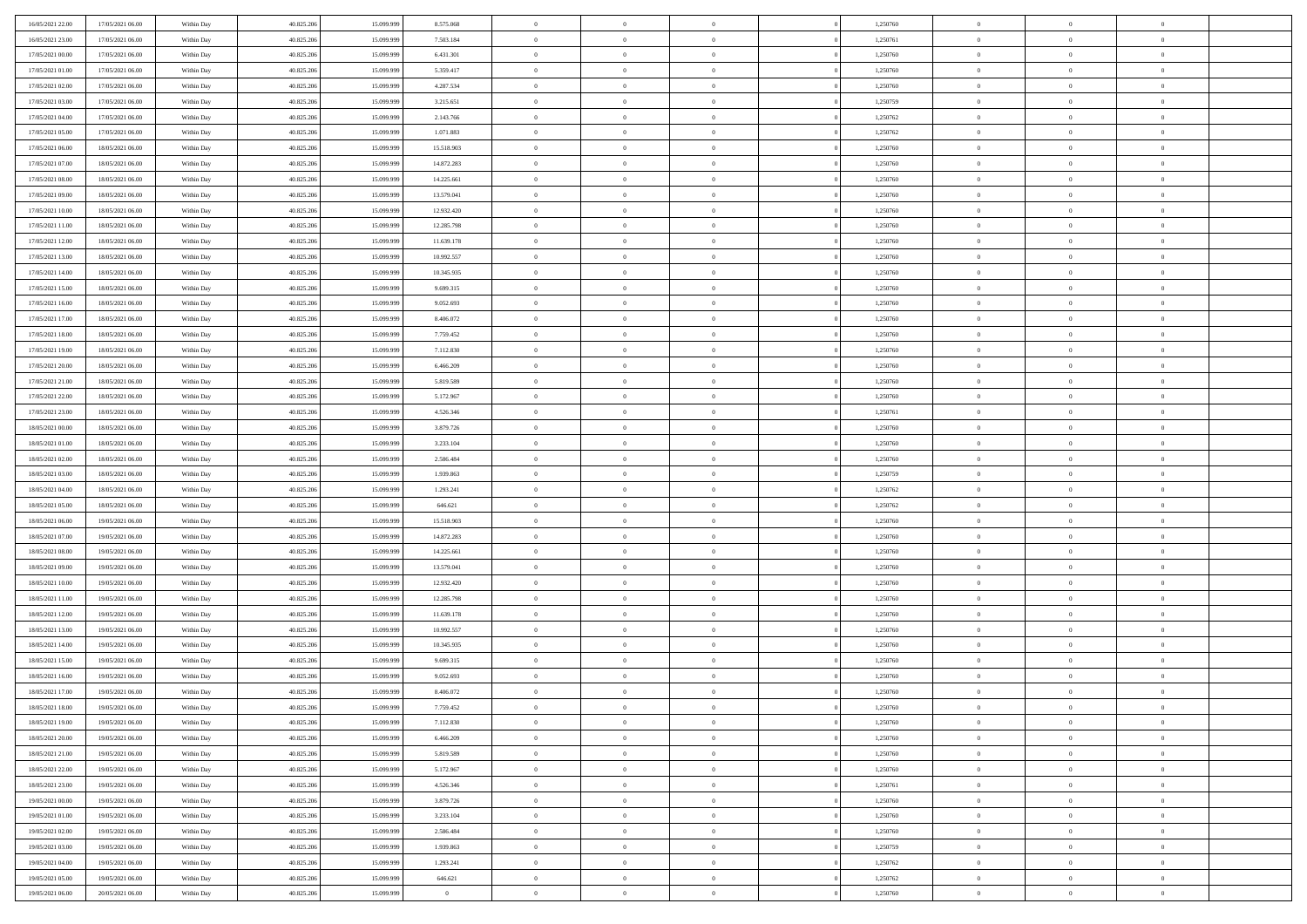| | | | | | | | | | | | | | | |
|---|---|---|---|---|---|---|---|---|---|---|---|---|---|---|
| 16/05/2021 22.00 | 17/05/2021 06.00 | Within Day | 40.825.206 | 15.099.999 | 8.575.068 | 0 | 0 | 0 | | 1,250760 | 0 | 0 | 0 | |
| 16/05/2021 23.00 | 17/05/2021 06.00 | Within Day | 40.825.206 | 15.099.999 | 7.503.184 | 0 | 0 | 0 | | 1,250761 | 0 | 0 | 0 | |
| 17/05/2021 00.00 | 17/05/2021 06.00 | Within Day | 40.825.206 | 15.099.999 | 6.431.301 | 0 | 0 | 0 | | 1,250760 | 0 | 0 | 0 | |
| 17/05/2021 01.00 | 17/05/2021 06.00 | Within Day | 40.825.206 | 15.099.999 | 5.359.417 | 0 | 0 | 0 | | 1,250760 | 0 | 0 | 0 | |
| 17/05/2021 02.00 | 17/05/2021 06.00 | Within Day | 40.825.206 | 15.099.999 | 4.287.534 | 0 | 0 | 0 | | 1,250760 | 0 | 0 | 0 | |
| 17/05/2021 03.00 | 17/05/2021 06.00 | Within Day | 40.825.206 | 15.099.999 | 3.215.651 | 0 | 0 | 0 | | 1,250759 | 0 | 0 | 0 | |
| 17/05/2021 04.00 | 17/05/2021 06.00 | Within Day | 40.825.206 | 15.099.999 | 2.143.766 | 0 | 0 | 0 | | 1,250762 | 0 | 0 | 0 | |
| 17/05/2021 05.00 | 17/05/2021 06.00 | Within Day | 40.825.206 | 15.099.999 | 1.071.883 | 0 | 0 | 0 | | 1,250762 | 0 | 0 | 0 | |
| 17/05/2021 06.00 | 18/05/2021 06.00 | Within Day | 40.825.206 | 15.099.999 | 15.518.903 | 0 | 0 | 0 | | 1,250760 | 0 | 0 | 0 | |
| 17/05/2021 07.00 | 18/05/2021 06.00 | Within Day | 40.825.206 | 15.099.999 | 14.872.283 | 0 | 0 | 0 | | 1,250760 | 0 | 0 | 0 | |
| 17/05/2021 08.00 | 18/05/2021 06.00 | Within Day | 40.825.206 | 15.099.999 | 14.225.661 | 0 | 0 | 0 | | 1,250760 | 0 | 0 | 0 | |
| 17/05/2021 09.00 | 18/05/2021 06.00 | Within Day | 40.825.206 | 15.099.999 | 13.579.041 | 0 | 0 | 0 | | 1,250760 | 0 | 0 | 0 | |
| 17/05/2021 10.00 | 18/05/2021 06.00 | Within Day | 40.825.206 | 15.099.999 | 12.932.420 | 0 | 0 | 0 | | 1,250760 | 0 | 0 | 0 | |
| 17/05/2021 11.00 | 18/05/2021 06.00 | Within Day | 40.825.206 | 15.099.999 | 12.285.798 | 0 | 0 | 0 | | 1,250760 | 0 | 0 | 0 | |
| 17/05/2021 12.00 | 18/05/2021 06.00 | Within Day | 40.825.206 | 15.099.999 | 11.639.178 | 0 | 0 | 0 | | 1,250760 | 0 | 0 | 0 | |
| 17/05/2021 13.00 | 18/05/2021 06.00 | Within Day | 40.825.206 | 15.099.999 | 10.992.557 | 0 | 0 | 0 | | 1,250760 | 0 | 0 | 0 | |
| 17/05/2021 14.00 | 18/05/2021 06.00 | Within Day | 40.825.206 | 15.099.999 | 10.345.935 | 0 | 0 | 0 | | 1,250760 | 0 | 0 | 0 | |
| 17/05/2021 15.00 | 18/05/2021 06.00 | Within Day | 40.825.206 | 15.099.999 | 9.699.315 | 0 | 0 | 0 | | 1,250760 | 0 | 0 | 0 | |
| 17/05/2021 16.00 | 18/05/2021 06.00 | Within Day | 40.825.206 | 15.099.999 | 9.052.693 | 0 | 0 | 0 | | 1,250760 | 0 | 0 | 0 | |
| 17/05/2021 17.00 | 18/05/2021 06.00 | Within Day | 40.825.206 | 15.099.999 | 8.406.072 | 0 | 0 | 0 | | 1,250760 | 0 | 0 | 0 | |
| 17/05/2021 18.00 | 18/05/2021 06.00 | Within Day | 40.825.206 | 15.099.999 | 7.759.452 | 0 | 0 | 0 | | 1,250760 | 0 | 0 | 0 | |
| 17/05/2021 19.00 | 18/05/2021 06.00 | Within Day | 40.825.206 | 15.099.999 | 7.112.830 | 0 | 0 | 0 | | 1,250760 | 0 | 0 | 0 | |
| 17/05/2021 20.00 | 18/05/2021 06.00 | Within Day | 40.825.206 | 15.099.999 | 6.466.209 | 0 | 0 | 0 | | 1,250760 | 0 | 0 | 0 | |
| 17/05/2021 21.00 | 18/05/2021 06.00 | Within Day | 40.825.206 | 15.099.999 | 5.819.589 | 0 | 0 | 0 | | 1,250760 | 0 | 0 | 0 | |
| 17/05/2021 22.00 | 18/05/2021 06.00 | Within Day | 40.825.206 | 15.099.999 | 5.172.967 | 0 | 0 | 0 | | 1,250760 | 0 | 0 | 0 | |
| 17/05/2021 23.00 | 18/05/2021 06.00 | Within Day | 40.825.206 | 15.099.999 | 4.526.346 | 0 | 0 | 0 | | 1,250761 | 0 | 0 | 0 | |
| 18/05/2021 00.00 | 18/05/2021 06.00 | Within Day | 40.825.206 | 15.099.999 | 3.879.726 | 0 | 0 | 0 | | 1,250760 | 0 | 0 | 0 | |
| 18/05/2021 01.00 | 18/05/2021 06.00 | Within Day | 40.825.206 | 15.099.999 | 3.233.104 | 0 | 0 | 0 | | 1,250760 | 0 | 0 | 0 | |
| 18/05/2021 02.00 | 18/05/2021 06.00 | Within Day | 40.825.206 | 15.099.999 | 2.586.484 | 0 | 0 | 0 | | 1,250760 | 0 | 0 | 0 | |
| 18/05/2021 03.00 | 18/05/2021 06.00 | Within Day | 40.825.206 | 15.099.999 | 1.939.863 | 0 | 0 | 0 | | 1,250759 | 0 | 0 | 0 | |
| 18/05/2021 04.00 | 18/05/2021 06.00 | Within Day | 40.825.206 | 15.099.999 | 1.293.241 | 0 | 0 | 0 | | 1,250762 | 0 | 0 | 0 | |
| 18/05/2021 05.00 | 18/05/2021 06.00 | Within Day | 40.825.206 | 15.099.999 | 646.621 | 0 | 0 | 0 | | 1,250762 | 0 | 0 | 0 | |
| 18/05/2021 06.00 | 19/05/2021 06.00 | Within Day | 40.825.206 | 15.099.999 | 15.518.903 | 0 | 0 | 0 | | 1,250760 | 0 | 0 | 0 | |
| 18/05/2021 07.00 | 19/05/2021 06.00 | Within Day | 40.825.206 | 15.099.999 | 14.872.283 | 0 | 0 | 0 | | 1,250760 | 0 | 0 | 0 | |
| 18/05/2021 08.00 | 19/05/2021 06.00 | Within Day | 40.825.206 | 15.099.999 | 14.225.661 | 0 | 0 | 0 | | 1,250760 | 0 | 0 | 0 | |
| 18/05/2021 09.00 | 19/05/2021 06.00 | Within Day | 40.825.206 | 15.099.999 | 13.579.041 | 0 | 0 | 0 | | 1,250760 | 0 | 0 | 0 | |
| 18/05/2021 10.00 | 19/05/2021 06.00 | Within Day | 40.825.206 | 15.099.999 | 12.932.420 | 0 | 0 | 0 | | 1,250760 | 0 | 0 | 0 | |
| 18/05/2021 11.00 | 19/05/2021 06.00 | Within Day | 40.825.206 | 15.099.999 | 12.285.798 | 0 | 0 | 0 | | 1,250760 | 0 | 0 | 0 | |
| 18/05/2021 12.00 | 19/05/2021 06.00 | Within Day | 40.825.206 | 15.099.999 | 11.639.178 | 0 | 0 | 0 | | 1,250760 | 0 | 0 | 0 | |
| 18/05/2021 13.00 | 19/05/2021 06.00 | Within Day | 40.825.206 | 15.099.999 | 10.992.557 | 0 | 0 | 0 | | 1,250760 | 0 | 0 | 0 | |
| 18/05/2021 14.00 | 19/05/2021 06.00 | Within Day | 40.825.206 | 15.099.999 | 10.345.935 | 0 | 0 | 0 | | 1,250760 | 0 | 0 | 0 | |
| 18/05/2021 15.00 | 19/05/2021 06.00 | Within Day | 40.825.206 | 15.099.999 | 9.699.315 | 0 | 0 | 0 | | 1,250760 | 0 | 0 | 0 | |
| 18/05/2021 16.00 | 19/05/2021 06.00 | Within Day | 40.825.206 | 15.099.999 | 9.052.693 | 0 | 0 | 0 | | 1,250760 | 0 | 0 | 0 | |
| 18/05/2021 17.00 | 19/05/2021 06.00 | Within Day | 40.825.206 | 15.099.999 | 8.406.072 | 0 | 0 | 0 | | 1,250760 | 0 | 0 | 0 | |
| 18/05/2021 18.00 | 19/05/2021 06.00 | Within Day | 40.825.206 | 15.099.999 | 7.759.452 | 0 | 0 | 0 | | 1,250760 | 0 | 0 | 0 | |
| 18/05/2021 19.00 | 19/05/2021 06.00 | Within Day | 40.825.206 | 15.099.999 | 7.112.830 | 0 | 0 | 0 | | 1,250760 | 0 | 0 | 0 | |
| 18/05/2021 20.00 | 19/05/2021 06.00 | Within Day | 40.825.206 | 15.099.999 | 6.466.209 | 0 | 0 | 0 | | 1,250760 | 0 | 0 | 0 | |
| 18/05/2021 21.00 | 19/05/2021 06.00 | Within Day | 40.825.206 | 15.099.999 | 5.819.589 | 0 | 0 | 0 | | 1,250760 | 0 | 0 | 0 | |
| 18/05/2021 22.00 | 19/05/2021 06.00 | Within Day | 40.825.206 | 15.099.999 | 5.172.967 | 0 | 0 | 0 | | 1,250760 | 0 | 0 | 0 | |
| 18/05/2021 23.00 | 19/05/2021 06.00 | Within Day | 40.825.206 | 15.099.999 | 4.526.346 | 0 | 0 | 0 | | 1,250761 | 0 | 0 | 0 | |
| 19/05/2021 00.00 | 19/05/2021 06.00 | Within Day | 40.825.206 | 15.099.999 | 3.879.726 | 0 | 0 | 0 | | 1,250760 | 0 | 0 | 0 | |
| 19/05/2021 01.00 | 19/05/2021 06.00 | Within Day | 40.825.206 | 15.099.999 | 3.233.104 | 0 | 0 | 0 | | 1,250760 | 0 | 0 | 0 | |
| 19/05/2021 02.00 | 19/05/2021 06.00 | Within Day | 40.825.206 | 15.099.999 | 2.586.484 | 0 | 0 | 0 | | 1,250760 | 0 | 0 | 0 | |
| 19/05/2021 03.00 | 19/05/2021 06.00 | Within Day | 40.825.206 | 15.099.999 | 1.939.863 | 0 | 0 | 0 | | 1,250759 | 0 | 0 | 0 | |
| 19/05/2021 04.00 | 19/05/2021 06.00 | Within Day | 40.825.206 | 15.099.999 | 1.293.241 | 0 | 0 | 0 | | 1,250762 | 0 | 0 | 0 | |
| 19/05/2021 05.00 | 19/05/2021 06.00 | Within Day | 40.825.206 | 15.099.999 | 646.621 | 0 | 0 | 0 | | 1,250762 | 0 | 0 | 0 | |
| 19/05/2021 06.00 | 20/05/2021 06.00 | Within Day | 40.825.206 | 15.099.999 | 0 | 0 | 0 | 0 | | 1,250760 | 0 | 0 | 0 | |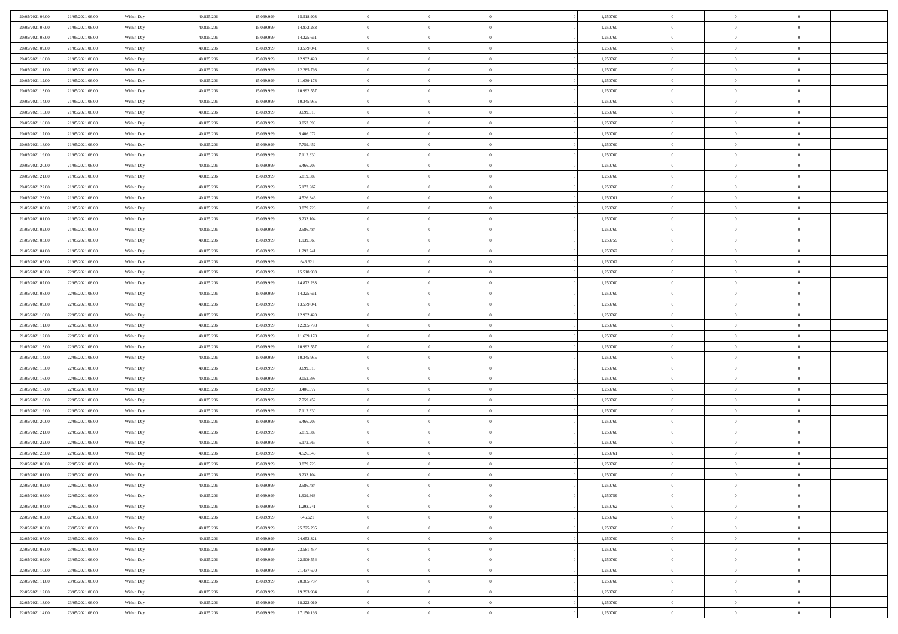| | | | | | | | | | | | | | | |
|---|---|---|---|---|---|---|---|---|---|---|---|---|---|---|
| 20/05/2021 06:00 | 21/05/2021 06:00 | Within Day | 40.825.206 | 15.099.999 | 15.518.903 | 0 | 0 | 0 | 0 | 1,250760 | 0 | 0 | 0 | |
| 20/05/2021 07:00 | 21/05/2021 06:00 | Within Day | 40.825.206 | 15.099.999 | 14.872.283 | 0 | 0 | 0 | 0 | 1,250760 | 0 | 0 | 0 | |
| 20/05/2021 08:00 | 21/05/2021 06:00 | Within Day | 40.825.206 | 15.099.999 | 14.225.661 | 0 | 0 | 0 | 0 | 1,250760 | 0 | 0 | 0 | |
| 20/05/2021 09:00 | 21/05/2021 06:00 | Within Day | 40.825.206 | 15.099.999 | 13.579.041 | 0 | 0 | 0 | 0 | 1,250760 | 0 | 0 | 0 | |
| 20/05/2021 10:00 | 21/05/2021 06:00 | Within Day | 40.825.206 | 15.099.999 | 12.932.420 | 0 | 0 | 0 | 0 | 1,250760 | 0 | 0 | 0 | |
| 20/05/2021 11:00 | 21/05/2021 06:00 | Within Day | 40.825.206 | 15.099.999 | 12.285.798 | 0 | 0 | 0 | 0 | 1,250760 | 0 | 0 | 0 | |
| 20/05/2021 12:00 | 21/05/2021 06:00 | Within Day | 40.825.206 | 15.099.999 | 11.639.178 | 0 | 0 | 0 | 0 | 1,250760 | 0 | 0 | 0 | |
| 20/05/2021 13:00 | 21/05/2021 06:00 | Within Day | 40.825.206 | 15.099.999 | 10.992.557 | 0 | 0 | 0 | 0 | 1,250760 | 0 | 0 | 0 | |
| 20/05/2021 14:00 | 21/05/2021 06:00 | Within Day | 40.825.206 | 15.099.999 | 10.345.935 | 0 | 0 | 0 | 0 | 1,250760 | 0 | 0 | 0 | |
| 20/05/2021 15:00 | 21/05/2021 06:00 | Within Day | 40.825.206 | 15.099.999 | 9.699.315 | 0 | 0 | 0 | 0 | 1,250760 | 0 | 0 | 0 | |
| 20/05/2021 16:00 | 21/05/2021 06:00 | Within Day | 40.825.206 | 15.099.999 | 9.052.693 | 0 | 0 | 0 | 0 | 1,250760 | 0 | 0 | 0 | |
| 20/05/2021 17:00 | 21/05/2021 06:00 | Within Day | 40.825.206 | 15.099.999 | 8.406.072 | 0 | 0 | 0 | 0 | 1,250760 | 0 | 0 | 0 | |
| 20/05/2021 18:00 | 21/05/2021 06:00 | Within Day | 40.825.206 | 15.099.999 | 7.759.452 | 0 | 0 | 0 | 0 | 1,250760 | 0 | 0 | 0 | |
| 20/05/2021 19:00 | 21/05/2021 06:00 | Within Day | 40.825.206 | 15.099.999 | 7.112.830 | 0 | 0 | 0 | 0 | 1,250760 | 0 | 0 | 0 | |
| 20/05/2021 20:00 | 21/05/2021 06:00 | Within Day | 40.825.206 | 15.099.999 | 6.466.209 | 0 | 0 | 0 | 0 | 1,250760 | 0 | 0 | 0 | |
| 20/05/2021 21:00 | 21/05/2021 06:00 | Within Day | 40.825.206 | 15.099.999 | 5.819.589 | 0 | 0 | 0 | 0 | 1,250760 | 0 | 0 | 0 | |
| 20/05/2021 22:00 | 21/05/2021 06:00 | Within Day | 40.825.206 | 15.099.999 | 5.172.967 | 0 | 0 | 0 | 0 | 1,250760 | 0 | 0 | 0 | |
| 20/05/2021 23:00 | 21/05/2021 06:00 | Within Day | 40.825.206 | 15.099.999 | 4.526.346 | 0 | 0 | 0 | 0 | 1,250761 | 0 | 0 | 0 | |
| 21/05/2021 00:00 | 21/05/2021 06:00 | Within Day | 40.825.206 | 15.099.999 | 3.879.726 | 0 | 0 | 0 | 0 | 1,250760 | 0 | 0 | 0 | |
| 21/05/2021 01:00 | 21/05/2021 06:00 | Within Day | 40.825.206 | 15.099.999 | 3.233.104 | 0 | 0 | 0 | 0 | 1,250760 | 0 | 0 | 0 | |
| 21/05/2021 02:00 | 21/05/2021 06:00 | Within Day | 40.825.206 | 15.099.999 | 2.586.484 | 0 | 0 | 0 | 0 | 1,250760 | 0 | 0 | 0 | |
| 21/05/2021 03:00 | 21/05/2021 06:00 | Within Day | 40.825.206 | 15.099.999 | 1.939.863 | 0 | 0 | 0 | 0 | 1,250759 | 0 | 0 | 0 | |
| 21/05/2021 04:00 | 21/05/2021 06:00 | Within Day | 40.825.206 | 15.099.999 | 1.293.241 | 0 | 0 | 0 | 0 | 1,250762 | 0 | 0 | 0 | |
| 21/05/2021 05:00 | 21/05/2021 06:00 | Within Day | 40.825.206 | 15.099.999 | 646.621 | 0 | 0 | 0 | 0 | 1,250762 | 0 | 0 | 0 | |
| 21/05/2021 06:00 | 22/05/2021 06:00 | Within Day | 40.825.206 | 15.099.999 | 15.518.903 | 0 | 0 | 0 | 0 | 1,250760 | 0 | 0 | 0 | |
| 21/05/2021 07:00 | 22/05/2021 06:00 | Within Day | 40.825.206 | 15.099.999 | 14.872.283 | 0 | 0 | 0 | 0 | 1,250760 | 0 | 0 | 0 | |
| 21/05/2021 08:00 | 22/05/2021 06:00 | Within Day | 40.825.206 | 15.099.999 | 14.225.661 | 0 | 0 | 0 | 0 | 1,250760 | 0 | 0 | 0 | |
| 21/05/2021 09:00 | 22/05/2021 06:00 | Within Day | 40.825.206 | 15.099.999 | 13.579.041 | 0 | 0 | 0 | 0 | 1,250760 | 0 | 0 | 0 | |
| 21/05/2021 10:00 | 22/05/2021 06:00 | Within Day | 40.825.206 | 15.099.999 | 12.932.420 | 0 | 0 | 0 | 0 | 1,250760 | 0 | 0 | 0 | |
| 21/05/2021 11:00 | 22/05/2021 06:00 | Within Day | 40.825.206 | 15.099.999 | 12.285.798 | 0 | 0 | 0 | 0 | 1,250760 | 0 | 0 | 0 | |
| 21/05/2021 12:00 | 22/05/2021 06:00 | Within Day | 40.825.206 | 15.099.999 | 11.639.178 | 0 | 0 | 0 | 0 | 1,250760 | 0 | 0 | 0 | |
| 21/05/2021 13:00 | 22/05/2021 06:00 | Within Day | 40.825.206 | 15.099.999 | 10.992.557 | 0 | 0 | 0 | 0 | 1,250760 | 0 | 0 | 0 | |
| 21/05/2021 14:00 | 22/05/2021 06:00 | Within Day | 40.825.206 | 15.099.999 | 10.345.935 | 0 | 0 | 0 | 0 | 1,250760 | 0 | 0 | 0 | |
| 21/05/2021 15:00 | 22/05/2021 06:00 | Within Day | 40.825.206 | 15.099.999 | 9.699.315 | 0 | 0 | 0 | 0 | 1,250760 | 0 | 0 | 0 | |
| 21/05/2021 16:00 | 22/05/2021 06:00 | Within Day | 40.825.206 | 15.099.999 | 9.052.693 | 0 | 0 | 0 | 0 | 1,250760 | 0 | 0 | 0 | |
| 21/05/2021 17:00 | 22/05/2021 06:00 | Within Day | 40.825.206 | 15.099.999 | 8.406.072 | 0 | 0 | 0 | 0 | 1,250760 | 0 | 0 | 0 | |
| 21/05/2021 18:00 | 22/05/2021 06:00 | Within Day | 40.825.206 | 15.099.999 | 7.759.452 | 0 | 0 | 0 | 0 | 1,250760 | 0 | 0 | 0 | |
| 21/05/2021 19:00 | 22/05/2021 06:00 | Within Day | 40.825.206 | 15.099.999 | 7.112.830 | 0 | 0 | 0 | 0 | 1,250760 | 0 | 0 | 0 | |
| 21/05/2021 20:00 | 22/05/2021 06:00 | Within Day | 40.825.206 | 15.099.999 | 6.466.209 | 0 | 0 | 0 | 0 | 1,250760 | 0 | 0 | 0 | |
| 21/05/2021 21:00 | 22/05/2021 06:00 | Within Day | 40.825.206 | 15.099.999 | 5.819.589 | 0 | 0 | 0 | 0 | 1,250760 | 0 | 0 | 0 | |
| 21/05/2021 22:00 | 22/05/2021 06:00 | Within Day | 40.825.206 | 15.099.999 | 5.172.967 | 0 | 0 | 0 | 0 | 1,250760 | 0 | 0 | 0 | |
| 21/05/2021 23:00 | 22/05/2021 06:00 | Within Day | 40.825.206 | 15.099.999 | 4.526.346 | 0 | 0 | 0 | 0 | 1,250761 | 0 | 0 | 0 | |
| 22/05/2021 00:00 | 22/05/2021 06:00 | Within Day | 40.825.206 | 15.099.999 | 3.879.726 | 0 | 0 | 0 | 0 | 1,250760 | 0 | 0 | 0 | |
| 22/05/2021 01:00 | 22/05/2021 06:00 | Within Day | 40.825.206 | 15.099.999 | 3.233.104 | 0 | 0 | 0 | 0 | 1,250760 | 0 | 0 | 0 | |
| 22/05/2021 02:00 | 22/05/2021 06:00 | Within Day | 40.825.206 | 15.099.999 | 2.586.484 | 0 | 0 | 0 | 0 | 1,250760 | 0 | 0 | 0 | |
| 22/05/2021 03:00 | 22/05/2021 06:00 | Within Day | 40.825.206 | 15.099.999 | 1.939.863 | 0 | 0 | 0 | 0 | 1,250759 | 0 | 0 | 0 | |
| 22/05/2021 04:00 | 22/05/2021 06:00 | Within Day | 40.825.206 | 15.099.999 | 1.293.241 | 0 | 0 | 0 | 0 | 1,250762 | 0 | 0 | 0 | |
| 22/05/2021 05:00 | 22/05/2021 06:00 | Within Day | 40.825.206 | 15.099.999 | 646.621 | 0 | 0 | 0 | 0 | 1,250762 | 0 | 0 | 0 | |
| 22/05/2021 06:00 | 23/05/2021 06:00 | Within Day | 40.825.206 | 15.099.999 | 25.725.205 | 0 | 0 | 0 | 0 | 1,250760 | 0 | 0 | 0 | |
| 22/05/2021 07:00 | 23/05/2021 06:00 | Within Day | 40.825.206 | 15.099.999 | 24.653.321 | 0 | 0 | 0 | 0 | 1,250760 | 0 | 0 | 0 | |
| 22/05/2021 08:00 | 23/05/2021 06:00 | Within Day | 40.825.206 | 15.099.999 | 23.581.437 | 0 | 0 | 0 | 0 | 1,250760 | 0 | 0 | 0 | |
| 22/05/2021 09:00 | 23/05/2021 06:00 | Within Day | 40.825.206 | 15.099.999 | 22.509.554 | 0 | 0 | 0 | 0 | 1,250760 | 0 | 0 | 0 | |
| 22/05/2021 10:00 | 23/05/2021 06:00 | Within Day | 40.825.206 | 15.099.999 | 21.437.670 | 0 | 0 | 0 | 0 | 1,250760 | 0 | 0 | 0 | |
| 22/05/2021 11:00 | 23/05/2021 06:00 | Within Day | 40.825.206 | 15.099.999 | 20.365.787 | 0 | 0 | 0 | 0 | 1,250760 | 0 | 0 | 0 | |
| 22/05/2021 12:00 | 23/05/2021 06:00 | Within Day | 40.825.206 | 15.099.999 | 19.293.904 | 0 | 0 | 0 | 0 | 1,250760 | 0 | 0 | 0 | |
| 22/05/2021 13:00 | 23/05/2021 06:00 | Within Day | 40.825.206 | 15.099.999 | 18.222.019 | 0 | 0 | 0 | 0 | 1,250760 | 0 | 0 | 0 | |
| 22/05/2021 14:00 | 23/05/2021 06:00 | Within Day | 40.825.206 | 15.099.999 | 17.150.136 | 0 | 0 | 0 | 0 | 1,250760 | 0 | 0 | 0 | |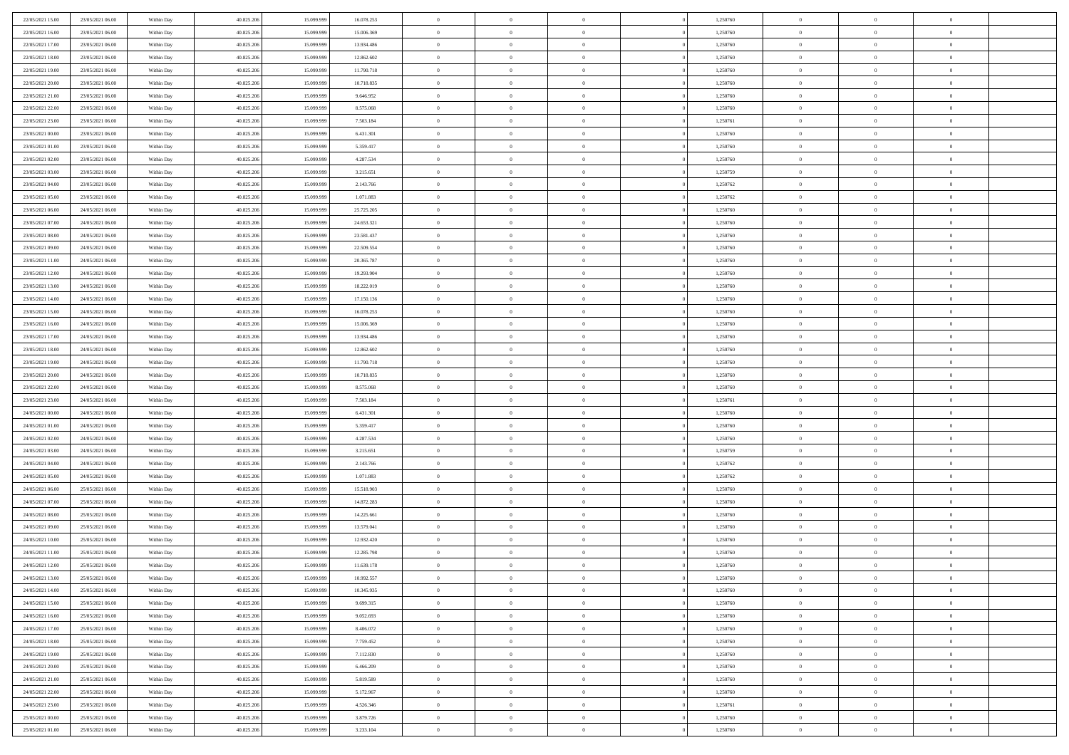| | | | | | | | | | | | | | | |
|---|---|---|---|---|---|---|---|---|---|---|---|---|---|---|
| 22/05/2021 15:00 | 23/05/2021 06:00 | Within Day | 40.825.206 | 15.099.999 | 16.078.253 | 0 | 0 | 0 | 0 | 1,250760 | 0 | 0 | 0 | |
| 22/05/2021 16:00 | 23/05/2021 06:00 | Within Day | 40.825.206 | 15.099.999 | 15.006.369 | 0 | 0 | 0 | 0 | 1,250760 | 0 | 0 | 0 | |
| 22/05/2021 17:00 | 23/05/2021 06:00 | Within Day | 40.825.206 | 15.099.999 | 13.934.486 | 0 | 0 | 0 | 0 | 1,250760 | 0 | 0 | 0 | |
| 22/05/2021 18:00 | 23/05/2021 06:00 | Within Day | 40.825.206 | 15.099.999 | 12.862.602 | 0 | 0 | 0 | 0 | 1,250760 | 0 | 0 | 0 | |
| 22/05/2021 19:00 | 23/05/2021 06:00 | Within Day | 40.825.206 | 15.099.999 | 11.790.718 | 0 | 0 | 0 | 0 | 1,250760 | 0 | 0 | 0 | |
| 22/05/2021 20:00 | 23/05/2021 06:00 | Within Day | 40.825.206 | 15.099.999 | 10.718.835 | 0 | 0 | 0 | 0 | 1,250760 | 0 | 0 | 0 | |
| 22/05/2021 21:00 | 23/05/2021 06:00 | Within Day | 40.825.206 | 15.099.999 | 9.646.952 | 0 | 0 | 0 | 0 | 1,250760 | 0 | 0 | 0 | |
| 22/05/2021 22:00 | 23/05/2021 06:00 | Within Day | 40.825.206 | 15.099.999 | 8.575.068 | 0 | 0 | 0 | 0 | 1,250760 | 0 | 0 | 0 | |
| 22/05/2021 23:00 | 23/05/2021 06:00 | Within Day | 40.825.206 | 15.099.999 | 7.503.184 | 0 | 0 | 0 | 0 | 1,250761 | 0 | 0 | 0 | |
| 23/05/2021 00:00 | 23/05/2021 06:00 | Within Day | 40.825.206 | 15.099.999 | 6.431.301 | 0 | 0 | 0 | 0 | 1,250760 | 0 | 0 | 0 | |
| 23/05/2021 01:00 | 23/05/2021 06:00 | Within Day | 40.825.206 | 15.099.999 | 5.359.417 | 0 | 0 | 0 | 0 | 1,250760 | 0 | 0 | 0 | |
| 23/05/2021 02:00 | 23/05/2021 06:00 | Within Day | 40.825.206 | 15.099.999 | 4.287.534 | 0 | 0 | 0 | 0 | 1,250760 | 0 | 0 | 0 | |
| 23/05/2021 03:00 | 23/05/2021 06:00 | Within Day | 40.825.206 | 15.099.999 | 3.215.651 | 0 | 0 | 0 | 0 | 1,250759 | 0 | 0 | 0 | |
| 23/05/2021 04:00 | 23/05/2021 06:00 | Within Day | 40.825.206 | 15.099.999 | 2.143.766 | 0 | 0 | 0 | 0 | 1,250762 | 0 | 0 | 0 | |
| 23/05/2021 05:00 | 23/05/2021 06:00 | Within Day | 40.825.206 | 15.099.999 | 1.071.883 | 0 | 0 | 0 | 0 | 1,250762 | 0 | 0 | 0 | |
| 23/05/2021 06:00 | 24/05/2021 06:00 | Within Day | 40.825.206 | 15.099.999 | 25.725.205 | 0 | 0 | 0 | 0 | 1,250760 | 0 | 0 | 0 | |
| 23/05/2021 07:00 | 24/05/2021 06:00 | Within Day | 40.825.206 | 15.099.999 | 24.653.321 | 0 | 0 | 0 | 0 | 1,250760 | 0 | 0 | 0 | |
| 23/05/2021 08:00 | 24/05/2021 06:00 | Within Day | 40.825.206 | 15.099.999 | 23.581.437 | 0 | 0 | 0 | 0 | 1,250760 | 0 | 0 | 0 | |
| 23/05/2021 09:00 | 24/05/2021 06:00 | Within Day | 40.825.206 | 15.099.999 | 22.509.554 | 0 | 0 | 0 | 0 | 1,250760 | 0 | 0 | 0 | |
| 23/05/2021 11:00 | 24/05/2021 06:00 | Within Day | 40.825.206 | 15.099.999 | 20.365.787 | 0 | 0 | 0 | 0 | 1,250760 | 0 | 0 | 0 | |
| 23/05/2021 12:00 | 24/05/2021 06:00 | Within Day | 40.825.206 | 15.099.999 | 19.293.904 | 0 | 0 | 0 | 0 | 1,250760 | 0 | 0 | 0 | |
| 23/05/2021 13:00 | 24/05/2021 06:00 | Within Day | 40.825.206 | 15.099.999 | 18.222.019 | 0 | 0 | 0 | 0 | 1,250760 | 0 | 0 | 0 | |
| 23/05/2021 14:00 | 24/05/2021 06:00 | Within Day | 40.825.206 | 15.099.999 | 17.150.136 | 0 | 0 | 0 | 0 | 1,250760 | 0 | 0 | 0 | |
| 23/05/2021 15:00 | 24/05/2021 06:00 | Within Day | 40.825.206 | 15.099.999 | 16.078.253 | 0 | 0 | 0 | 0 | 1,250760 | 0 | 0 | 0 | |
| 23/05/2021 16:00 | 24/05/2021 06:00 | Within Day | 40.825.206 | 15.099.999 | 15.006.369 | 0 | 0 | 0 | 0 | 1,250760 | 0 | 0 | 0 | |
| 23/05/2021 17:00 | 24/05/2021 06:00 | Within Day | 40.825.206 | 15.099.999 | 13.934.486 | 0 | 0 | 0 | 0 | 1,250760 | 0 | 0 | 0 | |
| 23/05/2021 18:00 | 24/05/2021 06:00 | Within Day | 40.825.206 | 15.099.999 | 12.862.602 | 0 | 0 | 0 | 0 | 1,250760 | 0 | 0 | 0 | |
| 23/05/2021 19:00 | 24/05/2021 06:00 | Within Day | 40.825.206 | 15.099.999 | 11.790.718 | 0 | 0 | 0 | 0 | 1,250760 | 0 | 0 | 0 | |
| 23/05/2021 20:00 | 24/05/2021 06:00 | Within Day | 40.825.206 | 15.099.999 | 10.718.835 | 0 | 0 | 0 | 0 | 1,250760 | 0 | 0 | 0 | |
| 23/05/2021 22:00 | 24/05/2021 06:00 | Within Day | 40.825.206 | 15.099.999 | 8.575.068 | 0 | 0 | 0 | 0 | 1,250760 | 0 | 0 | 0 | |
| 23/05/2021 23:00 | 24/05/2021 06:00 | Within Day | 40.825.206 | 15.099.999 | 7.503.184 | 0 | 0 | 0 | 0 | 1,250761 | 0 | 0 | 0 | |
| 24/05/2021 00:00 | 24/05/2021 06:00 | Within Day | 40.825.206 | 15.099.999 | 6.431.301 | 0 | 0 | 0 | 0 | 1,250760 | 0 | 0 | 0 | |
| 24/05/2021 01:00 | 24/05/2021 06:00 | Within Day | 40.825.206 | 15.099.999 | 5.359.417 | 0 | 0 | 0 | 0 | 1,250760 | 0 | 0 | 0 | |
| 24/05/2021 02:00 | 24/05/2021 06:00 | Within Day | 40.825.206 | 15.099.999 | 4.287.534 | 0 | 0 | 0 | 0 | 1,250760 | 0 | 0 | 0 | |
| 24/05/2021 03:00 | 24/05/2021 06:00 | Within Day | 40.825.206 | 15.099.999 | 3.215.651 | 0 | 0 | 0 | 0 | 1,250759 | 0 | 0 | 0 | |
| 24/05/2021 04:00 | 24/05/2021 06:00 | Within Day | 40.825.206 | 15.099.999 | 2.143.766 | 0 | 0 | 0 | 0 | 1,250762 | 0 | 0 | 0 | |
| 24/05/2021 05:00 | 24/05/2021 06:00 | Within Day | 40.825.206 | 15.099.999 | 1.071.883 | 0 | 0 | 0 | 0 | 1,250762 | 0 | 0 | 0 | |
| 24/05/2021 06:00 | 25/05/2021 06:00 | Within Day | 40.825.206 | 15.099.999 | 15.518.903 | 0 | 0 | 0 | 0 | 1,250760 | 0 | 0 | 0 | |
| 24/05/2021 07:00 | 25/05/2021 06:00 | Within Day | 40.825.206 | 15.099.999 | 14.872.283 | 0 | 0 | 0 | 0 | 1,250760 | 0 | 0 | 0 | |
| 24/05/2021 08:00 | 25/05/2021 06:00 | Within Day | 40.825.206 | 15.099.999 | 14.225.661 | 0 | 0 | 0 | 0 | 1,250760 | 0 | 0 | 0 | |
| 24/05/2021 09:00 | 25/05/2021 06:00 | Within Day | 40.825.206 | 15.099.999 | 13.579.041 | 0 | 0 | 0 | 0 | 1,250760 | 0 | 0 | 0 | |
| 24/05/2021 10:00 | 25/05/2021 06:00 | Within Day | 40.825.206 | 15.099.999 | 12.932.420 | 0 | 0 | 0 | 0 | 1,250760 | 0 | 0 | 0 | |
| 24/05/2021 11:00 | 25/05/2021 06:00 | Within Day | 40.825.206 | 15.099.999 | 12.285.798 | 0 | 0 | 0 | 0 | 1,250760 | 0 | 0 | 0 | |
| 24/05/2021 12:00 | 25/05/2021 06:00 | Within Day | 40.825.206 | 15.099.999 | 11.639.178 | 0 | 0 | 0 | 0 | 1,250760 | 0 | 0 | 0 | |
| 24/05/2021 13:00 | 25/05/2021 06:00 | Within Day | 40.825.206 | 15.099.999 | 10.992.557 | 0 | 0 | 0 | 0 | 1,250760 | 0 | 0 | 0 | |
| 24/05/2021 14:00 | 25/05/2021 06:00 | Within Day | 40.825.206 | 15.099.999 | 10.345.935 | 0 | 0 | 0 | 0 | 1,250760 | 0 | 0 | 0 | |
| 24/05/2021 15:00 | 25/05/2021 06:00 | Within Day | 40.825.206 | 15.099.999 | 9.699.315 | 0 | 0 | 0 | 0 | 1,250760 | 0 | 0 | 0 | |
| 24/05/2021 16:00 | 25/05/2021 06:00 | Within Day | 40.825.206 | 15.099.999 | 9.052.693 | 0 | 0 | 0 | 0 | 1,250760 | 0 | 0 | 0 | |
| 24/05/2021 17:00 | 25/05/2021 06:00 | Within Day | 40.825.206 | 15.099.999 | 8.406.072 | 0 | 0 | 0 | 0 | 1,250760 | 0 | 0 | 0 | |
| 24/05/2021 18:00 | 25/05/2021 06:00 | Within Day | 40.825.206 | 15.099.999 | 7.759.452 | 0 | 0 | 0 | 0 | 1,250760 | 0 | 0 | 0 | |
| 24/05/2021 19:00 | 25/05/2021 06:00 | Within Day | 40.825.206 | 15.099.999 | 7.112.830 | 0 | 0 | 0 | 0 | 1,250760 | 0 | 0 | 0 | |
| 24/05/2021 20:00 | 25/05/2021 06:00 | Within Day | 40.825.206 | 15.099.999 | 6.466.209 | 0 | 0 | 0 | 0 | 1,250760 | 0 | 0 | 0 | |
| 24/05/2021 21:00 | 25/05/2021 06:00 | Within Day | 40.825.206 | 15.099.999 | 5.819.589 | 0 | 0 | 0 | 0 | 1,250760 | 0 | 0 | 0 | |
| 24/05/2021 22:00 | 25/05/2021 06:00 | Within Day | 40.825.206 | 15.099.999 | 5.172.967 | 0 | 0 | 0 | 0 | 1,250760 | 0 | 0 | 0 | |
| 24/05/2021 23:00 | 25/05/2021 06:00 | Within Day | 40.825.206 | 15.099.999 | 4.526.346 | 0 | 0 | 0 | 0 | 1,250761 | 0 | 0 | 0 | |
| 25/05/2021 00:00 | 25/05/2021 06:00 | Within Day | 40.825.206 | 15.099.999 | 3.879.726 | 0 | 0 | 0 | 0 | 1,250760 | 0 | 0 | 0 | |
| 25/05/2021 01:00 | 25/05/2021 06:00 | Within Day | 40.825.206 | 15.099.999 | 3.233.104 | 0 | 0 | 0 | 0 | 1,250760 | 0 | 0 | 0 | |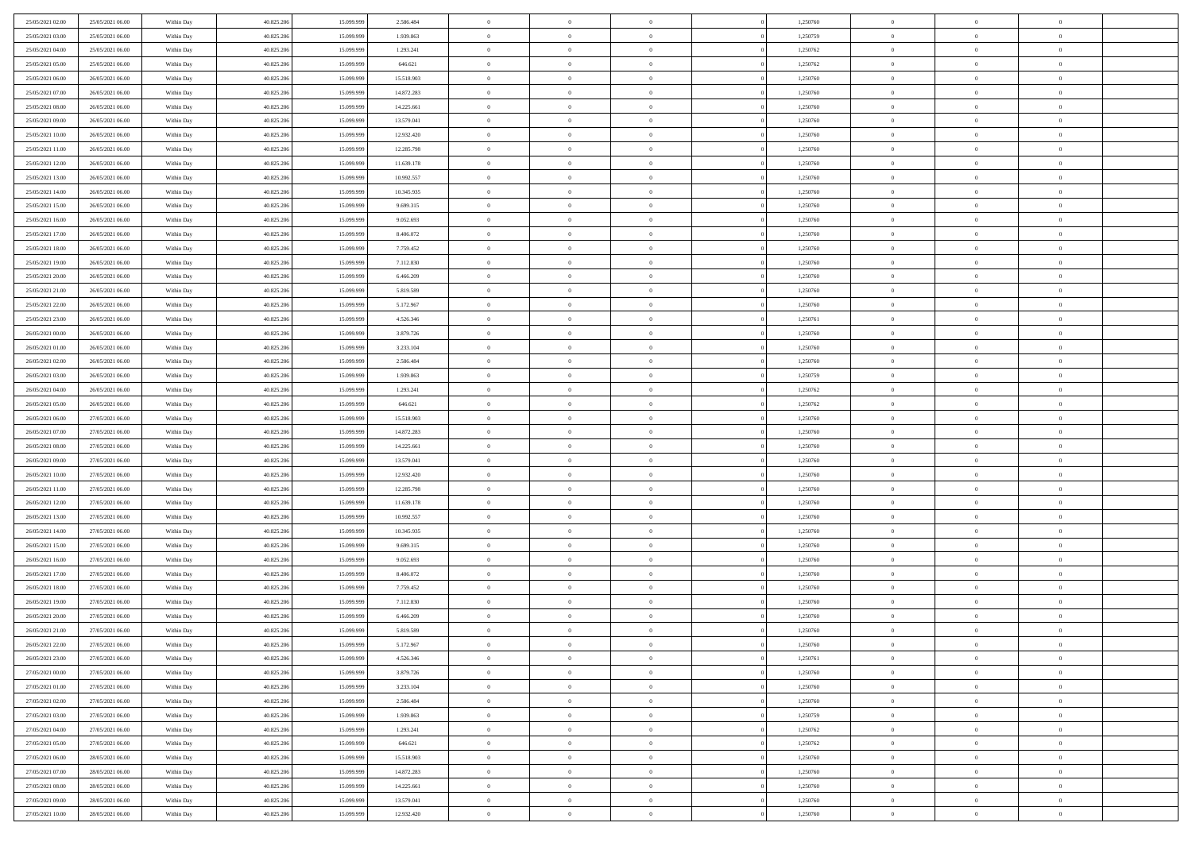| | | | | | | | | | | | | | | |
|---|---|---|---|---|---|---|---|---|---|---|---|---|---|---|
| 25/05/2021 02:00 | 25/05/2021 06:00 | Within Day | 40.825.206 | 15.099.999 | 2.586.484 | 0 | 0 | 0 | | 1,250760 | 0 | 0 | 0 | |
| 25/05/2021 03:00 | 25/05/2021 06:00 | Within Day | 40.825.206 | 15.099.999 | 1.939.863 | 0 | 0 | 0 | | 1,250759 | 0 | 0 | 0 | |
| 25/05/2021 04:00 | 25/05/2021 06:00 | Within Day | 40.825.206 | 15.099.999 | 1.293.241 | 0 | 0 | 0 | | 1,250762 | 0 | 0 | 0 | |
| 25/05/2021 05:00 | 25/05/2021 06:00 | Within Day | 40.825.206 | 15.099.999 | 646.621 | 0 | 0 | 0 | | 1,250762 | 0 | 0 | 0 | |
| 25/05/2021 06:00 | 26/05/2021 06:00 | Within Day | 40.825.206 | 15.099.999 | 15.518.903 | 0 | 0 | 0 | | 1,250760 | 0 | 0 | 0 | |
| 25/05/2021 07:00 | 26/05/2021 06:00 | Within Day | 40.825.206 | 15.099.999 | 14.872.283 | 0 | 0 | 0 | | 1,250760 | 0 | 0 | 0 | |
| 25/05/2021 08:00 | 26/05/2021 06:00 | Within Day | 40.825.206 | 15.099.999 | 14.225.661 | 0 | 0 | 0 | | 1,250760 | 0 | 0 | 0 | |
| 25/05/2021 09:00 | 26/05/2021 06:00 | Within Day | 40.825.206 | 15.099.999 | 13.579.041 | 0 | 0 | 0 | | 1,250760 | 0 | 0 | 0 | |
| 25/05/2021 10:00 | 26/05/2021 06:00 | Within Day | 40.825.206 | 15.099.999 | 12.932.420 | 0 | 0 | 0 | | 1,250760 | 0 | 0 | 0 | |
| 25/05/2021 11:00 | 26/05/2021 06:00 | Within Day | 40.825.206 | 15.099.999 | 12.285.798 | 0 | 0 | 0 | | 1,250760 | 0 | 0 | 0 | |
| 25/05/2021 12:00 | 26/05/2021 06:00 | Within Day | 40.825.206 | 15.099.999 | 11.639.178 | 0 | 0 | 0 | | 1,250760 | 0 | 0 | 0 | |
| 25/05/2021 13:00 | 26/05/2021 06:00 | Within Day | 40.825.206 | 15.099.999 | 10.992.557 | 0 | 0 | 0 | | 1,250760 | 0 | 0 | 0 | |
| 25/05/2021 14:00 | 26/05/2021 06:00 | Within Day | 40.825.206 | 15.099.999 | 10.345.935 | 0 | 0 | 0 | | 1,250760 | 0 | 0 | 0 | |
| 25/05/2021 15:00 | 26/05/2021 06:00 | Within Day | 40.825.206 | 15.099.999 | 9.699.315 | 0 | 0 | 0 | | 1,250760 | 0 | 0 | 0 | |
| 25/05/2021 16:00 | 26/05/2021 06:00 | Within Day | 40.825.206 | 15.099.999 | 9.052.693 | 0 | 0 | 0 | | 1,250760 | 0 | 0 | 0 | |
| 25/05/2021 17:00 | 26/05/2021 06:00 | Within Day | 40.825.206 | 15.099.999 | 8.406.072 | 0 | 0 | 0 | | 1,250760 | 0 | 0 | 0 | |
| 25/05/2021 18:00 | 26/05/2021 06:00 | Within Day | 40.825.206 | 15.099.999 | 7.759.452 | 0 | 0 | 0 | | 1,250760 | 0 | 0 | 0 | |
| 25/05/2021 19:00 | 26/05/2021 06:00 | Within Day | 40.825.206 | 15.099.999 | 7.112.830 | 0 | 0 | 0 | | 1,250760 | 0 | 0 | 0 | |
| 25/05/2021 20:00 | 26/05/2021 06:00 | Within Day | 40.825.206 | 15.099.999 | 6.466.209 | 0 | 0 | 0 | | 1,250760 | 0 | 0 | 0 | |
| 25/05/2021 21:00 | 26/05/2021 06:00 | Within Day | 40.825.206 | 15.099.999 | 5.819.589 | 0 | 0 | 0 | | 1,250760 | 0 | 0 | 0 | |
| 25/05/2021 22:00 | 26/05/2021 06:00 | Within Day | 40.825.206 | 15.099.999 | 5.172.967 | 0 | 0 | 0 | | 1,250760 | 0 | 0 | 0 | |
| 25/05/2021 23:00 | 26/05/2021 06:00 | Within Day | 40.825.206 | 15.099.999 | 4.526.346 | 0 | 0 | 0 | | 1,250761 | 0 | 0 | 0 | |
| 26/05/2021 00:00 | 26/05/2021 06:00 | Within Day | 40.825.206 | 15.099.999 | 3.879.726 | 0 | 0 | 0 | | 1,250760 | 0 | 0 | 0 | |
| 26/05/2021 01:00 | 26/05/2021 06:00 | Within Day | 40.825.206 | 15.099.999 | 3.233.104 | 0 | 0 | 0 | | 1,250760 | 0 | 0 | 0 | |
| 26/05/2021 02:00 | 26/05/2021 06:00 | Within Day | 40.825.206 | 15.099.999 | 2.586.484 | 0 | 0 | 0 | | 1,250760 | 0 | 0 | 0 | |
| 26/05/2021 03:00 | 26/05/2021 06:00 | Within Day | 40.825.206 | 15.099.999 | 1.939.863 | 0 | 0 | 0 | | 1,250759 | 0 | 0 | 0 | |
| 26/05/2021 04:00 | 26/05/2021 06:00 | Within Day | 40.825.206 | 15.099.999 | 1.293.241 | 0 | 0 | 0 | | 1,250762 | 0 | 0 | 0 | |
| 26/05/2021 05:00 | 26/05/2021 06:00 | Within Day | 40.825.206 | 15.099.999 | 646.621 | 0 | 0 | 0 | | 1,250762 | 0 | 0 | 0 | |
| 26/05/2021 06:00 | 27/05/2021 06:00 | Within Day | 40.825.206 | 15.099.999 | 15.518.903 | 0 | 0 | 0 | | 1,250760 | 0 | 0 | 0 | |
| 26/05/2021 07:00 | 27/05/2021 06:00 | Within Day | 40.825.206 | 15.099.999 | 14.872.283 | 0 | 0 | 0 | | 1,250760 | 0 | 0 | 0 | |
| 26/05/2021 08:00 | 27/05/2021 06:00 | Within Day | 40.825.206 | 15.099.999 | 14.225.661 | 0 | 0 | 0 | | 1,250760 | 0 | 0 | 0 | |
| 26/05/2021 09:00 | 27/05/2021 06:00 | Within Day | 40.825.206 | 15.099.999 | 13.579.041 | 0 | 0 | 0 | | 1,250760 | 0 | 0 | 0 | |
| 26/05/2021 10:00 | 27/05/2021 06:00 | Within Day | 40.825.206 | 15.099.999 | 12.932.420 | 0 | 0 | 0 | | 1,250760 | 0 | 0 | 0 | |
| 26/05/2021 11:00 | 27/05/2021 06:00 | Within Day | 40.825.206 | 15.099.999 | 12.285.798 | 0 | 0 | 0 | | 1,250760 | 0 | 0 | 0 | |
| 26/05/2021 12:00 | 27/05/2021 06:00 | Within Day | 40.825.206 | 15.099.999 | 11.639.178 | 0 | 0 | 0 | | 1,250760 | 0 | 0 | 0 | |
| 26/05/2021 13:00 | 27/05/2021 06:00 | Within Day | 40.825.206 | 15.099.999 | 10.992.557 | 0 | 0 | 0 | | 1,250760 | 0 | 0 | 0 | |
| 26/05/2021 14:00 | 27/05/2021 06:00 | Within Day | 40.825.206 | 15.099.999 | 10.345.935 | 0 | 0 | 0 | | 1,250760 | 0 | 0 | 0 | |
| 26/05/2021 15:00 | 27/05/2021 06:00 | Within Day | 40.825.206 | 15.099.999 | 9.699.315 | 0 | 0 | 0 | | 1,250760 | 0 | 0 | 0 | |
| 26/05/2021 16:00 | 27/05/2021 06:00 | Within Day | 40.825.206 | 15.099.999 | 9.052.693 | 0 | 0 | 0 | | 1,250760 | 0 | 0 | 0 | |
| 26/05/2021 17:00 | 27/05/2021 06:00 | Within Day | 40.825.206 | 15.099.999 | 8.406.072 | 0 | 0 | 0 | | 1,250760 | 0 | 0 | 0 | |
| 26/05/2021 18:00 | 27/05/2021 06:00 | Within Day | 40.825.206 | 15.099.999 | 7.759.452 | 0 | 0 | 0 | | 1,250760 | 0 | 0 | 0 | |
| 26/05/2021 19:00 | 27/05/2021 06:00 | Within Day | 40.825.206 | 15.099.999 | 7.112.830 | 0 | 0 | 0 | | 1,250760 | 0 | 0 | 0 | |
| 26/05/2021 20:00 | 27/05/2021 06:00 | Within Day | 40.825.206 | 15.099.999 | 6.466.209 | 0 | 0 | 0 | | 1,250760 | 0 | 0 | 0 | |
| 26/05/2021 21:00 | 27/05/2021 06:00 | Within Day | 40.825.206 | 15.099.999 | 5.819.589 | 0 | 0 | 0 | | 1,250760 | 0 | 0 | 0 | |
| 26/05/2021 22:00 | 27/05/2021 06:00 | Within Day | 40.825.206 | 15.099.999 | 5.172.967 | 0 | 0 | 0 | | 1,250760 | 0 | 0 | 0 | |
| 26/05/2021 23:00 | 27/05/2021 06:00 | Within Day | 40.825.206 | 15.099.999 | 4.526.346 | 0 | 0 | 0 | | 1,250761 | 0 | 0 | 0 | |
| 27/05/2021 00:00 | 27/05/2021 06:00 | Within Day | 40.825.206 | 15.099.999 | 3.879.726 | 0 | 0 | 0 | | 1,250760 | 0 | 0 | 0 | |
| 27/05/2021 01:00 | 27/05/2021 06:00 | Within Day | 40.825.206 | 15.099.999 | 3.233.104 | 0 | 0 | 0 | | 1,250760 | 0 | 0 | 0 | |
| 27/05/2021 02:00 | 27/05/2021 06:00 | Within Day | 40.825.206 | 15.099.999 | 2.586.484 | 0 | 0 | 0 | | 1,250760 | 0 | 0 | 0 | |
| 27/05/2021 03:00 | 27/05/2021 06:00 | Within Day | 40.825.206 | 15.099.999 | 1.939.863 | 0 | 0 | 0 | | 1,250759 | 0 | 0 | 0 | |
| 27/05/2021 04:00 | 27/05/2021 06:00 | Within Day | 40.825.206 | 15.099.999 | 1.293.241 | 0 | 0 | 0 | | 1,250762 | 0 | 0 | 0 | |
| 27/05/2021 05:00 | 27/05/2021 06:00 | Within Day | 40.825.206 | 15.099.999 | 646.621 | 0 | 0 | 0 | | 1,250762 | 0 | 0 | 0 | |
| 27/05/2021 06:00 | 28/05/2021 06:00 | Within Day | 40.825.206 | 15.099.999 | 15.518.903 | 0 | 0 | 0 | | 1,250760 | 0 | 0 | 0 | |
| 27/05/2021 07:00 | 28/05/2021 06:00 | Within Day | 40.825.206 | 15.099.999 | 14.872.283 | 0 | 0 | 0 | | 1,250760 | 0 | 0 | 0 | |
| 27/05/2021 08:00 | 28/05/2021 06:00 | Within Day | 40.825.206 | 15.099.999 | 14.225.661 | 0 | 0 | 0 | | 1,250760 | 0 | 0 | 0 | |
| 27/05/2021 09:00 | 28/05/2021 06:00 | Within Day | 40.825.206 | 15.099.999 | 13.579.041 | 0 | 0 | 0 | | 1,250760 | 0 | 0 | 0 | |
| 27/05/2021 10:00 | 28/05/2021 06:00 | Within Day | 40.825.206 | 15.099.999 | 12.932.420 | 0 | 0 | 0 | | 1,250760 | 0 | 0 | 0 | |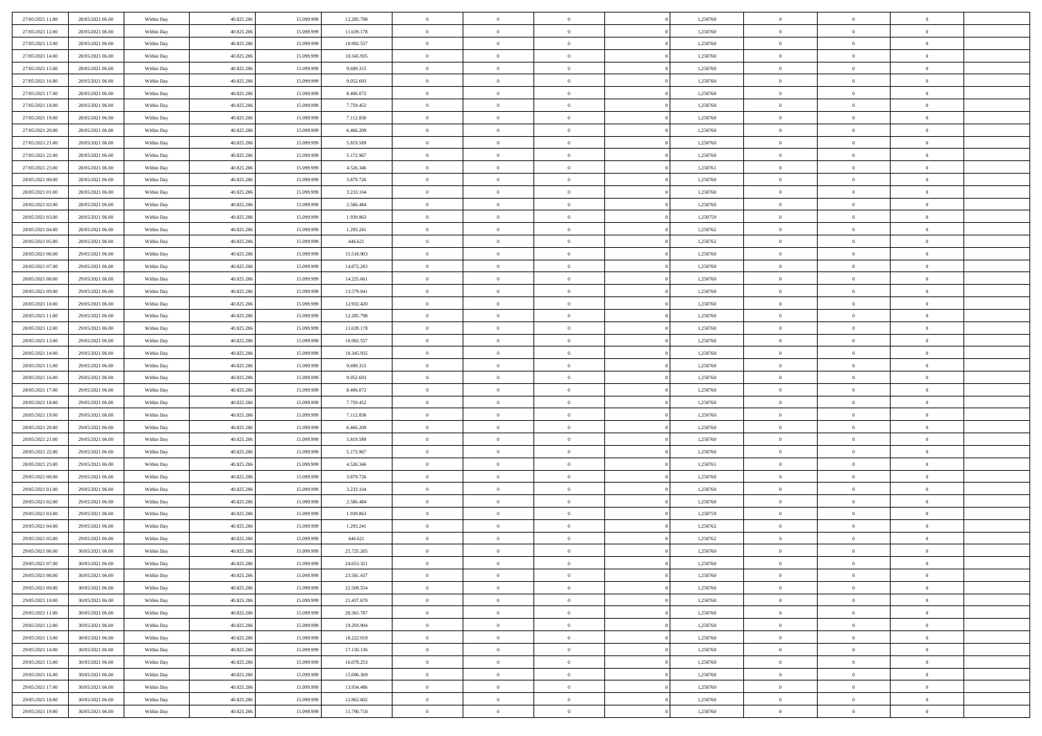| | | | | | | | | | | | | | | |
|---|---|---|---|---|---|---|---|---|---|---|---|---|---|---|
| 27/05/2021 11:00 | 28/05/2021 06:00 | Within Day | 40.825.206 | 15.099.999 | 12.285.798 | 0 | 0 | 0 | | 1,250760 | 0 | 0 | 0 | |
| 27/05/2021 12:00 | 28/05/2021 06:00 | Within Day | 40.825.206 | 15.099.999 | 11.639.178 | 0 | 0 | 0 | | 1,250760 | 0 | 0 | 0 | |
| 27/05/2021 13:00 | 28/05/2021 06:00 | Within Day | 40.825.206 | 15.099.999 | 10.992.557 | 0 | 0 | 0 | | 1,250760 | 0 | 0 | 0 | |
| 27/05/2021 14:00 | 28/05/2021 06:00 | Within Day | 40.825.206 | 15.099.999 | 10.345.935 | 0 | 0 | 0 | | 1,250760 | 0 | 0 | 0 | |
| 27/05/2021 15:00 | 28/05/2021 06:00 | Within Day | 40.825.206 | 15.099.999 | 9.699.315 | 0 | 0 | 0 | | 1,250760 | 0 | 0 | 0 | |
| 27/05/2021 16:00 | 28/05/2021 06:00 | Within Day | 40.825.206 | 15.099.999 | 9.052.693 | 0 | 0 | 0 | | 1,250760 | 0 | 0 | 0 | |
| 27/05/2021 17:00 | 28/05/2021 06:00 | Within Day | 40.825.206 | 15.099.999 | 8.406.072 | 0 | 0 | 0 | | 1,250760 | 0 | 0 | 0 | |
| 27/05/2021 18:00 | 28/05/2021 06:00 | Within Day | 40.825.206 | 15.099.999 | 7.759.452 | 0 | 0 | 0 | | 1,250760 | 0 | 0 | 0 | |
| 27/05/2021 19:00 | 28/05/2021 06:00 | Within Day | 40.825.206 | 15.099.999 | 7.112.830 | 0 | 0 | 0 | | 1,250760 | 0 | 0 | 0 | |
| 27/05/2021 20:00 | 28/05/2021 06:00 | Within Day | 40.825.206 | 15.099.999 | 6.466.209 | 0 | 0 | 0 | | 1,250760 | 0 | 0 | 0 | |
| 27/05/2021 21:00 | 28/05/2021 06:00 | Within Day | 40.825.206 | 15.099.999 | 5.819.589 | 0 | 0 | 0 | | 1,250760 | 0 | 0 | 0 | |
| 27/05/2021 22:00 | 28/05/2021 06:00 | Within Day | 40.825.206 | 15.099.999 | 5.172.967 | 0 | 0 | 0 | | 1,250760 | 0 | 0 | 0 | |
| 27/05/2021 23:00 | 28/05/2021 06:00 | Within Day | 40.825.206 | 15.099.999 | 4.526.346 | 0 | 0 | 0 | | 1,250761 | 0 | 0 | 0 | |
| 28/05/2021 00:00 | 28/05/2021 06:00 | Within Day | 40.825.206 | 15.099.999 | 3.879.726 | 0 | 0 | 0 | | 1,250760 | 0 | 0 | 0 | |
| 28/05/2021 01:00 | 28/05/2021 06:00 | Within Day | 40.825.206 | 15.099.999 | 3.233.104 | 0 | 0 | 0 | | 1,250760 | 0 | 0 | 0 | |
| 28/05/2021 02:00 | 28/05/2021 06:00 | Within Day | 40.825.206 | 15.099.999 | 2.586.484 | 0 | 0 | 0 | | 1,250760 | 0 | 0 | 0 | |
| 28/05/2021 03:00 | 28/05/2021 06:00 | Within Day | 40.825.206 | 15.099.999 | 1.939.863 | 0 | 0 | 0 | | 1,250759 | 0 | 0 | 0 | |
| 28/05/2021 04:00 | 28/05/2021 06:00 | Within Day | 40.825.206 | 15.099.999 | 1.293.241 | 0 | 0 | 0 | | 1,250762 | 0 | 0 | 0 | |
| 28/05/2021 05:00 | 28/05/2021 06:00 | Within Day | 40.825.206 | 15.099.999 | 646.621 | 0 | 0 | 0 | | 1,250762 | 0 | 0 | 0 | |
| 28/05/2021 06:00 | 29/05/2021 06:00 | Within Day | 40.825.206 | 15.099.999 | 15.518.903 | 0 | 0 | 0 | | 1,250760 | 0 | 0 | 0 | |
| 28/05/2021 07:00 | 29/05/2021 06:00 | Within Day | 40.825.206 | 15.099.999 | 14.872.283 | 0 | 0 | 0 | | 1,250760 | 0 | 0 | 0 | |
| 28/05/2021 08:00 | 29/05/2021 06:00 | Within Day | 40.825.206 | 15.099.999 | 14.225.661 | 0 | 0 | 0 | | 1,250760 | 0 | 0 | 0 | |
| 28/05/2021 09:00 | 29/05/2021 06:00 | Within Day | 40.825.206 | 15.099.999 | 13.579.041 | 0 | 0 | 0 | | 1,250760 | 0 | 0 | 0 | |
| 28/05/2021 10:00 | 29/05/2021 06:00 | Within Day | 40.825.206 | 15.099.999 | 12.932.420 | 0 | 0 | 0 | | 1,250760 | 0 | 0 | 0 | |
| 28/05/2021 11:00 | 29/05/2021 06:00 | Within Day | 40.825.206 | 15.099.999 | 12.285.798 | 0 | 0 | 0 | | 1,250760 | 0 | 0 | 0 | |
| 28/05/2021 12:00 | 29/05/2021 06:00 | Within Day | 40.825.206 | 15.099.999 | 11.639.178 | 0 | 0 | 0 | | 1,250760 | 0 | 0 | 0 | |
| 28/05/2021 13:00 | 29/05/2021 06:00 | Within Day | 40.825.206 | 15.099.999 | 10.992.557 | 0 | 0 | 0 | | 1,250760 | 0 | 0 | 0 | |
| 28/05/2021 14:00 | 29/05/2021 06:00 | Within Day | 40.825.206 | 15.099.999 | 10.345.935 | 0 | 0 | 0 | | 1,250760 | 0 | 0 | 0 | |
| 28/05/2021 15:00 | 29/05/2021 06:00 | Within Day | 40.825.206 | 15.099.999 | 9.699.315 | 0 | 0 | 0 | | 1,250760 | 0 | 0 | 0 | |
| 28/05/2021 16:00 | 29/05/2021 06:00 | Within Day | 40.825.206 | 15.099.999 | 9.052.693 | 0 | 0 | 0 | | 1,250760 | 0 | 0 | 0 | |
| 28/05/2021 17:00 | 29/05/2021 06:00 | Within Day | 40.825.206 | 15.099.999 | 8.406.072 | 0 | 0 | 0 | | 1,250760 | 0 | 0 | 0 | |
| 28/05/2021 18:00 | 29/05/2021 06:00 | Within Day | 40.825.206 | 15.099.999 | 7.759.452 | 0 | 0 | 0 | | 1,250760 | 0 | 0 | 0 | |
| 28/05/2021 19:00 | 29/05/2021 06:00 | Within Day | 40.825.206 | 15.099.999 | 7.112.830 | 0 | 0 | 0 | | 1,250760 | 0 | 0 | 0 | |
| 28/05/2021 20:00 | 29/05/2021 06:00 | Within Day | 40.825.206 | 15.099.999 | 6.466.209 | 0 | 0 | 0 | | 1,250760 | 0 | 0 | 0 | |
| 28/05/2021 21:00 | 29/05/2021 06:00 | Within Day | 40.825.206 | 15.099.999 | 5.819.589 | 0 | 0 | 0 | | 1,250760 | 0 | 0 | 0 | |
| 28/05/2021 22:00 | 29/05/2021 06:00 | Within Day | 40.825.206 | 15.099.999 | 5.172.967 | 0 | 0 | 0 | | 1,250760 | 0 | 0 | 0 | |
| 28/05/2021 23:00 | 29/05/2021 06:00 | Within Day | 40.825.206 | 15.099.999 | 4.526.346 | 0 | 0 | 0 | | 1,250761 | 0 | 0 | 0 | |
| 29/05/2021 00:00 | 29/05/2021 06:00 | Within Day | 40.825.206 | 15.099.999 | 3.879.726 | 0 | 0 | 0 | | 1,250760 | 0 | 0 | 0 | |
| 29/05/2021 01:00 | 29/05/2021 06:00 | Within Day | 40.825.206 | 15.099.999 | 3.233.104 | 0 | 0 | 0 | | 1,250760 | 0 | 0 | 0 | |
| 29/05/2021 02:00 | 29/05/2021 06:00 | Within Day | 40.825.206 | 15.099.999 | 2.586.484 | 0 | 0 | 0 | | 1,250760 | 0 | 0 | 0 | |
| 29/05/2021 03:00 | 29/05/2021 06:00 | Within Day | 40.825.206 | 15.099.999 | 1.939.863 | 0 | 0 | 0 | | 1,250759 | 0 | 0 | 0 | |
| 29/05/2021 04:00 | 29/05/2021 06:00 | Within Day | 40.825.206 | 15.099.999 | 1.293.241 | 0 | 0 | 0 | | 1,250762 | 0 | 0 | 0 | |
| 29/05/2021 05:00 | 29/05/2021 06:00 | Within Day | 40.825.206 | 15.099.999 | 646.621 | 0 | 0 | 0 | | 1,250762 | 0 | 0 | 0 | |
| 29/05/2021 06:00 | 30/05/2021 06:00 | Within Day | 40.825.206 | 15.099.999 | 25.725.205 | 0 | 0 | 0 | | 1,250760 | 0 | 0 | 0 | |
| 29/05/2021 07:00 | 30/05/2021 06:00 | Within Day | 40.825.206 | 15.099.999 | 24.653.321 | 0 | 0 | 0 | | 1,250760 | 0 | 0 | 0 | |
| 29/05/2021 08:00 | 30/05/2021 06:00 | Within Day | 40.825.206 | 15.099.999 | 23.581.437 | 0 | 0 | 0 | | 1,250760 | 0 | 0 | 0 | |
| 29/05/2021 09:00 | 30/05/2021 06:00 | Within Day | 40.825.206 | 15.099.999 | 22.509.554 | 0 | 0 | 0 | | 1,250760 | 0 | 0 | 0 | |
| 29/05/2021 10:00 | 30/05/2021 06:00 | Within Day | 40.825.206 | 15.099.999 | 21.437.670 | 0 | 0 | 0 | | 1,250760 | 0 | 0 | 0 | |
| 29/05/2021 11:00 | 30/05/2021 06:00 | Within Day | 40.825.206 | 15.099.999 | 20.365.787 | 0 | 0 | 0 | | 1,250760 | 0 | 0 | 0 | |
| 29/05/2021 12:00 | 30/05/2021 06:00 | Within Day | 40.825.206 | 15.099.999 | 19.293.904 | 0 | 0 | 0 | | 1,250760 | 0 | 0 | 0 | |
| 29/05/2021 13:00 | 30/05/2021 06:00 | Within Day | 40.825.206 | 15.099.999 | 18.222.019 | 0 | 0 | 0 | | 1,250760 | 0 | 0 | 0 | |
| 29/05/2021 14:00 | 30/05/2021 06:00 | Within Day | 40.825.206 | 15.099.999 | 17.150.136 | 0 | 0 | 0 | | 1,250760 | 0 | 0 | 0 | |
| 29/05/2021 15:00 | 30/05/2021 06:00 | Within Day | 40.825.206 | 15.099.999 | 16.078.253 | 0 | 0 | 0 | | 1,250760 | 0 | 0 | 0 | |
| 29/05/2021 16:00 | 30/05/2021 06:00 | Within Day | 40.825.206 | 15.099.999 | 15.006.369 | 0 | 0 | 0 | | 1,250760 | 0 | 0 | 0 | |
| 29/05/2021 17:00 | 30/05/2021 06:00 | Within Day | 40.825.206 | 15.099.999 | 13.934.486 | 0 | 0 | 0 | | 1,250760 | 0 | 0 | 0 | |
| 29/05/2021 18:00 | 30/05/2021 06:00 | Within Day | 40.825.206 | 15.099.999 | 12.862.602 | 0 | 0 | 0 | | 1,250760 | 0 | 0 | 0 | |
| 29/05/2021 19:00 | 30/05/2021 06:00 | Within Day | 40.825.206 | 15.099.999 | 11.790.718 | 0 | 0 | 0 | | 1,250760 | 0 | 0 | 0 | |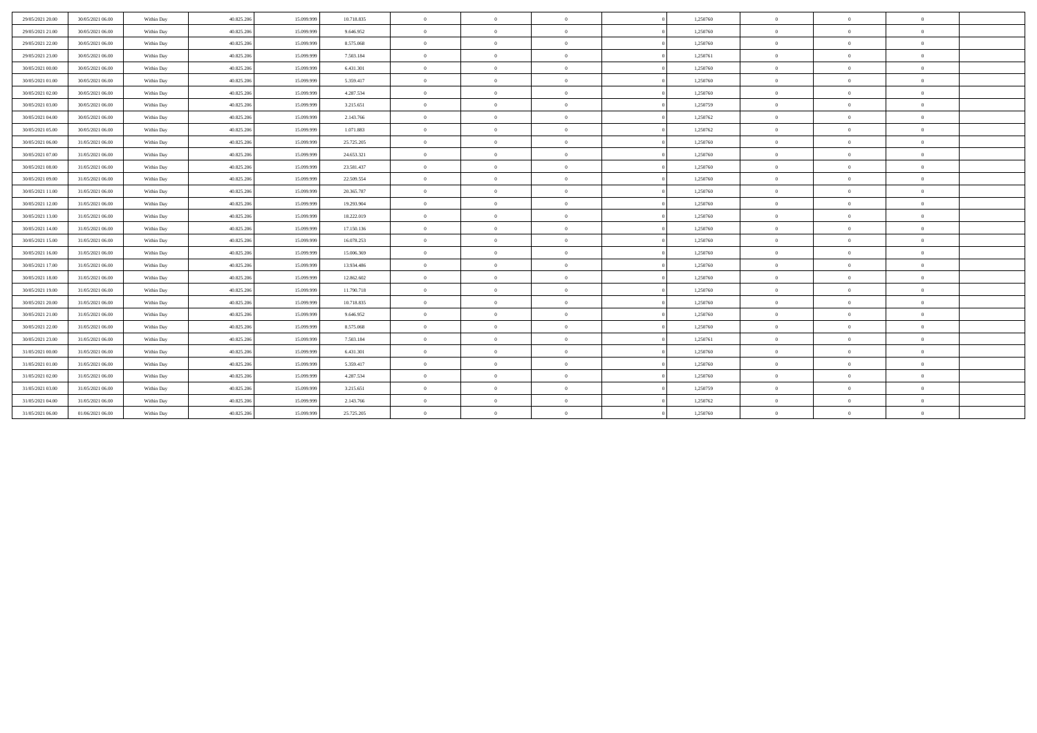| | | | | | | | | | | | | | | |
|---|---|---|---|---|---|---|---|---|---|---|---|---|---|---|
| 29/05/2021 20.00 | 30/05/2021 06.00 | Within Day | 40.825.206 | 15.099.999 | 10.718.835 | 0 | 0 | 0 | 0 | 1,250760 | 0 | 0 | 0 | |
| 29/05/2021 21.00 | 30/05/2021 06.00 | Within Day | 40.825.206 | 15.099.999 | 9.646.952 | 0 | 0 | 0 | 0 | 1,250760 | 0 | 0 | 0 | |
| 29/05/2021 22.00 | 30/05/2021 06.00 | Within Day | 40.825.206 | 15.099.999 | 8.575.068 | 0 | 0 | 0 | 0 | 1,250760 | 0 | 0 | 0 | |
| 29/05/2021 23.00 | 30/05/2021 06.00 | Within Day | 40.825.206 | 15.099.999 | 7.503.184 | 0 | 0 | 0 | 0 | 1,250761 | 0 | 0 | 0 | |
| 30/05/2021 00.00 | 30/05/2021 06.00 | Within Day | 40.825.206 | 15.099.999 | 6.431.301 | 0 | 0 | 0 | 0 | 1,250760 | 0 | 0 | 0 | |
| 30/05/2021 01.00 | 30/05/2021 06.00 | Within Day | 40.825.206 | 15.099.999 | 5.359.417 | 0 | 0 | 0 | 0 | 1,250760 | 0 | 0 | 0 | |
| 30/05/2021 02.00 | 30/05/2021 06.00 | Within Day | 40.825.206 | 15.099.999 | 4.287.534 | 0 | 0 | 0 | 0 | 1,250760 | 0 | 0 | 0 | |
| 30/05/2021 03.00 | 30/05/2021 06.00 | Within Day | 40.825.206 | 15.099.999 | 3.215.651 | 0 | 0 | 0 | 0 | 1,250759 | 0 | 0 | 0 | |
| 30/05/2021 04.00 | 30/05/2021 06.00 | Within Day | 40.825.206 | 15.099.999 | 2.143.766 | 0 | 0 | 0 | 0 | 1,250762 | 0 | 0 | 0 | |
| 30/05/2021 05.00 | 30/05/2021 06.00 | Within Day | 40.825.206 | 15.099.999 | 1.071.883 | 0 | 0 | 0 | 0 | 1,250762 | 0 | 0 | 0 | |
| 30/05/2021 06.00 | 31/05/2021 06.00 | Within Day | 40.825.206 | 15.099.999 | 25.725.205 | 0 | 0 | 0 | 0 | 1,250760 | 0 | 0 | 0 | |
| 30/05/2021 07.00 | 31/05/2021 06.00 | Within Day | 40.825.206 | 15.099.999 | 24.653.321 | 0 | 0 | 0 | 0 | 1,250760 | 0 | 0 | 0 | |
| 30/05/2021 08.00 | 31/05/2021 06.00 | Within Day | 40.825.206 | 15.099.999 | 23.581.437 | 0 | 0 | 0 | 0 | 1,250760 | 0 | 0 | 0 | |
| 30/05/2021 09.00 | 31/05/2021 06.00 | Within Day | 40.825.206 | 15.099.999 | 22.509.554 | 0 | 0 | 0 | 0 | 1,250760 | 0 | 0 | 0 | |
| 30/05/2021 11.00 | 31/05/2021 06.00 | Within Day | 40.825.206 | 15.099.999 | 20.365.787 | 0 | 0 | 0 | 0 | 1,250760 | 0 | 0 | 0 | |
| 30/05/2021 12.00 | 31/05/2021 06.00 | Within Day | 40.825.206 | 15.099.999 | 19.293.904 | 0 | 0 | 0 | 0 | 1,250760 | 0 | 0 | 0 | |
| 30/05/2021 13.00 | 31/05/2021 06.00 | Within Day | 40.825.206 | 15.099.999 | 18.222.019 | 0 | 0 | 0 | 0 | 1,250760 | 0 | 0 | 0 | |
| 30/05/2021 14.00 | 31/05/2021 06.00 | Within Day | 40.825.206 | 15.099.999 | 17.150.136 | 0 | 0 | 0 | 0 | 1,250760 | 0 | 0 | 0 | |
| 30/05/2021 15.00 | 31/05/2021 06.00 | Within Day | 40.825.206 | 15.099.999 | 16.078.253 | 0 | 0 | 0 | 0 | 1,250760 | 0 | 0 | 0 | |
| 30/05/2021 16.00 | 31/05/2021 06.00 | Within Day | 40.825.206 | 15.099.999 | 15.006.369 | 0 | 0 | 0 | 0 | 1,250760 | 0 | 0 | 0 | |
| 30/05/2021 17.00 | 31/05/2021 06.00 | Within Day | 40.825.206 | 15.099.999 | 13.934.486 | 0 | 0 | 0 | 0 | 1,250760 | 0 | 0 | 0 | |
| 30/05/2021 18.00 | 31/05/2021 06.00 | Within Day | 40.825.206 | 15.099.999 | 12.862.602 | 0 | 0 | 0 | 0 | 1,250760 | 0 | 0 | 0 | |
| 30/05/2021 19.00 | 31/05/2021 06.00 | Within Day | 40.825.206 | 15.099.999 | 11.790.718 | 0 | 0 | 0 | 0 | 1,250760 | 0 | 0 | 0 | |
| 30/05/2021 20.00 | 31/05/2021 06.00 | Within Day | 40.825.206 | 15.099.999 | 10.718.835 | 0 | 0 | 0 | 0 | 1,250760 | 0 | 0 | 0 | |
| 30/05/2021 21.00 | 31/05/2021 06.00 | Within Day | 40.825.206 | 15.099.999 | 9.646.952 | 0 | 0 | 0 | 0 | 1,250760 | 0 | 0 | 0 | |
| 30/05/2021 22.00 | 31/05/2021 06.00 | Within Day | 40.825.206 | 15.099.999 | 8.575.068 | 0 | 0 | 0 | 0 | 1,250760 | 0 | 0 | 0 | |
| 30/05/2021 23.00 | 31/05/2021 06.00 | Within Day | 40.825.206 | 15.099.999 | 7.503.184 | 0 | 0 | 0 | 0 | 1,250761 | 0 | 0 | 0 | |
| 31/05/2021 00.00 | 31/05/2021 06.00 | Within Day | 40.825.206 | 15.099.999 | 6.431.301 | 0 | 0 | 0 | 0 | 1,250760 | 0 | 0 | 0 | |
| 31/05/2021 01.00 | 31/05/2021 06.00 | Within Day | 40.825.206 | 15.099.999 | 5.359.417 | 0 | 0 | 0 | 0 | 1,250760 | 0 | 0 | 0 | |
| 31/05/2021 02.00 | 31/05/2021 06.00 | Within Day | 40.825.206 | 15.099.999 | 4.287.534 | 0 | 0 | 0 | 0 | 1,250760 | 0 | 0 | 0 | |
| 31/05/2021 03.00 | 31/05/2021 06.00 | Within Day | 40.825.206 | 15.099.999 | 3.215.651 | 0 | 0 | 0 | 0 | 1,250759 | 0 | 0 | 0 | |
| 31/05/2021 04.00 | 31/05/2021 06.00 | Within Day | 40.825.206 | 15.099.999 | 2.143.766 | 0 | 0 | 0 | 0 | 1,250762 | 0 | 0 | 0 | |
| 31/05/2021 06.00 | 01/06/2021 06.00 | Within Day | 40.825.206 | 15.099.999 | 25.725.205 | 0 | 0 | 0 | 0 | 1,250760 | 0 | 0 | 0 | |